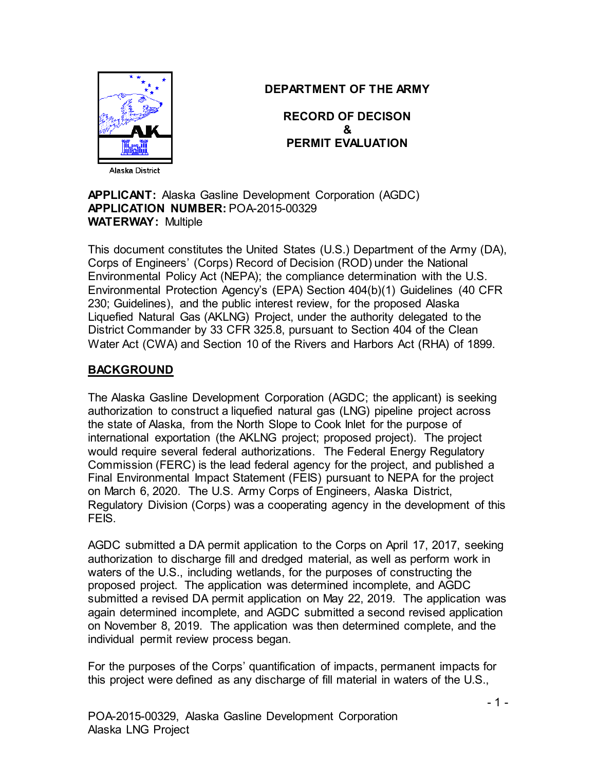Alaska District

**DEPARTMENT OF THE ARMY**

**RECORD OF DECISON**
**&**
**PERMIT EVALUATION**

**APPLICANT:** Alaska Gasline Development Corporation (AGDC)
**APPLICATION NUMBER:** POA-2015-00329
**WATERWAY:** Multiple

This document constitutes the United States (U.S.) Department of the Army (DA), Corps of Engineers' (Corps) Record of Decision (ROD) under the National Environmental Policy Act (NEPA); the compliance determination with the U.S. Environmental Protection Agency's (EPA) Section 404(b)(1) Guidelines (40 CFR 230; Guidelines), and the public interest review, for the proposed Alaska Liquefied Natural Gas (AKLNG) Project, under the authority delegated to the District Commander by 33 CFR 325.8, pursuant to Section 404 of the Clean Water Act (CWA) and Section 10 of the Rivers and Harbors Act (RHA) of 1899.

## BACKGROUND

The Alaska Gasline Development Corporation (AGDC; the applicant) is seeking authorization to construct a liquefied natural gas (LNG) pipeline project across the state of Alaska, from the North Slope to Cook Inlet for the purpose of international exportation (the AKLNG project; proposed project). The project would require several federal authorizations. The Federal Energy Regulatory Commission (FERC) is the lead federal agency for the project, and published a Final Environmental Impact Statement (FEIS) pursuant to NEPA for the project on March 6, 2020. The U.S. Army Corps of Engineers, Alaska District, Regulatory Division (Corps) was a cooperating agency in the development of this FEIS.

AGDC submitted a DA permit application to the Corps on April 17, 2017, seeking authorization to discharge fill and dredged material, as well as perform work in waters of the U.S., including wetlands, for the purposes of constructing the proposed project. The application was determined incomplete, and AGDC submitted a revised DA permit application on May 22, 2019. The application was again determined incomplete, and AGDC submitted a second revised application on November 8, 2019. The application was then determined complete, and the individual permit review process began.

For the purposes of the Corps' quantification of impacts, permanent impacts for this project were defined as any discharge of fill material in waters of the U.S.,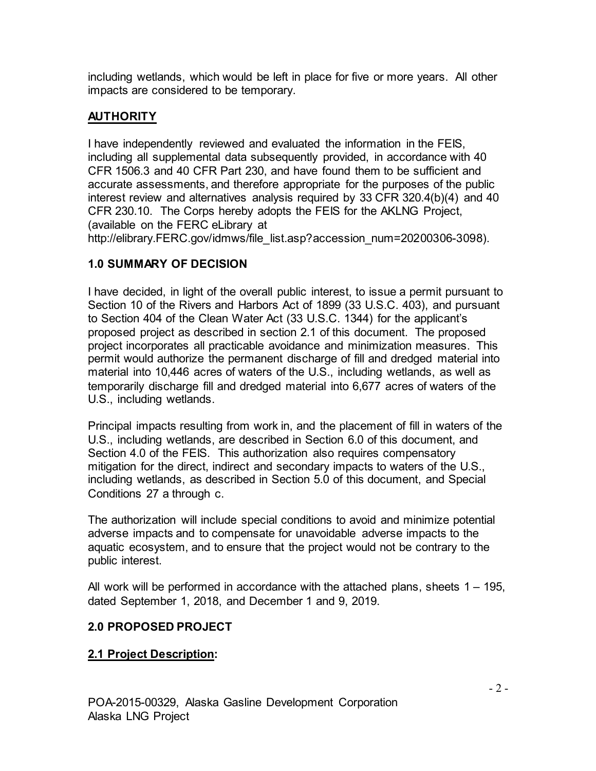including wetlands, which would be left in place for five or more years. All other impacts are considered to be temporary.

## **AUTHORITY**

I have independently reviewed and evaluated the information in the FEIS, including all supplemental data subsequently provided, in accordance with 40 CFR 1506.3 and 40 CFR Part 230, and have found them to be sufficient and accurate assessments, and therefore appropriate for the purposes of the public interest review and alternatives analysis required by 33 CFR 320.4(b)(4) and 40 CFR 230.10. The Corps hereby adopts the FEIS for the AKLNG Project, (available on the FERC eLibrary at http://elibrary.FERC.gov/idmws/file_list.asp?accession_num=20200306-3098).

## **1.0 SUMMARY OF DECISION**

I have decided, in light of the overall public interest, to issue a permit pursuant to Section 10 of the Rivers and Harbors Act of 1899 (33 U.S.C. 403), and pursuant to Section 404 of the Clean Water Act (33 U.S.C. 1344) for the applicant's proposed project as described in section 2.1 of this document. The proposed project incorporates all practicable avoidance and minimization measures. This permit would authorize the permanent discharge of fill and dredged material into material into 10,446 acres of waters of the U.S., including wetlands, as well as temporarily discharge fill and dredged material into 6,677 acres of waters of the U.S., including wetlands.

Principal impacts resulting from work in, and the placement of fill in waters of the U.S., including wetlands, are described in Section 6.0 of this document, and Section 4.0 of the FEIS. This authorization also requires compensatory mitigation for the direct, indirect and secondary impacts to waters of the U.S., including wetlands, as described in Section 5.0 of this document, and Special Conditions 27 a through c.

The authorization will include special conditions to avoid and minimize potential adverse impacts and to compensate for unavoidable adverse impacts to the aquatic ecosystem, and to ensure that the project would not be contrary to the public interest.

All work will be performed in accordance with the attached plans, sheets 1 – 195, dated September 1, 2018, and December 1 and 9, 2019.

## **2.0 PROPOSED PROJECT**

### **2.1 Project Description:**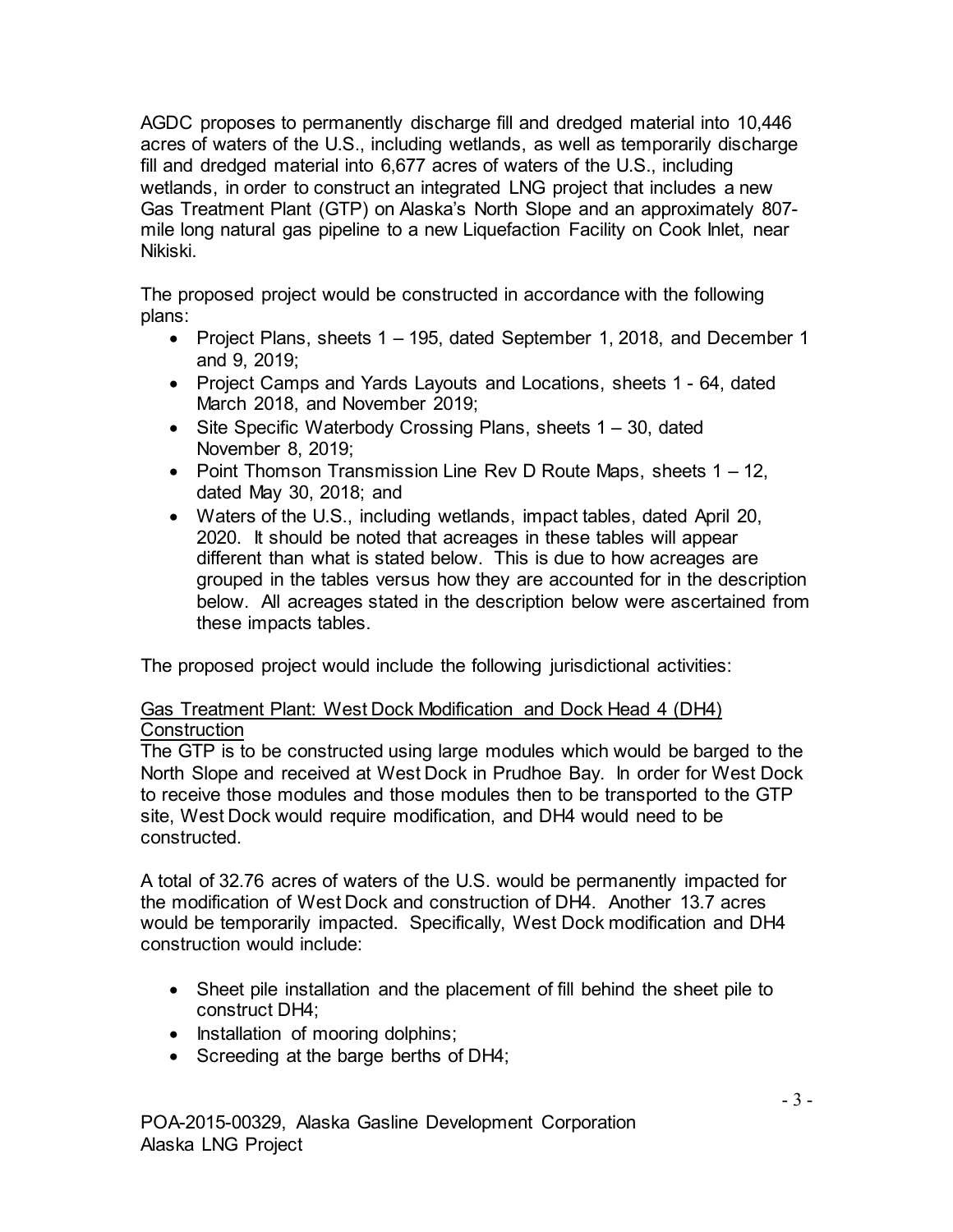AGDC proposes to permanently discharge fill and dredged material into 10,446 acres of waters of the U.S., including wetlands, as well as temporarily discharge fill and dredged material into 6,677 acres of waters of the U.S., including wetlands, in order to construct an integrated LNG project that includes a new Gas Treatment Plant (GTP) on Alaska's North Slope and an approximately 807-mile long natural gas pipeline to a new Liquefaction Facility on Cook Inlet, near Nikiski.

The proposed project would be constructed in accordance with the following plans:

- Project Plans, sheets 1 – 195, dated September 1, 2018, and December 1 and 9, 2019;
- Project Camps and Yards Layouts and Locations, sheets 1 - 64, dated March 2018, and November 2019;
- Site Specific Waterbody Crossing Plans, sheets 1 – 30, dated November 8, 2019;
- Point Thomson Transmission Line Rev D Route Maps, sheets 1 – 12, dated May 30, 2018; and
- Waters of the U.S., including wetlands, impact tables, dated April 20, 2020. It should be noted that acreages in these tables will appear different than what is stated below. This is due to how acreages are grouped in the tables versus how they are accounted for in the description below. All acreages stated in the description below were ascertained from these impacts tables.

The proposed project would include the following jurisdictional activities:

<u>Gas Treatment Plant: West Dock Modification and Dock Head 4 (DH4) Construction</u>

The GTP is to be constructed using large modules which would be barged to the North Slope and received at West Dock in Prudhoe Bay. In order for West Dock to receive those modules and those modules then to be transported to the GTP site, West Dock would require modification, and DH4 would need to be constructed.

A total of 32.76 acres of waters of the U.S. would be permanently impacted for the modification of West Dock and construction of DH4. Another 13.7 acres would be temporarily impacted. Specifically, West Dock modification and DH4 construction would include:

- Sheet pile installation and the placement of fill behind the sheet pile to construct DH4;
- Installation of mooring dolphins;
- Screeding at the barge berths of DH4;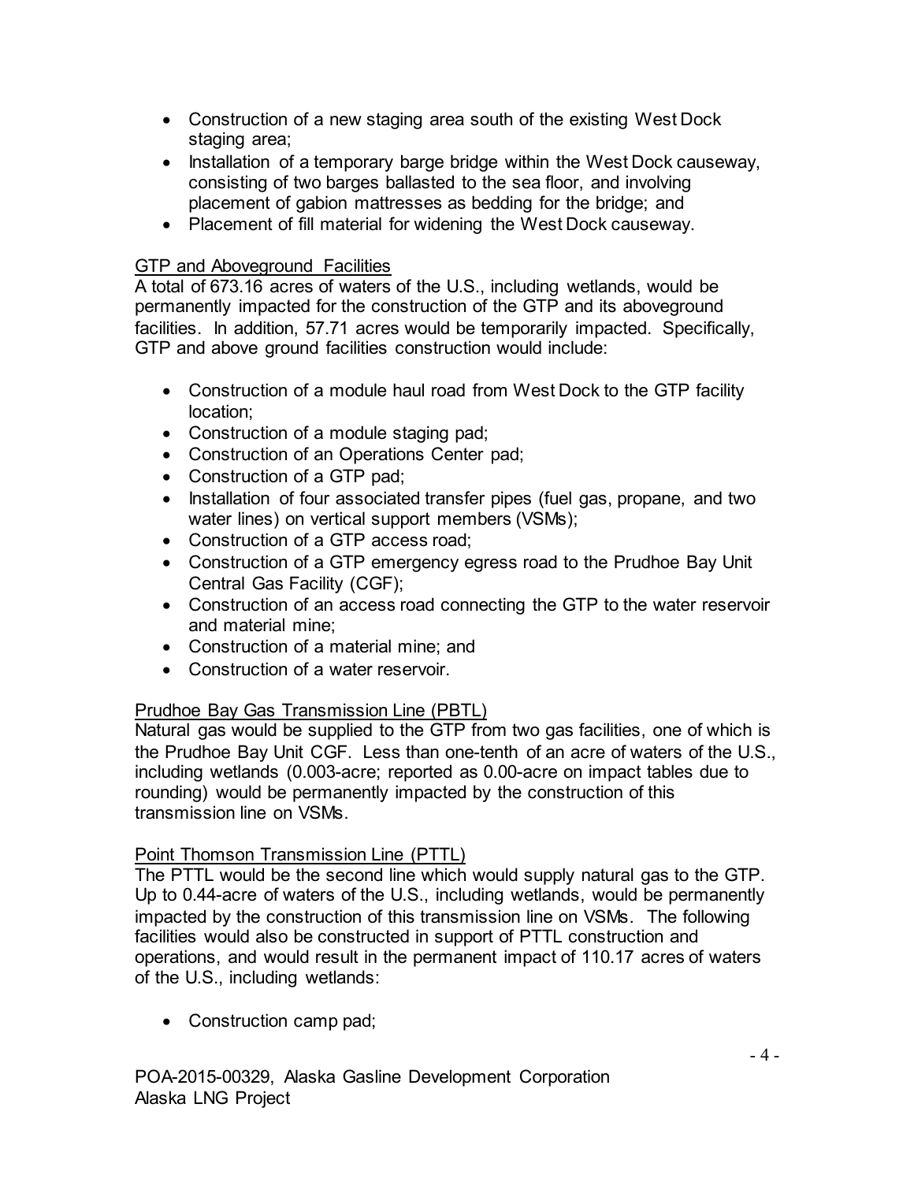- Construction of a new staging area south of the existing West Dock staging area;
- Installation of a temporary barge bridge within the West Dock causeway, consisting of two barges ballasted to the sea floor, and involving placement of gabion mattresses as bedding for the bridge; and
- Placement of fill material for widening the West Dock causeway.

GTP and Aboveground Facilities

A total of 673.16 acres of waters of the U.S., including wetlands, would be permanently impacted for the construction of the GTP and its aboveground facilities. In addition, 57.71 acres would be temporarily impacted. Specifically, GTP and above ground facilities construction would include:

- Construction of a module haul road from West Dock to the GTP facility location;
- Construction of a module staging pad;
- Construction of an Operations Center pad;
- Construction of a GTP pad;
- Installation of four associated transfer pipes (fuel gas, propane, and two water lines) on vertical support members (VSMs);
- Construction of a GTP access road;
- Construction of a GTP emergency egress road to the Prudhoe Bay Unit Central Gas Facility (CGF);
- Construction of an access road connecting the GTP to the water reservoir and material mine;
- Construction of a material mine; and
- Construction of a water reservoir.

Prudhoe Bay Gas Transmission Line (PBTL)

Natural gas would be supplied to the GTP from two gas facilities, one of which is the Prudhoe Bay Unit CGF. Less than one-tenth of an acre of waters of the U.S., including wetlands (0.003-acre; reported as 0.00-acre on impact tables due to rounding) would be permanently impacted by the construction of this transmission line on VSMs.

Point Thomson Transmission Line (PTTL)

The PTTL would be the second line which would supply natural gas to the GTP. Up to 0.44-acre of waters of the U.S., including wetlands, would be permanently impacted by the construction of this transmission line on VSMs. The following facilities would also be constructed in support of PTTL construction and operations, and would result in the permanent impact of 110.17 acres of waters of the U.S., including wetlands:

- Construction camp pad;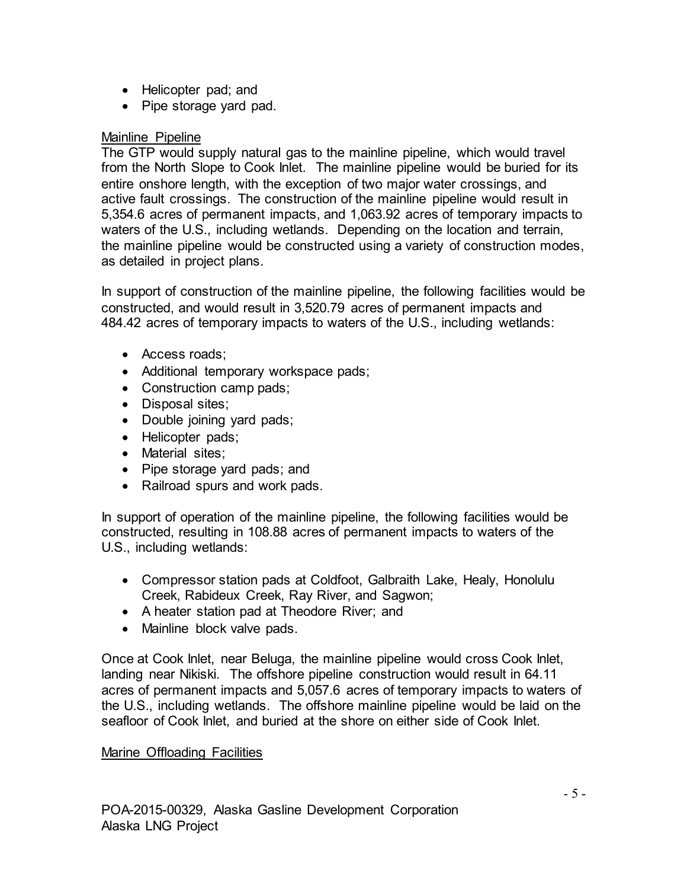- Helicopter pad; and
- Pipe storage yard pad.

Mainline Pipeline

The GTP would supply natural gas to the mainline pipeline, which would travel from the North Slope to Cook Inlet. The mainline pipeline would be buried for its entire onshore length, with the exception of two major water crossings, and active fault crossings. The construction of the mainline pipeline would result in 5,354.6 acres of permanent impacts, and 1,063.92 acres of temporary impacts to waters of the U.S., including wetlands. Depending on the location and terrain, the mainline pipeline would be constructed using a variety of construction modes, as detailed in project plans.

In support of construction of the mainline pipeline, the following facilities would be constructed, and would result in 3,520.79 acres of permanent impacts and 484.42 acres of temporary impacts to waters of the U.S., including wetlands:

- Access roads;
- Additional temporary workspace pads;
- Construction camp pads;
- Disposal sites;
- Double joining yard pads;
- Helicopter pads;
- Material sites;
- Pipe storage yard pads; and
- Railroad spurs and work pads.

In support of operation of the mainline pipeline, the following facilities would be constructed, resulting in 108.88 acres of permanent impacts to waters of the U.S., including wetlands:

- Compressor station pads at Coldfoot, Galbraith Lake, Healy, Honolulu Creek, Rabideux Creek, Ray River, and Sagwon;
- A heater station pad at Theodore River; and
- Mainline block valve pads.

Once at Cook Inlet, near Beluga, the mainline pipeline would cross Cook Inlet, landing near Nikiski. The offshore pipeline construction would result in 64.11 acres of permanent impacts and 5,057.6 acres of temporary impacts to waters of the U.S., including wetlands. The offshore mainline pipeline would be laid on the seafloor of Cook Inlet, and buried at the shore on either side of Cook Inlet.

Marine Offloading Facilities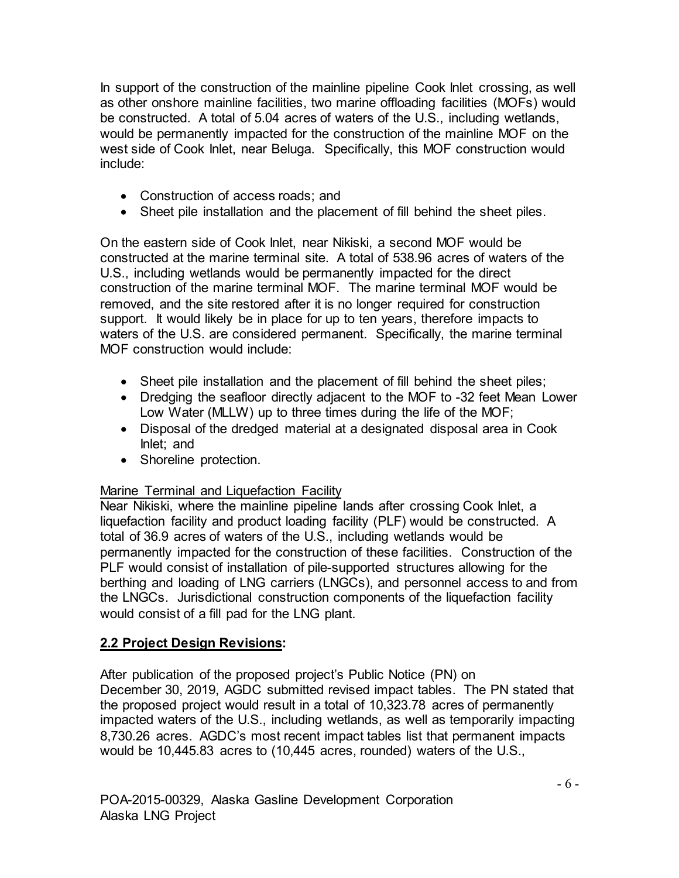In support of the construction of the mainline pipeline Cook Inlet crossing, as well as other onshore mainline facilities, two marine offloading facilities (MOFs) would be constructed. A total of 5.04 acres of waters of the U.S., including wetlands, would be permanently impacted for the construction of the mainline MOF on the west side of Cook Inlet, near Beluga. Specifically, this MOF construction would include:

- Construction of access roads; and
- Sheet pile installation and the placement of fill behind the sheet piles.

On the eastern side of Cook Inlet, near Nikiski, a second MOF would be constructed at the marine terminal site. A total of 538.96 acres of waters of the U.S., including wetlands would be permanently impacted for the direct construction of the marine terminal MOF. The marine terminal MOF would be removed, and the site restored after it is no longer required for construction support. It would likely be in place for up to ten years, therefore impacts to waters of the U.S. are considered permanent. Specifically, the marine terminal MOF construction would include:

- Sheet pile installation and the placement of fill behind the sheet piles;
- Dredging the seafloor directly adjacent to the MOF to -32 feet Mean Lower Low Water (MLLW) up to three times during the life of the MOF;
- Disposal of the dredged material at a designated disposal area in Cook Inlet; and
- Shoreline protection.

Marine Terminal and Liquefaction Facility

Near Nikiski, where the mainline pipeline lands after crossing Cook Inlet, a liquefaction facility and product loading facility (PLF) would be constructed. A total of 36.9 acres of waters of the U.S., including wetlands would be permanently impacted for the construction of these facilities. Construction of the PLF would consist of installation of pile-supported structures allowing for the berthing and loading of LNG carriers (LNGCs), and personnel access to and from the LNGCs. Jurisdictional construction components of the liquefaction facility would consist of a fill pad for the LNG plant.

## 2.2 Project Design Revisions:

After publication of the proposed project's Public Notice (PN) on December 30, 2019, AGDC submitted revised impact tables. The PN stated that the proposed project would result in a total of 10,323.78 acres of permanently impacted waters of the U.S., including wetlands, as well as temporarily impacting 8,730.26 acres. AGDC's most recent impact tables list that permanent impacts would be 10,445.83 acres to (10,445 acres, rounded) waters of the U.S.,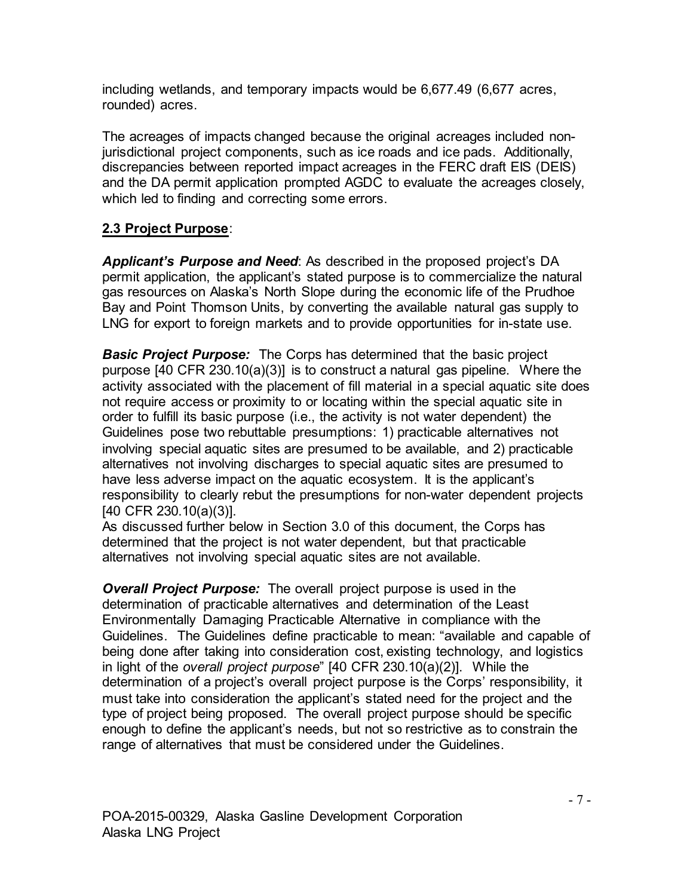including wetlands, and temporary impacts would be 6,677.49 (6,677 acres, rounded) acres.

The acreages of impacts changed because the original acreages included non-jurisdictional project components, such as ice roads and ice pads. Additionally, discrepancies between reported impact acreages in the FERC draft EIS (DEIS) and the DA permit application prompted AGDC to evaluate the acreages closely, which led to finding and correcting some errors.

## **2.3 Project Purpose**:

***Applicant's Purpose and Need***: As described in the proposed project's DA permit application, the applicant's stated purpose is to commercialize the natural gas resources on Alaska's North Slope during the economic life of the Prudhoe Bay and Point Thomson Units, by converting the available natural gas supply to LNG for export to foreign markets and to provide opportunities for in-state use.

***Basic Project Purpose:*** The Corps has determined that the basic project purpose [40 CFR 230.10(a)(3)] is to construct a natural gas pipeline. Where the activity associated with the placement of fill material in a special aquatic site does not require access or proximity to or locating within the special aquatic site in order to fulfill its basic purpose (i.e., the activity is not water dependent) the Guidelines pose two rebuttable presumptions: 1) practicable alternatives not involving special aquatic sites are presumed to be available, and 2) practicable alternatives not involving discharges to special aquatic sites are presumed to have less adverse impact on the aquatic ecosystem. It is the applicant's responsibility to clearly rebut the presumptions for non-water dependent projects [40 CFR 230.10(a)(3)].
As discussed further below in Section 3.0 of this document, the Corps has determined that the project is not water dependent, but that practicable alternatives not involving special aquatic sites are not available.

***Overall Project Purpose:*** The overall project purpose is used in the determination of practicable alternatives and determination of the Least Environmentally Damaging Practicable Alternative in compliance with the Guidelines. The Guidelines define practicable to mean: "available and capable of being done after taking into consideration cost, existing technology, and logistics in light of the *overall project purpose*" [40 CFR 230.10(a)(2)]. While the determination of a project's overall project purpose is the Corps' responsibility, it must take into consideration the applicant's stated need for the project and the type of project being proposed. The overall project purpose should be specific enough to define the applicant's needs, but not so restrictive as to constrain the range of alternatives that must be considered under the Guidelines.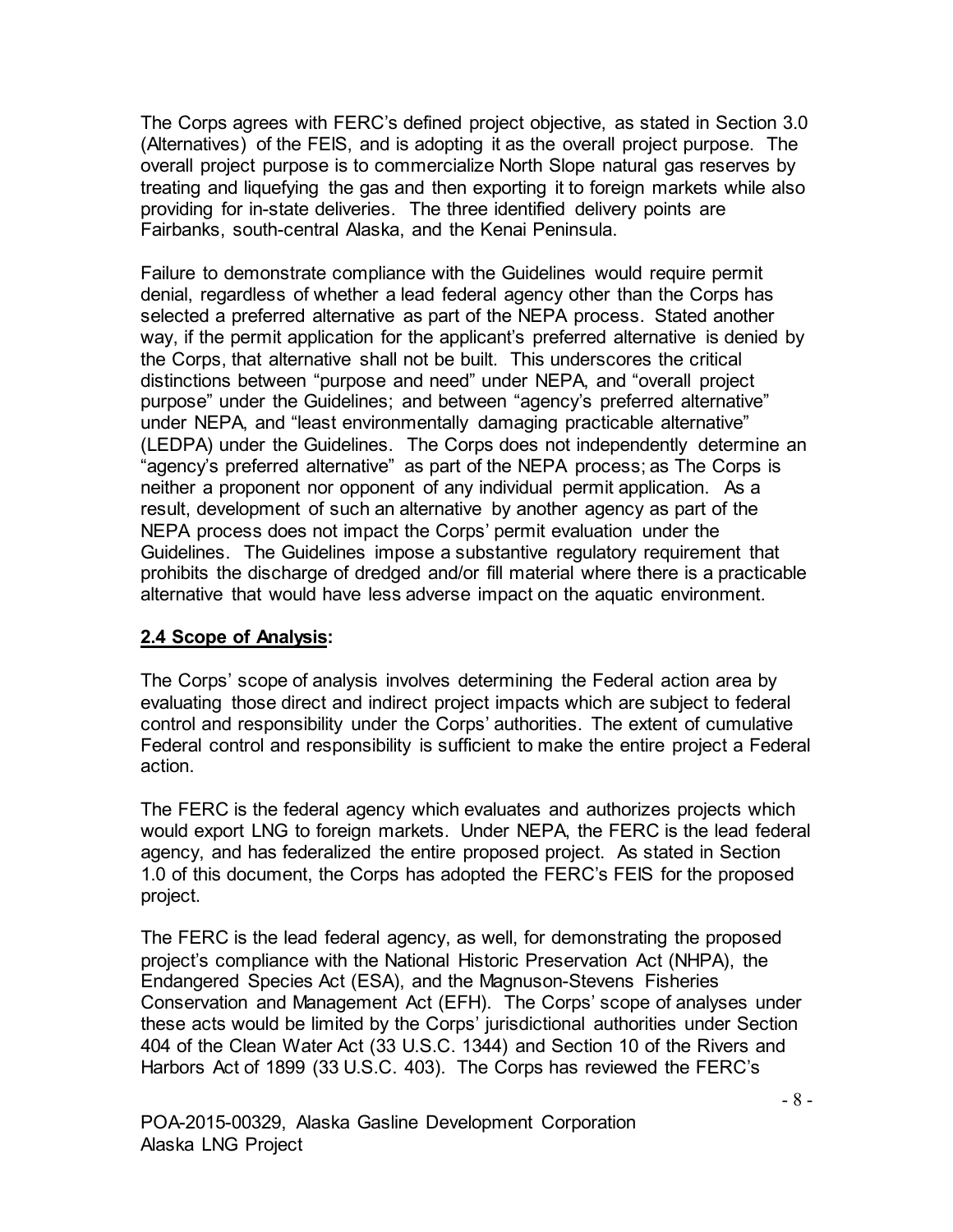The Corps agrees with FERC's defined project objective, as stated in Section 3.0 (Alternatives) of the FEIS, and is adopting it as the overall project purpose. The overall project purpose is to commercialize North Slope natural gas reserves by treating and liquefying the gas and then exporting it to foreign markets while also providing for in-state deliveries. The three identified delivery points are Fairbanks, south-central Alaska, and the Kenai Peninsula.

Failure to demonstrate compliance with the Guidelines would require permit denial, regardless of whether a lead federal agency other than the Corps has selected a preferred alternative as part of the NEPA process. Stated another way, if the permit application for the applicant's preferred alternative is denied by the Corps, that alternative shall not be built. This underscores the critical distinctions between "purpose and need" under NEPA, and "overall project purpose" under the Guidelines; and between "agency's preferred alternative" under NEPA, and "least environmentally damaging practicable alternative" (LEDPA) under the Guidelines. The Corps does not independently determine an "agency's preferred alternative" as part of the NEPA process; as The Corps is neither a proponent nor opponent of any individual permit application. As a result, development of such an alternative by another agency as part of the NEPA process does not impact the Corps' permit evaluation under the Guidelines. The Guidelines impose a substantive regulatory requirement that prohibits the discharge of dredged and/or fill material where there is a practicable alternative that would have less adverse impact on the aquatic environment.

## 2.4 Scope of Analysis:

The Corps' scope of analysis involves determining the Federal action area by evaluating those direct and indirect project impacts which are subject to federal control and responsibility under the Corps' authorities. The extent of cumulative Federal control and responsibility is sufficient to make the entire project a Federal action.

The FERC is the federal agency which evaluates and authorizes projects which would export LNG to foreign markets. Under NEPA, the FERC is the lead federal agency, and has federalized the entire proposed project. As stated in Section 1.0 of this document, the Corps has adopted the FERC's FEIS for the proposed project.

The FERC is the lead federal agency, as well, for demonstrating the proposed project's compliance with the National Historic Preservation Act (NHPA), the Endangered Species Act (ESA), and the Magnuson-Stevens Fisheries Conservation and Management Act (EFH). The Corps' scope of analyses under these acts would be limited by the Corps' jurisdictional authorities under Section 404 of the Clean Water Act (33 U.S.C. 1344) and Section 10 of the Rivers and Harbors Act of 1899 (33 U.S.C. 403). The Corps has reviewed the FERC's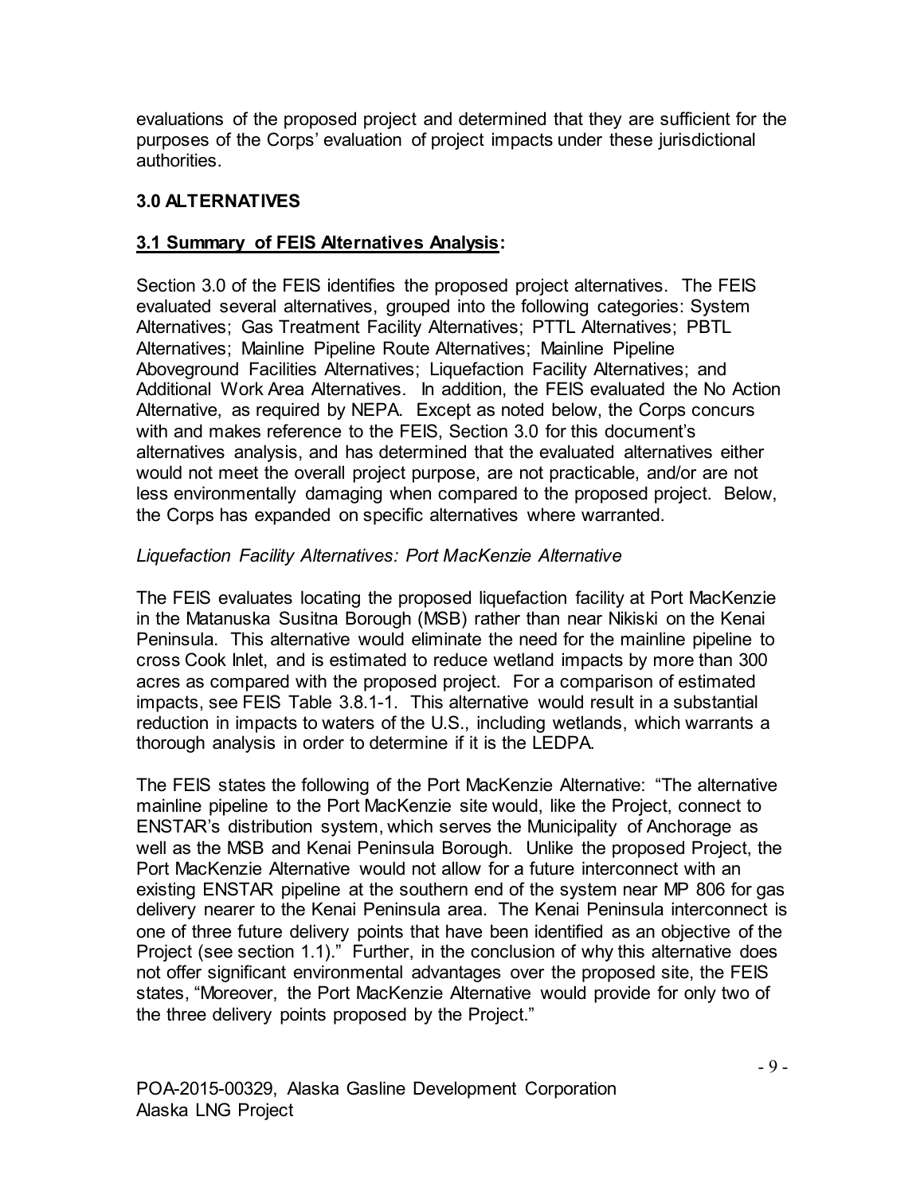evaluations of the proposed project and determined that they are sufficient for the purposes of the Corps' evaluation of project impacts under these jurisdictional authorities.

## 3.0 ALTERNATIVES

### 3.1 Summary of FEIS Alternatives Analysis:

Section 3.0 of the FEIS identifies the proposed project alternatives. The FEIS evaluated several alternatives, grouped into the following categories: System Alternatives; Gas Treatment Facility Alternatives; PTTL Alternatives; PBTL Alternatives; Mainline Pipeline Route Alternatives; Mainline Pipeline Aboveground Facilities Alternatives; Liquefaction Facility Alternatives; and Additional Work Area Alternatives. In addition, the FEIS evaluated the No Action Alternative, as required by NEPA. Except as noted below, the Corps concurs with and makes reference to the FEIS, Section 3.0 for this document's alternatives analysis, and has determined that the evaluated alternatives either would not meet the overall project purpose, are not practicable, and/or are not less environmentally damaging when compared to the proposed project. Below, the Corps has expanded on specific alternatives where warranted.

*Liquefaction Facility Alternatives: Port MacKenzie Alternative*

The FEIS evaluates locating the proposed liquefaction facility at Port MacKenzie in the Matanuska Susitna Borough (MSB) rather than near Nikiski on the Kenai Peninsula. This alternative would eliminate the need for the mainline pipeline to cross Cook Inlet, and is estimated to reduce wetland impacts by more than 300 acres as compared with the proposed project. For a comparison of estimated impacts, see FEIS Table 3.8.1-1. This alternative would result in a substantial reduction in impacts to waters of the U.S., including wetlands, which warrants a thorough analysis in order to determine if it is the LEDPA.

The FEIS states the following of the Port MacKenzie Alternative: "The alternative mainline pipeline to the Port MacKenzie site would, like the Project, connect to ENSTAR's distribution system, which serves the Municipality of Anchorage as well as the MSB and Kenai Peninsula Borough. Unlike the proposed Project, the Port MacKenzie Alternative would not allow for a future interconnect with an existing ENSTAR pipeline at the southern end of the system near MP 806 for gas delivery nearer to the Kenai Peninsula area. The Kenai Peninsula interconnect is one of three future delivery points that have been identified as an objective of the Project (see section 1.1)." Further, in the conclusion of why this alternative does not offer significant environmental advantages over the proposed site, the FEIS states, "Moreover, the Port MacKenzie Alternative would provide for only two of the three delivery points proposed by the Project."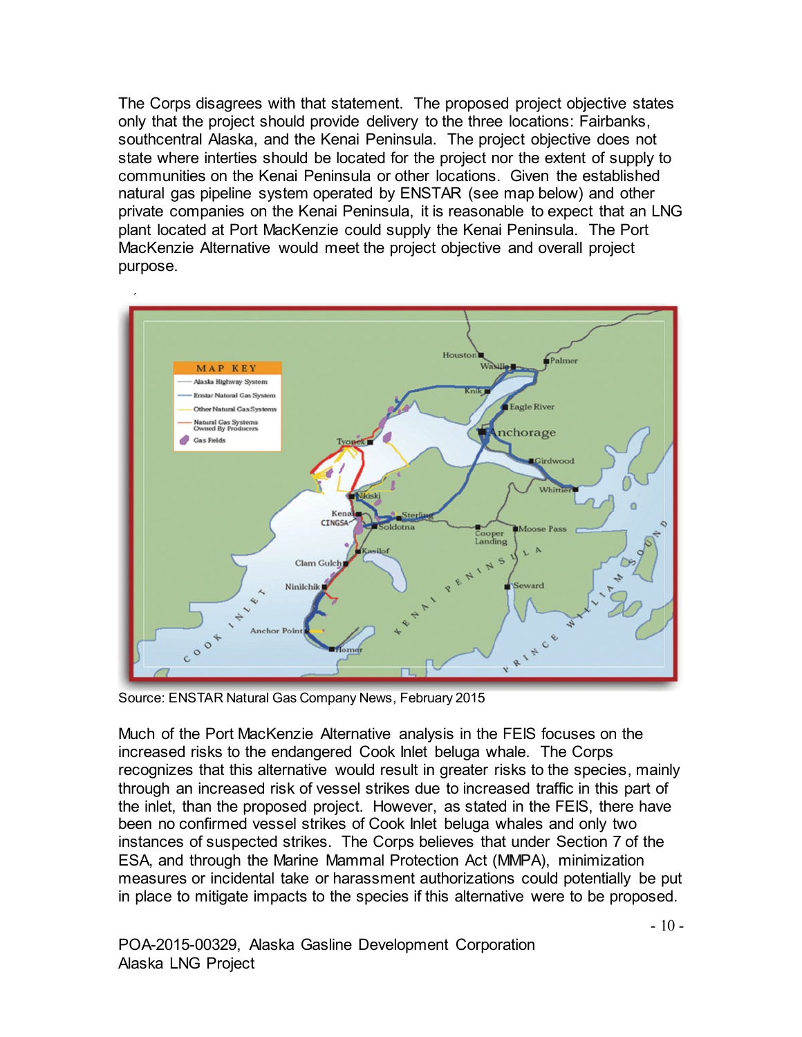The Corps disagrees with that statement. The proposed project objective states only that the project should provide delivery to the three locations: Fairbanks, southcentral Alaska, and the Kenai Peninsula. The project objective does not state where interties should be located for the project nor the extent of supply to communities on the Kenai Peninsula or other locations. Given the established natural gas pipeline system operated by ENSTAR (see map below) and other private companies on the Kenai Peninsula, it is reasonable to expect that an LNG plant located at Port MacKenzie could supply the Kenai Peninsula. The Port MacKenzie Alternative would meet the project objective and overall project purpose.

Source: ENSTAR Natural Gas Company News, February 2015

Much of the Port MacKenzie Alternative analysis in the FEIS focuses on the increased risks to the endangered Cook Inlet beluga whale. The Corps recognizes that this alternative would result in greater risks to the species, mainly through an increased risk of vessel strikes due to increased traffic in this part of the inlet, than the proposed project. However, as stated in the FEIS, there have been no confirmed vessel strikes of Cook Inlet beluga whales and only two instances of suspected strikes. The Corps believes that under Section 7 of the ESA, and through the Marine Mammal Protection Act (MMPA), minimization measures or incidental take or harassment authorizations could potentially be put in place to mitigate impacts to the species if this alternative were to be proposed.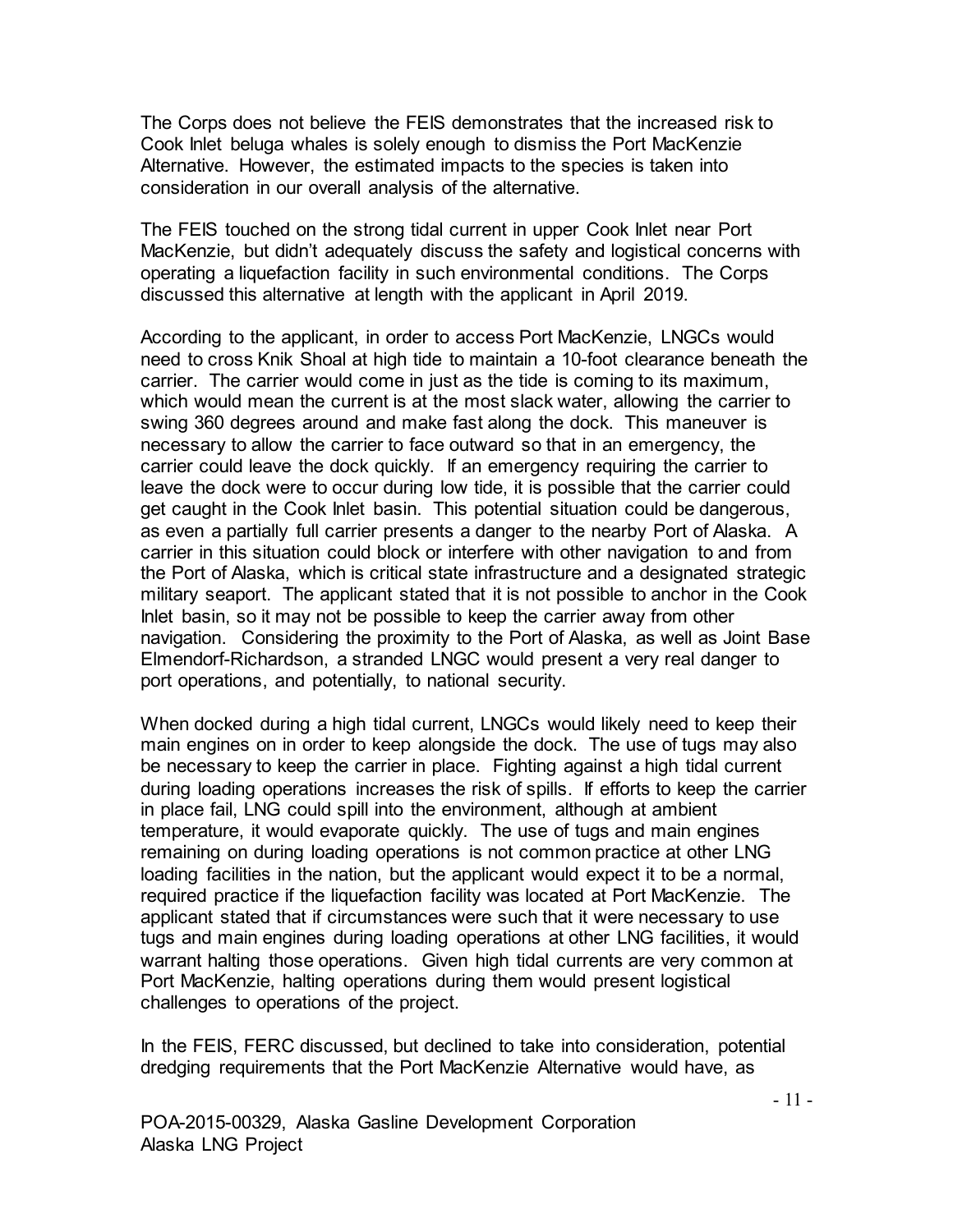The Corps does not believe the FEIS demonstrates that the increased risk to Cook Inlet beluga whales is solely enough to dismiss the Port MacKenzie Alternative. However, the estimated impacts to the species is taken into consideration in our overall analysis of the alternative.

The FEIS touched on the strong tidal current in upper Cook Inlet near Port MacKenzie, but didn't adequately discuss the safety and logistical concerns with operating a liquefaction facility in such environmental conditions. The Corps discussed this alternative at length with the applicant in April 2019.

According to the applicant, in order to access Port MacKenzie, LNGCs would need to cross Knik Shoal at high tide to maintain a 10-foot clearance beneath the carrier. The carrier would come in just as the tide is coming to its maximum, which would mean the current is at the most slack water, allowing the carrier to swing 360 degrees around and make fast along the dock. This maneuver is necessary to allow the carrier to face outward so that in an emergency, the carrier could leave the dock quickly. If an emergency requiring the carrier to leave the dock were to occur during low tide, it is possible that the carrier could get caught in the Cook Inlet basin. This potential situation could be dangerous, as even a partially full carrier presents a danger to the nearby Port of Alaska. A carrier in this situation could block or interfere with other navigation to and from the Port of Alaska, which is critical state infrastructure and a designated strategic military seaport. The applicant stated that it is not possible to anchor in the Cook Inlet basin, so it may not be possible to keep the carrier away from other navigation. Considering the proximity to the Port of Alaska, as well as Joint Base Elmendorf-Richardson, a stranded LNGC would present a very real danger to port operations, and potentially, to national security.

When docked during a high tidal current, LNGCs would likely need to keep their main engines on in order to keep alongside the dock. The use of tugs may also be necessary to keep the carrier in place. Fighting against a high tidal current during loading operations increases the risk of spills. If efforts to keep the carrier in place fail, LNG could spill into the environment, although at ambient temperature, it would evaporate quickly. The use of tugs and main engines remaining on during loading operations is not common practice at other LNG loading facilities in the nation, but the applicant would expect it to be a normal, required practice if the liquefaction facility was located at Port MacKenzie. The applicant stated that if circumstances were such that it were necessary to use tugs and main engines during loading operations at other LNG facilities, it would warrant halting those operations. Given high tidal currents are very common at Port MacKenzie, halting operations during them would present logistical challenges to operations of the project.

In the FEIS, FERC discussed, but declined to take into consideration, potential dredging requirements that the Port MacKenzie Alternative would have, as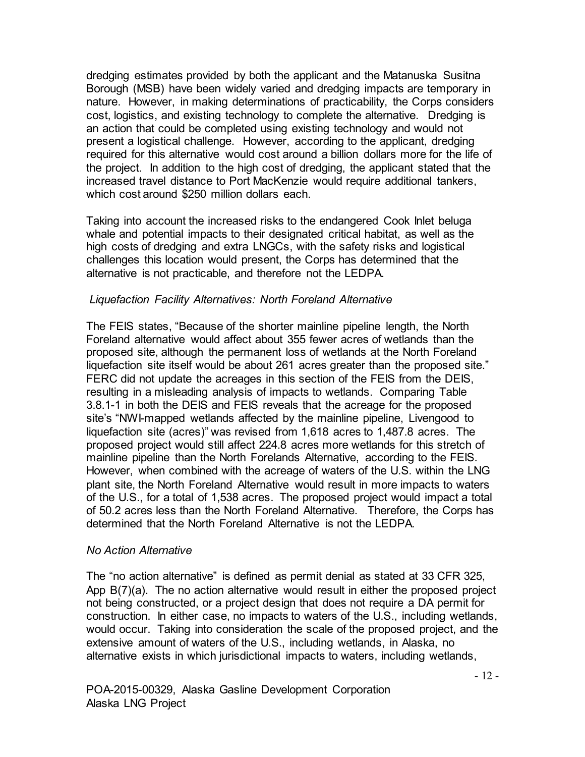dredging estimates provided by both the applicant and the Matanuska Susitna Borough (MSB) have been widely varied and dredging impacts are temporary in nature. However, in making determinations of practicability, the Corps considers cost, logistics, and existing technology to complete the alternative. Dredging is an action that could be completed using existing technology and would not present a logistical challenge. However, according to the applicant, dredging required for this alternative would cost around a billion dollars more for the life of the project. In addition to the high cost of dredging, the applicant stated that the increased travel distance to Port MacKenzie would require additional tankers, which cost around $250 million dollars each.

Taking into account the increased risks to the endangered Cook Inlet beluga whale and potential impacts to their designated critical habitat, as well as the high costs of dredging and extra LNGCs, with the safety risks and logistical challenges this location would present, the Corps has determined that the alternative is not practicable, and therefore not the LEDPA.

*Liquefaction Facility Alternatives: North Foreland Alternative*

The FEIS states, "Because of the shorter mainline pipeline length, the North Foreland alternative would affect about 355 fewer acres of wetlands than the proposed site, although the permanent loss of wetlands at the North Foreland liquefaction site itself would be about 261 acres greater than the proposed site." FERC did not update the acreages in this section of the FEIS from the DEIS, resulting in a misleading analysis of impacts to wetlands. Comparing Table 3.8.1-1 in both the DEIS and FEIS reveals that the acreage for the proposed site's "NWI-mapped wetlands affected by the mainline pipeline, Livengood to liquefaction site (acres)" was revised from 1,618 acres to 1,487.8 acres. The proposed project would still affect 224.8 acres more wetlands for this stretch of mainline pipeline than the North Forelands Alternative, according to the FEIS. However, when combined with the acreage of waters of the U.S. within the LNG plant site, the North Foreland Alternative would result in more impacts to waters of the U.S., for a total of 1,538 acres. The proposed project would impact a total of 50.2 acres less than the North Foreland Alternative. Therefore, the Corps has determined that the North Foreland Alternative is not the LEDPA.

*No Action Alternative*

The "no action alternative" is defined as permit denial as stated at 33 CFR 325, App B(7)(a). The no action alternative would result in either the proposed project not being constructed, or a project design that does not require a DA permit for construction. In either case, no impacts to waters of the U.S., including wetlands, would occur. Taking into consideration the scale of the proposed project, and the extensive amount of waters of the U.S., including wetlands, in Alaska, no alternative exists in which jurisdictional impacts to waters, including wetlands,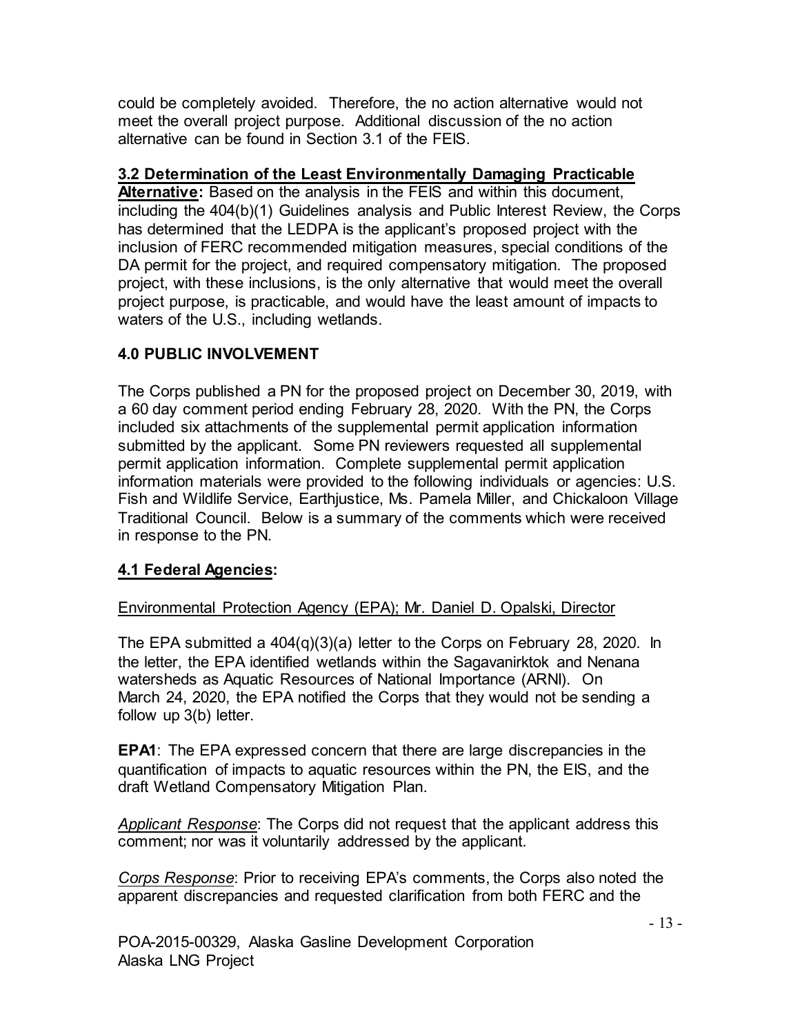could be completely avoided. Therefore, the no action alternative would not meet the overall project purpose. Additional discussion of the no action alternative can be found in Section 3.1 of the FEIS.

**3.2 Determination of the Least Environmentally Damaging Practicable Alternative:** Based on the analysis in the FEIS and within this document, including the 404(b)(1) Guidelines analysis and Public Interest Review, the Corps has determined that the LEDPA is the applicant's proposed project with the inclusion of FERC recommended mitigation measures, special conditions of the DA permit for the project, and required compensatory mitigation. The proposed project, with these inclusions, is the only alternative that would meet the overall project purpose, is practicable, and would have the least amount of impacts to waters of the U.S., including wetlands.

## 4.0 PUBLIC INVOLVEMENT

The Corps published a PN for the proposed project on December 30, 2019, with a 60 day comment period ending February 28, 2020. With the PN, the Corps included six attachments of the supplemental permit application information submitted by the applicant. Some PN reviewers requested all supplemental permit application information. Complete supplemental permit application information materials were provided to the following individuals or agencies: U.S. Fish and Wildlife Service, Earthjustice, Ms. Pamela Miller, and Chickaloon Village Traditional Council. Below is a summary of the comments which were received in response to the PN.

### 4.1 Federal Agencies:

Environmental Protection Agency (EPA); Mr. Daniel D. Opalski, Director

The EPA submitted a 404(q)(3)(a) letter to the Corps on February 28, 2020. In the letter, the EPA identified wetlands within the Sagavanirktok and Nenana watersheds as Aquatic Resources of National Importance (ARNI). On March 24, 2020, the EPA notified the Corps that they would not be sending a follow up 3(b) letter.

**EPA1**: The EPA expressed concern that there are large discrepancies in the quantification of impacts to aquatic resources within the PN, the EIS, and the draft Wetland Compensatory Mitigation Plan.

*Applicant Response*: The Corps did not request that the applicant address this comment; nor was it voluntarily addressed by the applicant.

*Corps Response*: Prior to receiving EPA's comments, the Corps also noted the apparent discrepancies and requested clarification from both FERC and the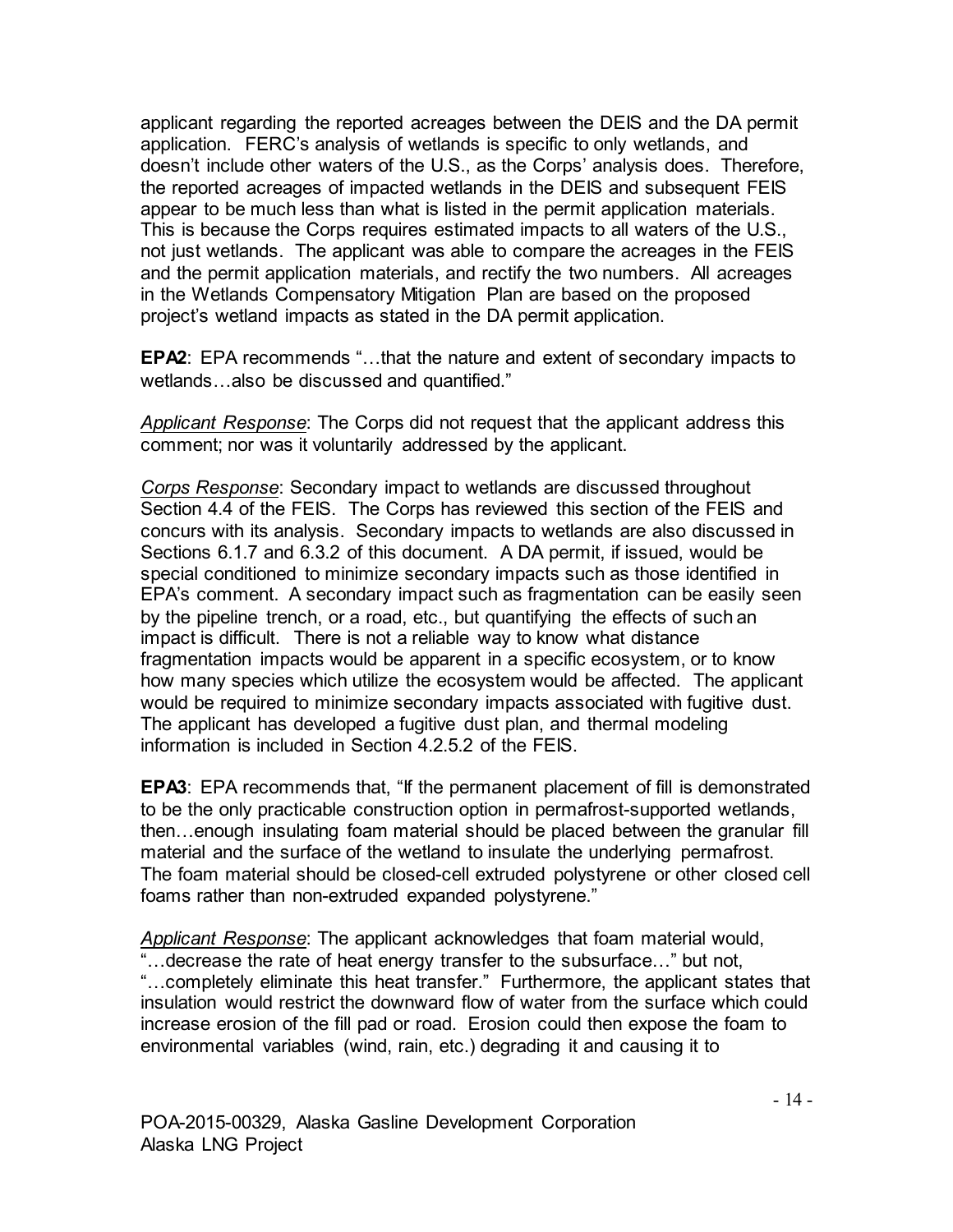applicant regarding the reported acreages between the DEIS and the DA permit application. FERC's analysis of wetlands is specific to only wetlands, and doesn't include other waters of the U.S., as the Corps' analysis does. Therefore, the reported acreages of impacted wetlands in the DEIS and subsequent FEIS appear to be much less than what is listed in the permit application materials. This is because the Corps requires estimated impacts to all waters of the U.S., not just wetlands. The applicant was able to compare the acreages in the FEIS and the permit application materials, and rectify the two numbers. All acreages in the Wetlands Compensatory Mitigation Plan are based on the proposed project's wetland impacts as stated in the DA permit application.

**EPA2**: EPA recommends "…that the nature and extent of secondary impacts to wetlands…also be discussed and quantified."

*Applicant Response*: The Corps did not request that the applicant address this comment; nor was it voluntarily addressed by the applicant.

*Corps Response*: Secondary impact to wetlands are discussed throughout Section 4.4 of the FEIS. The Corps has reviewed this section of the FEIS and concurs with its analysis. Secondary impacts to wetlands are also discussed in Sections 6.1.7 and 6.3.2 of this document. A DA permit, if issued, would be special conditioned to minimize secondary impacts such as those identified in EPA's comment. A secondary impact such as fragmentation can be easily seen by the pipeline trench, or a road, etc., but quantifying the effects of such an impact is difficult. There is not a reliable way to know what distance fragmentation impacts would be apparent in a specific ecosystem, or to know how many species which utilize the ecosystem would be affected. The applicant would be required to minimize secondary impacts associated with fugitive dust. The applicant has developed a fugitive dust plan, and thermal modeling information is included in Section 4.2.5.2 of the FEIS.

**EPA3**: EPA recommends that, "If the permanent placement of fill is demonstrated to be the only practicable construction option in permafrost-supported wetlands, then…enough insulating foam material should be placed between the granular fill material and the surface of the wetland to insulate the underlying permafrost. The foam material should be closed-cell extruded polystyrene or other closed cell foams rather than non-extruded expanded polystyrene."

*Applicant Response*: The applicant acknowledges that foam material would, "…decrease the rate of heat energy transfer to the subsurface…" but not, "…completely eliminate this heat transfer." Furthermore, the applicant states that insulation would restrict the downward flow of water from the surface which could increase erosion of the fill pad or road. Erosion could then expose the foam to environmental variables (wind, rain, etc.) degrading it and causing it to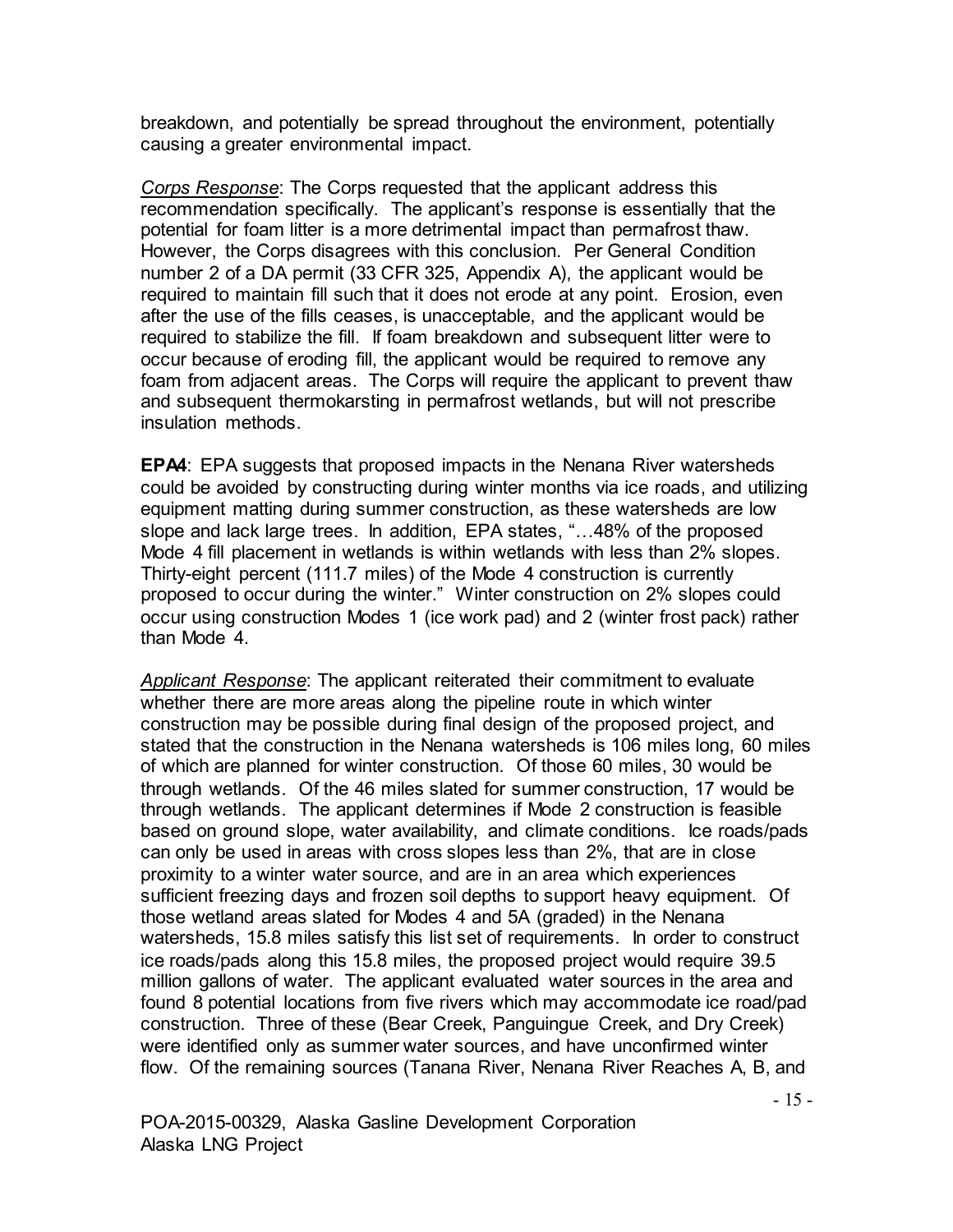breakdown, and potentially be spread throughout the environment, potentially causing a greater environmental impact.

*Corps Response*: The Corps requested that the applicant address this recommendation specifically. The applicant's response is essentially that the potential for foam litter is a more detrimental impact than permafrost thaw. However, the Corps disagrees with this conclusion. Per General Condition number 2 of a DA permit (33 CFR 325, Appendix A), the applicant would be required to maintain fill such that it does not erode at any point. Erosion, even after the use of the fills ceases, is unacceptable, and the applicant would be required to stabilize the fill. If foam breakdown and subsequent litter were to occur because of eroding fill, the applicant would be required to remove any foam from adjacent areas. The Corps will require the applicant to prevent thaw and subsequent thermokarsting in permafrost wetlands, but will not prescribe insulation methods.

**EPA4**: EPA suggests that proposed impacts in the Nenana River watersheds could be avoided by constructing during winter months via ice roads, and utilizing equipment matting during summer construction, as these watersheds are low slope and lack large trees. In addition, EPA states, "…48% of the proposed Mode 4 fill placement in wetlands is within wetlands with less than 2% slopes. Thirty-eight percent (111.7 miles) of the Mode 4 construction is currently proposed to occur during the winter." Winter construction on 2% slopes could occur using construction Modes 1 (ice work pad) and 2 (winter frost pack) rather than Mode 4.

*Applicant Response*: The applicant reiterated their commitment to evaluate whether there are more areas along the pipeline route in which winter construction may be possible during final design of the proposed project, and stated that the construction in the Nenana watersheds is 106 miles long, 60 miles of which are planned for winter construction. Of those 60 miles, 30 would be through wetlands. Of the 46 miles slated for summer construction, 17 would be through wetlands. The applicant determines if Mode 2 construction is feasible based on ground slope, water availability, and climate conditions. Ice roads/pads can only be used in areas with cross slopes less than 2%, that are in close proximity to a winter water source, and are in an area which experiences sufficient freezing days and frozen soil depths to support heavy equipment. Of those wetland areas slated for Modes 4 and 5A (graded) in the Nenana watersheds, 15.8 miles satisfy this list set of requirements. In order to construct ice roads/pads along this 15.8 miles, the proposed project would require 39.5 million gallons of water. The applicant evaluated water sources in the area and found 8 potential locations from five rivers which may accommodate ice road/pad construction. Three of these (Bear Creek, Panguingue Creek, and Dry Creek) were identified only as summer water sources, and have unconfirmed winter flow. Of the remaining sources (Tanana River, Nenana River Reaches A, B, and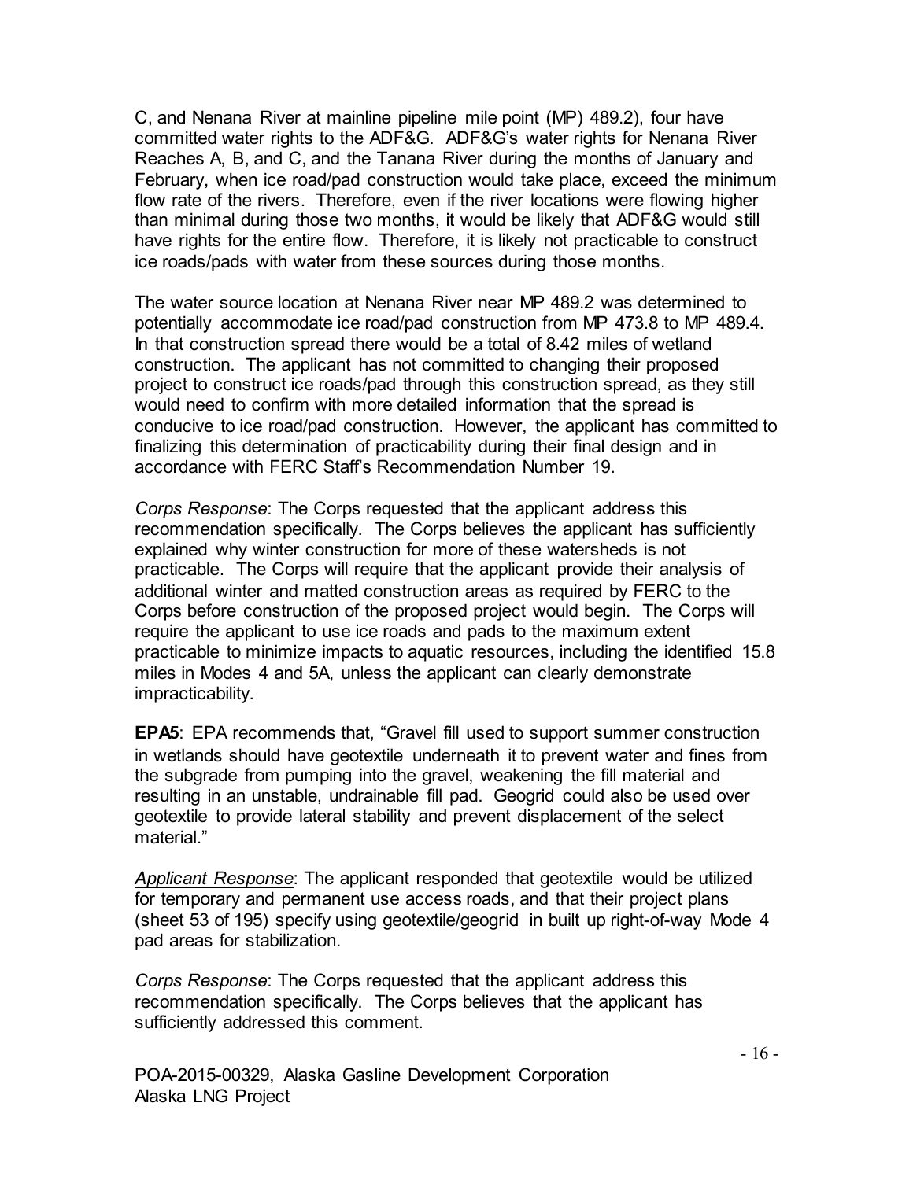C, and Nenana River at mainline pipeline mile point (MP) 489.2), four have committed water rights to the ADF&G. ADF&G's water rights for Nenana River Reaches A, B, and C, and the Tanana River during the months of January and February, when ice road/pad construction would take place, exceed the minimum flow rate of the rivers. Therefore, even if the river locations were flowing higher than minimal during those two months, it would be likely that ADF&G would still have rights for the entire flow. Therefore, it is likely not practicable to construct ice roads/pads with water from these sources during those months.

The water source location at Nenana River near MP 489.2 was determined to potentially accommodate ice road/pad construction from MP 473.8 to MP 489.4. In that construction spread there would be a total of 8.42 miles of wetland construction. The applicant has not committed to changing their proposed project to construct ice roads/pad through this construction spread, as they still would need to confirm with more detailed information that the spread is conducive to ice road/pad construction. However, the applicant has committed to finalizing this determination of practicability during their final design and in accordance with FERC Staff's Recommendation Number 19.

*Corps Response*: The Corps requested that the applicant address this recommendation specifically. The Corps believes the applicant has sufficiently explained why winter construction for more of these watersheds is not practicable. The Corps will require that the applicant provide their analysis of additional winter and matted construction areas as required by FERC to the Corps before construction of the proposed project would begin. The Corps will require the applicant to use ice roads and pads to the maximum extent practicable to minimize impacts to aquatic resources, including the identified 15.8 miles in Modes 4 and 5A, unless the applicant can clearly demonstrate impracticability.

**EPA5**: EPA recommends that, "Gravel fill used to support summer construction in wetlands should have geotextile underneath it to prevent water and fines from the subgrade from pumping into the gravel, weakening the fill material and resulting in an unstable, undrainable fill pad. Geogrid could also be used over geotextile to provide lateral stability and prevent displacement of the select material."

*Applicant Response*: The applicant responded that geotextile would be utilized for temporary and permanent use access roads, and that their project plans (sheet 53 of 195) specify using geotextile/geogrid in built up right-of-way Mode 4 pad areas for stabilization.

*Corps Response*: The Corps requested that the applicant address this recommendation specifically. The Corps believes that the applicant has sufficiently addressed this comment.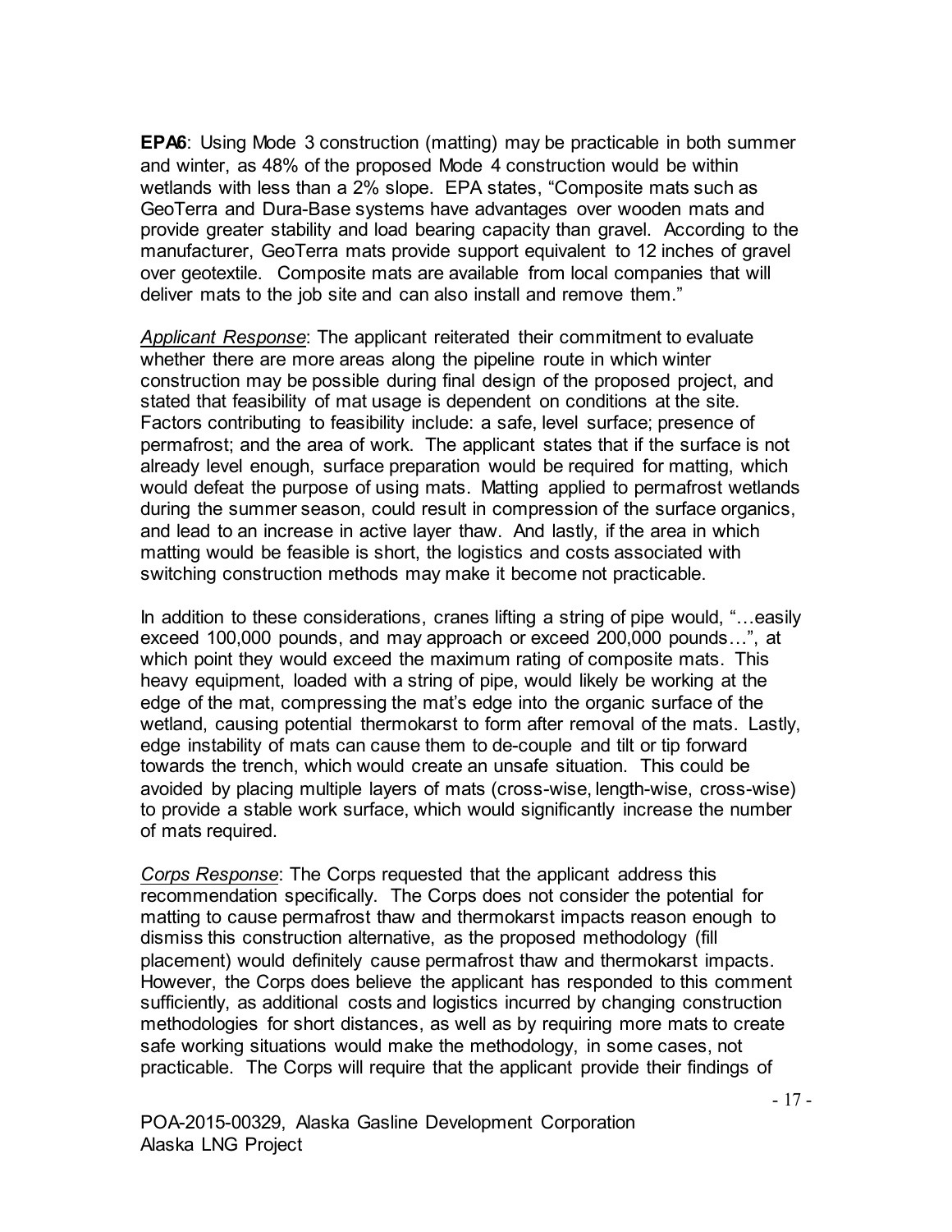**EPA6**: Using Mode 3 construction (matting) may be practicable in both summer and winter, as 48% of the proposed Mode 4 construction would be within wetlands with less than a 2% slope. EPA states, "Composite mats such as GeoTerra and Dura-Base systems have advantages over wooden mats and provide greater stability and load bearing capacity than gravel. According to the manufacturer, GeoTerra mats provide support equivalent to 12 inches of gravel over geotextile. Composite mats are available from local companies that will deliver mats to the job site and can also install and remove them."

*Applicant Response*: The applicant reiterated their commitment to evaluate whether there are more areas along the pipeline route in which winter construction may be possible during final design of the proposed project, and stated that feasibility of mat usage is dependent on conditions at the site. Factors contributing to feasibility include: a safe, level surface; presence of permafrost; and the area of work. The applicant states that if the surface is not already level enough, surface preparation would be required for matting, which would defeat the purpose of using mats. Matting applied to permafrost wetlands during the summer season, could result in compression of the surface organics, and lead to an increase in active layer thaw. And lastly, if the area in which matting would be feasible is short, the logistics and costs associated with switching construction methods may make it become not practicable.

In addition to these considerations, cranes lifting a string of pipe would, "…easily exceed 100,000 pounds, and may approach or exceed 200,000 pounds…", at which point they would exceed the maximum rating of composite mats. This heavy equipment, loaded with a string of pipe, would likely be working at the edge of the mat, compressing the mat's edge into the organic surface of the wetland, causing potential thermokarst to form after removal of the mats. Lastly, edge instability of mats can cause them to de-couple and tilt or tip forward towards the trench, which would create an unsafe situation. This could be avoided by placing multiple layers of mats (cross-wise, length-wise, cross-wise) to provide a stable work surface, which would significantly increase the number of mats required.

*Corps Response*: The Corps requested that the applicant address this recommendation specifically. The Corps does not consider the potential for matting to cause permafrost thaw and thermokarst impacts reason enough to dismiss this construction alternative, as the proposed methodology (fill placement) would definitely cause permafrost thaw and thermokarst impacts. However, the Corps does believe the applicant has responded to this comment sufficiently, as additional costs and logistics incurred by changing construction methodologies for short distances, as well as by requiring more mats to create safe working situations would make the methodology, in some cases, not practicable. The Corps will require that the applicant provide their findings of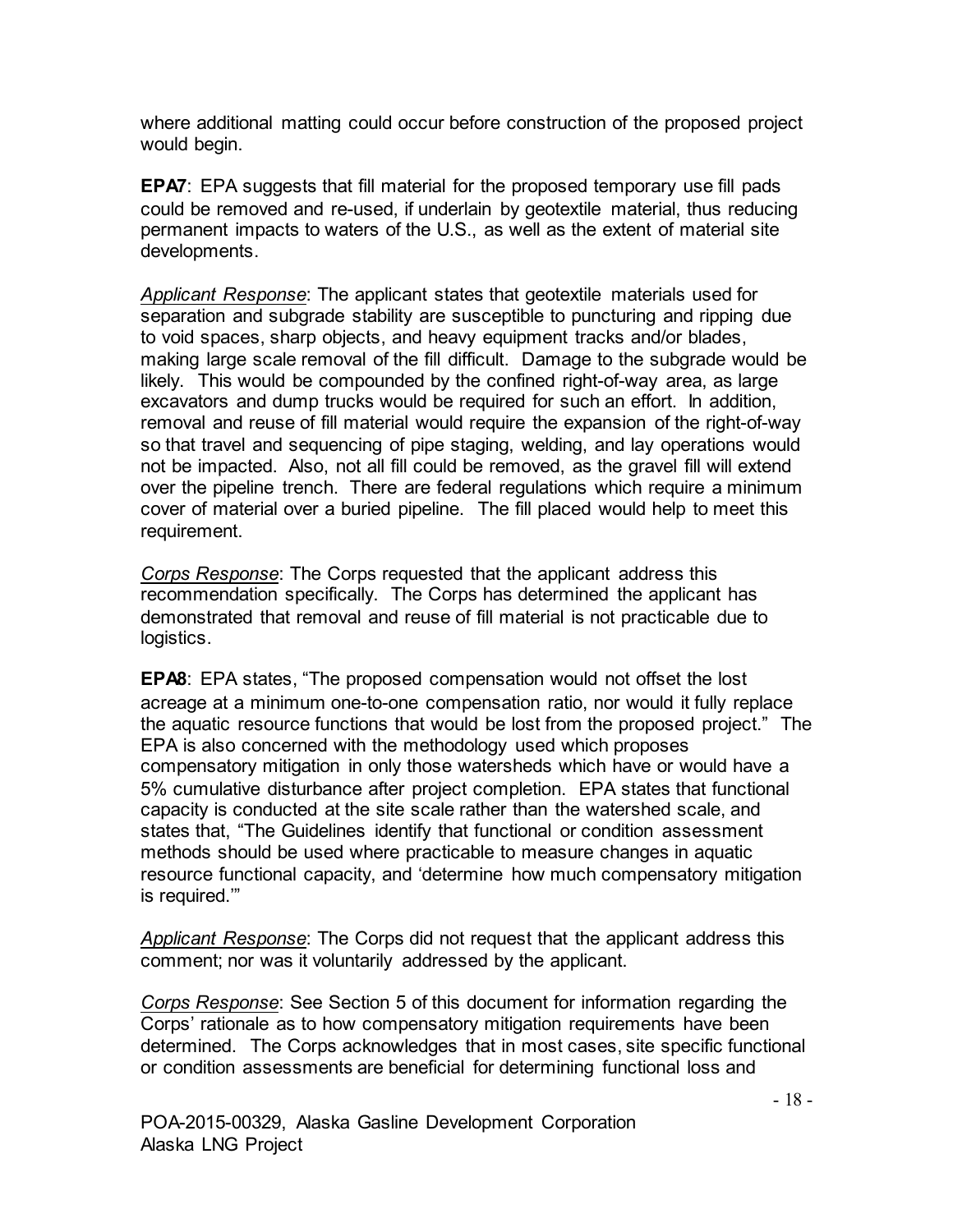where additional matting could occur before construction of the proposed project would begin.

**EPA7**: EPA suggests that fill material for the proposed temporary use fill pads could be removed and re-used, if underlain by geotextile material, thus reducing permanent impacts to waters of the U.S., as well as the extent of material site developments.

<u>*Applicant Response*</u>: The applicant states that geotextile materials used for separation and subgrade stability are susceptible to puncturing and ripping due to void spaces, sharp objects, and heavy equipment tracks and/or blades, making large scale removal of the fill difficult. Damage to the subgrade would be likely. This would be compounded by the confined right-of-way area, as large excavators and dump trucks would be required for such an effort. In addition, removal and reuse of fill material would require the expansion of the right-of-way so that travel and sequencing of pipe staging, welding, and lay operations would not be impacted. Also, not all fill could be removed, as the gravel fill will extend over the pipeline trench. There are federal regulations which require a minimum cover of material over a buried pipeline. The fill placed would help to meet this requirement.

<u>*Corps Response*</u>: The Corps requested that the applicant address this recommendation specifically. The Corps has determined the applicant has demonstrated that removal and reuse of fill material is not practicable due to logistics.

**EPA8**: EPA states, "The proposed compensation would not offset the lost acreage at a minimum one-to-one compensation ratio, nor would it fully replace the aquatic resource functions that would be lost from the proposed project." The EPA is also concerned with the methodology used which proposes compensatory mitigation in only those watersheds which have or would have a 5% cumulative disturbance after project completion. EPA states that functional capacity is conducted at the site scale rather than the watershed scale, and states that, "The Guidelines identify that functional or condition assessment methods should be used where practicable to measure changes in aquatic resource functional capacity, and 'determine how much compensatory mitigation is required.'"

<u>*Applicant Response*</u>: The Corps did not request that the applicant address this comment; nor was it voluntarily addressed by the applicant.

<u>*Corps Response*</u>: See Section 5 of this document for information regarding the Corps' rationale as to how compensatory mitigation requirements have been determined. The Corps acknowledges that in most cases, site specific functional or condition assessments are beneficial for determining functional loss and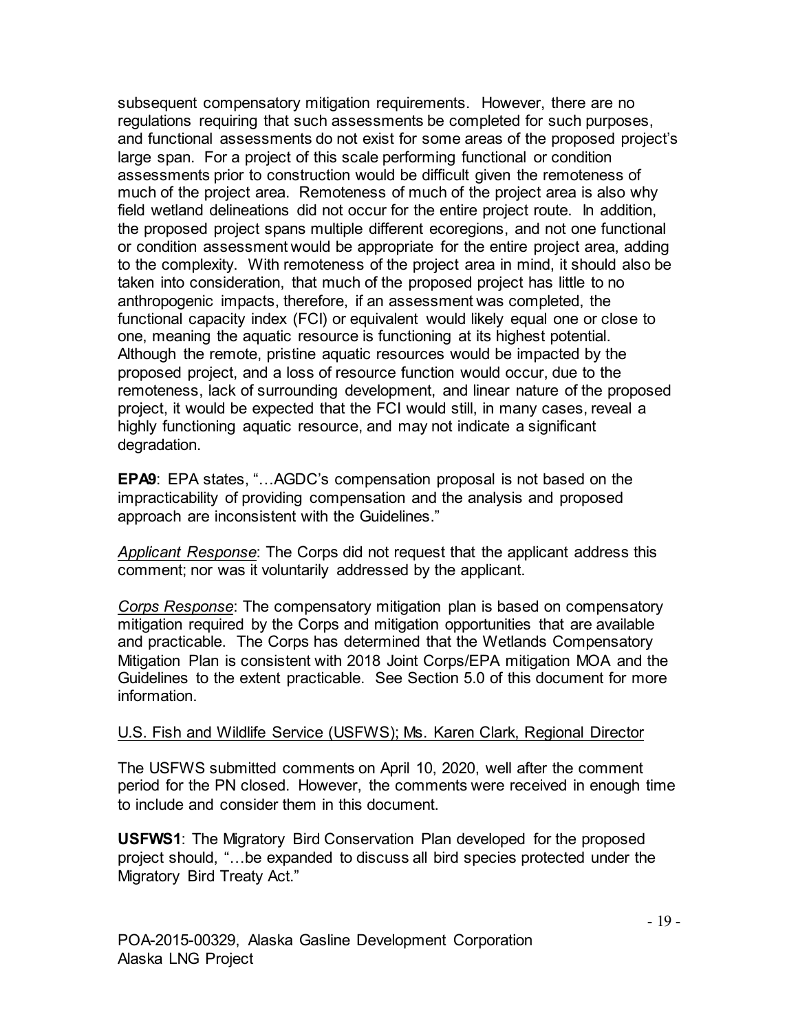subsequent compensatory mitigation requirements. However, there are no regulations requiring that such assessments be completed for such purposes, and functional assessments do not exist for some areas of the proposed project's large span. For a project of this scale performing functional or condition assessments prior to construction would be difficult given the remoteness of much of the project area. Remoteness of much of the project area is also why field wetland delineations did not occur for the entire project route. In addition, the proposed project spans multiple different ecoregions, and not one functional or condition assessment would be appropriate for the entire project area, adding to the complexity. With remoteness of the project area in mind, it should also be taken into consideration, that much of the proposed project has little to no anthropogenic impacts, therefore, if an assessment was completed, the functional capacity index (FCI) or equivalent would likely equal one or close to one, meaning the aquatic resource is functioning at its highest potential. Although the remote, pristine aquatic resources would be impacted by the proposed project, and a loss of resource function would occur, due to the remoteness, lack of surrounding development, and linear nature of the proposed project, it would be expected that the FCI would still, in many cases, reveal a highly functioning aquatic resource, and may not indicate a significant degradation.

**EPA9**: EPA states, "…AGDC's compensation proposal is not based on the impracticability of providing compensation and the analysis and proposed approach are inconsistent with the Guidelines."

*Applicant Response*: The Corps did not request that the applicant address this comment; nor was it voluntarily addressed by the applicant.

*Corps Response*: The compensatory mitigation plan is based on compensatory mitigation required by the Corps and mitigation opportunities that are available and practicable. The Corps has determined that the Wetlands Compensatory Mitigation Plan is consistent with 2018 Joint Corps/EPA mitigation MOA and the Guidelines to the extent practicable. See Section 5.0 of this document for more information.

U.S. Fish and Wildlife Service (USFWS); Ms. Karen Clark, Regional Director

The USFWS submitted comments on April 10, 2020, well after the comment period for the PN closed. However, the comments were received in enough time to include and consider them in this document.

**USFWS1**: The Migratory Bird Conservation Plan developed for the proposed project should, "…be expanded to discuss all bird species protected under the Migratory Bird Treaty Act."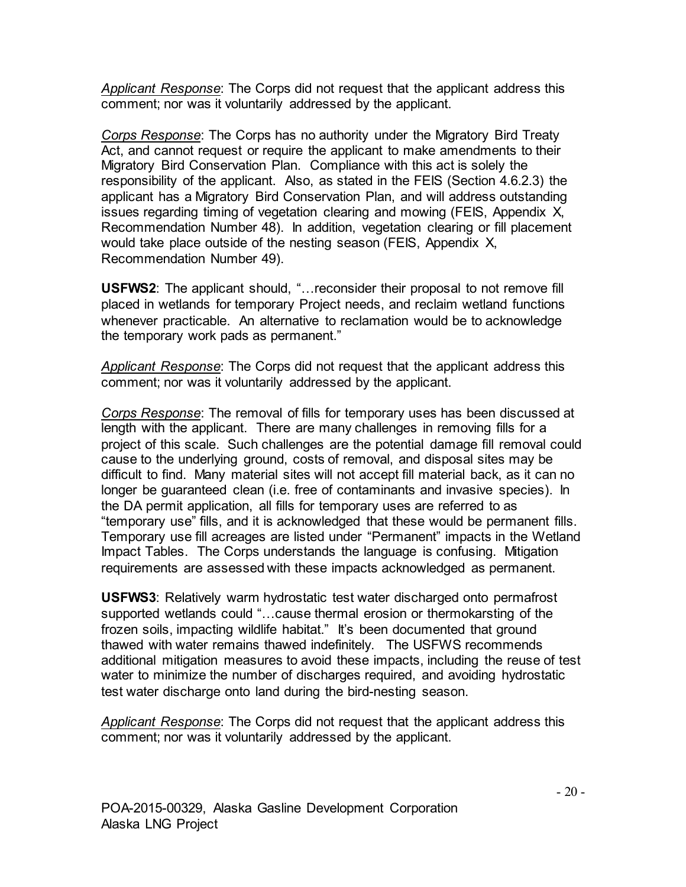*Applicant Response*: The Corps did not request that the applicant address this comment; nor was it voluntarily addressed by the applicant.

*Corps Response*: The Corps has no authority under the Migratory Bird Treaty Act, and cannot request or require the applicant to make amendments to their Migratory Bird Conservation Plan. Compliance with this act is solely the responsibility of the applicant. Also, as stated in the FEIS (Section 4.6.2.3) the applicant has a Migratory Bird Conservation Plan, and will address outstanding issues regarding timing of vegetation clearing and mowing (FEIS, Appendix X, Recommendation Number 48). In addition, vegetation clearing or fill placement would take place outside of the nesting season (FEIS, Appendix X, Recommendation Number 49).

**USFWS2**: The applicant should, "…reconsider their proposal to not remove fill placed in wetlands for temporary Project needs, and reclaim wetland functions whenever practicable. An alternative to reclamation would be to acknowledge the temporary work pads as permanent."

*Applicant Response*: The Corps did not request that the applicant address this comment; nor was it voluntarily addressed by the applicant.

*Corps Response*: The removal of fills for temporary uses has been discussed at length with the applicant. There are many challenges in removing fills for a project of this scale. Such challenges are the potential damage fill removal could cause to the underlying ground, costs of removal, and disposal sites may be difficult to find. Many material sites will not accept fill material back, as it can no longer be guaranteed clean (i.e. free of contaminants and invasive species). In the DA permit application, all fills for temporary uses are referred to as "temporary use" fills, and it is acknowledged that these would be permanent fills. Temporary use fill acreages are listed under "Permanent" impacts in the Wetland Impact Tables. The Corps understands the language is confusing. Mitigation requirements are assessed with these impacts acknowledged as permanent.

**USFWS3**: Relatively warm hydrostatic test water discharged onto permafrost supported wetlands could "…cause thermal erosion or thermokarsting of the frozen soils, impacting wildlife habitat." It's been documented that ground thawed with water remains thawed indefinitely. The USFWS recommends additional mitigation measures to avoid these impacts, including the reuse of test water to minimize the number of discharges required, and avoiding hydrostatic test water discharge onto land during the bird-nesting season.

*Applicant Response*: The Corps did not request that the applicant address this comment; nor was it voluntarily addressed by the applicant.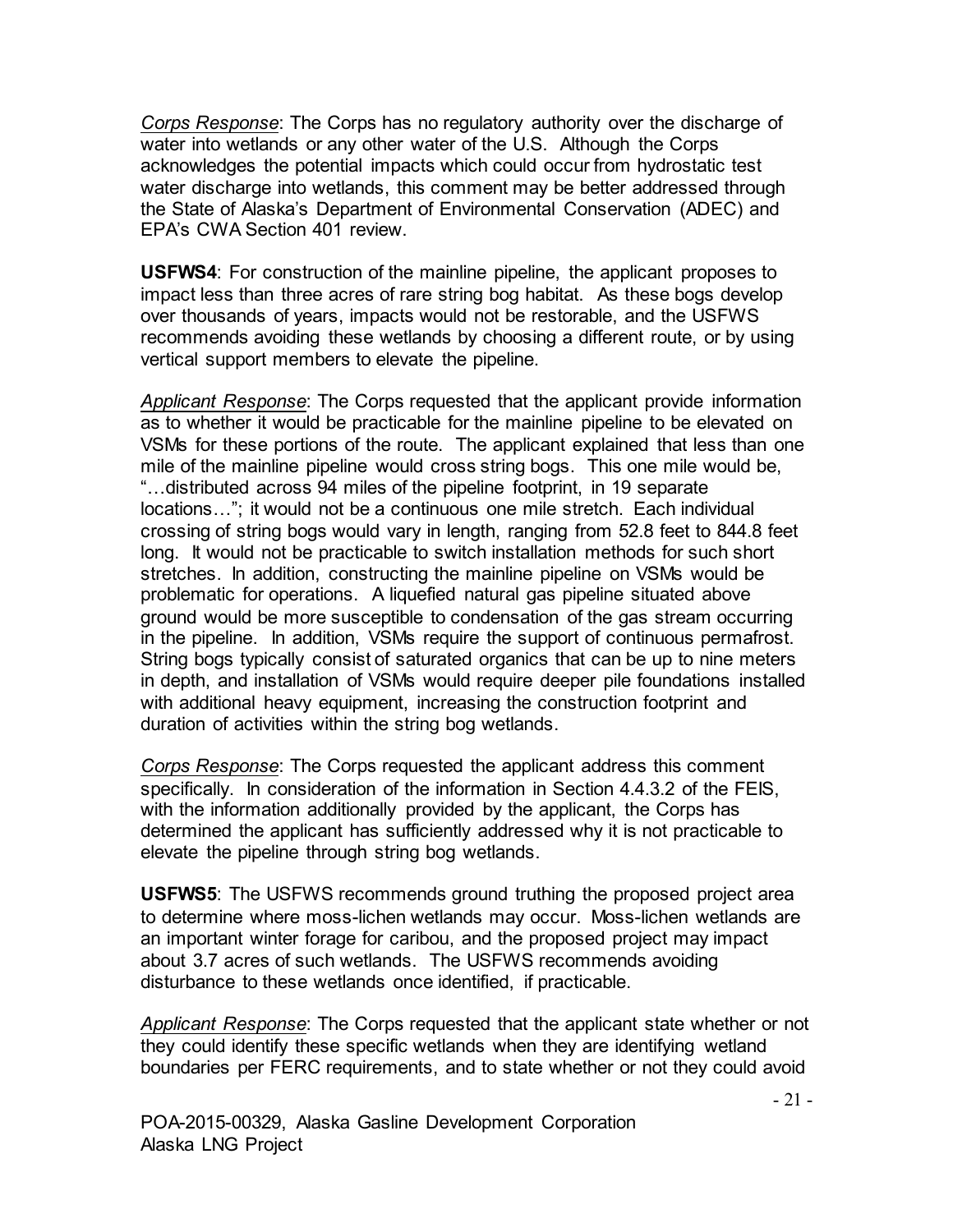*Corps Response*: The Corps has no regulatory authority over the discharge of water into wetlands or any other water of the U.S. Although the Corps acknowledges the potential impacts which could occur from hydrostatic test water discharge into wetlands, this comment may be better addressed through the State of Alaska's Department of Environmental Conservation (ADEC) and EPA's CWA Section 401 review.

**USFWS4**: For construction of the mainline pipeline, the applicant proposes to impact less than three acres of rare string bog habitat. As these bogs develop over thousands of years, impacts would not be restorable, and the USFWS recommends avoiding these wetlands by choosing a different route, or by using vertical support members to elevate the pipeline.

*Applicant Response*: The Corps requested that the applicant provide information as to whether it would be practicable for the mainline pipeline to be elevated on VSMs for these portions of the route. The applicant explained that less than one mile of the mainline pipeline would cross string bogs. This one mile would be, "…distributed across 94 miles of the pipeline footprint, in 19 separate locations…"; it would not be a continuous one mile stretch. Each individual crossing of string bogs would vary in length, ranging from 52.8 feet to 844.8 feet long. It would not be practicable to switch installation methods for such short stretches. In addition, constructing the mainline pipeline on VSMs would be problematic for operations. A liquefied natural gas pipeline situated above ground would be more susceptible to condensation of the gas stream occurring in the pipeline. In addition, VSMs require the support of continuous permafrost. String bogs typically consist of saturated organics that can be up to nine meters in depth, and installation of VSMs would require deeper pile foundations installed with additional heavy equipment, increasing the construction footprint and duration of activities within the string bog wetlands.

*Corps Response*: The Corps requested the applicant address this comment specifically. In consideration of the information in Section 4.4.3.2 of the FEIS, with the information additionally provided by the applicant, the Corps has determined the applicant has sufficiently addressed why it is not practicable to elevate the pipeline through string bog wetlands.

**USFWS5**: The USFWS recommends ground truthing the proposed project area to determine where moss-lichen wetlands may occur. Moss-lichen wetlands are an important winter forage for caribou, and the proposed project may impact about 3.7 acres of such wetlands. The USFWS recommends avoiding disturbance to these wetlands once identified, if practicable.

*Applicant Response*: The Corps requested that the applicant state whether or not they could identify these specific wetlands when they are identifying wetland boundaries per FERC requirements, and to state whether or not they could avoid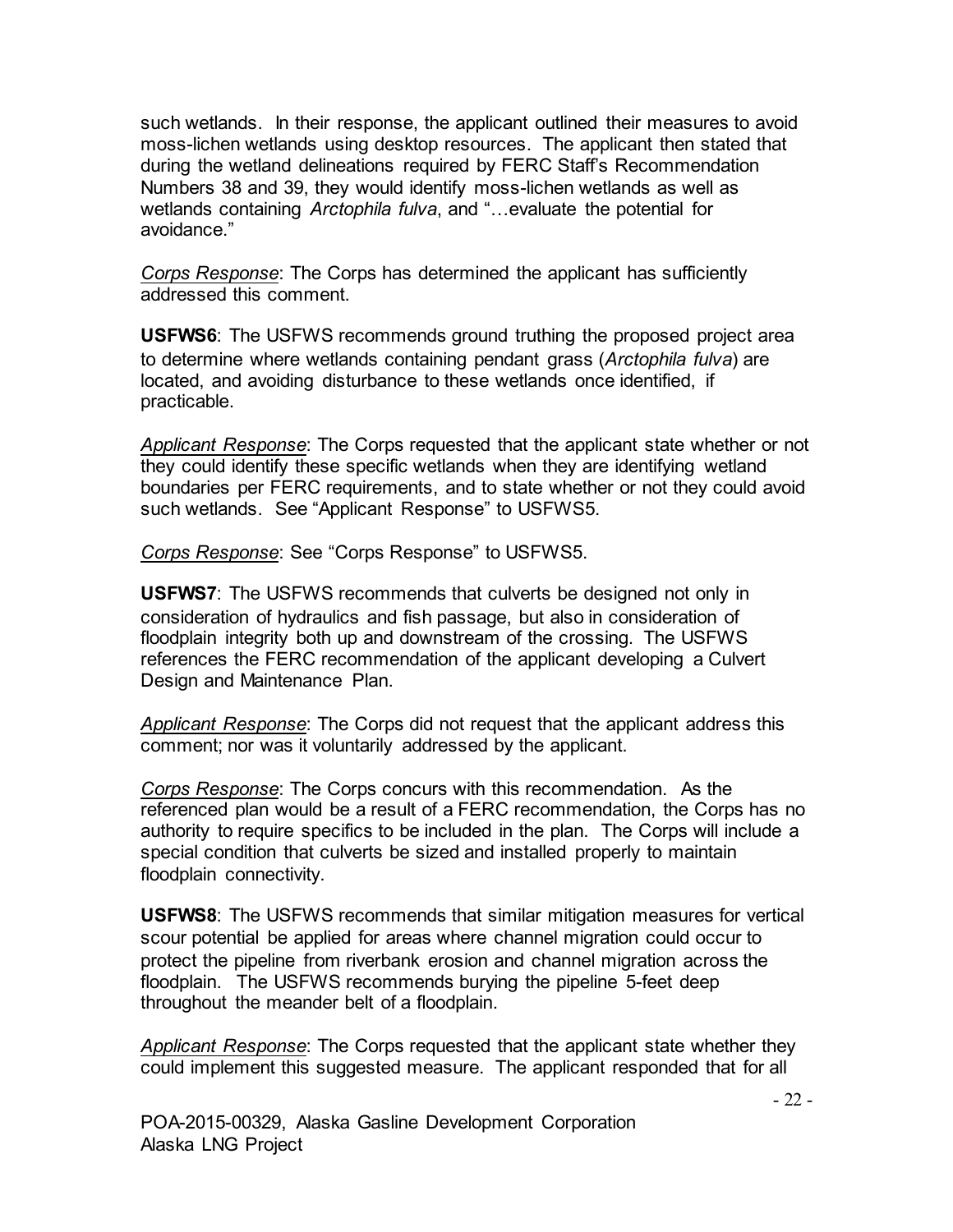such wetlands. In their response, the applicant outlined their measures to avoid moss-lichen wetlands using desktop resources. The applicant then stated that during the wetland delineations required by FERC Staff's Recommendation Numbers 38 and 39, they would identify moss-lichen wetlands as well as wetlands containing *Arctophila fulva*, and "…evaluate the potential for avoidance."

<u>*Corps Response*</u>: The Corps has determined the applicant has sufficiently addressed this comment.

**USFWS6**: The USFWS recommends ground truthing the proposed project area to determine where wetlands containing pendant grass (*Arctophila fulva*) are located, and avoiding disturbance to these wetlands once identified, if practicable.

<u>*Applicant Response*</u>: The Corps requested that the applicant state whether or not they could identify these specific wetlands when they are identifying wetland boundaries per FERC requirements, and to state whether or not they could avoid such wetlands. See "Applicant Response" to USFWS5.

<u>*Corps Response*</u>: See "Corps Response" to USFWS5.

**USFWS7**: The USFWS recommends that culverts be designed not only in consideration of hydraulics and fish passage, but also in consideration of floodplain integrity both up and downstream of the crossing. The USFWS references the FERC recommendation of the applicant developing a Culvert Design and Maintenance Plan.

<u>*Applicant Response*</u>: The Corps did not request that the applicant address this comment; nor was it voluntarily addressed by the applicant.

<u>*Corps Response*</u>: The Corps concurs with this recommendation. As the referenced plan would be a result of a FERC recommendation, the Corps has no authority to require specifics to be included in the plan. The Corps will include a special condition that culverts be sized and installed properly to maintain floodplain connectivity.

**USFWS8**: The USFWS recommends that similar mitigation measures for vertical scour potential be applied for areas where channel migration could occur to protect the pipeline from riverbank erosion and channel migration across the floodplain. The USFWS recommends burying the pipeline 5-feet deep throughout the meander belt of a floodplain.

<u>*Applicant Response*</u>: The Corps requested that the applicant state whether they could implement this suggested measure. The applicant responded that for all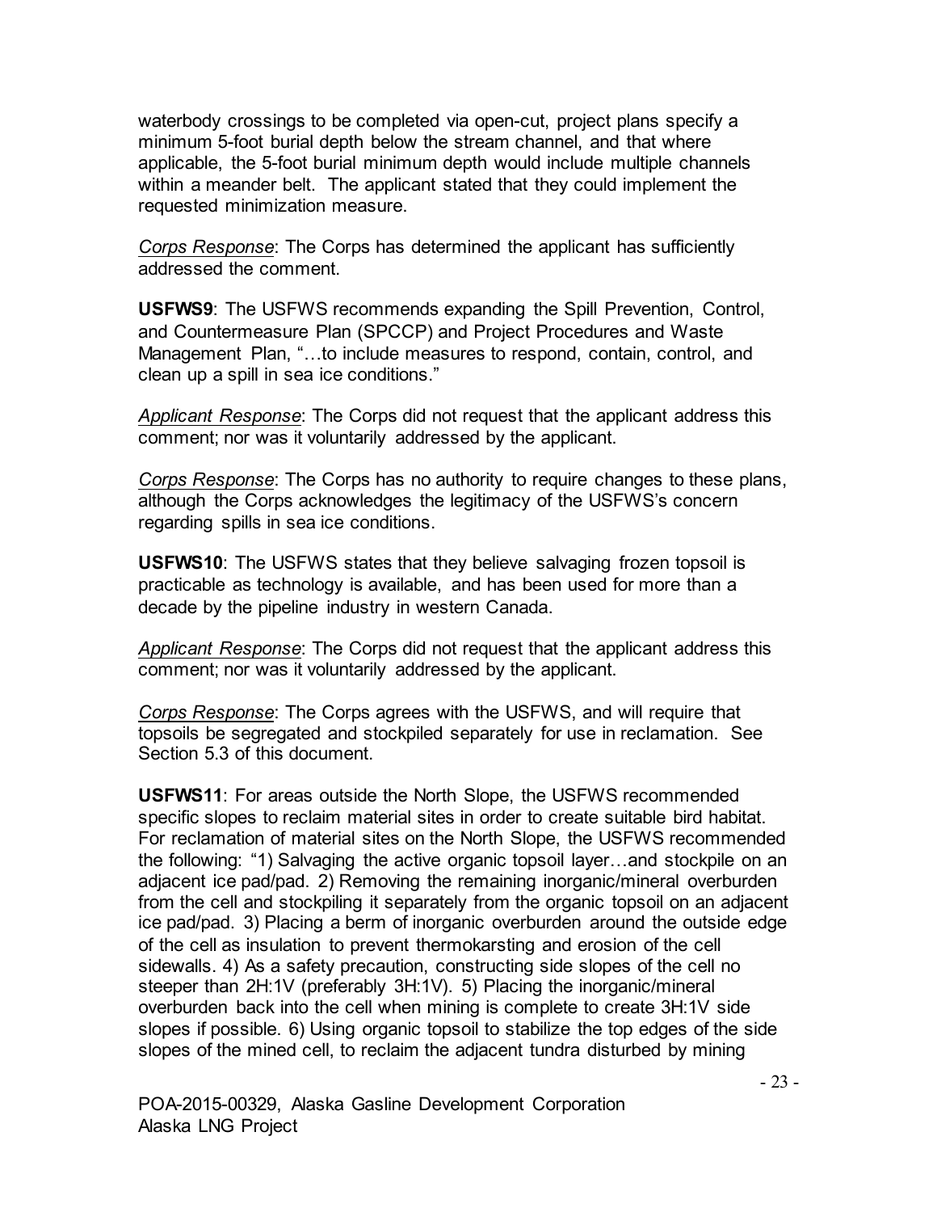waterbody crossings to be completed via open-cut, project plans specify a minimum 5-foot burial depth below the stream channel, and that where applicable, the 5-foot burial minimum depth would include multiple channels within a meander belt. The applicant stated that they could implement the requested minimization measure.

<u>*Corps Response*</u>: The Corps has determined the applicant has sufficiently addressed the comment.

**USFWS9**: The USFWS recommends expanding the Spill Prevention, Control, and Countermeasure Plan (SPCCP) and Project Procedures and Waste Management Plan, "…to include measures to respond, contain, control, and clean up a spill in sea ice conditions."

<u>*Applicant Response*</u>: The Corps did not request that the applicant address this comment; nor was it voluntarily addressed by the applicant.

<u>*Corps Response*</u>: The Corps has no authority to require changes to these plans, although the Corps acknowledges the legitimacy of the USFWS's concern regarding spills in sea ice conditions.

**USFWS10**: The USFWS states that they believe salvaging frozen topsoil is practicable as technology is available, and has been used for more than a decade by the pipeline industry in western Canada.

<u>*Applicant Response*</u>: The Corps did not request that the applicant address this comment; nor was it voluntarily addressed by the applicant.

<u>*Corps Response*</u>: The Corps agrees with the USFWS, and will require that topsoils be segregated and stockpiled separately for use in reclamation. See Section 5.3 of this document.

**USFWS11**: For areas outside the North Slope, the USFWS recommended specific slopes to reclaim material sites in order to create suitable bird habitat. For reclamation of material sites on the North Slope, the USFWS recommended the following: "1) Salvaging the active organic topsoil layer…and stockpile on an adjacent ice pad/pad. 2) Removing the remaining inorganic/mineral overburden from the cell and stockpiling it separately from the organic topsoil on an adjacent ice pad/pad. 3) Placing a berm of inorganic overburden around the outside edge of the cell as insulation to prevent thermokarsting and erosion of the cell sidewalls. 4) As a safety precaution, constructing side slopes of the cell no steeper than 2H:1V (preferably 3H:1V). 5) Placing the inorganic/mineral overburden back into the cell when mining is complete to create 3H:1V side slopes if possible. 6) Using organic topsoil to stabilize the top edges of the side slopes of the mined cell, to reclaim the adjacent tundra disturbed by mining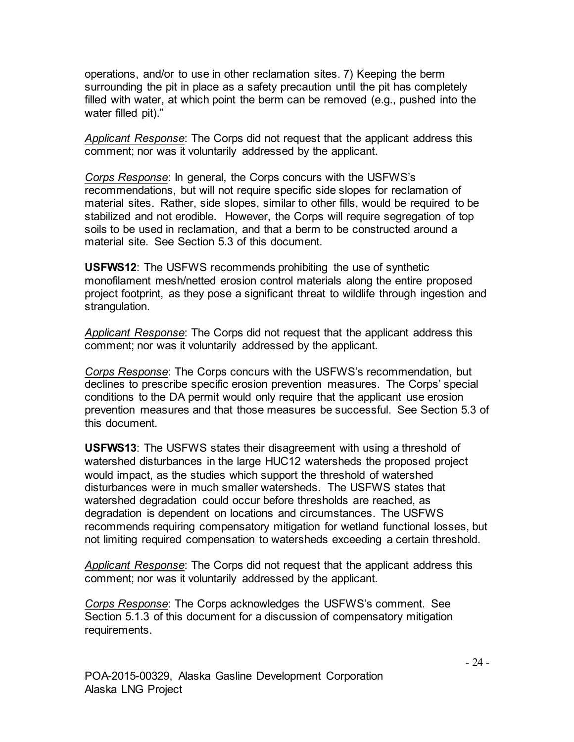operations, and/or to use in other reclamation sites. 7) Keeping the berm surrounding the pit in place as a safety precaution until the pit has completely filled with water, at which point the berm can be removed (e.g., pushed into the water filled pit)."

*Applicant Response*: The Corps did not request that the applicant address this comment; nor was it voluntarily addressed by the applicant.

*Corps Response*: In general, the Corps concurs with the USFWS's recommendations, but will not require specific side slopes for reclamation of material sites. Rather, side slopes, similar to other fills, would be required to be stabilized and not erodible. However, the Corps will require segregation of top soils to be used in reclamation, and that a berm to be constructed around a material site. See Section 5.3 of this document.

**USFWS12**: The USFWS recommends prohibiting the use of synthetic monofilament mesh/netted erosion control materials along the entire proposed project footprint, as they pose a significant threat to wildlife through ingestion and strangulation.

*Applicant Response*: The Corps did not request that the applicant address this comment; nor was it voluntarily addressed by the applicant.

*Corps Response*: The Corps concurs with the USFWS's recommendation, but declines to prescribe specific erosion prevention measures. The Corps' special conditions to the DA permit would only require that the applicant use erosion prevention measures and that those measures be successful. See Section 5.3 of this document.

**USFWS13**: The USFWS states their disagreement with using a threshold of watershed disturbances in the large HUC12 watersheds the proposed project would impact, as the studies which support the threshold of watershed disturbances were in much smaller watersheds. The USFWS states that watershed degradation could occur before thresholds are reached, as degradation is dependent on locations and circumstances. The USFWS recommends requiring compensatory mitigation for wetland functional losses, but not limiting required compensation to watersheds exceeding a certain threshold.

*Applicant Response*: The Corps did not request that the applicant address this comment; nor was it voluntarily addressed by the applicant.

*Corps Response*: The Corps acknowledges the USFWS's comment. See Section 5.1.3 of this document for a discussion of compensatory mitigation requirements.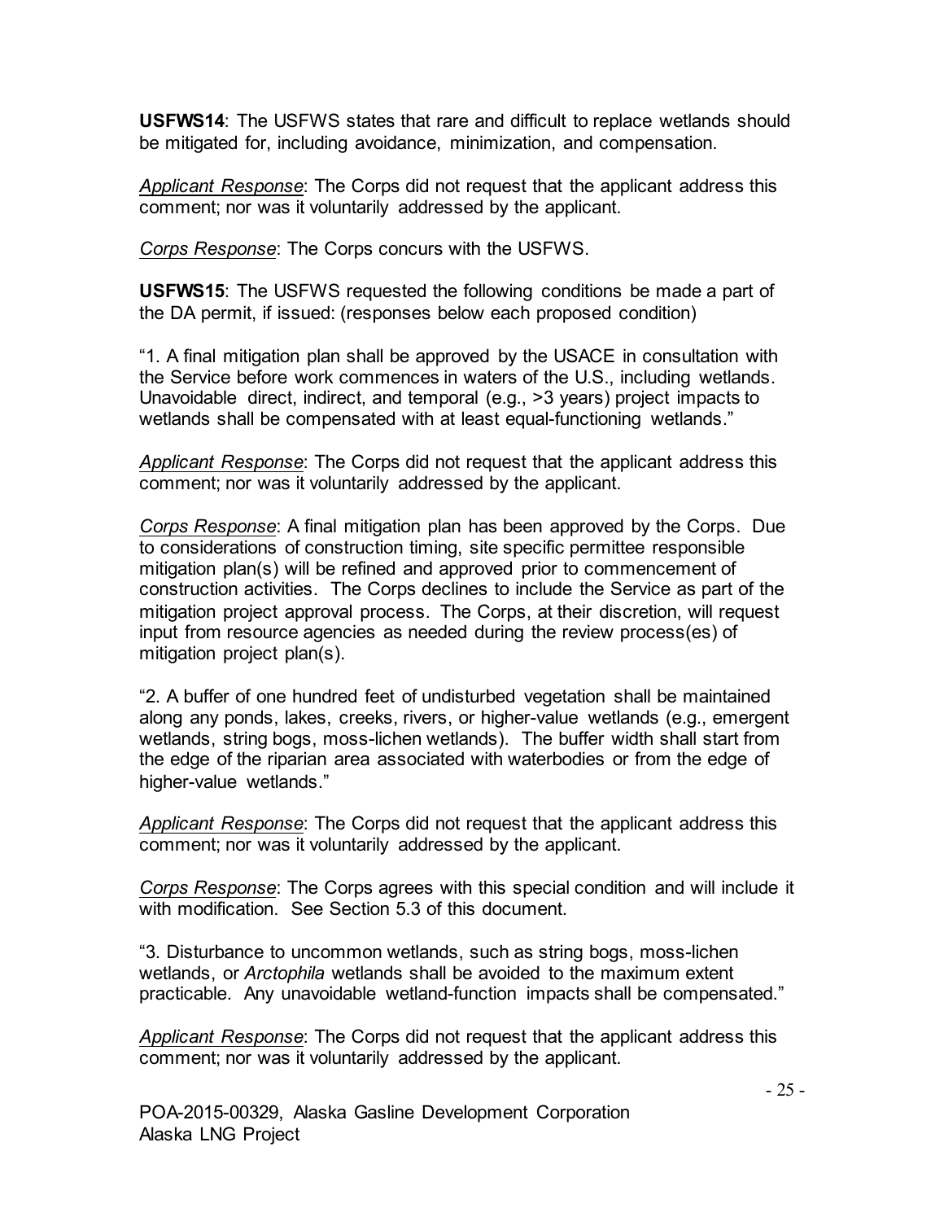**USFWS14**: The USFWS states that rare and difficult to replace wetlands should be mitigated for, including avoidance, minimization, and compensation.

*Applicant Response*: The Corps did not request that the applicant address this comment; nor was it voluntarily addressed by the applicant.

*Corps Response*: The Corps concurs with the USFWS.

**USFWS15**: The USFWS requested the following conditions be made a part of the DA permit, if issued: (responses below each proposed condition)

"1. A final mitigation plan shall be approved by the USACE in consultation with the Service before work commences in waters of the U.S., including wetlands. Unavoidable direct, indirect, and temporal (e.g., >3 years) project impacts to wetlands shall be compensated with at least equal-functioning wetlands."

*Applicant Response*: The Corps did not request that the applicant address this comment; nor was it voluntarily addressed by the applicant.

*Corps Response*: A final mitigation plan has been approved by the Corps. Due to considerations of construction timing, site specific permittee responsible mitigation plan(s) will be refined and approved prior to commencement of construction activities. The Corps declines to include the Service as part of the mitigation project approval process. The Corps, at their discretion, will request input from resource agencies as needed during the review process(es) of mitigation project plan(s).

"2. A buffer of one hundred feet of undisturbed vegetation shall be maintained along any ponds, lakes, creeks, rivers, or higher-value wetlands (e.g., emergent wetlands, string bogs, moss-lichen wetlands). The buffer width shall start from the edge of the riparian area associated with waterbodies or from the edge of higher-value wetlands."

*Applicant Response*: The Corps did not request that the applicant address this comment; nor was it voluntarily addressed by the applicant.

*Corps Response*: The Corps agrees with this special condition and will include it with modification. See Section 5.3 of this document.

"3. Disturbance to uncommon wetlands, such as string bogs, moss-lichen wetlands, or *Arctophila* wetlands shall be avoided to the maximum extent practicable. Any unavoidable wetland-function impacts shall be compensated."

*Applicant Response*: The Corps did not request that the applicant address this comment; nor was it voluntarily addressed by the applicant.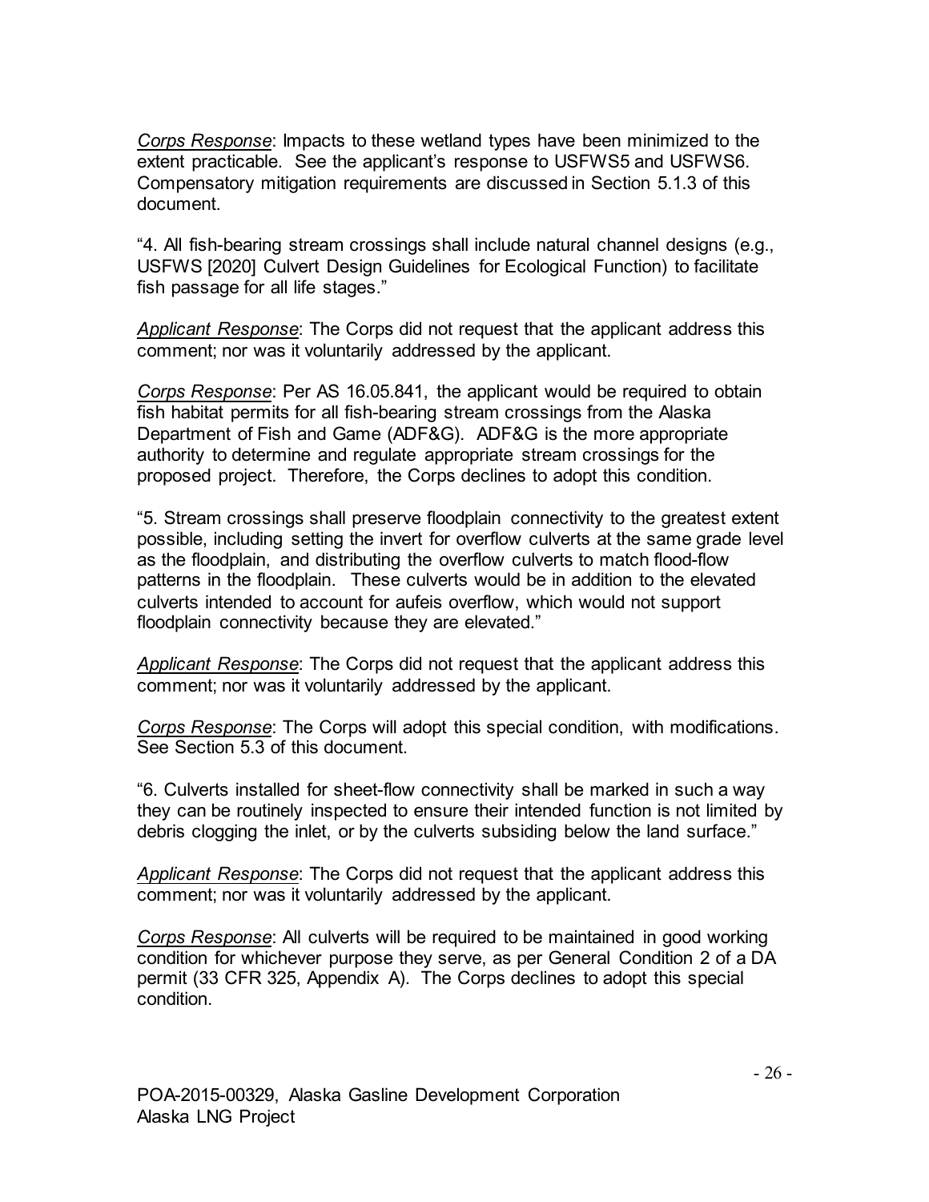*Corps Response*: Impacts to these wetland types have been minimized to the extent practicable. See the applicant's response to USFWS5 and USFWS6. Compensatory mitigation requirements are discussed in Section 5.1.3 of this document.

"4. All fish-bearing stream crossings shall include natural channel designs (e.g., USFWS [2020] Culvert Design Guidelines for Ecological Function) to facilitate fish passage for all life stages."

*Applicant Response*: The Corps did not request that the applicant address this comment; nor was it voluntarily addressed by the applicant.

*Corps Response*: Per AS 16.05.841, the applicant would be required to obtain fish habitat permits for all fish-bearing stream crossings from the Alaska Department of Fish and Game (ADF&G). ADF&G is the more appropriate authority to determine and regulate appropriate stream crossings for the proposed project. Therefore, the Corps declines to adopt this condition.

"5. Stream crossings shall preserve floodplain connectivity to the greatest extent possible, including setting the invert for overflow culverts at the same grade level as the floodplain, and distributing the overflow culverts to match flood-flow patterns in the floodplain. These culverts would be in addition to the elevated culverts intended to account for aufeis overflow, which would not support floodplain connectivity because they are elevated."

*Applicant Response*: The Corps did not request that the applicant address this comment; nor was it voluntarily addressed by the applicant.

*Corps Response*: The Corps will adopt this special condition, with modifications. See Section 5.3 of this document.

"6. Culverts installed for sheet-flow connectivity shall be marked in such a way they can be routinely inspected to ensure their intended function is not limited by debris clogging the inlet, or by the culverts subsiding below the land surface."

*Applicant Response*: The Corps did not request that the applicant address this comment; nor was it voluntarily addressed by the applicant.

*Corps Response*: All culverts will be required to be maintained in good working condition for whichever purpose they serve, as per General Condition 2 of a DA permit (33 CFR 325, Appendix A). The Corps declines to adopt this special condition.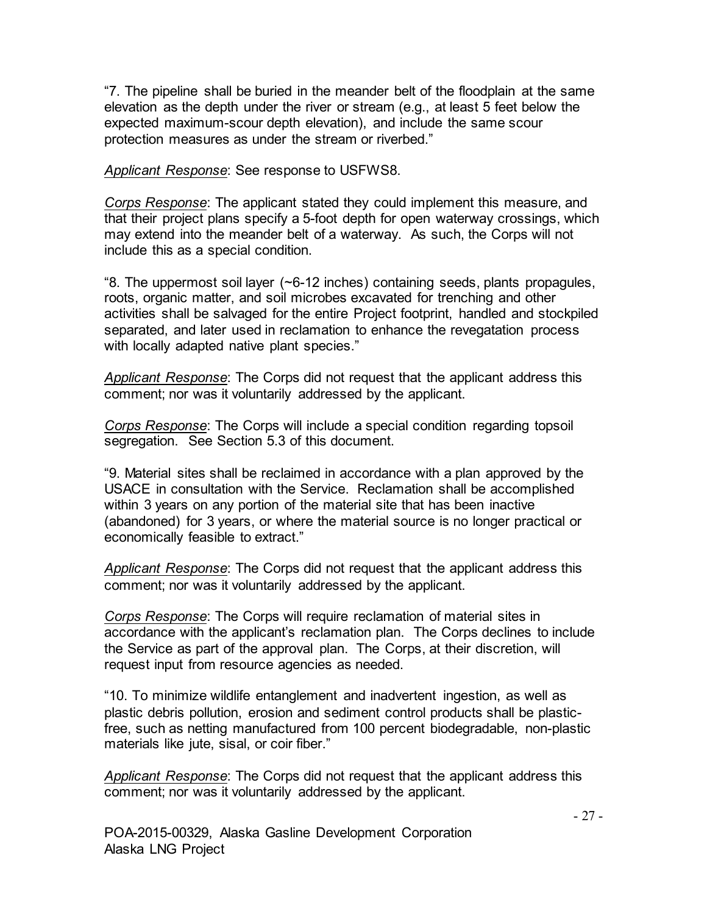"7. The pipeline shall be buried in the meander belt of the floodplain at the same elevation as the depth under the river or stream (e.g., at least 5 feet below the expected maximum-scour depth elevation), and include the same scour protection measures as under the stream or riverbed."

*Applicant Response*: See response to USFWS8.

*Corps Response*: The applicant stated they could implement this measure, and that their project plans specify a 5-foot depth for open waterway crossings, which may extend into the meander belt of a waterway. As such, the Corps will not include this as a special condition.

"8. The uppermost soil layer (~6-12 inches) containing seeds, plants propagules, roots, organic matter, and soil microbes excavated for trenching and other activities shall be salvaged for the entire Project footprint, handled and stockpiled separated, and later used in reclamation to enhance the revegatation process with locally adapted native plant species."

*Applicant Response*: The Corps did not request that the applicant address this comment; nor was it voluntarily addressed by the applicant.

*Corps Response*: The Corps will include a special condition regarding topsoil segregation. See Section 5.3 of this document.

"9. Material sites shall be reclaimed in accordance with a plan approved by the USACE in consultation with the Service. Reclamation shall be accomplished within 3 years on any portion of the material site that has been inactive (abandoned) for 3 years, or where the material source is no longer practical or economically feasible to extract."

*Applicant Response*: The Corps did not request that the applicant address this comment; nor was it voluntarily addressed by the applicant.

*Corps Response*: The Corps will require reclamation of material sites in accordance with the applicant's reclamation plan. The Corps declines to include the Service as part of the approval plan. The Corps, at their discretion, will request input from resource agencies as needed.

"10. To minimize wildlife entanglement and inadvertent ingestion, as well as plastic debris pollution, erosion and sediment control products shall be plastic-free, such as netting manufactured from 100 percent biodegradable, non-plastic materials like jute, sisal, or coir fiber."

*Applicant Response*: The Corps did not request that the applicant address this comment; nor was it voluntarily addressed by the applicant.

POA-2015-00329, Alaska Gasline Development Corporation
Alaska LNG Project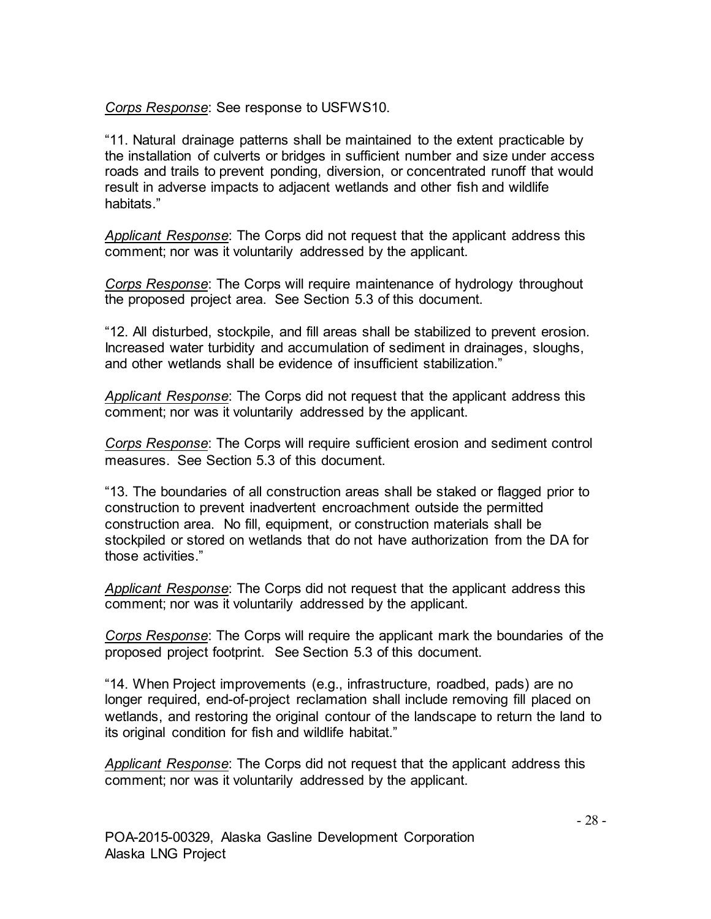*Corps Response*: See response to USFWS10.

"11. Natural drainage patterns shall be maintained to the extent practicable by the installation of culverts or bridges in sufficient number and size under access roads and trails to prevent ponding, diversion, or concentrated runoff that would result in adverse impacts to adjacent wetlands and other fish and wildlife habitats."

*Applicant Response*: The Corps did not request that the applicant address this comment; nor was it voluntarily addressed by the applicant.

*Corps Response*: The Corps will require maintenance of hydrology throughout the proposed project area. See Section 5.3 of this document.

"12. All disturbed, stockpile, and fill areas shall be stabilized to prevent erosion. Increased water turbidity and accumulation of sediment in drainages, sloughs, and other wetlands shall be evidence of insufficient stabilization."

*Applicant Response*: The Corps did not request that the applicant address this comment; nor was it voluntarily addressed by the applicant.

*Corps Response*: The Corps will require sufficient erosion and sediment control measures. See Section 5.3 of this document.

"13. The boundaries of all construction areas shall be staked or flagged prior to construction to prevent inadvertent encroachment outside the permitted construction area. No fill, equipment, or construction materials shall be stockpiled or stored on wetlands that do not have authorization from the DA for those activities."

*Applicant Response*: The Corps did not request that the applicant address this comment; nor was it voluntarily addressed by the applicant.

*Corps Response*: The Corps will require the applicant mark the boundaries of the proposed project footprint. See Section 5.3 of this document.

"14. When Project improvements (e.g., infrastructure, roadbed, pads) are no longer required, end-of-project reclamation shall include removing fill placed on wetlands, and restoring the original contour of the landscape to return the land to its original condition for fish and wildlife habitat."

*Applicant Response*: The Corps did not request that the applicant address this comment; nor was it voluntarily addressed by the applicant.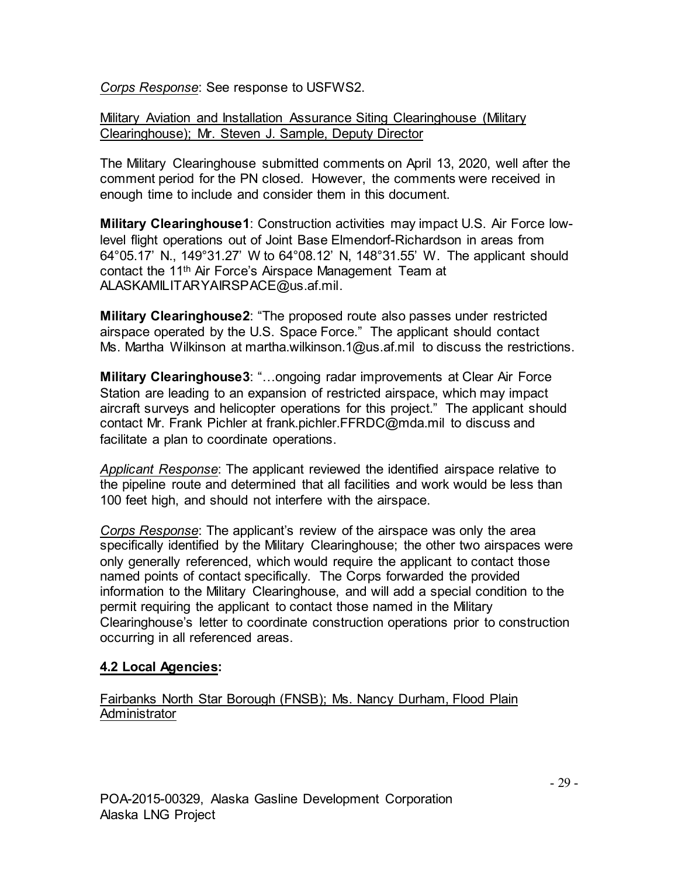*Corps Response*: See response to USFWS2.

Military Aviation and Installation Assurance Siting Clearinghouse (Military Clearinghouse); Mr. Steven J. Sample, Deputy Director

The Military Clearinghouse submitted comments on April 13, 2020, well after the comment period for the PN closed. However, the comments were received in enough time to include and consider them in this document.

**Military Clearinghouse1**: Construction activities may impact U.S. Air Force low-level flight operations out of Joint Base Elmendorf-Richardson in areas from 64°05.17’ N., 149°31.27’ W to 64°08.12’ N, 148°31.55’ W. The applicant should contact the 11th Air Force’s Airspace Management Team at ALASKAMILITARYAIRSPACE@us.af.mil.

**Military Clearinghouse2**: “The proposed route also passes under restricted airspace operated by the U.S. Space Force.” The applicant should contact Ms. Martha Wilkinson at martha.wilkinson.1@us.af.mil to discuss the restrictions.

**Military Clearinghouse3**: “…ongoing radar improvements at Clear Air Force Station are leading to an expansion of restricted airspace, which may impact aircraft surveys and helicopter operations for this project.” The applicant should contact Mr. Frank Pichler at frank.pichler.FFRDC@mda.mil to discuss and facilitate a plan to coordinate operations.

*Applicant Response*: The applicant reviewed the identified airspace relative to the pipeline route and determined that all facilities and work would be less than 100 feet high, and should not interfere with the airspace.

*Corps Response*: The applicant’s review of the airspace was only the area specifically identified by the Military Clearinghouse; the other two airspaces were only generally referenced, which would require the applicant to contact those named points of contact specifically. The Corps forwarded the provided information to the Military Clearinghouse, and will add a special condition to the permit requiring the applicant to contact those named in the Military Clearinghouse’s letter to coordinate construction operations prior to construction occurring in all referenced areas.

## 4.2 Local Agencies:

Fairbanks North Star Borough (FNSB); Ms. Nancy Durham, Flood Plain Administrator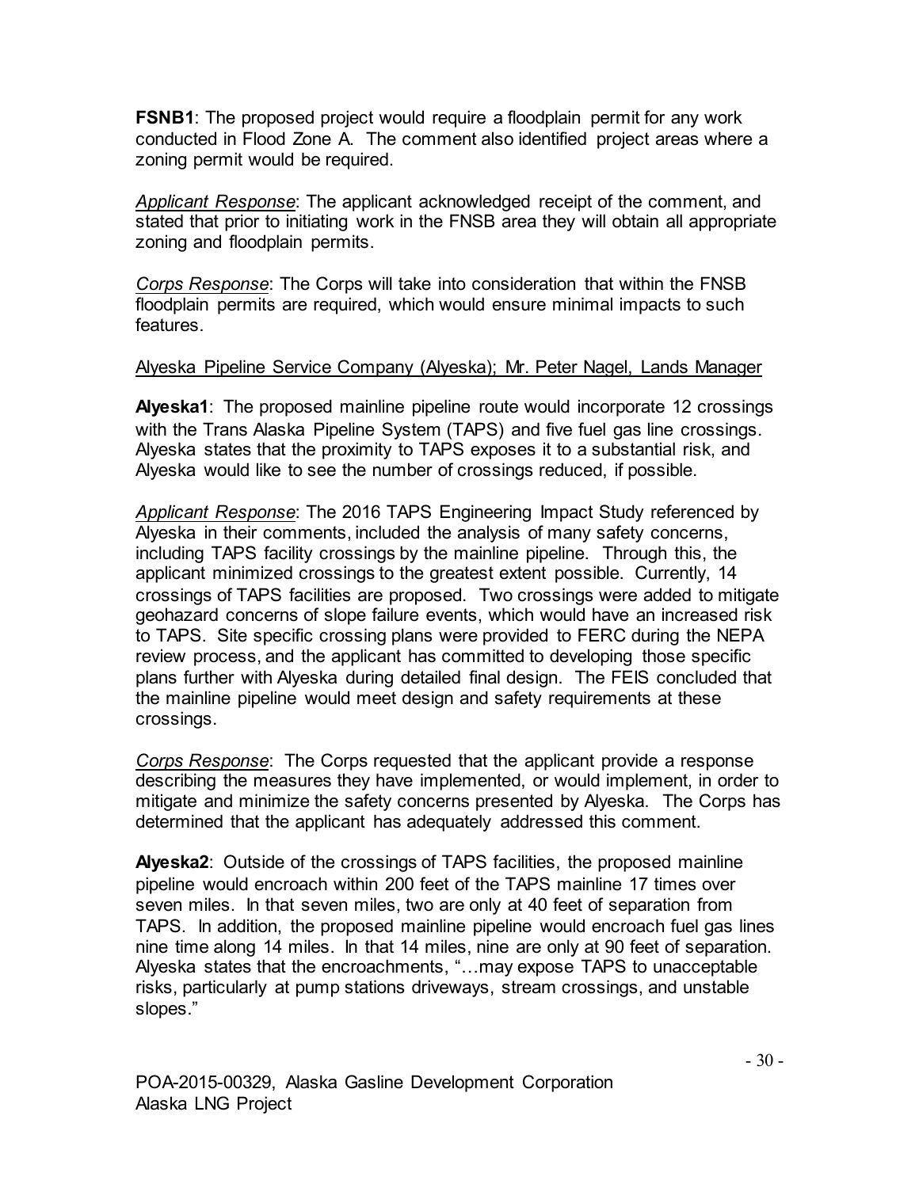**FSNB1**: The proposed project would require a floodplain permit for any work conducted in Flood Zone A. The comment also identified project areas where a zoning permit would be required.

*Applicant Response*: The applicant acknowledged receipt of the comment, and stated that prior to initiating work in the FNSB area they will obtain all appropriate zoning and floodplain permits.

*Corps Response*: The Corps will take into consideration that within the FNSB floodplain permits are required, which would ensure minimal impacts to such features.

Alyeska Pipeline Service Company (Alyeska); Mr. Peter Nagel, Lands Manager

**Alyeska1**: The proposed mainline pipeline route would incorporate 12 crossings with the Trans Alaska Pipeline System (TAPS) and five fuel gas line crossings. Alyeska states that the proximity to TAPS exposes it to a substantial risk, and Alyeska would like to see the number of crossings reduced, if possible.

*Applicant Response*: The 2016 TAPS Engineering Impact Study referenced by Alyeska in their comments, included the analysis of many safety concerns, including TAPS facility crossings by the mainline pipeline. Through this, the applicant minimized crossings to the greatest extent possible. Currently, 14 crossings of TAPS facilities are proposed. Two crossings were added to mitigate geohazard concerns of slope failure events, which would have an increased risk to TAPS. Site specific crossing plans were provided to FERC during the NEPA review process, and the applicant has committed to developing those specific plans further with Alyeska during detailed final design. The FEIS concluded that the mainline pipeline would meet design and safety requirements at these crossings.

*Corps Response*: The Corps requested that the applicant provide a response describing the measures they have implemented, or would implement, in order to mitigate and minimize the safety concerns presented by Alyeska. The Corps has determined that the applicant has adequately addressed this comment.

**Alyeska2**: Outside of the crossings of TAPS facilities, the proposed mainline pipeline would encroach within 200 feet of the TAPS mainline 17 times over seven miles. In that seven miles, two are only at 40 feet of separation from TAPS. In addition, the proposed mainline pipeline would encroach fuel gas lines nine time along 14 miles. In that 14 miles, nine are only at 90 feet of separation. Alyeska states that the encroachments, "…may expose TAPS to unacceptable risks, particularly at pump stations driveways, stream crossings, and unstable slopes."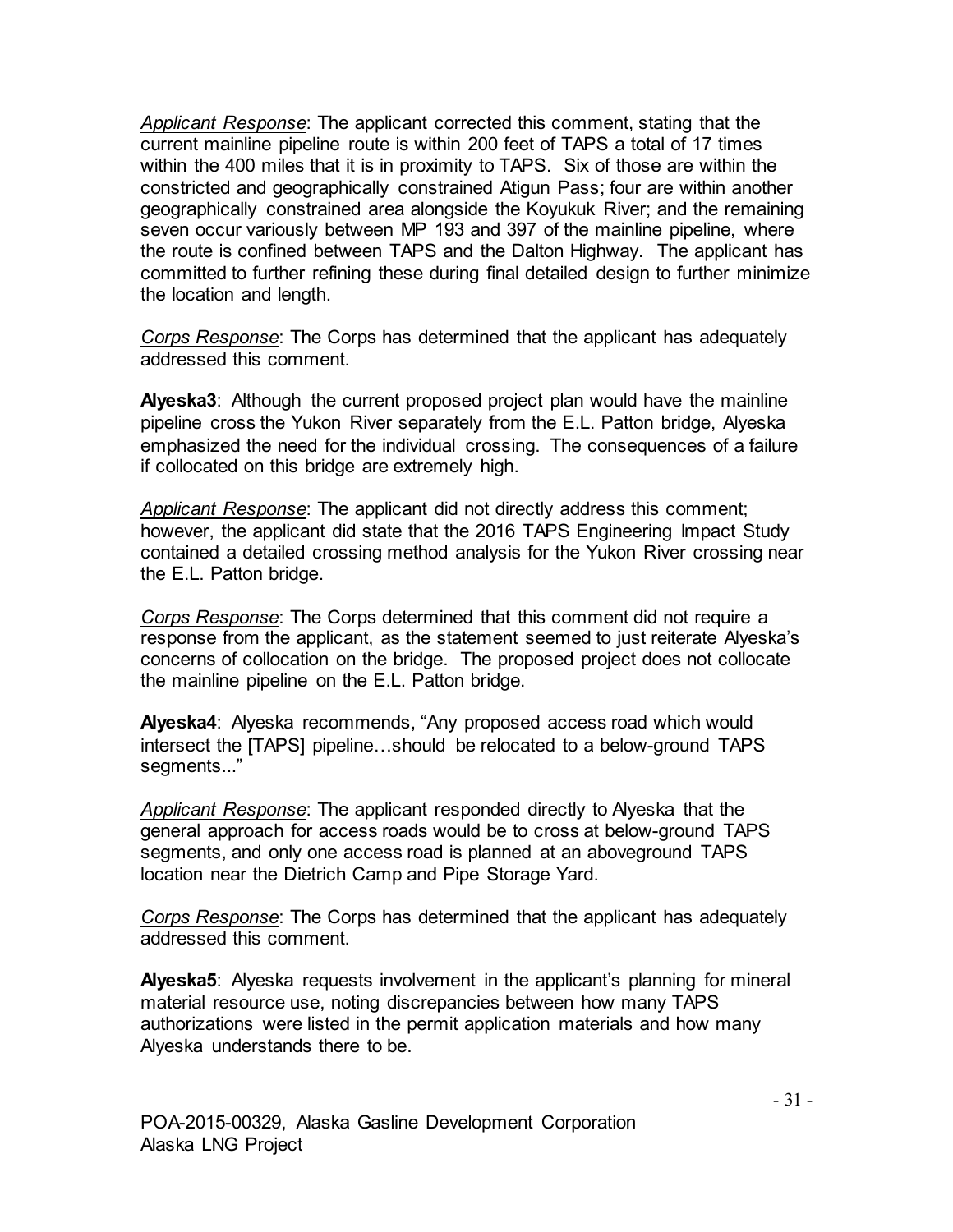*Applicant Response*: The applicant corrected this comment, stating that the current mainline pipeline route is within 200 feet of TAPS a total of 17 times within the 400 miles that it is in proximity to TAPS. Six of those are within the constricted and geographically constrained Atigun Pass; four are within another geographically constrained area alongside the Koyukuk River; and the remaining seven occur variously between MP 193 and 397 of the mainline pipeline, where the route is confined between TAPS and the Dalton Highway. The applicant has committed to further refining these during final detailed design to further minimize the location and length.

*Corps Response*: The Corps has determined that the applicant has adequately addressed this comment.

**Alyeska3**: Although the current proposed project plan would have the mainline pipeline cross the Yukon River separately from the E.L. Patton bridge, Alyeska emphasized the need for the individual crossing. The consequences of a failure if collocated on this bridge are extremely high.

*Applicant Response*: The applicant did not directly address this comment; however, the applicant did state that the 2016 TAPS Engineering Impact Study contained a detailed crossing method analysis for the Yukon River crossing near the E.L. Patton bridge.

*Corps Response*: The Corps determined that this comment did not require a response from the applicant, as the statement seemed to just reiterate Alyeska's concerns of collocation on the bridge. The proposed project does not collocate the mainline pipeline on the E.L. Patton bridge.

**Alyeska4**: Alyeska recommends, "Any proposed access road which would intersect the [TAPS] pipeline…should be relocated to a below-ground TAPS segments..."

*Applicant Response*: The applicant responded directly to Alyeska that the general approach for access roads would be to cross at below-ground TAPS segments, and only one access road is planned at an aboveground TAPS location near the Dietrich Camp and Pipe Storage Yard.

*Corps Response*: The Corps has determined that the applicant has adequately addressed this comment.

**Alyeska5**: Alyeska requests involvement in the applicant's planning for mineral material resource use, noting discrepancies between how many TAPS authorizations were listed in the permit application materials and how many Alyeska understands there to be.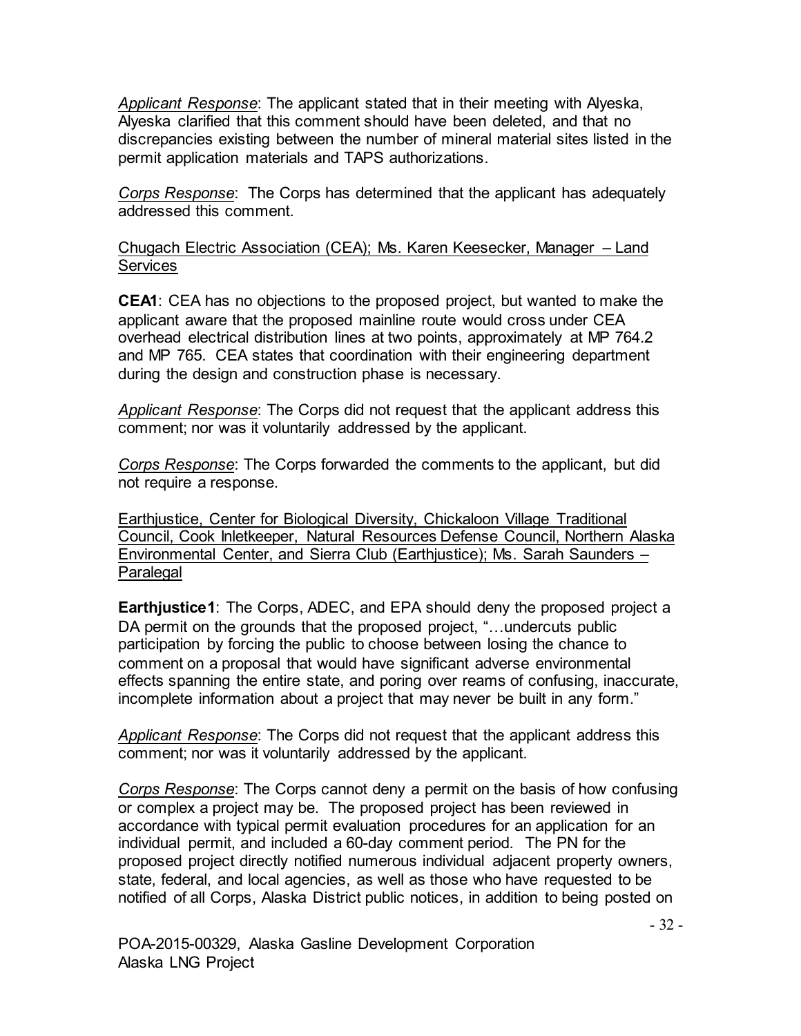*Applicant Response*: The applicant stated that in their meeting with Alyeska, Alyeska clarified that this comment should have been deleted, and that no discrepancies existing between the number of mineral material sites listed in the permit application materials and TAPS authorizations.

*Corps Response*: The Corps has determined that the applicant has adequately addressed this comment.

Chugach Electric Association (CEA); Ms. Karen Keesecker, Manager – Land Services

**CEA1**: CEA has no objections to the proposed project, but wanted to make the applicant aware that the proposed mainline route would cross under CEA overhead electrical distribution lines at two points, approximately at MP 764.2 and MP 765. CEA states that coordination with their engineering department during the design and construction phase is necessary.

*Applicant Response*: The Corps did not request that the applicant address this comment; nor was it voluntarily addressed by the applicant.

*Corps Response*: The Corps forwarded the comments to the applicant, but did not require a response.

Earthjustice, Center for Biological Diversity, Chickaloon Village Traditional Council, Cook Inletkeeper, Natural Resources Defense Council, Northern Alaska Environmental Center, and Sierra Club (Earthjustice); Ms. Sarah Saunders – Paralegal

**Earthjustice1**: The Corps, ADEC, and EPA should deny the proposed project a DA permit on the grounds that the proposed project, "…undercuts public participation by forcing the public to choose between losing the chance to comment on a proposal that would have significant adverse environmental effects spanning the entire state, and poring over reams of confusing, inaccurate, incomplete information about a project that may never be built in any form."

*Applicant Response*: The Corps did not request that the applicant address this comment; nor was it voluntarily addressed by the applicant.

*Corps Response*: The Corps cannot deny a permit on the basis of how confusing or complex a project may be. The proposed project has been reviewed in accordance with typical permit evaluation procedures for an application for an individual permit, and included a 60-day comment period. The PN for the proposed project directly notified numerous individual adjacent property owners, state, federal, and local agencies, as well as those who have requested to be notified of all Corps, Alaska District public notices, in addition to being posted on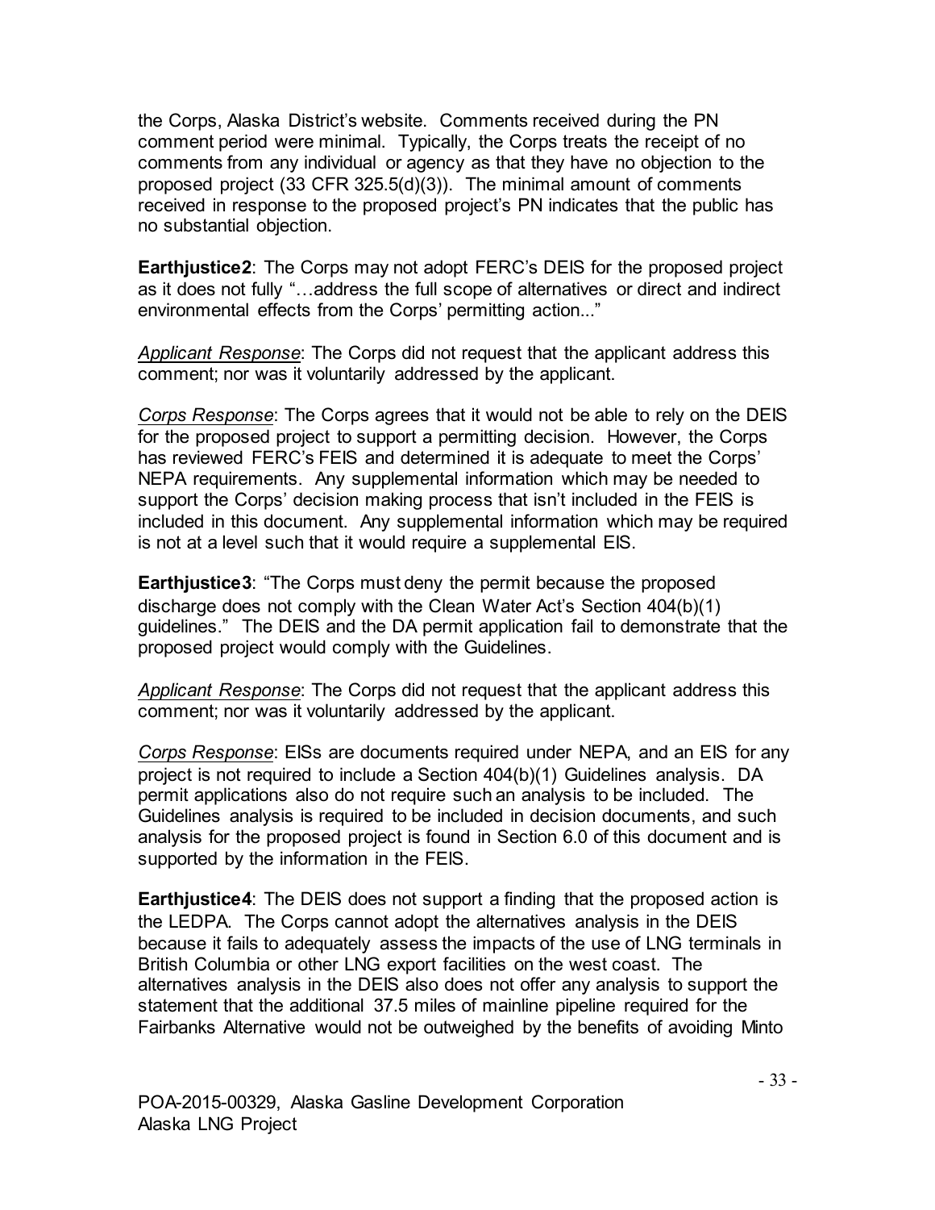the Corps, Alaska District's website. Comments received during the PN comment period were minimal. Typically, the Corps treats the receipt of no comments from any individual or agency as that they have no objection to the proposed project (33 CFR 325.5(d)(3)). The minimal amount of comments received in response to the proposed project's PN indicates that the public has no substantial objection.

**Earthjustice2**: The Corps may not adopt FERC's DEIS for the proposed project as it does not fully "…address the full scope of alternatives or direct and indirect environmental effects from the Corps' permitting action..."

*Applicant Response*: The Corps did not request that the applicant address this comment; nor was it voluntarily addressed by the applicant.

*Corps Response*: The Corps agrees that it would not be able to rely on the DEIS for the proposed project to support a permitting decision. However, the Corps has reviewed FERC's FEIS and determined it is adequate to meet the Corps' NEPA requirements. Any supplemental information which may be needed to support the Corps' decision making process that isn't included in the FEIS is included in this document. Any supplemental information which may be required is not at a level such that it would require a supplemental EIS.

**Earthjustice3**: "The Corps must deny the permit because the proposed discharge does not comply with the Clean Water Act's Section 404(b)(1) guidelines." The DEIS and the DA permit application fail to demonstrate that the proposed project would comply with the Guidelines.

*Applicant Response*: The Corps did not request that the applicant address this comment; nor was it voluntarily addressed by the applicant.

*Corps Response*: EISs are documents required under NEPA, and an EIS for any project is not required to include a Section 404(b)(1) Guidelines analysis. DA permit applications also do not require such an analysis to be included. The Guidelines analysis is required to be included in decision documents, and such analysis for the proposed project is found in Section 6.0 of this document and is supported by the information in the FEIS.

**Earthjustice4**: The DEIS does not support a finding that the proposed action is the LEDPA. The Corps cannot adopt the alternatives analysis in the DEIS because it fails to adequately assess the impacts of the use of LNG terminals in British Columbia or other LNG export facilities on the west coast. The alternatives analysis in the DEIS also does not offer any analysis to support the statement that the additional 37.5 miles of mainline pipeline required for the Fairbanks Alternative would not be outweighed by the benefits of avoiding Minto

POA-2015-00329, Alaska Gasline Development Corporation
Alaska LNG Project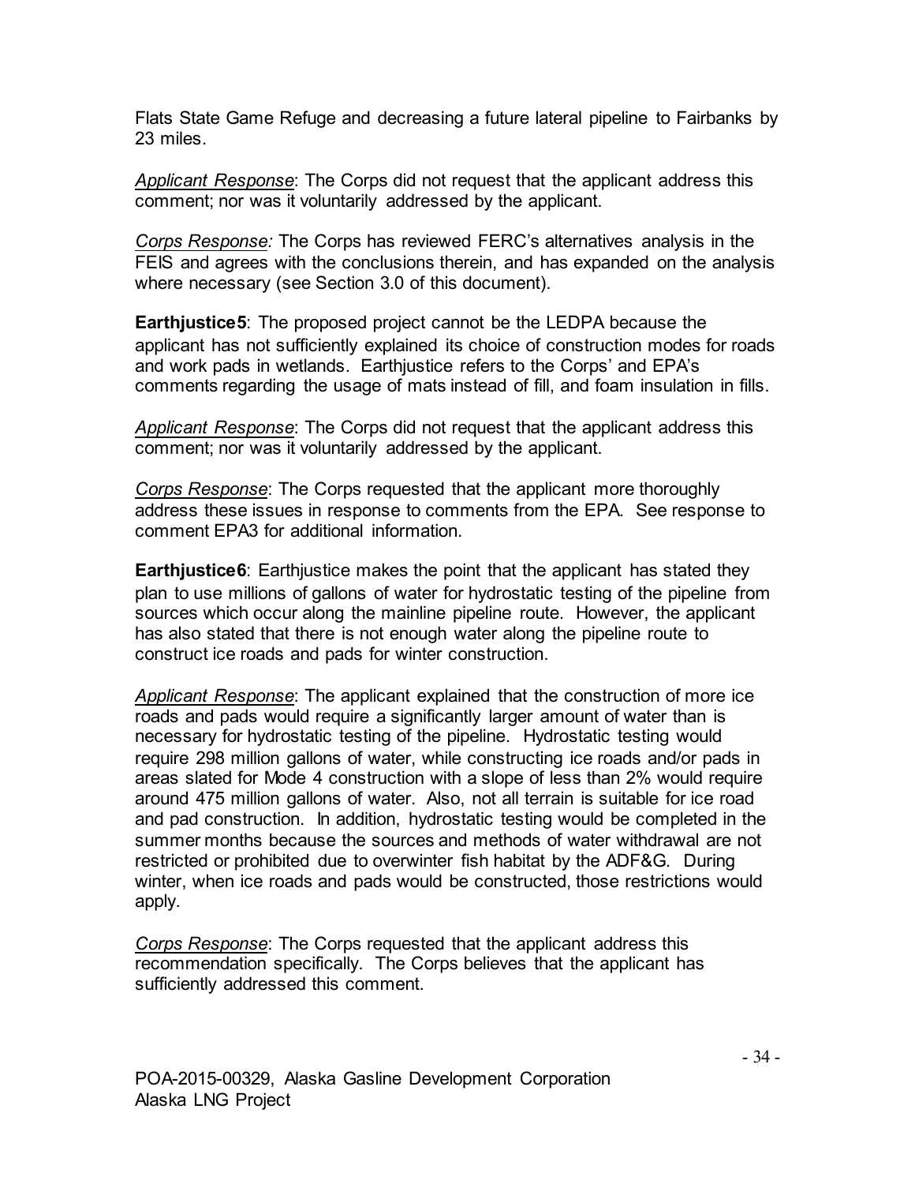Flats State Game Refuge and decreasing a future lateral pipeline to Fairbanks by 23 miles.

_Applicant Response_: The Corps did not request that the applicant address this comment; nor was it voluntarily addressed by the applicant.

_Corps Response:_ The Corps has reviewed FERC's alternatives analysis in the FEIS and agrees with the conclusions therein, and has expanded on the analysis where necessary (see Section 3.0 of this document).

**Earthjustice5**: The proposed project cannot be the LEDPA because the applicant has not sufficiently explained its choice of construction modes for roads and work pads in wetlands. Earthjustice refers to the Corps' and EPA's comments regarding the usage of mats instead of fill, and foam insulation in fills.

_Applicant Response_: The Corps did not request that the applicant address this comment; nor was it voluntarily addressed by the applicant.

_Corps Response_: The Corps requested that the applicant more thoroughly address these issues in response to comments from the EPA. See response to comment EPA3 for additional information.

**Earthjustice6**: Earthjustice makes the point that the applicant has stated they plan to use millions of gallons of water for hydrostatic testing of the pipeline from sources which occur along the mainline pipeline route. However, the applicant has also stated that there is not enough water along the pipeline route to construct ice roads and pads for winter construction.

_Applicant Response_: The applicant explained that the construction of more ice roads and pads would require a significantly larger amount of water than is necessary for hydrostatic testing of the pipeline. Hydrostatic testing would require 298 million gallons of water, while constructing ice roads and/or pads in areas slated for Mode 4 construction with a slope of less than 2% would require around 475 million gallons of water. Also, not all terrain is suitable for ice road and pad construction. In addition, hydrostatic testing would be completed in the summer months because the sources and methods of water withdrawal are not restricted or prohibited due to overwinter fish habitat by the ADF&G. During winter, when ice roads and pads would be constructed, those restrictions would apply.

_Corps Response_: The Corps requested that the applicant address this recommendation specifically. The Corps believes that the applicant has sufficiently addressed this comment.

POA-2015-00329, Alaska Gasline Development Corporation
Alaska LNG Project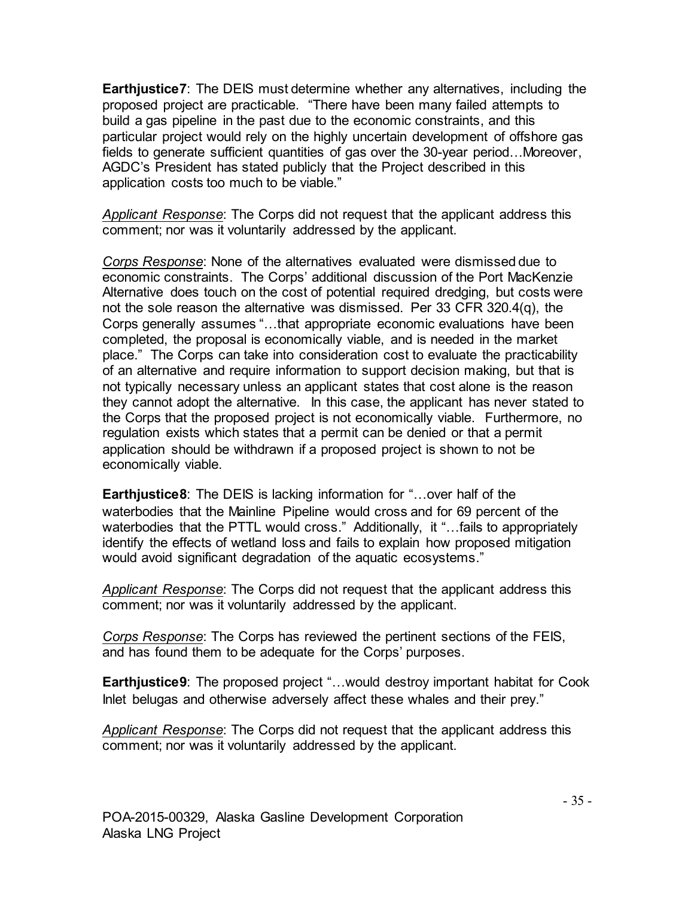**Earthjustice7**: The DEIS must determine whether any alternatives, including the proposed project are practicable. "There have been many failed attempts to build a gas pipeline in the past due to the economic constraints, and this particular project would rely on the highly uncertain development of offshore gas fields to generate sufficient quantities of gas over the 30-year period…Moreover, AGDC's President has stated publicly that the Project described in this application costs too much to be viable."

*Applicant Response*: The Corps did not request that the applicant address this comment; nor was it voluntarily addressed by the applicant.

*Corps Response*: None of the alternatives evaluated were dismissed due to economic constraints. The Corps' additional discussion of the Port MacKenzie Alternative does touch on the cost of potential required dredging, but costs were not the sole reason the alternative was dismissed. Per 33 CFR 320.4(q), the Corps generally assumes "…that appropriate economic evaluations have been completed, the proposal is economically viable, and is needed in the market place." The Corps can take into consideration cost to evaluate the practicability of an alternative and require information to support decision making, but that is not typically necessary unless an applicant states that cost alone is the reason they cannot adopt the alternative. In this case, the applicant has never stated to the Corps that the proposed project is not economically viable. Furthermore, no regulation exists which states that a permit can be denied or that a permit application should be withdrawn if a proposed project is shown to not be economically viable.

**Earthjustice8**: The DEIS is lacking information for "…over half of the waterbodies that the Mainline Pipeline would cross and for 69 percent of the waterbodies that the PTTL would cross." Additionally, it "…fails to appropriately identify the effects of wetland loss and fails to explain how proposed mitigation would avoid significant degradation of the aquatic ecosystems."

*Applicant Response*: The Corps did not request that the applicant address this comment; nor was it voluntarily addressed by the applicant.

*Corps Response*: The Corps has reviewed the pertinent sections of the FEIS, and has found them to be adequate for the Corps' purposes.

**Earthjustice9**: The proposed project "…would destroy important habitat for Cook Inlet belugas and otherwise adversely affect these whales and their prey."

*Applicant Response*: The Corps did not request that the applicant address this comment; nor was it voluntarily addressed by the applicant.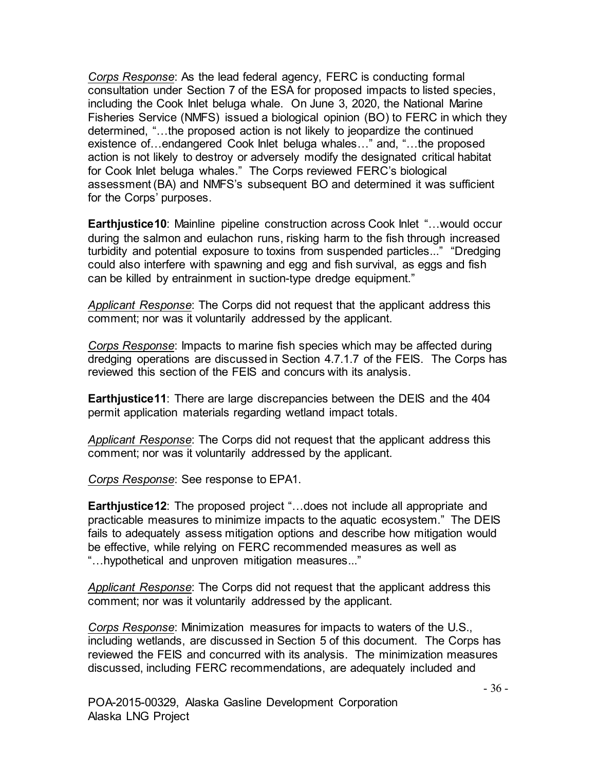*Corps Response*: As the lead federal agency, FERC is conducting formal consultation under Section 7 of the ESA for proposed impacts to listed species, including the Cook Inlet beluga whale. On June 3, 2020, the National Marine Fisheries Service (NMFS) issued a biological opinion (BO) to FERC in which they determined, "…the proposed action is not likely to jeopardize the continued existence of…endangered Cook Inlet beluga whales…" and, "…the proposed action is not likely to destroy or adversely modify the designated critical habitat for Cook Inlet beluga whales." The Corps reviewed FERC's biological assessment (BA) and NMFS's subsequent BO and determined it was sufficient for the Corps' purposes.

**Earthjustice10**: Mainline pipeline construction across Cook Inlet "…would occur during the salmon and eulachon runs, risking harm to the fish through increased turbidity and potential exposure to toxins from suspended particles..." "Dredging could also interfere with spawning and egg and fish survival, as eggs and fish can be killed by entrainment in suction-type dredge equipment."

*Applicant Response*: The Corps did not request that the applicant address this comment; nor was it voluntarily addressed by the applicant.

*Corps Response*: Impacts to marine fish species which may be affected during dredging operations are discussed in Section 4.7.1.7 of the FEIS. The Corps has reviewed this section of the FEIS and concurs with its analysis.

**Earthjustice11**: There are large discrepancies between the DEIS and the 404 permit application materials regarding wetland impact totals.

*Applicant Response*: The Corps did not request that the applicant address this comment; nor was it voluntarily addressed by the applicant.

*Corps Response*: See response to EPA1.

**Earthjustice12**: The proposed project "…does not include all appropriate and practicable measures to minimize impacts to the aquatic ecosystem." The DEIS fails to adequately assess mitigation options and describe how mitigation would be effective, while relying on FERC recommended measures as well as "…hypothetical and unproven mitigation measures..."

*Applicant Response*: The Corps did not request that the applicant address this comment; nor was it voluntarily addressed by the applicant.

*Corps Response*: Minimization measures for impacts to waters of the U.S., including wetlands, are discussed in Section 5 of this document. The Corps has reviewed the FEIS and concurred with its analysis. The minimization measures discussed, including FERC recommendations, are adequately included and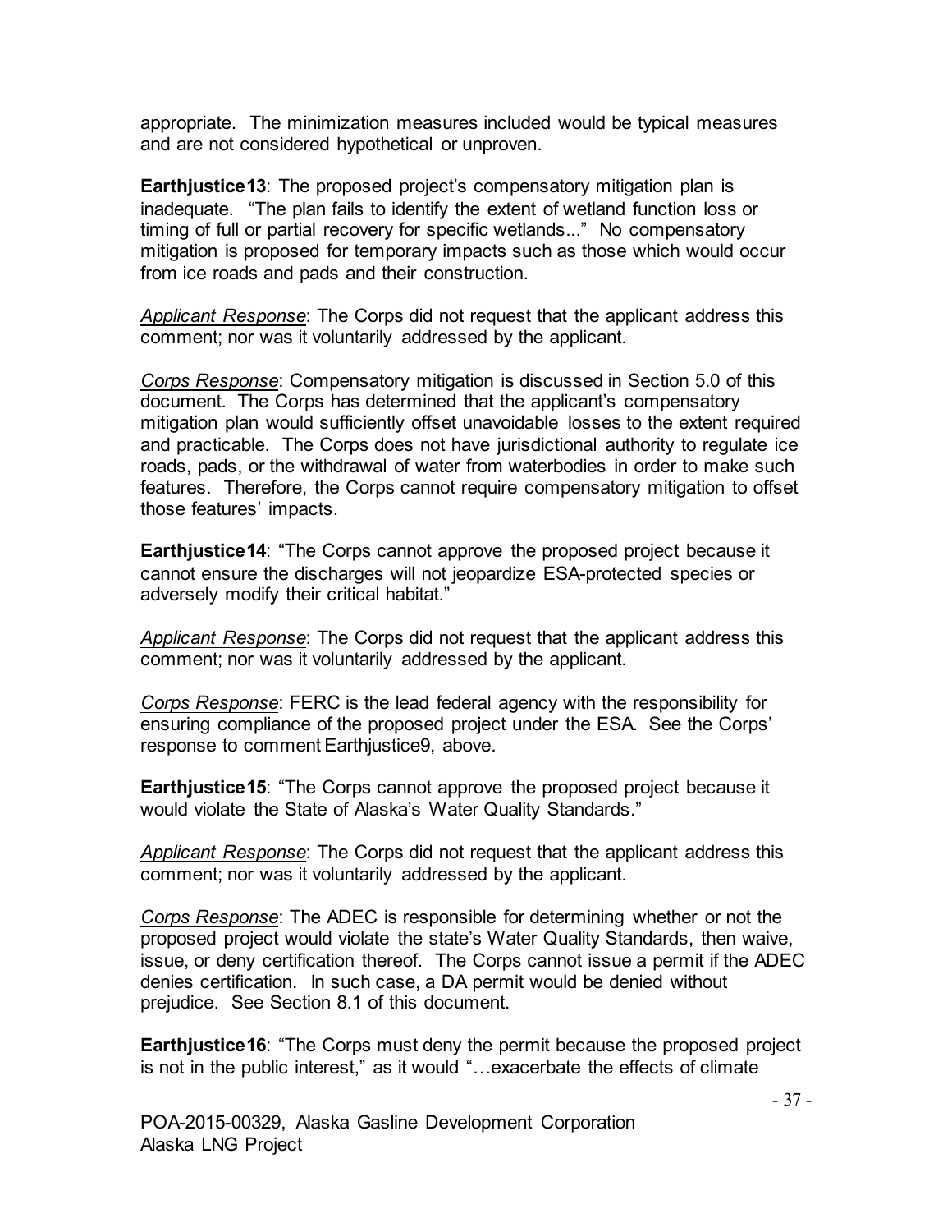appropriate. The minimization measures included would be typical measures and are not considered hypothetical or unproven.

**Earthjustice13**: The proposed project's compensatory mitigation plan is inadequate. "The plan fails to identify the extent of wetland function loss or timing of full or partial recovery for specific wetlands..." No compensatory mitigation is proposed for temporary impacts such as those which would occur from ice roads and pads and their construction.

*Applicant Response*: The Corps did not request that the applicant address this comment; nor was it voluntarily addressed by the applicant.

*Corps Response*: Compensatory mitigation is discussed in Section 5.0 of this document. The Corps has determined that the applicant's compensatory mitigation plan would sufficiently offset unavoidable losses to the extent required and practicable. The Corps does not have jurisdictional authority to regulate ice roads, pads, or the withdrawal of water from waterbodies in order to make such features. Therefore, the Corps cannot require compensatory mitigation to offset those features' impacts.

**Earthjustice14**: "The Corps cannot approve the proposed project because it cannot ensure the discharges will not jeopardize ESA-protected species or adversely modify their critical habitat."

*Applicant Response*: The Corps did not request that the applicant address this comment; nor was it voluntarily addressed by the applicant.

*Corps Response*: FERC is the lead federal agency with the responsibility for ensuring compliance of the proposed project under the ESA. See the Corps' response to comment Earthjustice9, above.

**Earthjustice15**: "The Corps cannot approve the proposed project because it would violate the State of Alaska's Water Quality Standards."

*Applicant Response*: The Corps did not request that the applicant address this comment; nor was it voluntarily addressed by the applicant.

*Corps Response*: The ADEC is responsible for determining whether or not the proposed project would violate the state's Water Quality Standards, then waive, issue, or deny certification thereof. The Corps cannot issue a permit if the ADEC denies certification. In such case, a DA permit would be denied without prejudice. See Section 8.1 of this document.

**Earthjustice16**: "The Corps must deny the permit because the proposed project is not in the public interest," as it would "…exacerbate the effects of climate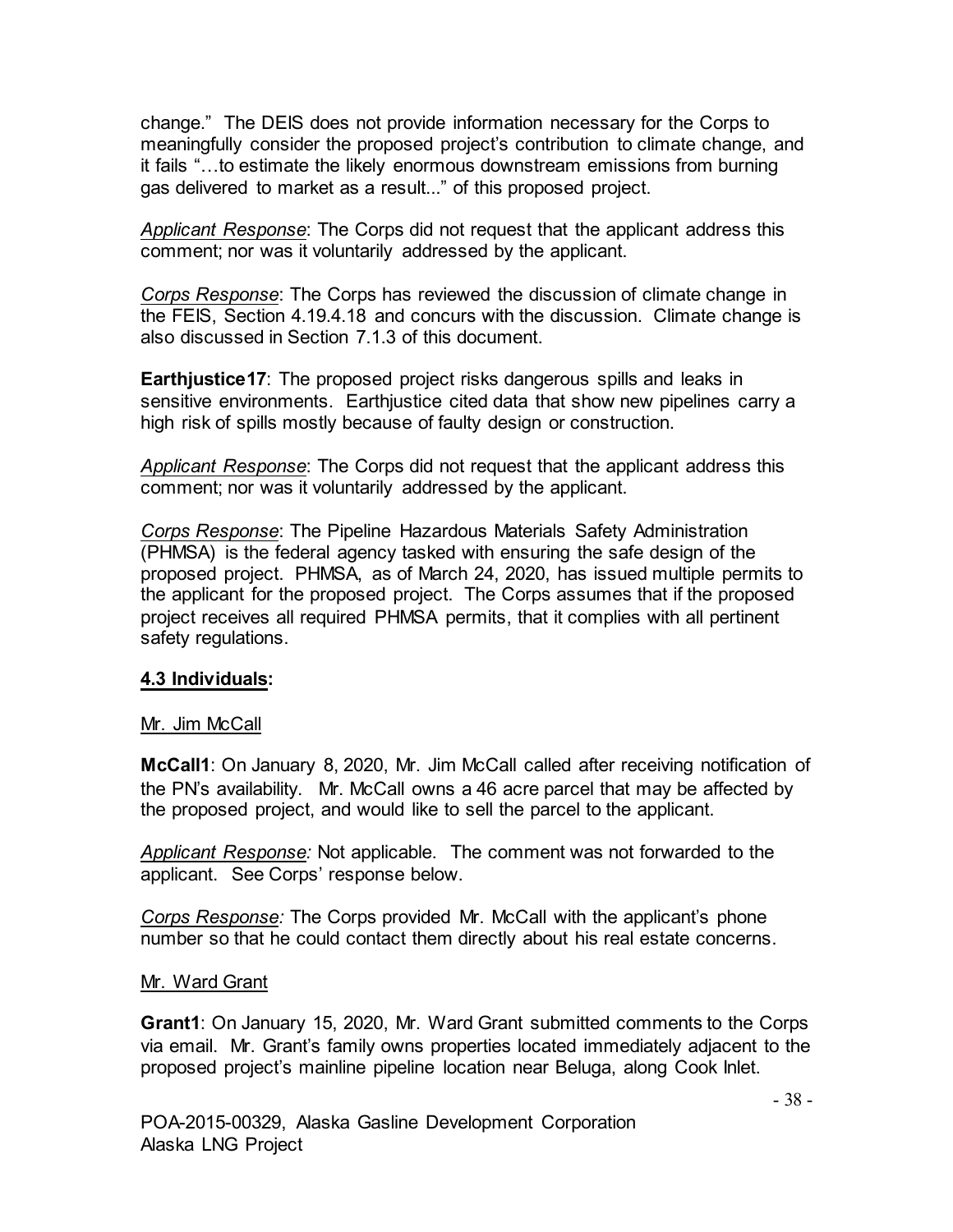change." The DEIS does not provide information necessary for the Corps to meaningfully consider the proposed project's contribution to climate change, and it fails "…to estimate the likely enormous downstream emissions from burning gas delivered to market as a result..." of this proposed project.

*Applicant Response*: The Corps did not request that the applicant address this comment; nor was it voluntarily addressed by the applicant.

*Corps Response*: The Corps has reviewed the discussion of climate change in the FEIS, Section 4.19.4.18 and concurs with the discussion. Climate change is also discussed in Section 7.1.3 of this document.

**Earthjustice17**: The proposed project risks dangerous spills and leaks in sensitive environments. Earthjustice cited data that show new pipelines carry a high risk of spills mostly because of faulty design or construction.

*Applicant Response*: The Corps did not request that the applicant address this comment; nor was it voluntarily addressed by the applicant.

*Corps Response*: The Pipeline Hazardous Materials Safety Administration (PHMSA) is the federal agency tasked with ensuring the safe design of the proposed project. PHMSA, as of March 24, 2020, has issued multiple permits to the applicant for the proposed project. The Corps assumes that if the proposed project receives all required PHMSA permits, that it complies with all pertinent safety regulations.

## 4.3 Individuals:

Mr. Jim McCall

**McCall1**: On January 8, 2020, Mr. Jim McCall called after receiving notification of the PN's availability. Mr. McCall owns a 46 acre parcel that may be affected by the proposed project, and would like to sell the parcel to the applicant.

*Applicant Response:* Not applicable. The comment was not forwarded to the applicant. See Corps' response below.

*Corps Response:* The Corps provided Mr. McCall with the applicant's phone number so that he could contact them directly about his real estate concerns.

Mr. Ward Grant

**Grant1**: On January 15, 2020, Mr. Ward Grant submitted comments to the Corps via email. Mr. Grant's family owns properties located immediately adjacent to the proposed project's mainline pipeline location near Beluga, along Cook Inlet.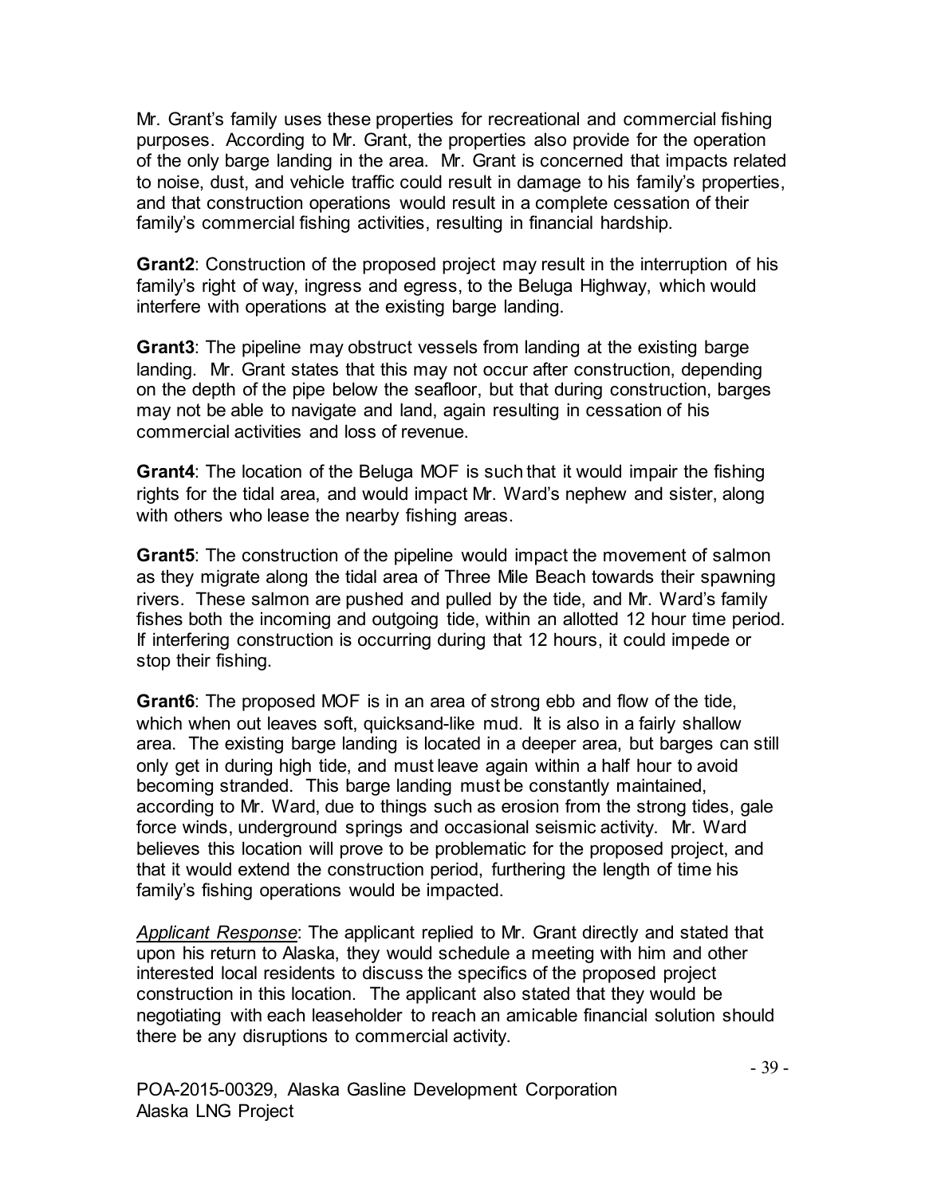Mr. Grant's family uses these properties for recreational and commercial fishing purposes. According to Mr. Grant, the properties also provide for the operation of the only barge landing in the area. Mr. Grant is concerned that impacts related to noise, dust, and vehicle traffic could result in damage to his family's properties, and that construction operations would result in a complete cessation of their family's commercial fishing activities, resulting in financial hardship.

**Grant2**: Construction of the proposed project may result in the interruption of his family's right of way, ingress and egress, to the Beluga Highway, which would interfere with operations at the existing barge landing.

**Grant3**: The pipeline may obstruct vessels from landing at the existing barge landing. Mr. Grant states that this may not occur after construction, depending on the depth of the pipe below the seafloor, but that during construction, barges may not be able to navigate and land, again resulting in cessation of his commercial activities and loss of revenue.

**Grant4**: The location of the Beluga MOF is such that it would impair the fishing rights for the tidal area, and would impact Mr. Ward's nephew and sister, along with others who lease the nearby fishing areas.

**Grant5**: The construction of the pipeline would impact the movement of salmon as they migrate along the tidal area of Three Mile Beach towards their spawning rivers. These salmon are pushed and pulled by the tide, and Mr. Ward's family fishes both the incoming and outgoing tide, within an allotted 12 hour time period. If interfering construction is occurring during that 12 hours, it could impede or stop their fishing.

**Grant6**: The proposed MOF is in an area of strong ebb and flow of the tide, which when out leaves soft, quicksand-like mud. It is also in a fairly shallow area. The existing barge landing is located in a deeper area, but barges can still only get in during high tide, and must leave again within a half hour to avoid becoming stranded. This barge landing must be constantly maintained, according to Mr. Ward, due to things such as erosion from the strong tides, gale force winds, underground springs and occasional seismic activity. Mr. Ward believes this location will prove to be problematic for the proposed project, and that it would extend the construction period, furthering the length of time his family's fishing operations would be impacted.

*Applicant Response*: The applicant replied to Mr. Grant directly and stated that upon his return to Alaska, they would schedule a meeting with him and other interested local residents to discuss the specifics of the proposed project construction in this location. The applicant also stated that they would be negotiating with each leaseholder to reach an amicable financial solution should there be any disruptions to commercial activity.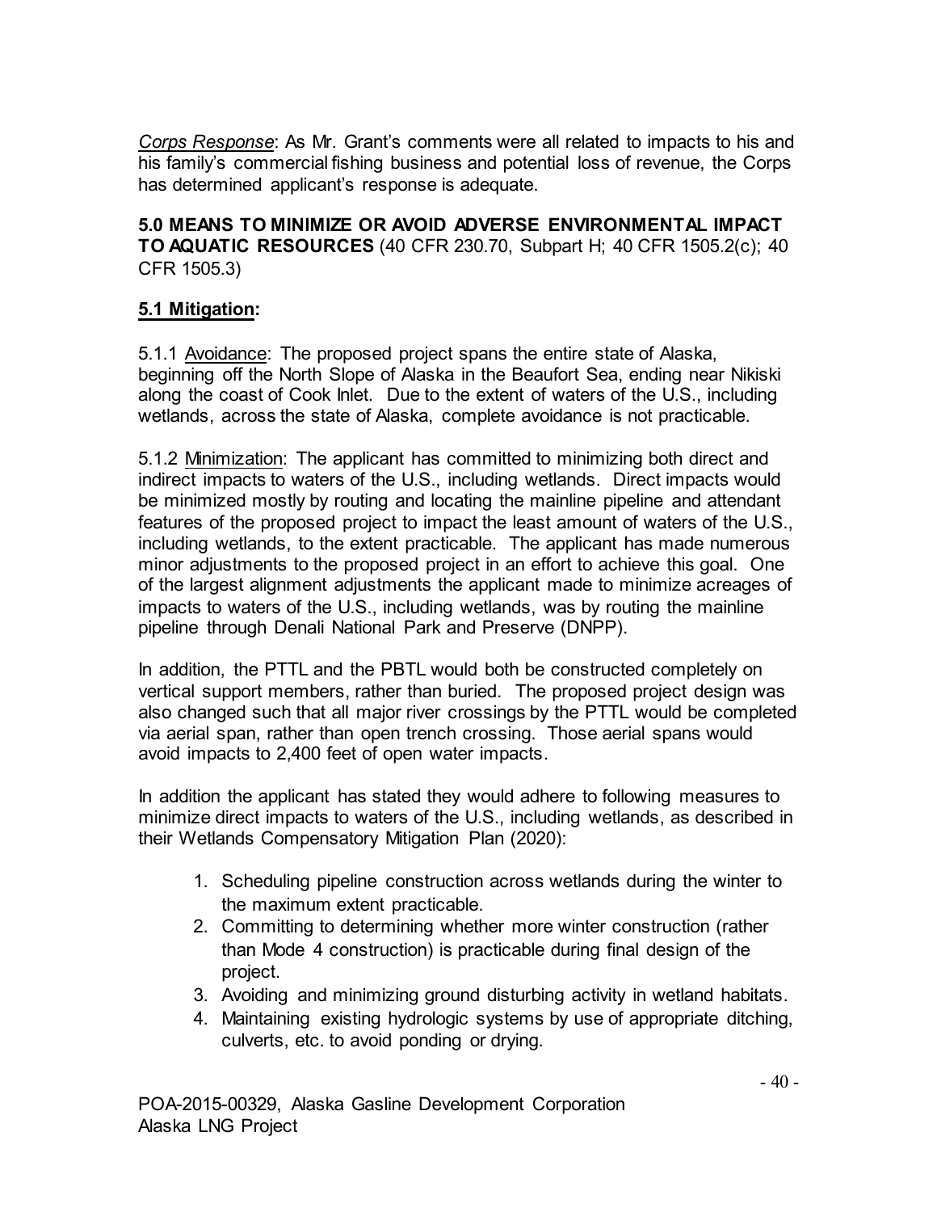*Corps Response*: As Mr. Grant's comments were all related to impacts to his and his family's commercial fishing business and potential loss of revenue, the Corps has determined applicant's response is adequate.

**5.0 MEANS TO MINIMIZE OR AVOID ADVERSE ENVIRONMENTAL IMPACT TO AQUATIC RESOURCES** (40 CFR 230.70, Subpart H; 40 CFR 1505.2(c); 40 CFR 1505.3)

**5.1 Mitigation:**

5.1.1 Avoidance: The proposed project spans the entire state of Alaska, beginning off the North Slope of Alaska in the Beaufort Sea, ending near Nikiski along the coast of Cook Inlet. Due to the extent of waters of the U.S., including wetlands, across the state of Alaska, complete avoidance is not practicable.

5.1.2 Minimization: The applicant has committed to minimizing both direct and indirect impacts to waters of the U.S., including wetlands. Direct impacts would be minimized mostly by routing and locating the mainline pipeline and attendant features of the proposed project to impact the least amount of waters of the U.S., including wetlands, to the extent practicable. The applicant has made numerous minor adjustments to the proposed project in an effort to achieve this goal. One of the largest alignment adjustments the applicant made to minimize acreages of impacts to waters of the U.S., including wetlands, was by routing the mainline pipeline through Denali National Park and Preserve (DNPP).

In addition, the PTTL and the PBTL would both be constructed completely on vertical support members, rather than buried. The proposed project design was also changed such that all major river crossings by the PTTL would be completed via aerial span, rather than open trench crossing. Those aerial spans would avoid impacts to 2,400 feet of open water impacts.

In addition the applicant has stated they would adhere to following measures to minimize direct impacts to waters of the U.S., including wetlands, as described in their Wetlands Compensatory Mitigation Plan (2020):

1. Scheduling pipeline construction across wetlands during the winter to the maximum extent practicable.
2. Committing to determining whether more winter construction (rather than Mode 4 construction) is practicable during final design of the project.
3. Avoiding and minimizing ground disturbing activity in wetland habitats.
4. Maintaining existing hydrologic systems by use of appropriate ditching, culverts, etc. to avoid ponding or drying.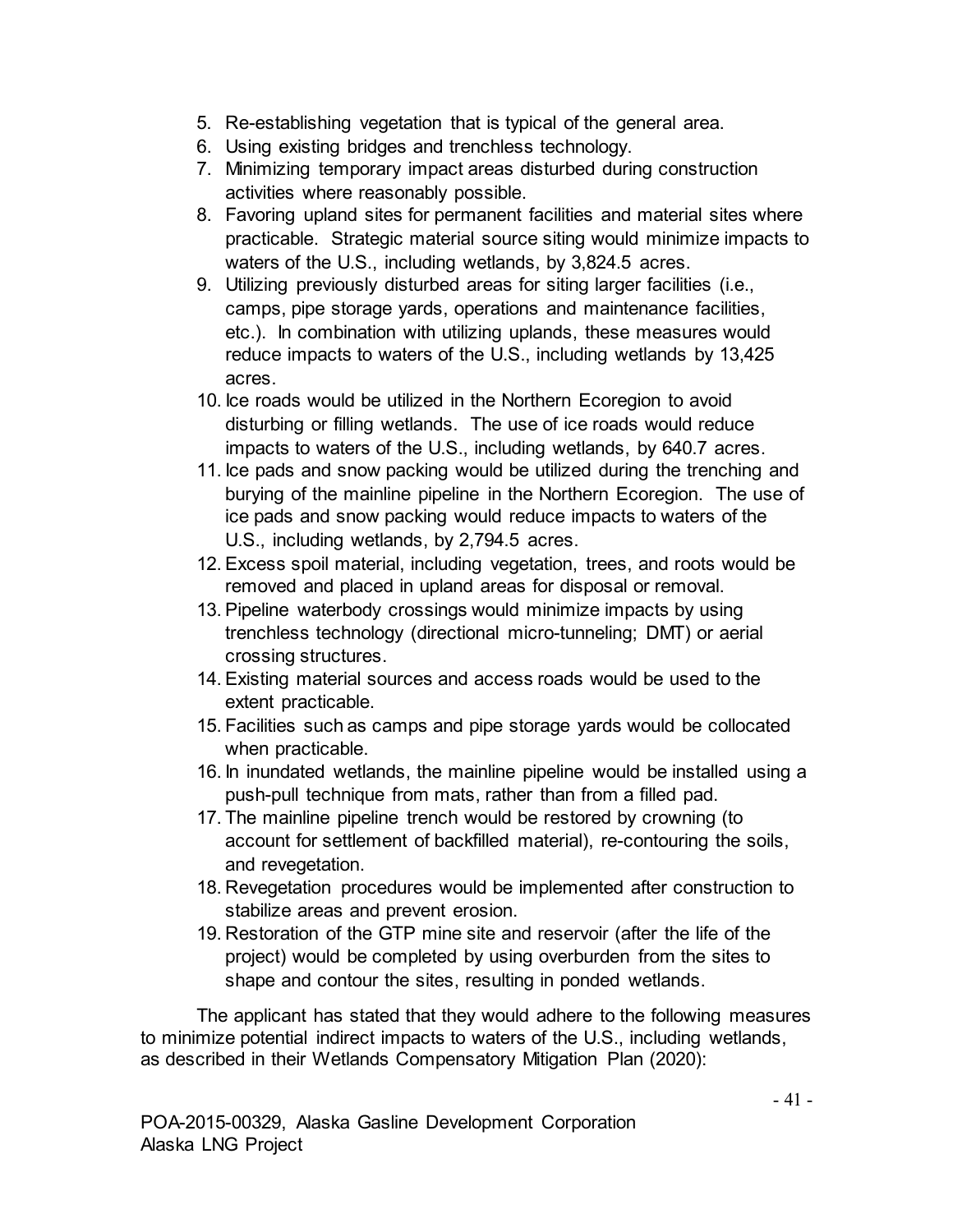5. Re-establishing vegetation that is typical of the general area.
6. Using existing bridges and trenchless technology.
7. Minimizing temporary impact areas disturbed during construction activities where reasonably possible.
8. Favoring upland sites for permanent facilities and material sites where practicable. Strategic material source siting would minimize impacts to waters of the U.S., including wetlands, by 3,824.5 acres.
9. Utilizing previously disturbed areas for siting larger facilities (i.e., camps, pipe storage yards, operations and maintenance facilities, etc.). In combination with utilizing uplands, these measures would reduce impacts to waters of the U.S., including wetlands by 13,425 acres.
10. Ice roads would be utilized in the Northern Ecoregion to avoid disturbing or filling wetlands. The use of ice roads would reduce impacts to waters of the U.S., including wetlands, by 640.7 acres.
11. Ice pads and snow packing would be utilized during the trenching and burying of the mainline pipeline in the Northern Ecoregion. The use of ice pads and snow packing would reduce impacts to waters of the U.S., including wetlands, by 2,794.5 acres.
12. Excess spoil material, including vegetation, trees, and roots would be removed and placed in upland areas for disposal or removal.
13. Pipeline waterbody crossings would minimize impacts by using trenchless technology (directional micro-tunneling; DMT) or aerial crossing structures.
14. Existing material sources and access roads would be used to the extent practicable.
15. Facilities such as camps and pipe storage yards would be collocated when practicable.
16. In inundated wetlands, the mainline pipeline would be installed using a push-pull technique from mats, rather than from a filled pad.
17. The mainline pipeline trench would be restored by crowning (to account for settlement of backfilled material), re-contouring the soils, and revegetation.
18. Revegetation procedures would be implemented after construction to stabilize areas and prevent erosion.
19. Restoration of the GTP mine site and reservoir (after the life of the project) would be completed by using overburden from the sites to shape and contour the sites, resulting in ponded wetlands.

The applicant has stated that they would adhere to the following measures to minimize potential indirect impacts to waters of the U.S., including wetlands, as described in their Wetlands Compensatory Mitigation Plan (2020):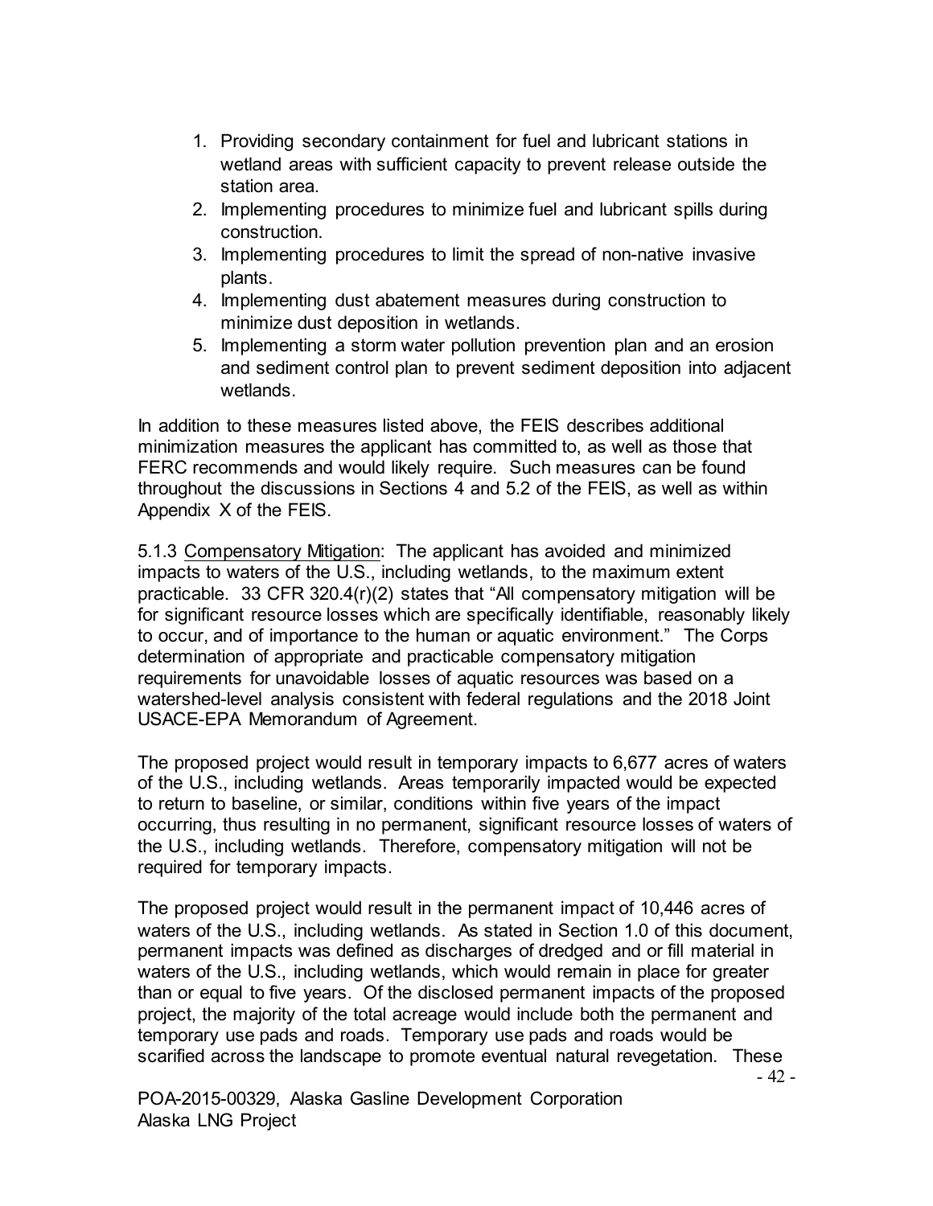1. Providing secondary containment for fuel and lubricant stations in wetland areas with sufficient capacity to prevent release outside the station area.
2. Implementing procedures to minimize fuel and lubricant spills during construction.
3. Implementing procedures to limit the spread of non-native invasive plants.
4. Implementing dust abatement measures during construction to minimize dust deposition in wetlands.
5. Implementing a storm water pollution prevention plan and an erosion and sediment control plan to prevent sediment deposition into adjacent wetlands.

In addition to these measures listed above, the FEIS describes additional minimization measures the applicant has committed to, as well as those that FERC recommends and would likely require. Such measures can be found throughout the discussions in Sections 4 and 5.2 of the FEIS, as well as within Appendix X of the FEIS.

5.1.3 Compensatory Mitigation: The applicant has avoided and minimized impacts to waters of the U.S., including wetlands, to the maximum extent practicable. 33 CFR 320.4(r)(2) states that "All compensatory mitigation will be for significant resource losses which are specifically identifiable, reasonably likely to occur, and of importance to the human or aquatic environment." The Corps determination of appropriate and practicable compensatory mitigation requirements for unavoidable losses of aquatic resources was based on a watershed-level analysis consistent with federal regulations and the 2018 Joint USACE-EPA Memorandum of Agreement.

The proposed project would result in temporary impacts to 6,677 acres of waters of the U.S., including wetlands. Areas temporarily impacted would be expected to return to baseline, or similar, conditions within five years of the impact occurring, thus resulting in no permanent, significant resource losses of waters of the U.S., including wetlands. Therefore, compensatory mitigation will not be required for temporary impacts.

The proposed project would result in the permanent impact of 10,446 acres of waters of the U.S., including wetlands. As stated in Section 1.0 of this document, permanent impacts was defined as discharges of dredged and or fill material in waters of the U.S., including wetlands, which would remain in place for greater than or equal to five years. Of the disclosed permanent impacts of the proposed project, the majority of the total acreage would include both the permanent and temporary use pads and roads. Temporary use pads and roads would be scarified across the landscape to promote eventual natural revegetation. These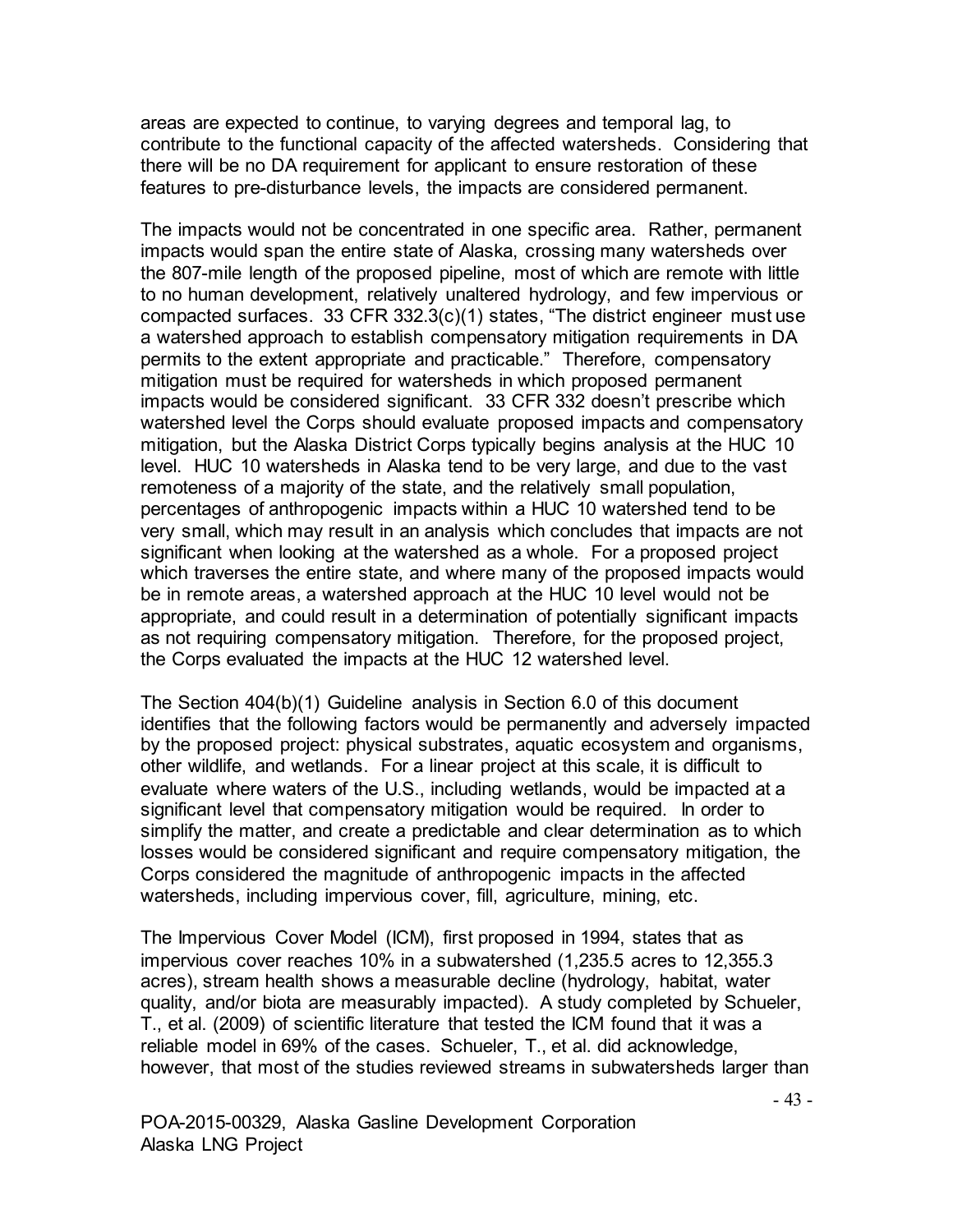areas are expected to continue, to varying degrees and temporal lag, to contribute to the functional capacity of the affected watersheds. Considering that there will be no DA requirement for applicant to ensure restoration of these features to pre-disturbance levels, the impacts are considered permanent.

The impacts would not be concentrated in one specific area. Rather, permanent impacts would span the entire state of Alaska, crossing many watersheds over the 807-mile length of the proposed pipeline, most of which are remote with little to no human development, relatively unaltered hydrology, and few impervious or compacted surfaces. 33 CFR 332.3(c)(1) states, "The district engineer must use a watershed approach to establish compensatory mitigation requirements in DA permits to the extent appropriate and practicable." Therefore, compensatory mitigation must be required for watersheds in which proposed permanent impacts would be considered significant. 33 CFR 332 doesn't prescribe which watershed level the Corps should evaluate proposed impacts and compensatory mitigation, but the Alaska District Corps typically begins analysis at the HUC 10 level. HUC 10 watersheds in Alaska tend to be very large, and due to the vast remoteness of a majority of the state, and the relatively small population, percentages of anthropogenic impacts within a HUC 10 watershed tend to be very small, which may result in an analysis which concludes that impacts are not significant when looking at the watershed as a whole. For a proposed project which traverses the entire state, and where many of the proposed impacts would be in remote areas, a watershed approach at the HUC 10 level would not be appropriate, and could result in a determination of potentially significant impacts as not requiring compensatory mitigation. Therefore, for the proposed project, the Corps evaluated the impacts at the HUC 12 watershed level.

The Section 404(b)(1) Guideline analysis in Section 6.0 of this document identifies that the following factors would be permanently and adversely impacted by the proposed project: physical substrates, aquatic ecosystem and organisms, other wildlife, and wetlands. For a linear project at this scale, it is difficult to evaluate where waters of the U.S., including wetlands, would be impacted at a significant level that compensatory mitigation would be required. In order to simplify the matter, and create a predictable and clear determination as to which losses would be considered significant and require compensatory mitigation, the Corps considered the magnitude of anthropogenic impacts in the affected watersheds, including impervious cover, fill, agriculture, mining, etc.

The Impervious Cover Model (ICM), first proposed in 1994, states that as impervious cover reaches 10% in a subwatershed (1,235.5 acres to 12,355.3 acres), stream health shows a measurable decline (hydrology, habitat, water quality, and/or biota are measurably impacted). A study completed by Schueler, T., et al. (2009) of scientific literature that tested the ICM found that it was a reliable model in 69% of the cases. Schueler, T., et al. did acknowledge, however, that most of the studies reviewed streams in subwatersheds larger than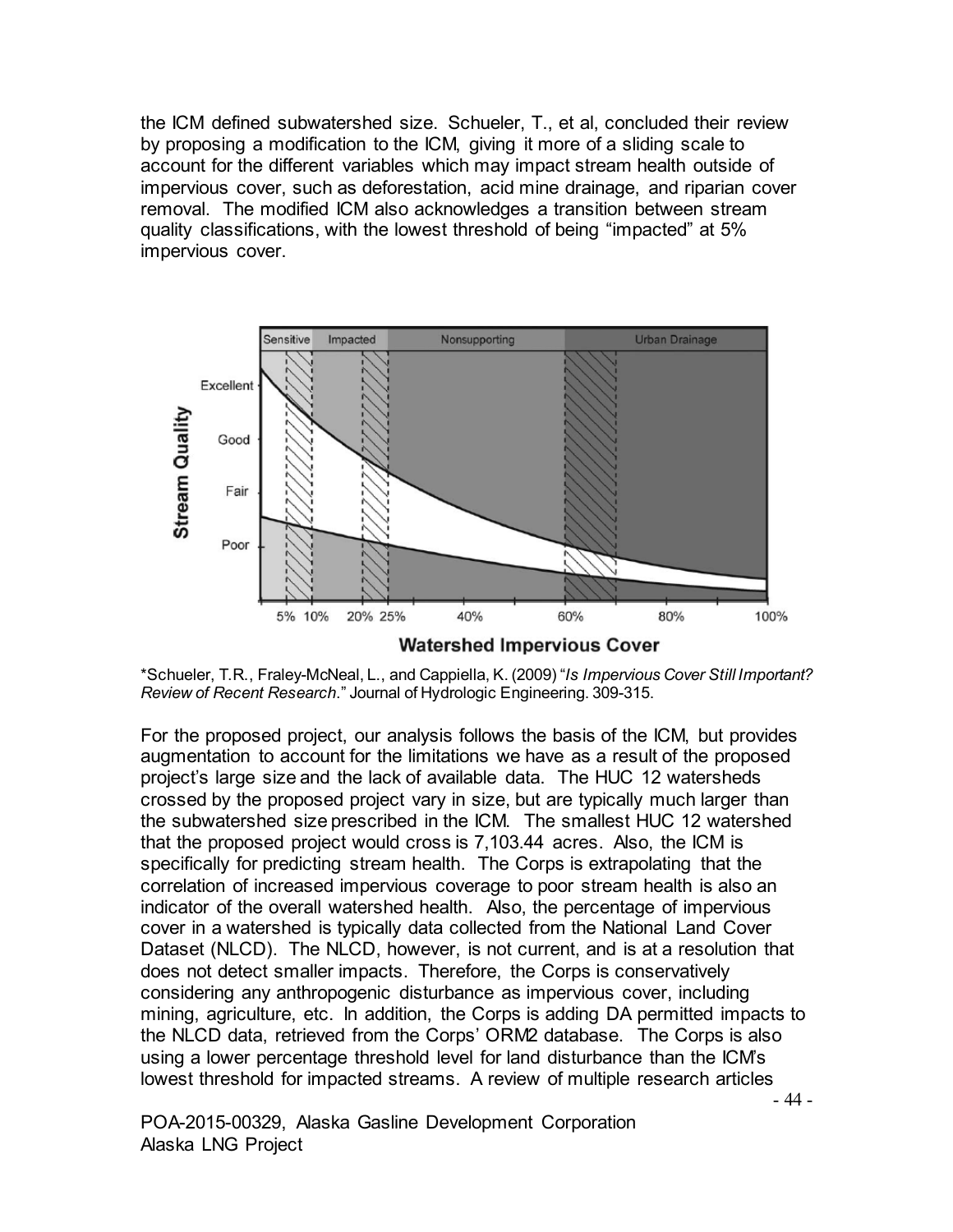the ICM defined subwatershed size. Schueler, T., et al, concluded their review by proposing a modification to the ICM, giving it more of a sliding scale to account for the different variables which may impact stream health outside of impervious cover, such as deforestation, acid mine drainage, and riparian cover removal. The modified ICM also acknowledges a transition between stream quality classifications, with the lowest threshold of being "impacted" at 5% impervious cover.

*Schueler, T.R., Fraley-McNeal, L., and Cappiella, K. (2009) "*Is Impervious Cover Still Important? Review of Recent Research*." Journal of Hydrologic Engineering. 309-315.

For the proposed project, our analysis follows the basis of the ICM, but provides augmentation to account for the limitations we have as a result of the proposed project's large size and the lack of available data. The HUC 12 watersheds crossed by the proposed project vary in size, but are typically much larger than the subwatershed size prescribed in the ICM. The smallest HUC 12 watershed that the proposed project would cross is 7,103.44 acres. Also, the ICM is specifically for predicting stream health. The Corps is extrapolating that the correlation of increased impervious coverage to poor stream health is also an indicator of the overall watershed health. Also, the percentage of impervious cover in a watershed is typically data collected from the National Land Cover Dataset (NLCD). The NLCD, however, is not current, and is at a resolution that does not detect smaller impacts. Therefore, the Corps is conservatively considering any anthropogenic disturbance as impervious cover, including mining, agriculture, etc. In addition, the Corps is adding DA permitted impacts to the NLCD data, retrieved from the Corps' ORM2 database. The Corps is also using a lower percentage threshold level for land disturbance than the ICM's lowest threshold for impacted streams. A review of multiple research articles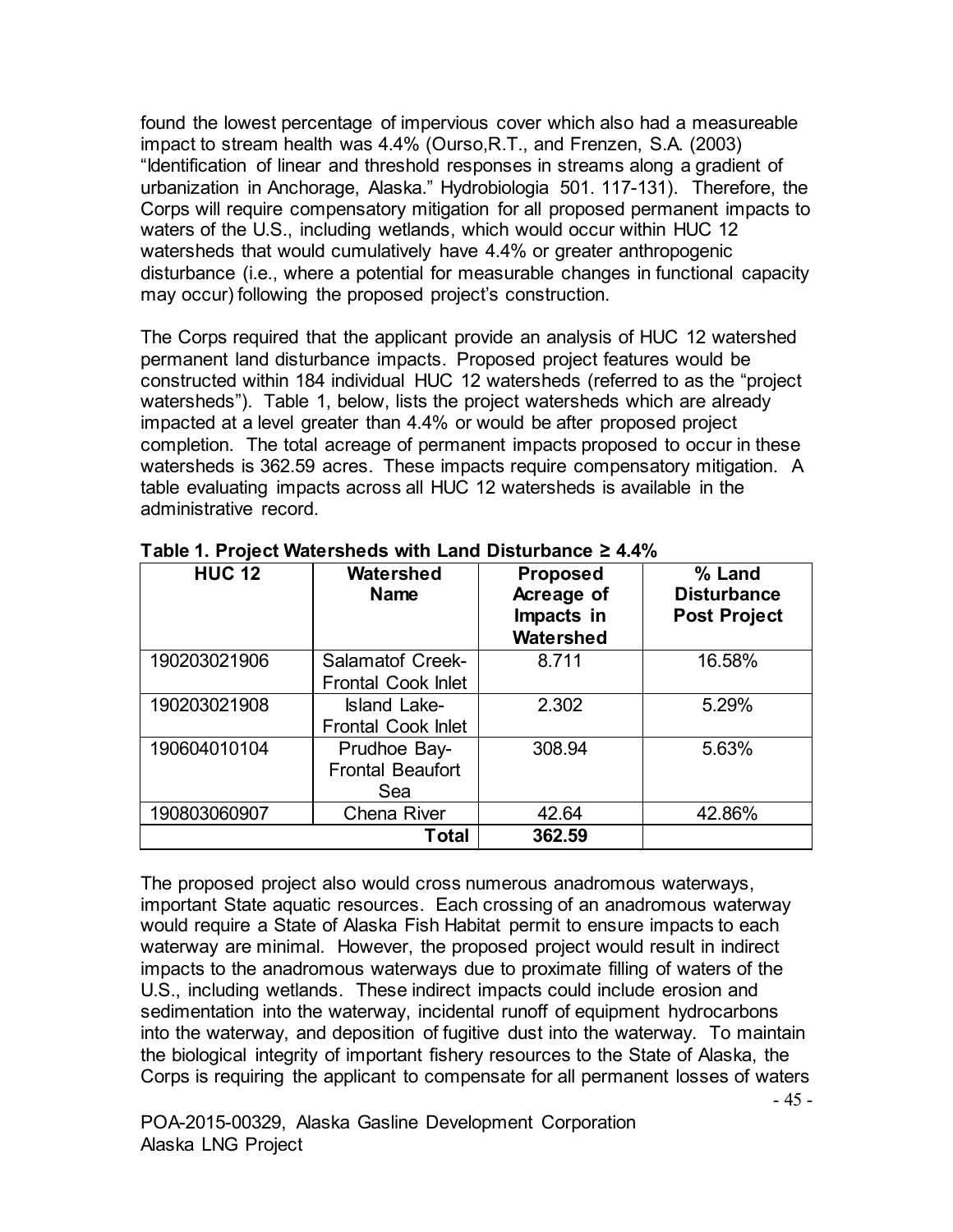found the lowest percentage of impervious cover which also had a measureable impact to stream health was 4.4% (Ourso,R.T., and Frenzen, S.A. (2003) "Identification of linear and threshold responses in streams along a gradient of urbanization in Anchorage, Alaska." Hydrobiologia 501. 117-131). Therefore, the Corps will require compensatory mitigation for all proposed permanent impacts to waters of the U.S., including wetlands, which would occur within HUC 12 watersheds that would cumulatively have 4.4% or greater anthropogenic disturbance (i.e., where a potential for measurable changes in functional capacity may occur) following the proposed project's construction.

The Corps required that the applicant provide an analysis of HUC 12 watershed permanent land disturbance impacts. Proposed project features would be constructed within 184 individual HUC 12 watersheds (referred to as the "project watersheds"). Table 1, below, lists the project watersheds which are already impacted at a level greater than 4.4% or would be after proposed project completion. The total acreage of permanent impacts proposed to occur in these watersheds is 362.59 acres. These impacts require compensatory mitigation. A table evaluating impacts across all HUC 12 watersheds is available in the administrative record.

**Table 1. Project Watersheds with Land Disturbance ≥ 4.4%**

| HUC 12 | Watershed Name | Proposed Acreage of Impacts in Watershed | % Land Disturbance Post Project |
|---|---|---|---|
| 190203021906 | Salamatof Creek-Frontal Cook Inlet | 8.711 | 16.58% |
| 190203021908 | Island Lake-Frontal Cook Inlet | 2.302 | 5.29% |
| 190604010104 | Prudhoe Bay-Frontal Beaufort Sea | 308.94 | 5.63% |
| 190803060907 | Chena River | 42.64 | 42.86% |
| | **Total** | **362.59** | |

The proposed project also would cross numerous anadromous waterways, important State aquatic resources. Each crossing of an anadromous waterway would require a State of Alaska Fish Habitat permit to ensure impacts to each waterway are minimal. However, the proposed project would result in indirect impacts to the anadromous waterways due to proximate filling of waters of the U.S., including wetlands. These indirect impacts could include erosion and sedimentation into the waterway, incidental runoff of equipment hydrocarbons into the waterway, and deposition of fugitive dust into the waterway. To maintain the biological integrity of important fishery resources to the State of Alaska, the Corps is requiring the applicant to compensate for all permanent losses of waters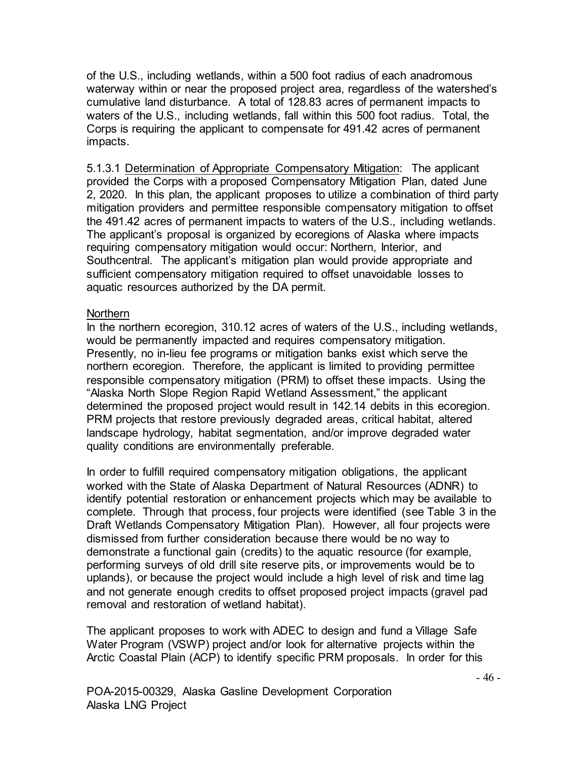of the U.S., including wetlands, within a 500 foot radius of each anadromous waterway within or near the proposed project area, regardless of the watershed's cumulative land disturbance. A total of 128.83 acres of permanent impacts to waters of the U.S., including wetlands, fall within this 500 foot radius. Total, the Corps is requiring the applicant to compensate for 491.42 acres of permanent impacts.

5.1.3.1 Determination of Appropriate Compensatory Mitigation: The applicant provided the Corps with a proposed Compensatory Mitigation Plan, dated June 2, 2020. In this plan, the applicant proposes to utilize a combination of third party mitigation providers and permittee responsible compensatory mitigation to offset the 491.42 acres of permanent impacts to waters of the U.S., including wetlands. The applicant's proposal is organized by ecoregions of Alaska where impacts requiring compensatory mitigation would occur: Northern, Interior, and Southcentral. The applicant's mitigation plan would provide appropriate and sufficient compensatory mitigation required to offset unavoidable losses to aquatic resources authorized by the DA permit.

Northern

In the northern ecoregion, 310.12 acres of waters of the U.S., including wetlands, would be permanently impacted and requires compensatory mitigation. Presently, no in-lieu fee programs or mitigation banks exist which serve the northern ecoregion. Therefore, the applicant is limited to providing permittee responsible compensatory mitigation (PRM) to offset these impacts. Using the "Alaska North Slope Region Rapid Wetland Assessment," the applicant determined the proposed project would result in 142.14 debits in this ecoregion. PRM projects that restore previously degraded areas, critical habitat, altered landscape hydrology, habitat segmentation, and/or improve degraded water quality conditions are environmentally preferable.

In order to fulfill required compensatory mitigation obligations, the applicant worked with the State of Alaska Department of Natural Resources (ADNR) to identify potential restoration or enhancement projects which may be available to complete. Through that process, four projects were identified (see Table 3 in the Draft Wetlands Compensatory Mitigation Plan). However, all four projects were dismissed from further consideration because there would be no way to demonstrate a functional gain (credits) to the aquatic resource (for example, performing surveys of old drill site reserve pits, or improvements would be to uplands), or because the project would include a high level of risk and time lag and not generate enough credits to offset proposed project impacts (gravel pad removal and restoration of wetland habitat).

The applicant proposes to work with ADEC to design and fund a Village Safe Water Program (VSWP) project and/or look for alternative projects within the Arctic Coastal Plain (ACP) to identify specific PRM proposals. In order for this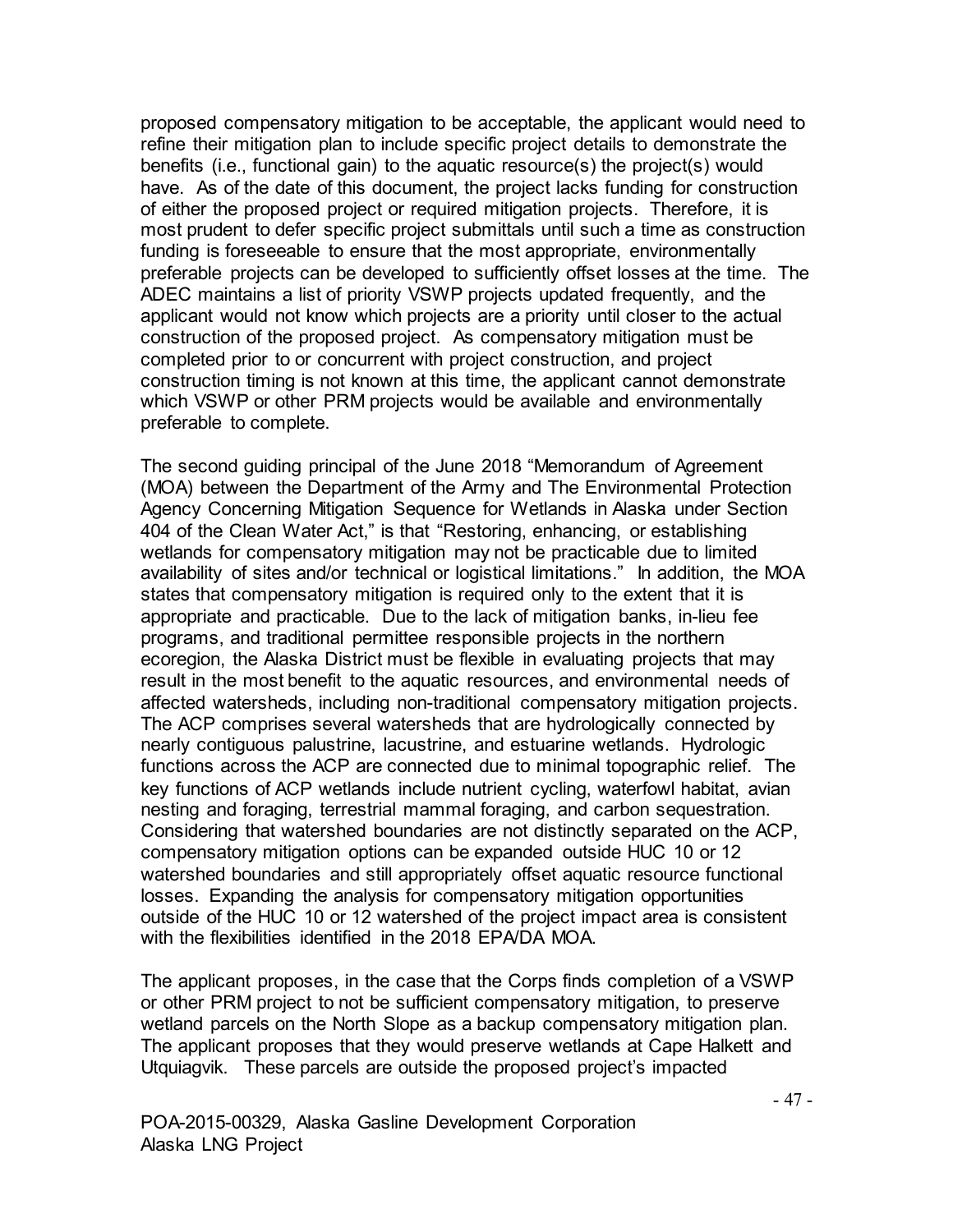proposed compensatory mitigation to be acceptable, the applicant would need to refine their mitigation plan to include specific project details to demonstrate the benefits (i.e., functional gain) to the aquatic resource(s) the project(s) would have. As of the date of this document, the project lacks funding for construction of either the proposed project or required mitigation projects. Therefore, it is most prudent to defer specific project submittals until such a time as construction funding is foreseeable to ensure that the most appropriate, environmentally preferable projects can be developed to sufficiently offset losses at the time. The ADEC maintains a list of priority VSWP projects updated frequently, and the applicant would not know which projects are a priority until closer to the actual construction of the proposed project. As compensatory mitigation must be completed prior to or concurrent with project construction, and project construction timing is not known at this time, the applicant cannot demonstrate which VSWP or other PRM projects would be available and environmentally preferable to complete.

The second guiding principal of the June 2018 "Memorandum of Agreement (MOA) between the Department of the Army and The Environmental Protection Agency Concerning Mitigation Sequence for Wetlands in Alaska under Section 404 of the Clean Water Act," is that "Restoring, enhancing, or establishing wetlands for compensatory mitigation may not be practicable due to limited availability of sites and/or technical or logistical limitations." In addition, the MOA states that compensatory mitigation is required only to the extent that it is appropriate and practicable. Due to the lack of mitigation banks, in-lieu fee programs, and traditional permittee responsible projects in the northern ecoregion, the Alaska District must be flexible in evaluating projects that may result in the most benefit to the aquatic resources, and environmental needs of affected watersheds, including non-traditional compensatory mitigation projects. The ACP comprises several watersheds that are hydrologically connected by nearly contiguous palustrine, lacustrine, and estuarine wetlands. Hydrologic functions across the ACP are connected due to minimal topographic relief. The key functions of ACP wetlands include nutrient cycling, waterfowl habitat, avian nesting and foraging, terrestrial mammal foraging, and carbon sequestration. Considering that watershed boundaries are not distinctly separated on the ACP, compensatory mitigation options can be expanded outside HUC 10 or 12 watershed boundaries and still appropriately offset aquatic resource functional losses. Expanding the analysis for compensatory mitigation opportunities outside of the HUC 10 or 12 watershed of the project impact area is consistent with the flexibilities identified in the 2018 EPA/DA MOA.

The applicant proposes, in the case that the Corps finds completion of a VSWP or other PRM project to not be sufficient compensatory mitigation, to preserve wetland parcels on the North Slope as a backup compensatory mitigation plan. The applicant proposes that they would preserve wetlands at Cape Halkett and Utquiagvik. These parcels are outside the proposed project's impacted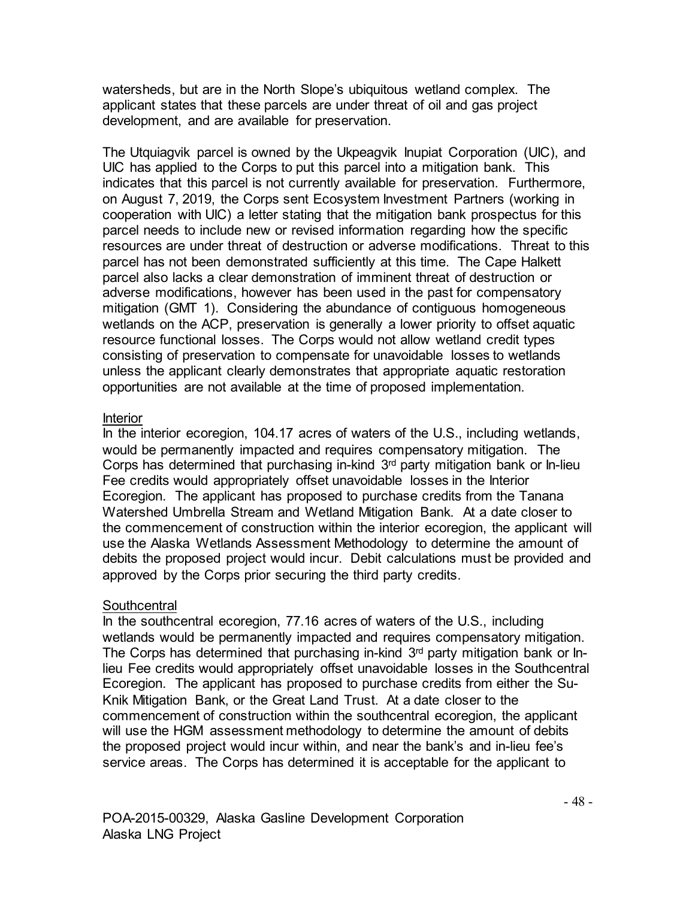watersheds, but are in the North Slope's ubiquitous wetland complex. The applicant states that these parcels are under threat of oil and gas project development, and are available for preservation.

The Utquiagvik parcel is owned by the Ukpeagvik Inupiat Corporation (UIC), and UIC has applied to the Corps to put this parcel into a mitigation bank. This indicates that this parcel is not currently available for preservation. Furthermore, on August 7, 2019, the Corps sent Ecosystem Investment Partners (working in cooperation with UIC) a letter stating that the mitigation bank prospectus for this parcel needs to include new or revised information regarding how the specific resources are under threat of destruction or adverse modifications. Threat to this parcel has not been demonstrated sufficiently at this time. The Cape Halkett parcel also lacks a clear demonstration of imminent threat of destruction or adverse modifications, however has been used in the past for compensatory mitigation (GMT 1). Considering the abundance of contiguous homogeneous wetlands on the ACP, preservation is generally a lower priority to offset aquatic resource functional losses. The Corps would not allow wetland credit types consisting of preservation to compensate for unavoidable losses to wetlands unless the applicant clearly demonstrates that appropriate aquatic restoration opportunities are not available at the time of proposed implementation.

Interior

In the interior ecoregion, 104.17 acres of waters of the U.S., including wetlands, would be permanently impacted and requires compensatory mitigation. The Corps has determined that purchasing in-kind 3rd party mitigation bank or In-lieu Fee credits would appropriately offset unavoidable losses in the Interior Ecoregion. The applicant has proposed to purchase credits from the Tanana Watershed Umbrella Stream and Wetland Mitigation Bank. At a date closer to the commencement of construction within the interior ecoregion, the applicant will use the Alaska Wetlands Assessment Methodology to determine the amount of debits the proposed project would incur. Debit calculations must be provided and approved by the Corps prior securing the third party credits.

Southcentral

In the southcentral ecoregion, 77.16 acres of waters of the U.S., including wetlands would be permanently impacted and requires compensatory mitigation. The Corps has determined that purchasing in-kind 3rd party mitigation bank or In-lieu Fee credits would appropriately offset unavoidable losses in the Southcentral Ecoregion. The applicant has proposed to purchase credits from either the Su-Knik Mitigation Bank, or the Great Land Trust. At a date closer to the commencement of construction within the southcentral ecoregion, the applicant will use the HGM assessment methodology to determine the amount of debits the proposed project would incur within, and near the bank's and in-lieu fee's service areas. The Corps has determined it is acceptable for the applicant to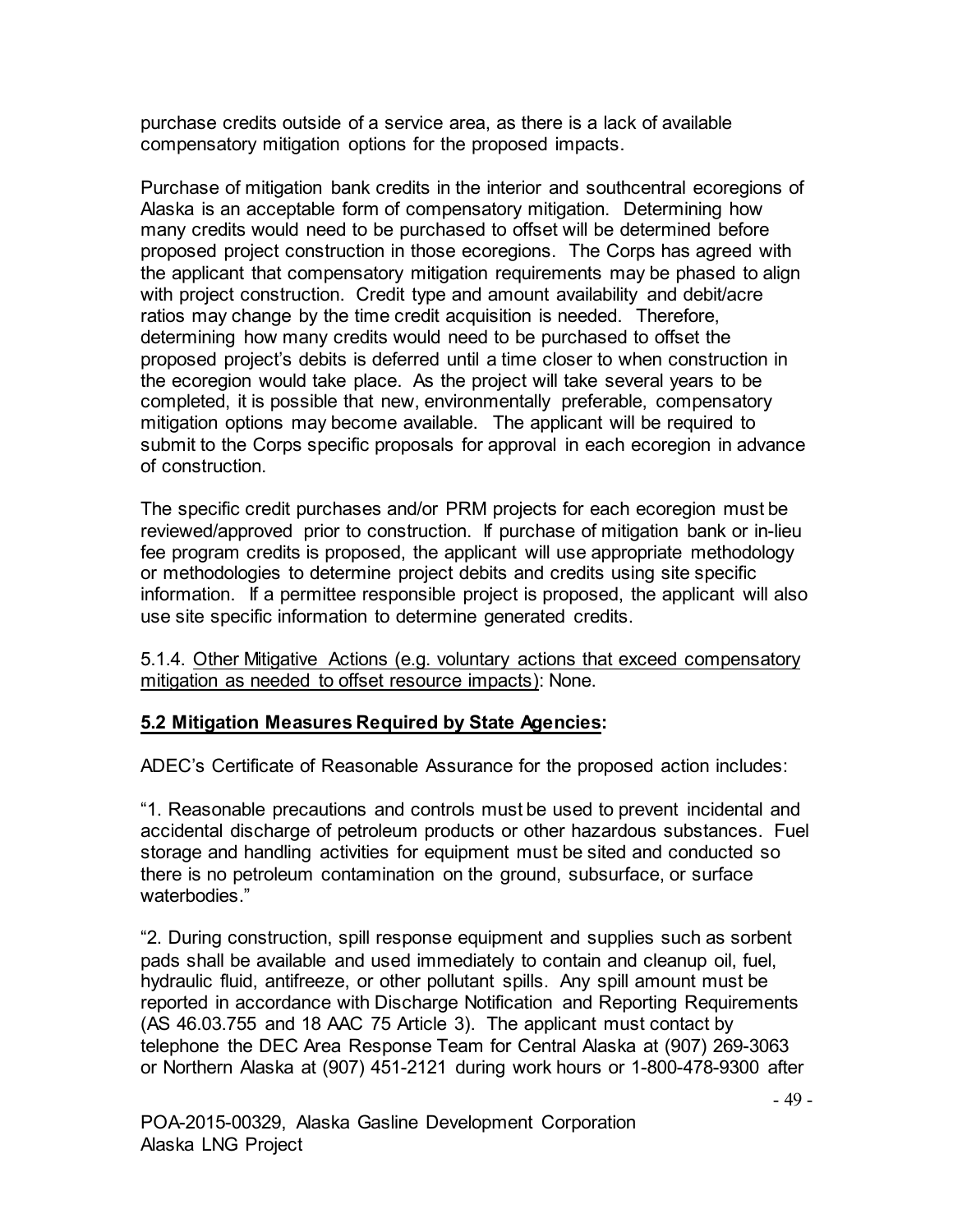purchase credits outside of a service area, as there is a lack of available compensatory mitigation options for the proposed impacts.

Purchase of mitigation bank credits in the interior and southcentral ecoregions of Alaska is an acceptable form of compensatory mitigation. Determining how many credits would need to be purchased to offset will be determined before proposed project construction in those ecoregions. The Corps has agreed with the applicant that compensatory mitigation requirements may be phased to align with project construction. Credit type and amount availability and debit/acre ratios may change by the time credit acquisition is needed. Therefore, determining how many credits would need to be purchased to offset the proposed project's debits is deferred until a time closer to when construction in the ecoregion would take place. As the project will take several years to be completed, it is possible that new, environmentally preferable, compensatory mitigation options may become available. The applicant will be required to submit to the Corps specific proposals for approval in each ecoregion in advance of construction.

The specific credit purchases and/or PRM projects for each ecoregion must be reviewed/approved prior to construction. If purchase of mitigation bank or in-lieu fee program credits is proposed, the applicant will use appropriate methodology or methodologies to determine project debits and credits using site specific information. If a permittee responsible project is proposed, the applicant will also use site specific information to determine generated credits.

5.1.4. Other Mitigative Actions (e.g. voluntary actions that exceed compensatory mitigation as needed to offset resource impacts): None.

**5.2 Mitigation Measures Required by State Agencies:**

ADEC's Certificate of Reasonable Assurance for the proposed action includes:

"1. Reasonable precautions and controls must be used to prevent incidental and accidental discharge of petroleum products or other hazardous substances. Fuel storage and handling activities for equipment must be sited and conducted so there is no petroleum contamination on the ground, subsurface, or surface waterbodies."

"2. During construction, spill response equipment and supplies such as sorbent pads shall be available and used immediately to contain and cleanup oil, fuel, hydraulic fluid, antifreeze, or other pollutant spills. Any spill amount must be reported in accordance with Discharge Notification and Reporting Requirements (AS 46.03.755 and 18 AAC 75 Article 3). The applicant must contact by telephone the DEC Area Response Team for Central Alaska at (907) 269-3063 or Northern Alaska at (907) 451-2121 during work hours or 1-800-478-9300 after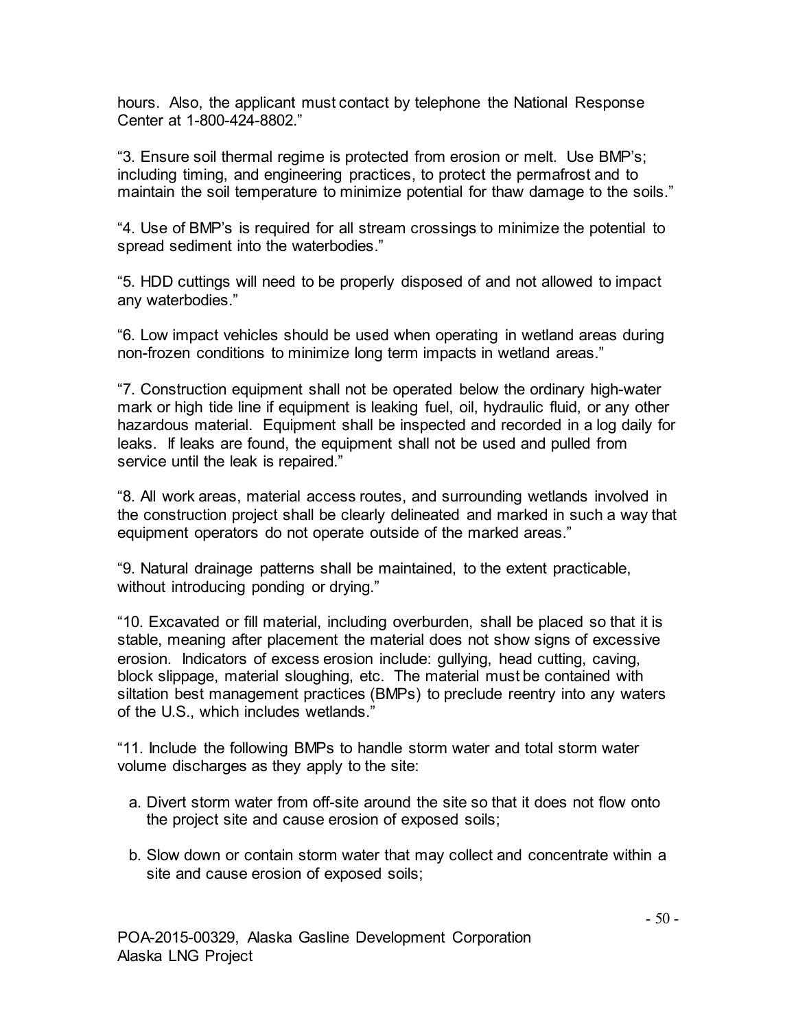hours. Also, the applicant must contact by telephone the National Response Center at 1-800-424-8802."

"3. Ensure soil thermal regime is protected from erosion or melt. Use BMP's; including timing, and engineering practices, to protect the permafrost and to maintain the soil temperature to minimize potential for thaw damage to the soils."

"4. Use of BMP's is required for all stream crossings to minimize the potential to spread sediment into the waterbodies."

"5. HDD cuttings will need to be properly disposed of and not allowed to impact any waterbodies."

"6. Low impact vehicles should be used when operating in wetland areas during non-frozen conditions to minimize long term impacts in wetland areas."

"7. Construction equipment shall not be operated below the ordinary high-water mark or high tide line if equipment is leaking fuel, oil, hydraulic fluid, or any other hazardous material. Equipment shall be inspected and recorded in a log daily for leaks. If leaks are found, the equipment shall not be used and pulled from service until the leak is repaired."

"8. All work areas, material access routes, and surrounding wetlands involved in the construction project shall be clearly delineated and marked in such a way that equipment operators do not operate outside of the marked areas."

"9. Natural drainage patterns shall be maintained, to the extent practicable, without introducing ponding or drying."

"10. Excavated or fill material, including overburden, shall be placed so that it is stable, meaning after placement the material does not show signs of excessive erosion. Indicators of excess erosion include: gullying, head cutting, caving, block slippage, material sloughing, etc. The material must be contained with siltation best management practices (BMPs) to preclude reentry into any waters of the U.S., which includes wetlands."

"11. Include the following BMPs to handle storm water and total storm water volume discharges as they apply to the site:

a. Divert storm water from off-site around the site so that it does not flow onto the project site and cause erosion of exposed soils;

b. Slow down or contain storm water that may collect and concentrate within a site and cause erosion of exposed soils;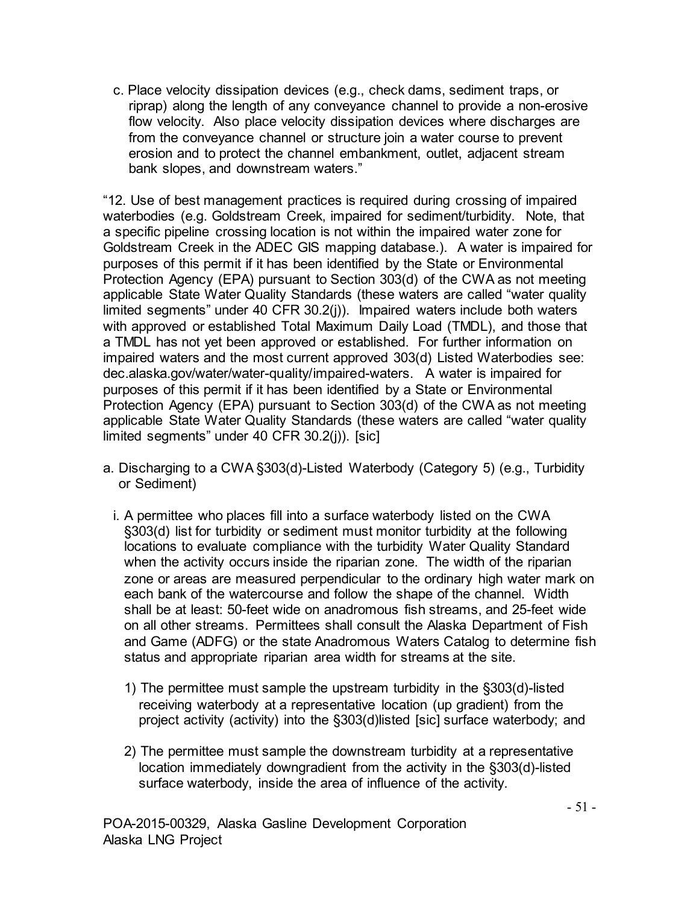c. Place velocity dissipation devices (e.g., check dams, sediment traps, or riprap) along the length of any conveyance channel to provide a non-erosive flow velocity. Also place velocity dissipation devices where discharges are from the conveyance channel or structure join a water course to prevent erosion and to protect the channel embankment, outlet, adjacent stream bank slopes, and downstream waters."

"12. Use of best management practices is required during crossing of impaired waterbodies (e.g. Goldstream Creek, impaired for sediment/turbidity. Note, that a specific pipeline crossing location is not within the impaired water zone for Goldstream Creek in the ADEC GIS mapping database.). A water is impaired for purposes of this permit if it has been identified by the State or Environmental Protection Agency (EPA) pursuant to Section 303(d) of the CWA as not meeting applicable State Water Quality Standards (these waters are called "water quality limited segments" under 40 CFR 30.2(j)). Impaired waters include both waters with approved or established Total Maximum Daily Load (TMDL), and those that a TMDL has not yet been approved or established. For further information on impaired waters and the most current approved 303(d) Listed Waterbodies see: dec.alaska.gov/water/water-quality/impaired-waters. A water is impaired for purposes of this permit if it has been identified by a State or Environmental Protection Agency (EPA) pursuant to Section 303(d) of the CWA as not meeting applicable State Water Quality Standards (these waters are called "water quality limited segments" under 40 CFR 30.2(j)). [sic]

a. Discharging to a CWA §303(d)-Listed Waterbody (Category 5) (e.g., Turbidity or Sediment)

i. A permittee who places fill into a surface waterbody listed on the CWA §303(d) list for turbidity or sediment must monitor turbidity at the following locations to evaluate compliance with the turbidity Water Quality Standard when the activity occurs inside the riparian zone. The width of the riparian zone or areas are measured perpendicular to the ordinary high water mark on each bank of the watercourse and follow the shape of the channel. Width shall be at least: 50-feet wide on anadromous fish streams, and 25-feet wide on all other streams. Permittees shall consult the Alaska Department of Fish and Game (ADFG) or the state Anadromous Waters Catalog to determine fish status and appropriate riparian area width for streams at the site.

1) The permittee must sample the upstream turbidity in the §303(d)-listed receiving waterbody at a representative location (up gradient) from the project activity (activity) into the §303(d)listed [sic] surface waterbody; and

2) The permittee must sample the downstream turbidity at a representative location immediately downgradient from the activity in the §303(d)-listed surface waterbody, inside the area of influence of the activity.

POA-2015-00329, Alaska Gasline Development Corporation
Alaska LNG Project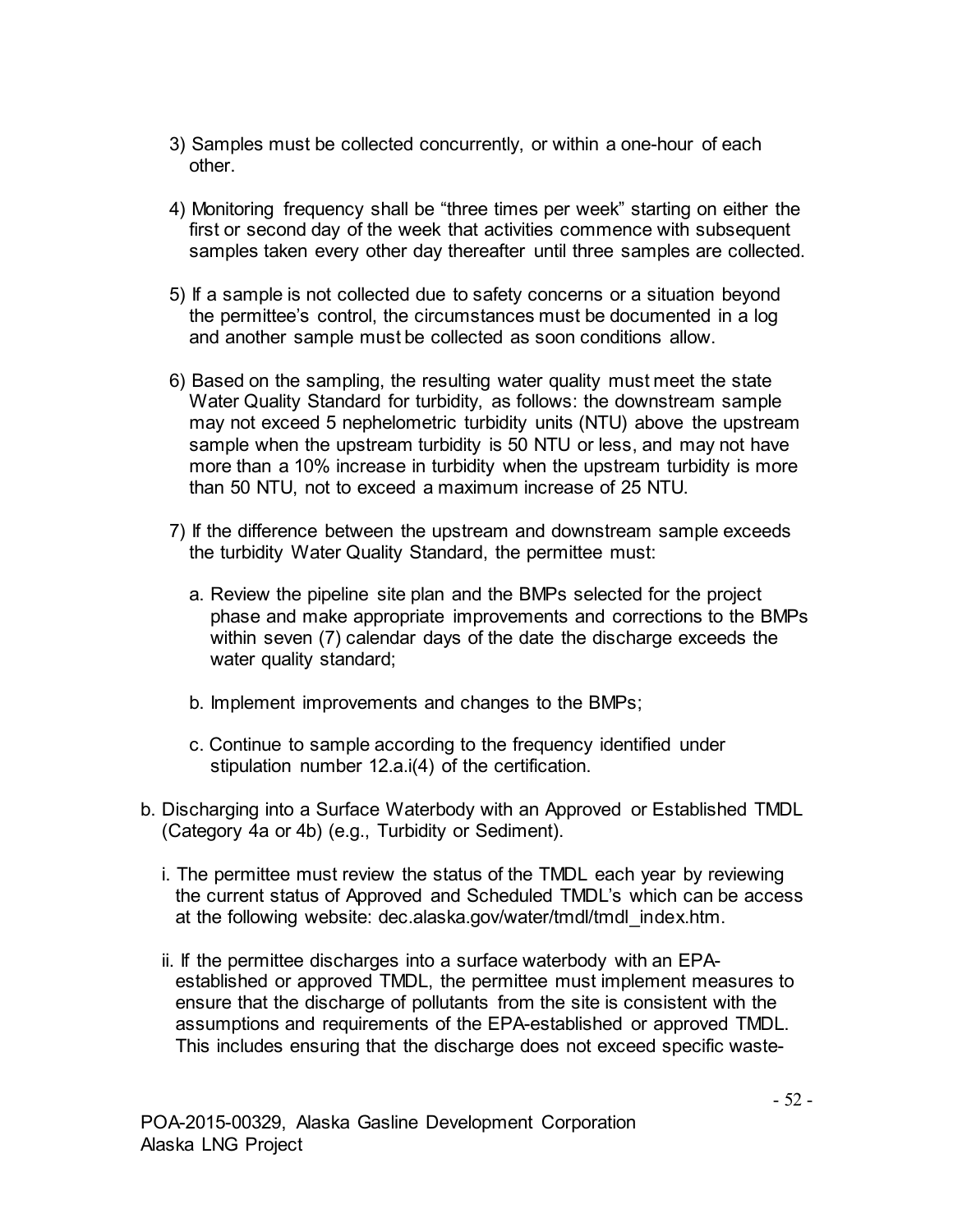3) Samples must be collected concurrently, or within a one-hour of each other.

4) Monitoring frequency shall be “three times per week” starting on either the first or second day of the week that activities commence with subsequent samples taken every other day thereafter until three samples are collected.

5) If a sample is not collected due to safety concerns or a situation beyond the permittee’s control, the circumstances must be documented in a log and another sample must be collected as soon conditions allow.

6) Based on the sampling, the resulting water quality must meet the state Water Quality Standard for turbidity, as follows: the downstream sample may not exceed 5 nephelometric turbidity units (NTU) above the upstream sample when the upstream turbidity is 50 NTU or less, and may not have more than a 10% increase in turbidity when the upstream turbidity is more than 50 NTU, not to exceed a maximum increase of 25 NTU.

7) If the difference between the upstream and downstream sample exceeds the turbidity Water Quality Standard, the permittee must:

   a. Review the pipeline site plan and the BMPs selected for the project phase and make appropriate improvements and corrections to the BMPs within seven (7) calendar days of the date the discharge exceeds the water quality standard;

   b. Implement improvements and changes to the BMPs;

   c. Continue to sample according to the frequency identified under stipulation number 12.a.i(4) of the certification.

b. Discharging into a Surface Waterbody with an Approved or Established TMDL (Category 4a or 4b) (e.g., Turbidity or Sediment).

   i. The permittee must review the status of the TMDL each year by reviewing the current status of Approved and Scheduled TMDL’s which can be access at the following website: dec.alaska.gov/water/tmdl/tmdl_index.htm.

   ii. If the permittee discharges into a surface waterbody with an EPA-established or approved TMDL, the permittee must implement measures to ensure that the discharge of pollutants from the site is consistent with the assumptions and requirements of the EPA-established or approved TMDL. This includes ensuring that the discharge does not exceed specific waste-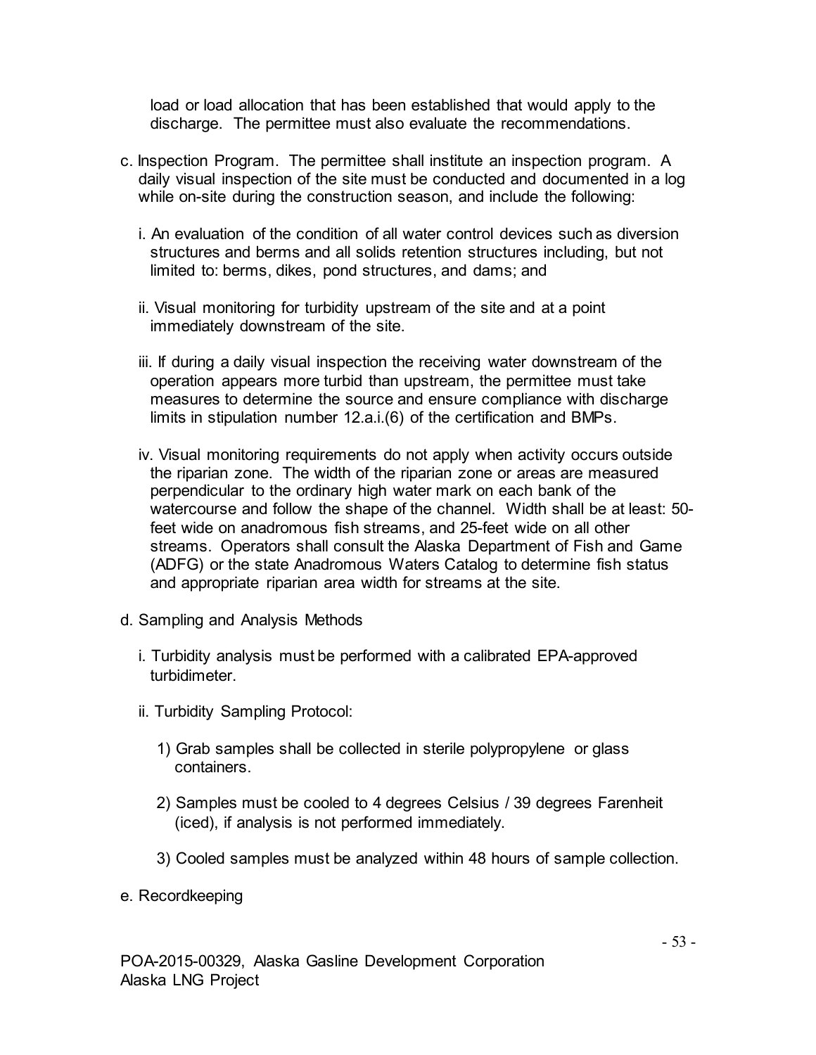load or load allocation that has been established that would apply to the discharge. The permittee must also evaluate the recommendations.

c. Inspection Program. The permittee shall institute an inspection program. A daily visual inspection of the site must be conducted and documented in a log while on-site during the construction season, and include the following:

   i. An evaluation of the condition of all water control devices such as diversion structures and berms and all solids retention structures including, but not limited to: berms, dikes, pond structures, and dams; and

   ii. Visual monitoring for turbidity upstream of the site and at a point immediately downstream of the site.

   iii. If during a daily visual inspection the receiving water downstream of the operation appears more turbid than upstream, the permittee must take measures to determine the source and ensure compliance with discharge limits in stipulation number 12.a.i.(6) of the certification and BMPs.

   iv. Visual monitoring requirements do not apply when activity occurs outside the riparian zone. The width of the riparian zone or areas are measured perpendicular to the ordinary high water mark on each bank of the watercourse and follow the shape of the channel. Width shall be at least: 50-feet wide on anadromous fish streams, and 25-feet wide on all other streams. Operators shall consult the Alaska Department of Fish and Game (ADFG) or the state Anadromous Waters Catalog to determine fish status and appropriate riparian area width for streams at the site.

d. Sampling and Analysis Methods

   i. Turbidity analysis must be performed with a calibrated EPA-approved turbidimeter.

   ii. Turbidity Sampling Protocol:

      1) Grab samples shall be collected in sterile polypropylene or glass containers.

      2) Samples must be cooled to 4 degrees Celsius / 39 degrees Farenheit (iced), if analysis is not performed immediately.

      3) Cooled samples must be analyzed within 48 hours of sample collection.

e. Recordkeeping

POA-2015-00329, Alaska Gasline Development Corporation
Alaska LNG Project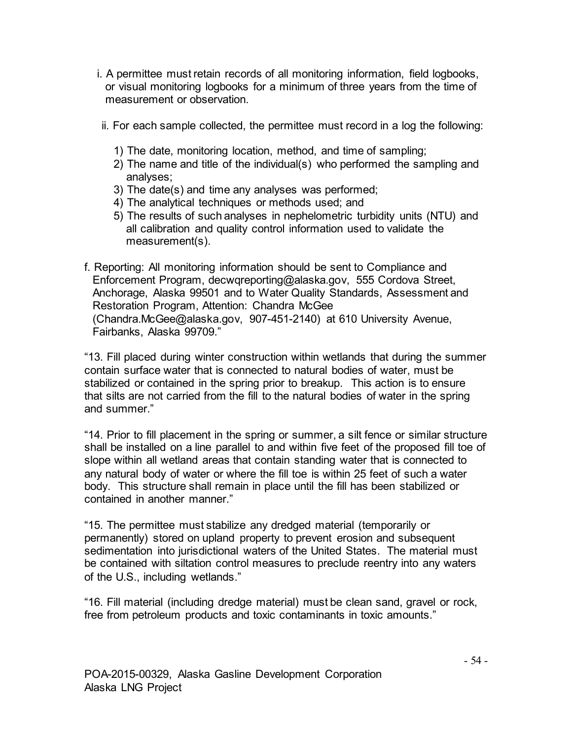i. A permittee must retain records of all monitoring information, field logbooks, or visual monitoring logbooks for a minimum of three years from the time of measurement or observation.

ii. For each sample collected, the permittee must record in a log the following:

1) The date, monitoring location, method, and time of sampling;
2) The name and title of the individual(s) who performed the sampling and analyses;
3) The date(s) and time any analyses was performed;
4) The analytical techniques or methods used; and
5) The results of such analyses in nephelometric turbidity units (NTU) and all calibration and quality control information used to validate the measurement(s).

f. Reporting: All monitoring information should be sent to Compliance and Enforcement Program, decwqreporting@alaska.gov, 555 Cordova Street, Anchorage, Alaska 99501 and to Water Quality Standards, Assessment and Restoration Program, Attention: Chandra McGee (Chandra.McGee@alaska.gov, 907-451-2140) at 610 University Avenue, Fairbanks, Alaska 99709."

"13. Fill placed during winter construction within wetlands that during the summer contain surface water that is connected to natural bodies of water, must be stabilized or contained in the spring prior to breakup. This action is to ensure that silts are not carried from the fill to the natural bodies of water in the spring and summer."

"14. Prior to fill placement in the spring or summer, a silt fence or similar structure shall be installed on a line parallel to and within five feet of the proposed fill toe of slope within all wetland areas that contain standing water that is connected to any natural body of water or where the fill toe is within 25 feet of such a water body. This structure shall remain in place until the fill has been stabilized or contained in another manner."

"15. The permittee must stabilize any dredged material (temporarily or permanently) stored on upland property to prevent erosion and subsequent sedimentation into jurisdictional waters of the United States. The material must be contained with siltation control measures to preclude reentry into any waters of the U.S., including wetlands."

"16. Fill material (including dredge material) must be clean sand, gravel or rock, free from petroleum products and toxic contaminants in toxic amounts."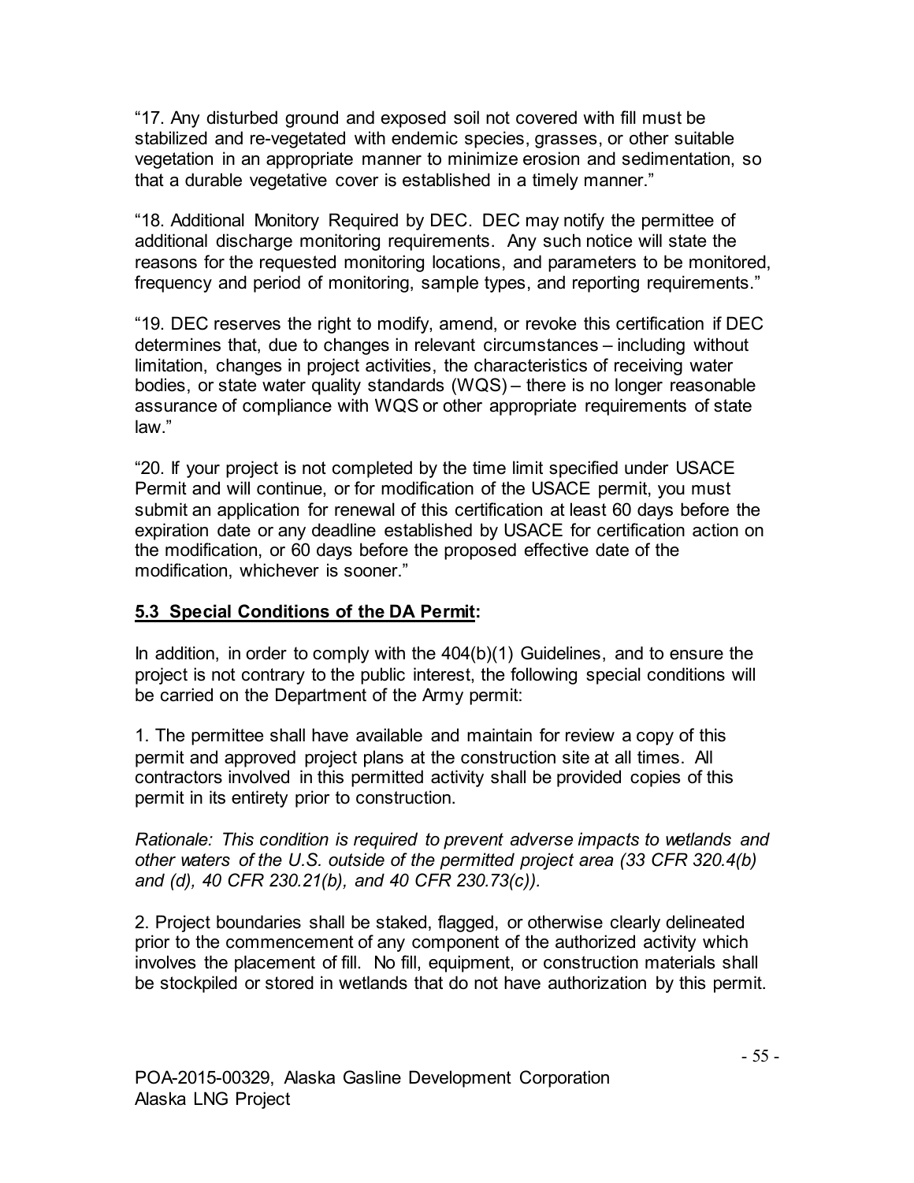"17. Any disturbed ground and exposed soil not covered with fill must be stabilized and re-vegetated with endemic species, grasses, or other suitable vegetation in an appropriate manner to minimize erosion and sedimentation, so that a durable vegetative cover is established in a timely manner."

"18. Additional Monitory Required by DEC. DEC may notify the permittee of additional discharge monitoring requirements. Any such notice will state the reasons for the requested monitoring locations, and parameters to be monitored, frequency and period of monitoring, sample types, and reporting requirements."

"19. DEC reserves the right to modify, amend, or revoke this certification if DEC determines that, due to changes in relevant circumstances – including without limitation, changes in project activities, the characteristics of receiving water bodies, or state water quality standards (WQS) – there is no longer reasonable assurance of compliance with WQS or other appropriate requirements of state law."

"20. If your project is not completed by the time limit specified under USACE Permit and will continue, or for modification of the USACE permit, you must submit an application for renewal of this certification at least 60 days before the expiration date or any deadline established by USACE for certification action on the modification, or 60 days before the proposed effective date of the modification, whichever is sooner."

### **5.3 Special Conditions of the DA Permit:**

In addition, in order to comply with the 404(b)(1) Guidelines, and to ensure the project is not contrary to the public interest, the following special conditions will be carried on the Department of the Army permit:

1. The permittee shall have available and maintain for review a copy of this permit and approved project plans at the construction site at all times. All contractors involved in this permitted activity shall be provided copies of this permit in its entirety prior to construction.

*Rationale: This condition is required to prevent adverse impacts to wetlands and other waters of the U.S. outside of the permitted project area (33 CFR 320.4(b) and (d), 40 CFR 230.21(b), and 40 CFR 230.73(c)).*

2. Project boundaries shall be staked, flagged, or otherwise clearly delineated prior to the commencement of any component of the authorized activity which involves the placement of fill. No fill, equipment, or construction materials shall be stockpiled or stored in wetlands that do not have authorization by this permit.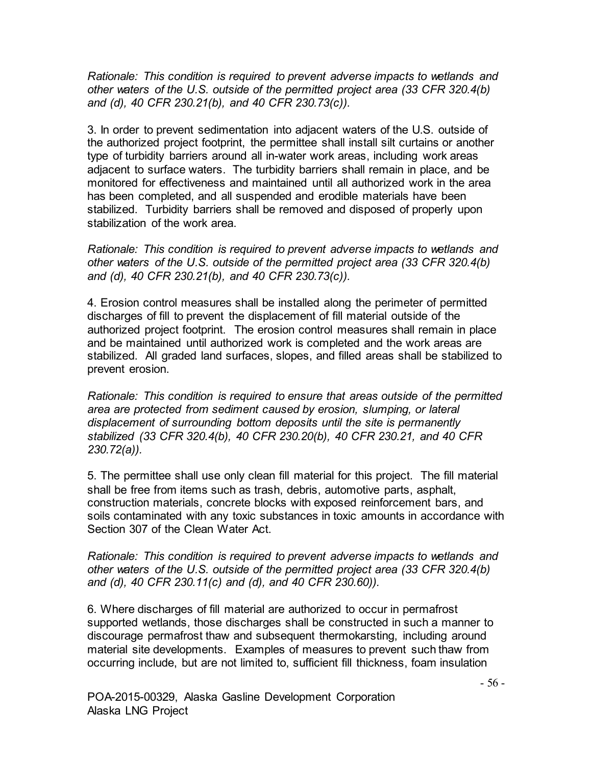*Rationale: This condition is required to prevent adverse impacts to wetlands and other waters of the U.S. outside of the permitted project area (33 CFR 320.4(b) and (d), 40 CFR 230.21(b), and 40 CFR 230.73(c)).*

3. In order to prevent sedimentation into adjacent waters of the U.S. outside of the authorized project footprint, the permittee shall install silt curtains or another type of turbidity barriers around all in-water work areas, including work areas adjacent to surface waters. The turbidity barriers shall remain in place, and be monitored for effectiveness and maintained until all authorized work in the area has been completed, and all suspended and erodible materials have been stabilized. Turbidity barriers shall be removed and disposed of properly upon stabilization of the work area.

*Rationale: This condition is required to prevent adverse impacts to wetlands and other waters of the U.S. outside of the permitted project area (33 CFR 320.4(b) and (d), 40 CFR 230.21(b), and 40 CFR 230.73(c)).*

4. Erosion control measures shall be installed along the perimeter of permitted discharges of fill to prevent the displacement of fill material outside of the authorized project footprint. The erosion control measures shall remain in place and be maintained until authorized work is completed and the work areas are stabilized. All graded land surfaces, slopes, and filled areas shall be stabilized to prevent erosion.

*Rationale: This condition is required to ensure that areas outside of the permitted area are protected from sediment caused by erosion, slumping, or lateral displacement of surrounding bottom deposits until the site is permanently stabilized (33 CFR 320.4(b), 40 CFR 230.20(b), 40 CFR 230.21, and 40 CFR 230.72(a)).*

5. The permittee shall use only clean fill material for this project. The fill material shall be free from items such as trash, debris, automotive parts, asphalt, construction materials, concrete blocks with exposed reinforcement bars, and soils contaminated with any toxic substances in toxic amounts in accordance with Section 307 of the Clean Water Act.

*Rationale: This condition is required to prevent adverse impacts to wetlands and other waters of the U.S. outside of the permitted project area (33 CFR 320.4(b) and (d), 40 CFR 230.11(c) and (d), and 40 CFR 230.60)).*

6. Where discharges of fill material are authorized to occur in permafrost supported wetlands, those discharges shall be constructed in such a manner to discourage permafrost thaw and subsequent thermokarsting, including around material site developments. Examples of measures to prevent such thaw from occurring include, but are not limited to, sufficient fill thickness, foam insulation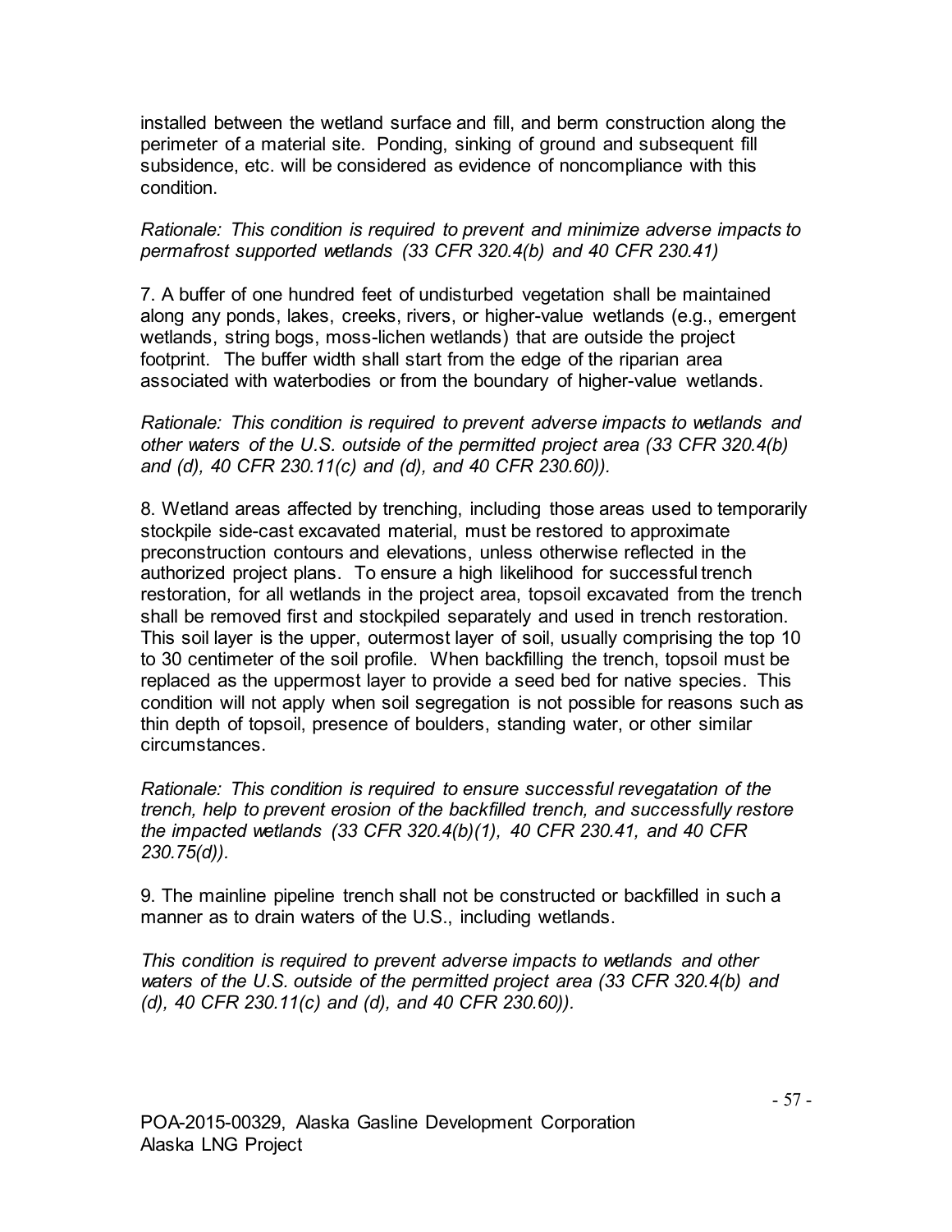installed between the wetland surface and fill, and berm construction along the perimeter of a material site. Ponding, sinking of ground and subsequent fill subsidence, etc. will be considered as evidence of noncompliance with this condition.

*Rationale: This condition is required to prevent and minimize adverse impacts to permafrost supported wetlands (33 CFR 320.4(b) and 40 CFR 230.41)*

7. A buffer of one hundred feet of undisturbed vegetation shall be maintained along any ponds, lakes, creeks, rivers, or higher-value wetlands (e.g., emergent wetlands, string bogs, moss-lichen wetlands) that are outside the project footprint. The buffer width shall start from the edge of the riparian area associated with waterbodies or from the boundary of higher-value wetlands.

*Rationale: This condition is required to prevent adverse impacts to wetlands and other waters of the U.S. outside of the permitted project area (33 CFR 320.4(b) and (d), 40 CFR 230.11(c) and (d), and 40 CFR 230.60)).*

8. Wetland areas affected by trenching, including those areas used to temporarily stockpile side-cast excavated material, must be restored to approximate preconstruction contours and elevations, unless otherwise reflected in the authorized project plans. To ensure a high likelihood for successful trench restoration, for all wetlands in the project area, topsoil excavated from the trench shall be removed first and stockpiled separately and used in trench restoration. This soil layer is the upper, outermost layer of soil, usually comprising the top 10 to 30 centimeter of the soil profile. When backfilling the trench, topsoil must be replaced as the uppermost layer to provide a seed bed for native species. This condition will not apply when soil segregation is not possible for reasons such as thin depth of topsoil, presence of boulders, standing water, or other similar circumstances.

*Rationale: This condition is required to ensure successful revegatation of the trench, help to prevent erosion of the backfilled trench, and successfully restore the impacted wetlands (33 CFR 320.4(b)(1), 40 CFR 230.41, and 40 CFR 230.75(d)).*

9. The mainline pipeline trench shall not be constructed or backfilled in such a manner as to drain waters of the U.S., including wetlands.

*This condition is required to prevent adverse impacts to wetlands and other waters of the U.S. outside of the permitted project area (33 CFR 320.4(b) and (d), 40 CFR 230.11(c) and (d), and 40 CFR 230.60)).*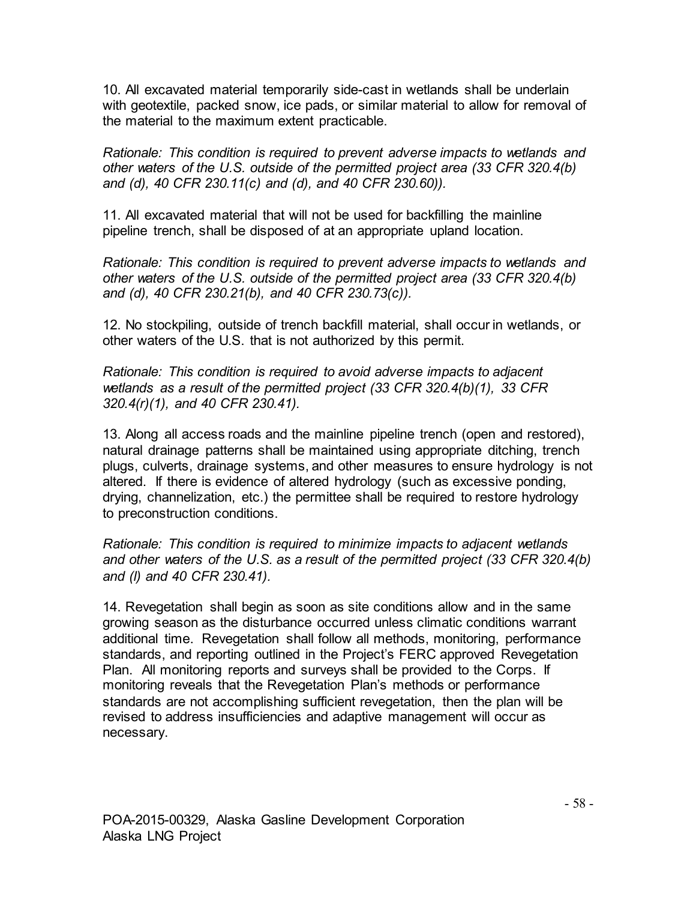10. All excavated material temporarily side-cast in wetlands shall be underlain with geotextile, packed snow, ice pads, or similar material to allow for removal of the material to the maximum extent practicable.

*Rationale: This condition is required to prevent adverse impacts to wetlands and other waters of the U.S. outside of the permitted project area (33 CFR 320.4(b) and (d), 40 CFR 230.11(c) and (d), and 40 CFR 230.60)).*

11. All excavated material that will not be used for backfilling the mainline pipeline trench, shall be disposed of at an appropriate upland location.

*Rationale: This condition is required to prevent adverse impacts to wetlands and other waters of the U.S. outside of the permitted project area (33 CFR 320.4(b) and (d), 40 CFR 230.21(b), and 40 CFR 230.73(c)).*

12. No stockpiling, outside of trench backfill material, shall occur in wetlands, or other waters of the U.S. that is not authorized by this permit.

*Rationale: This condition is required to avoid adverse impacts to adjacent wetlands as a result of the permitted project (33 CFR 320.4(b)(1), 33 CFR 320.4(r)(1), and 40 CFR 230.41).*

13. Along all access roads and the mainline pipeline trench (open and restored), natural drainage patterns shall be maintained using appropriate ditching, trench plugs, culverts, drainage systems, and other measures to ensure hydrology is not altered. If there is evidence of altered hydrology (such as excessive ponding, drying, channelization, etc.) the permittee shall be required to restore hydrology to preconstruction conditions.

*Rationale: This condition is required to minimize impacts to adjacent wetlands and other waters of the U.S. as a result of the permitted project (33 CFR 320.4(b) and (l) and 40 CFR 230.41).*

14. Revegetation shall begin as soon as site conditions allow and in the same growing season as the disturbance occurred unless climatic conditions warrant additional time. Revegetation shall follow all methods, monitoring, performance standards, and reporting outlined in the Project's FERC approved Revegetation Plan. All monitoring reports and surveys shall be provided to the Corps. If monitoring reveals that the Revegetation Plan's methods or performance standards are not accomplishing sufficient revegetation, then the plan will be revised to address insufficiencies and adaptive management will occur as necessary.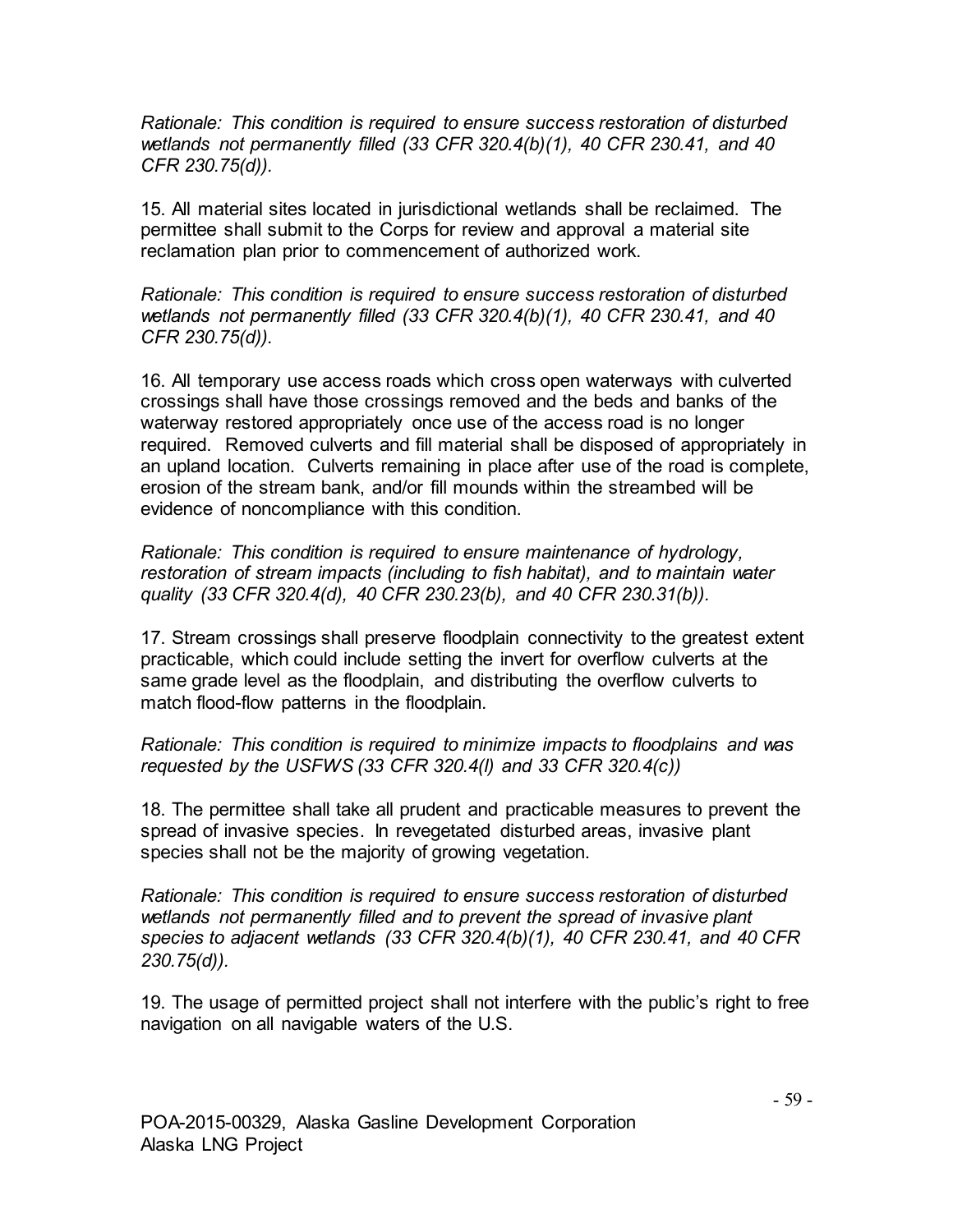*Rationale: This condition is required to ensure success restoration of disturbed wetlands not permanently filled (33 CFR 320.4(b)(1), 40 CFR 230.41, and 40 CFR 230.75(d)).*

15. All material sites located in jurisdictional wetlands shall be reclaimed. The permittee shall submit to the Corps for review and approval a material site reclamation plan prior to commencement of authorized work.

*Rationale: This condition is required to ensure success restoration of disturbed wetlands not permanently filled (33 CFR 320.4(b)(1), 40 CFR 230.41, and 40 CFR 230.75(d)).*

16. All temporary use access roads which cross open waterways with culverted crossings shall have those crossings removed and the beds and banks of the waterway restored appropriately once use of the access road is no longer required. Removed culverts and fill material shall be disposed of appropriately in an upland location. Culverts remaining in place after use of the road is complete, erosion of the stream bank, and/or fill mounds within the streambed will be evidence of noncompliance with this condition.

*Rationale: This condition is required to ensure maintenance of hydrology, restoration of stream impacts (including to fish habitat), and to maintain water quality (33 CFR 320.4(d), 40 CFR 230.23(b), and 40 CFR 230.31(b)).*

17. Stream crossings shall preserve floodplain connectivity to the greatest extent practicable, which could include setting the invert for overflow culverts at the same grade level as the floodplain, and distributing the overflow culverts to match flood-flow patterns in the floodplain.

*Rationale: This condition is required to minimize impacts to floodplains and was requested by the USFWS (33 CFR 320.4(l) and 33 CFR 320.4(c))*

18. The permittee shall take all prudent and practicable measures to prevent the spread of invasive species. In revegetated disturbed areas, invasive plant species shall not be the majority of growing vegetation.

*Rationale: This condition is required to ensure success restoration of disturbed wetlands not permanently filled and to prevent the spread of invasive plant species to adjacent wetlands (33 CFR 320.4(b)(1), 40 CFR 230.41, and 40 CFR 230.75(d)).*

19. The usage of permitted project shall not interfere with the public's right to free navigation on all navigable waters of the U.S.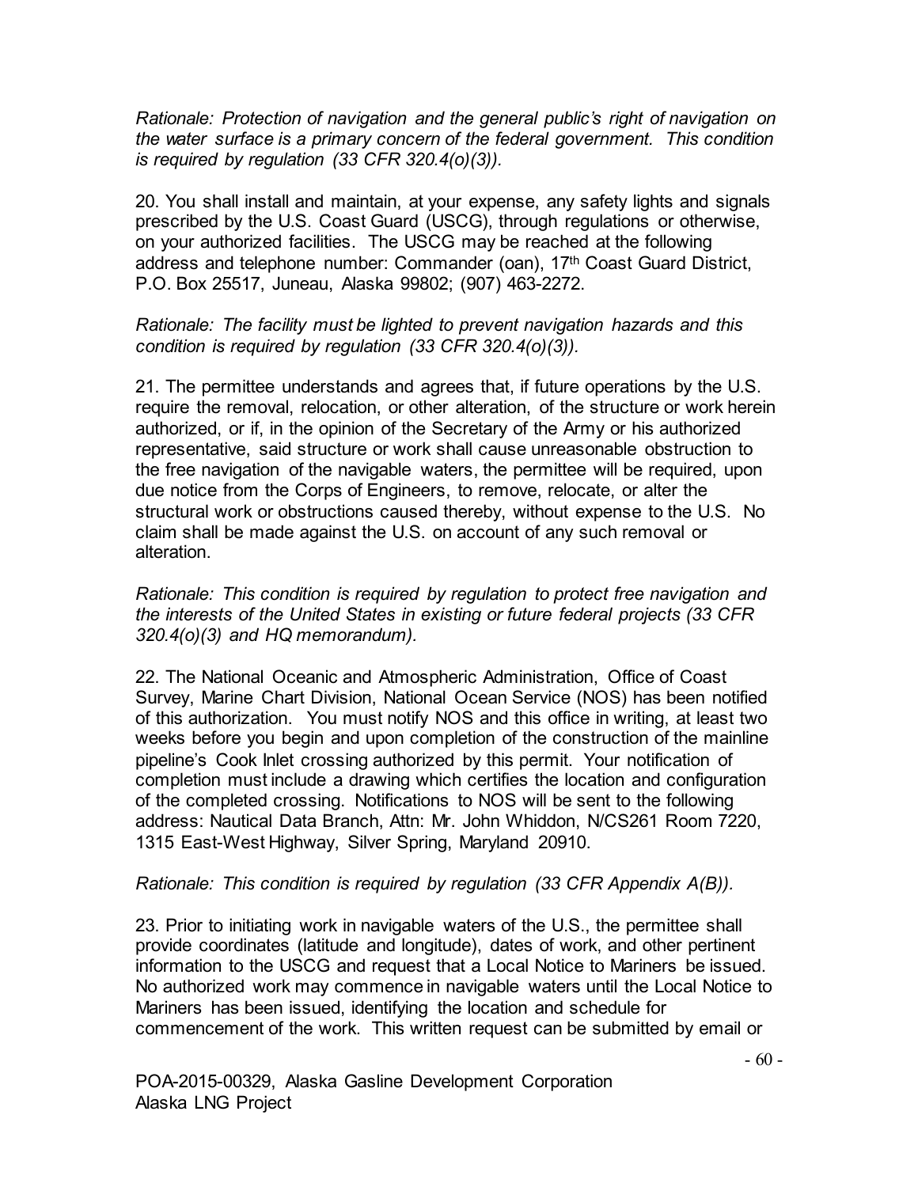*Rationale: Protection of navigation and the general public's right of navigation on the water surface is a primary concern of the federal government. This condition is required by regulation (33 CFR 320.4(o)(3)).*

20. You shall install and maintain, at your expense, any safety lights and signals prescribed by the U.S. Coast Guard (USCG), through regulations or otherwise, on your authorized facilities. The USCG may be reached at the following address and telephone number: Commander (oan), 17th Coast Guard District, P.O. Box 25517, Juneau, Alaska 99802; (907) 463-2272.

*Rationale: The facility must be lighted to prevent navigation hazards and this condition is required by regulation (33 CFR 320.4(o)(3)).*

21. The permittee understands and agrees that, if future operations by the U.S. require the removal, relocation, or other alteration, of the structure or work herein authorized, or if, in the opinion of the Secretary of the Army or his authorized representative, said structure or work shall cause unreasonable obstruction to the free navigation of the navigable waters, the permittee will be required, upon due notice from the Corps of Engineers, to remove, relocate, or alter the structural work or obstructions caused thereby, without expense to the U.S. No claim shall be made against the U.S. on account of any such removal or alteration.

*Rationale: This condition is required by regulation to protect free navigation and the interests of the United States in existing or future federal projects (33 CFR 320.4(o)(3) and HQ memorandum).*

22. The National Oceanic and Atmospheric Administration, Office of Coast Survey, Marine Chart Division, National Ocean Service (NOS) has been notified of this authorization. You must notify NOS and this office in writing, at least two weeks before you begin and upon completion of the construction of the mainline pipeline's Cook Inlet crossing authorized by this permit. Your notification of completion must include a drawing which certifies the location and configuration of the completed crossing. Notifications to NOS will be sent to the following address: Nautical Data Branch, Attn: Mr. John Whiddon, N/CS261 Room 7220, 1315 East-West Highway, Silver Spring, Maryland 20910.

*Rationale: This condition is required by regulation (33 CFR Appendix A(B)).*

23. Prior to initiating work in navigable waters of the U.S., the permittee shall provide coordinates (latitude and longitude), dates of work, and other pertinent information to the USCG and request that a Local Notice to Mariners be issued. No authorized work may commence in navigable waters until the Local Notice to Mariners has been issued, identifying the location and schedule for commencement of the work. This written request can be submitted by email or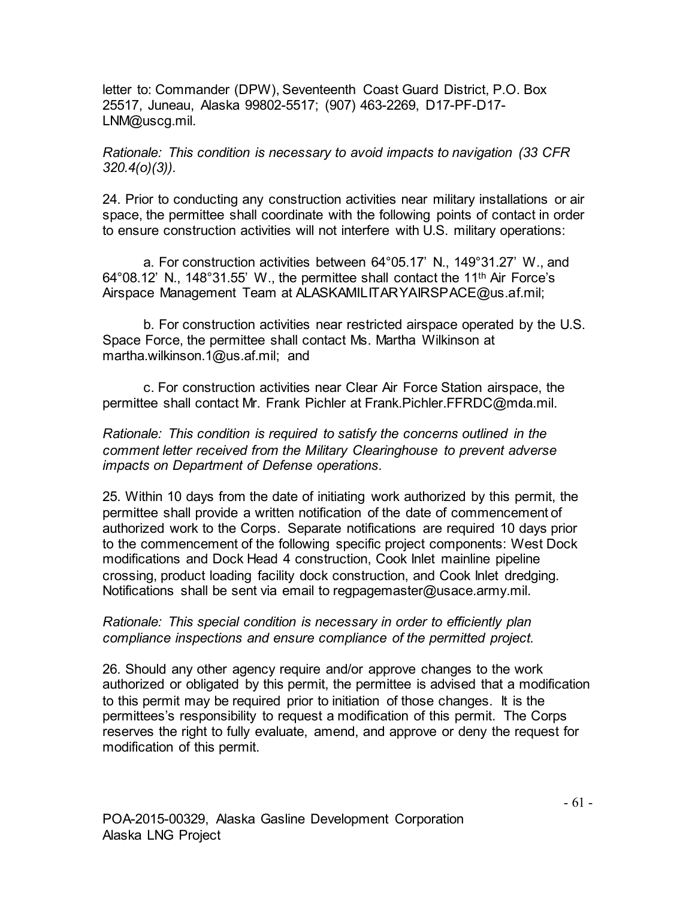letter to: Commander (DPW), Seventeenth Coast Guard District, P.O. Box 25517, Juneau, Alaska 99802-5517; (907) 463-2269, D17-PF-D17-LNM@uscg.mil.

*Rationale: This condition is necessary to avoid impacts to navigation (33 CFR 320.4(o)(3)).*

24. Prior to conducting any construction activities near military installations or air space, the permittee shall coordinate with the following points of contact in order to ensure construction activities will not interfere with U.S. military operations:

a. For construction activities between 64°05.17' N., 149°31.27' W., and 64°08.12' N., 148°31.55' W., the permittee shall contact the 11th Air Force's Airspace Management Team at ALASKAMILITARYAIRSPACE@us.af.mil;

b. For construction activities near restricted airspace operated by the U.S. Space Force, the permittee shall contact Ms. Martha Wilkinson at martha.wilkinson.1@us.af.mil; and

c. For construction activities near Clear Air Force Station airspace, the permittee shall contact Mr. Frank Pichler at Frank.Pichler.FFRDC@mda.mil.

*Rationale: This condition is required to satisfy the concerns outlined in the comment letter received from the Military Clearinghouse to prevent adverse impacts on Department of Defense operations.*

25. Within 10 days from the date of initiating work authorized by this permit, the permittee shall provide a written notification of the date of commencement of authorized work to the Corps. Separate notifications are required 10 days prior to the commencement of the following specific project components: West Dock modifications and Dock Head 4 construction, Cook Inlet mainline pipeline crossing, product loading facility dock construction, and Cook Inlet dredging. Notifications shall be sent via email to regpagemaster@usace.army.mil.

*Rationale: This special condition is necessary in order to efficiently plan compliance inspections and ensure compliance of the permitted project.*

26. Should any other agency require and/or approve changes to the work authorized or obligated by this permit, the permittee is advised that a modification to this permit may be required prior to initiation of those changes. It is the permittees's responsibility to request a modification of this permit. The Corps reserves the right to fully evaluate, amend, and approve or deny the request for modification of this permit.

POA-2015-00329, Alaska Gasline Development Corporation
Alaska LNG Project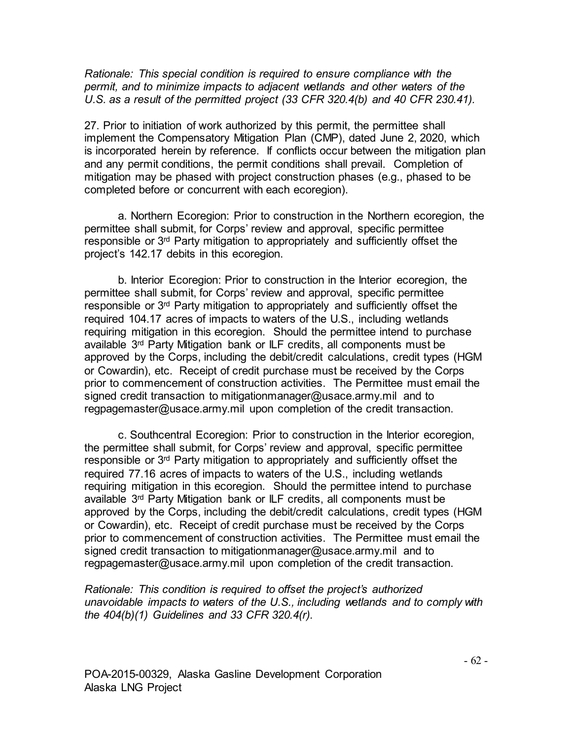*Rationale: This special condition is required to ensure compliance with the permit, and to minimize impacts to adjacent wetlands and other waters of the U.S. as a result of the permitted project (33 CFR 320.4(b) and 40 CFR 230.41).*

27. Prior to initiation of work authorized by this permit, the permittee shall implement the Compensatory Mitigation Plan (CMP), dated June 2, 2020, which is incorporated herein by reference. If conflicts occur between the mitigation plan and any permit conditions, the permit conditions shall prevail. Completion of mitigation may be phased with project construction phases (e.g., phased to be completed before or concurrent with each ecoregion).

a. Northern Ecoregion: Prior to construction in the Northern ecoregion, the permittee shall submit, for Corps' review and approval, specific permittee responsible or 3rd Party mitigation to appropriately and sufficiently offset the project's 142.17 debits in this ecoregion.

b. Interior Ecoregion: Prior to construction in the Interior ecoregion, the permittee shall submit, for Corps' review and approval, specific permittee responsible or 3rd Party mitigation to appropriately and sufficiently offset the required 104.17 acres of impacts to waters of the U.S., including wetlands requiring mitigation in this ecoregion. Should the permittee intend to purchase available 3rd Party Mitigation bank or ILF credits, all components must be approved by the Corps, including the debit/credit calculations, credit types (HGM or Cowardin), etc. Receipt of credit purchase must be received by the Corps prior to commencement of construction activities. The Permittee must email the signed credit transaction to mitigationmanager@usace.army.mil and to regpagemaster@usace.army.mil upon completion of the credit transaction.

c. Southcentral Ecoregion: Prior to construction in the Interior ecoregion, the permittee shall submit, for Corps' review and approval, specific permittee responsible or 3rd Party mitigation to appropriately and sufficiently offset the required 77.16 acres of impacts to waters of the U.S., including wetlands requiring mitigation in this ecoregion. Should the permittee intend to purchase available 3rd Party Mitigation bank or ILF credits, all components must be approved by the Corps, including the debit/credit calculations, credit types (HGM or Cowardin), etc. Receipt of credit purchase must be received by the Corps prior to commencement of construction activities. The Permittee must email the signed credit transaction to mitigationmanager@usace.army.mil and to regpagemaster@usace.army.mil upon completion of the credit transaction.

*Rationale: This condition is required to offset the project's authorized unavoidable impacts to waters of the U.S., including wetlands and to comply with the 404(b)(1) Guidelines and 33 CFR 320.4(r).*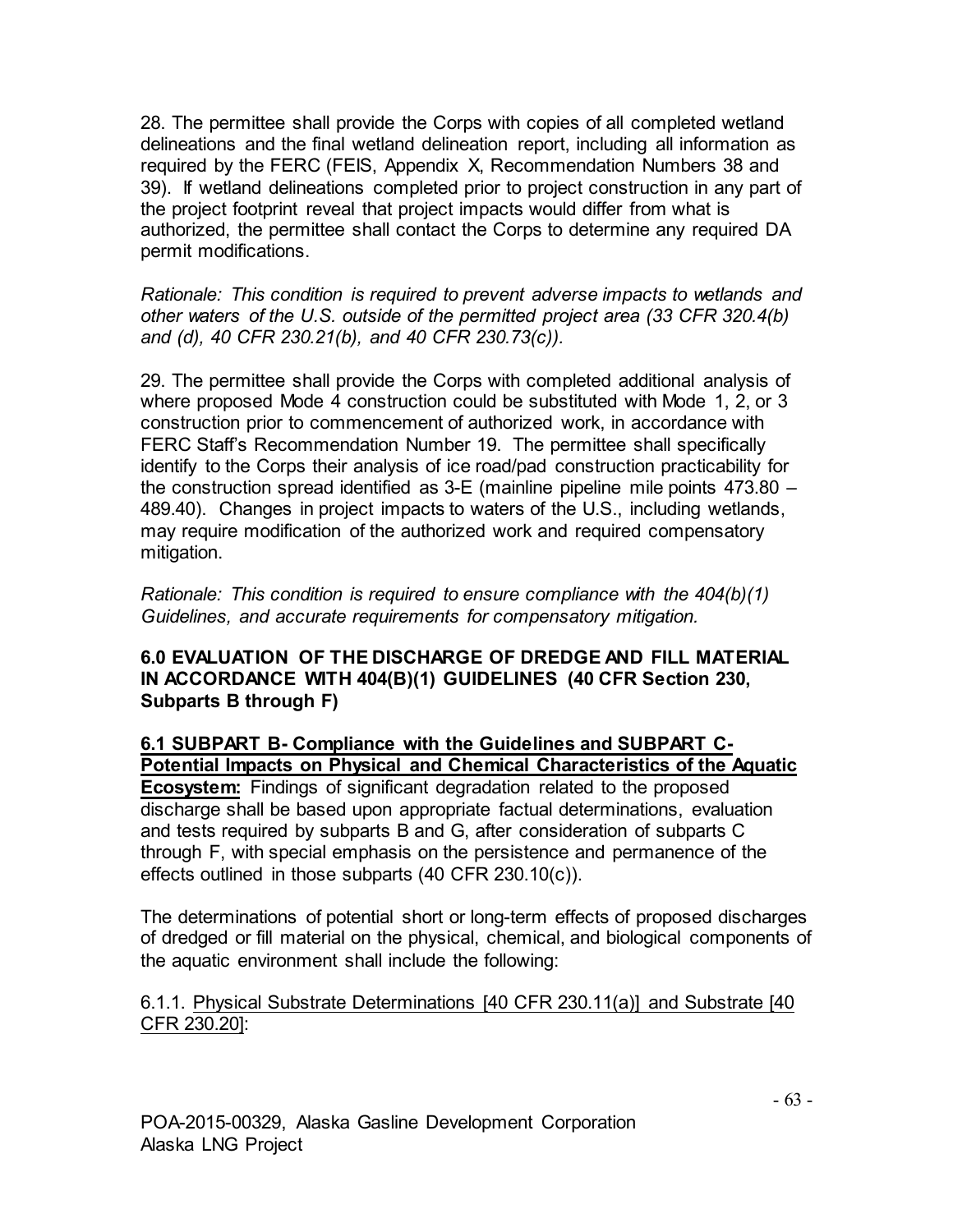28. The permittee shall provide the Corps with copies of all completed wetland delineations and the final wetland delineation report, including all information as required by the FERC (FEIS, Appendix X, Recommendation Numbers 38 and 39). If wetland delineations completed prior to project construction in any part of the project footprint reveal that project impacts would differ from what is authorized, the permittee shall contact the Corps to determine any required DA permit modifications.

*Rationale: This condition is required to prevent adverse impacts to wetlands and other waters of the U.S. outside of the permitted project area (33 CFR 320.4(b) and (d), 40 CFR 230.21(b), and 40 CFR 230.73(c)).*

29. The permittee shall provide the Corps with completed additional analysis of where proposed Mode 4 construction could be substituted with Mode 1, 2, or 3 construction prior to commencement of authorized work, in accordance with FERC Staff's Recommendation Number 19. The permittee shall specifically identify to the Corps their analysis of ice road/pad construction practicability for the construction spread identified as 3-E (mainline pipeline mile points 473.80 – 489.40). Changes in project impacts to waters of the U.S., including wetlands, may require modification of the authorized work and required compensatory mitigation.

*Rationale: This condition is required to ensure compliance with the 404(b)(1) Guidelines, and accurate requirements for compensatory mitigation.*

## 6.0 EVALUATION OF THE DISCHARGE OF DREDGE AND FILL MATERIAL IN ACCORDANCE WITH 404(B)(1) GUIDELINES (40 CFR Section 230, Subparts B through F)

**6.1 SUBPART B- Compliance with the Guidelines and SUBPART C- Potential Impacts on Physical and Chemical Characteristics of the Aquatic Ecosystem:** Findings of significant degradation related to the proposed discharge shall be based upon appropriate factual determinations, evaluation and tests required by subparts B and G, after consideration of subparts C through F, with special emphasis on the persistence and permanence of the effects outlined in those subparts (40 CFR 230.10(c)).

The determinations of potential short or long-term effects of proposed discharges of dredged or fill material on the physical, chemical, and biological components of the aquatic environment shall include the following:

6.1.1. Physical Substrate Determinations [40 CFR 230.11(a)] and Substrate [40 CFR 230.20]: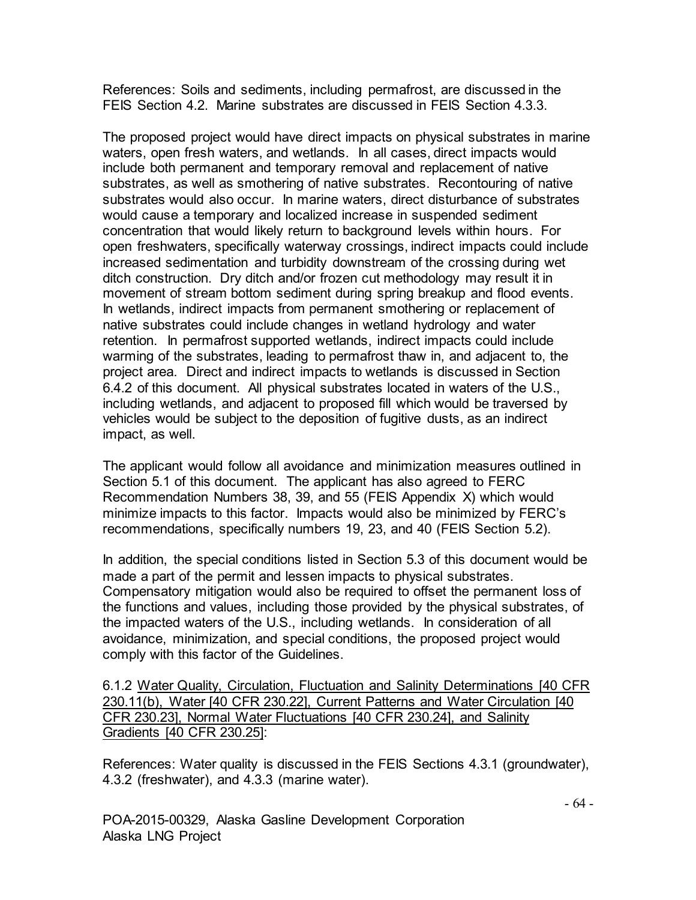References: Soils and sediments, including permafrost, are discussed in the FEIS Section 4.2. Marine substrates are discussed in FEIS Section 4.3.3.

The proposed project would have direct impacts on physical substrates in marine waters, open fresh waters, and wetlands. In all cases, direct impacts would include both permanent and temporary removal and replacement of native substrates, as well as smothering of native substrates. Recontouring of native substrates would also occur. In marine waters, direct disturbance of substrates would cause a temporary and localized increase in suspended sediment concentration that would likely return to background levels within hours. For open freshwaters, specifically waterway crossings, indirect impacts could include increased sedimentation and turbidity downstream of the crossing during wet ditch construction. Dry ditch and/or frozen cut methodology may result it in movement of stream bottom sediment during spring breakup and flood events. In wetlands, indirect impacts from permanent smothering or replacement of native substrates could include changes in wetland hydrology and water retention. In permafrost supported wetlands, indirect impacts could include warming of the substrates, leading to permafrost thaw in, and adjacent to, the project area. Direct and indirect impacts to wetlands is discussed in Section 6.4.2 of this document. All physical substrates located in waters of the U.S., including wetlands, and adjacent to proposed fill which would be traversed by vehicles would be subject to the deposition of fugitive dusts, as an indirect impact, as well.

The applicant would follow all avoidance and minimization measures outlined in Section 5.1 of this document. The applicant has also agreed to FERC Recommendation Numbers 38, 39, and 55 (FEIS Appendix X) which would minimize impacts to this factor. Impacts would also be minimized by FERC's recommendations, specifically numbers 19, 23, and 40 (FEIS Section 5.2).

In addition, the special conditions listed in Section 5.3 of this document would be made a part of the permit and lessen impacts to physical substrates. Compensatory mitigation would also be required to offset the permanent loss of the functions and values, including those provided by the physical substrates, of the impacted waters of the U.S., including wetlands. In consideration of all avoidance, minimization, and special conditions, the proposed project would comply with this factor of the Guidelines.

6.1.2 Water Quality, Circulation, Fluctuation and Salinity Determinations [40 CFR 230.11(b), Water [40 CFR 230.22], Current Patterns and Water Circulation [40 CFR 230.23], Normal Water Fluctuations [40 CFR 230.24], and Salinity Gradients [40 CFR 230.25]:

References: Water quality is discussed in the FEIS Sections 4.3.1 (groundwater), 4.3.2 (freshwater), and 4.3.3 (marine water).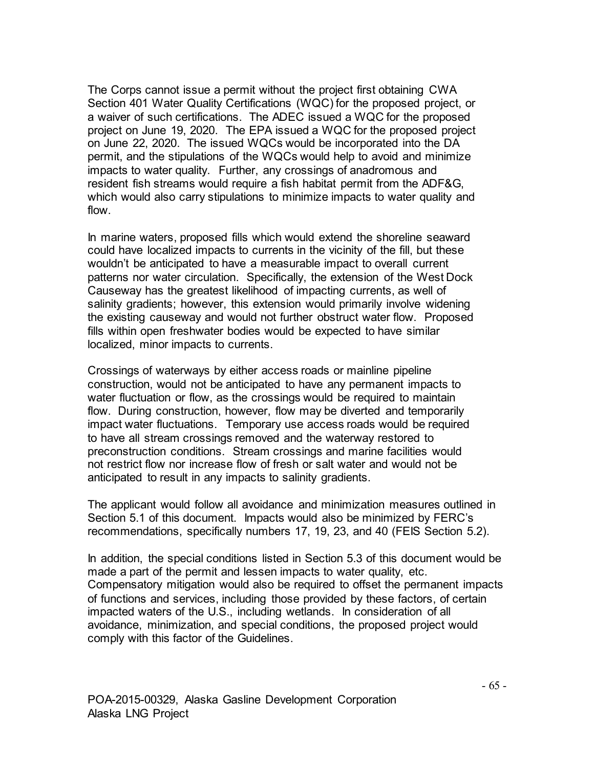The Corps cannot issue a permit without the project first obtaining CWA Section 401 Water Quality Certifications (WQC) for the proposed project, or a waiver of such certifications. The ADEC issued a WQC for the proposed project on June 19, 2020. The EPA issued a WQC for the proposed project on June 22, 2020. The issued WQCs would be incorporated into the DA permit, and the stipulations of the WQCs would help to avoid and minimize impacts to water quality. Further, any crossings of anadromous and resident fish streams would require a fish habitat permit from the ADF&G, which would also carry stipulations to minimize impacts to water quality and flow.

In marine waters, proposed fills which would extend the shoreline seaward could have localized impacts to currents in the vicinity of the fill, but these wouldn't be anticipated to have a measurable impact to overall current patterns nor water circulation. Specifically, the extension of the West Dock Causeway has the greatest likelihood of impacting currents, as well of salinity gradients; however, this extension would primarily involve widening the existing causeway and would not further obstruct water flow. Proposed fills within open freshwater bodies would be expected to have similar localized, minor impacts to currents.

Crossings of waterways by either access roads or mainline pipeline construction, would not be anticipated to have any permanent impacts to water fluctuation or flow, as the crossings would be required to maintain flow. During construction, however, flow may be diverted and temporarily impact water fluctuations. Temporary use access roads would be required to have all stream crossings removed and the waterway restored to preconstruction conditions. Stream crossings and marine facilities would not restrict flow nor increase flow of fresh or salt water and would not be anticipated to result in any impacts to salinity gradients.

The applicant would follow all avoidance and minimization measures outlined in Section 5.1 of this document. Impacts would also be minimized by FERC's recommendations, specifically numbers 17, 19, 23, and 40 (FEIS Section 5.2).

In addition, the special conditions listed in Section 5.3 of this document would be made a part of the permit and lessen impacts to water quality, etc. Compensatory mitigation would also be required to offset the permanent impacts of functions and services, including those provided by these factors, of certain impacted waters of the U.S., including wetlands. In consideration of all avoidance, minimization, and special conditions, the proposed project would comply with this factor of the Guidelines.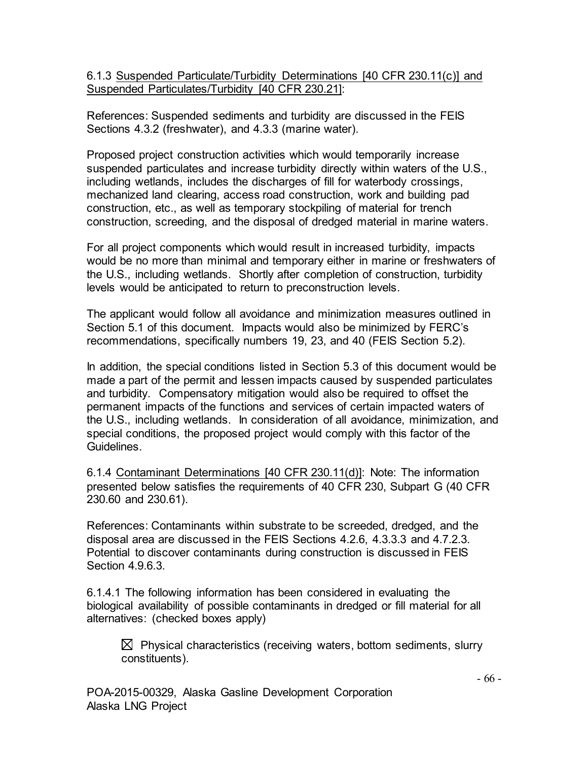6.1.3 Suspended Particulate/Turbidity Determinations [40 CFR 230.11(c)] and Suspended Particulates/Turbidity [40 CFR 230.21]:

References: Suspended sediments and turbidity are discussed in the FEIS Sections 4.3.2 (freshwater), and 4.3.3 (marine water).

Proposed project construction activities which would temporarily increase suspended particulates and increase turbidity directly within waters of the U.S., including wetlands, includes the discharges of fill for waterbody crossings, mechanized land clearing, access road construction, work and building pad construction, etc., as well as temporary stockpiling of material for trench construction, screeding, and the disposal of dredged material in marine waters.

For all project components which would result in increased turbidity, impacts would be no more than minimal and temporary either in marine or freshwaters of the U.S., including wetlands. Shortly after completion of construction, turbidity levels would be anticipated to return to preconstruction levels.

The applicant would follow all avoidance and minimization measures outlined in Section 5.1 of this document. Impacts would also be minimized by FERC's recommendations, specifically numbers 19, 23, and 40 (FEIS Section 5.2).

In addition, the special conditions listed in Section 5.3 of this document would be made a part of the permit and lessen impacts caused by suspended particulates and turbidity. Compensatory mitigation would also be required to offset the permanent impacts of the functions and services of certain impacted waters of the U.S., including wetlands. In consideration of all avoidance, minimization, and special conditions, the proposed project would comply with this factor of the Guidelines.

6.1.4 Contaminant Determinations [40 CFR 230.11(d)]: Note: The information presented below satisfies the requirements of 40 CFR 230, Subpart G (40 CFR 230.60 and 230.61).

References: Contaminants within substrate to be screeded, dredged, and the disposal area are discussed in the FEIS Sections 4.2.6, 4.3.3.3 and 4.7.2.3. Potential to discover contaminants during construction is discussed in FEIS Section 4.9.6.3.

6.1.4.1 The following information has been considered in evaluating the biological availability of possible contaminants in dredged or fill material for all alternatives: (checked boxes apply)

☒ Physical characteristics (receiving waters, bottom sediments, slurry constituents).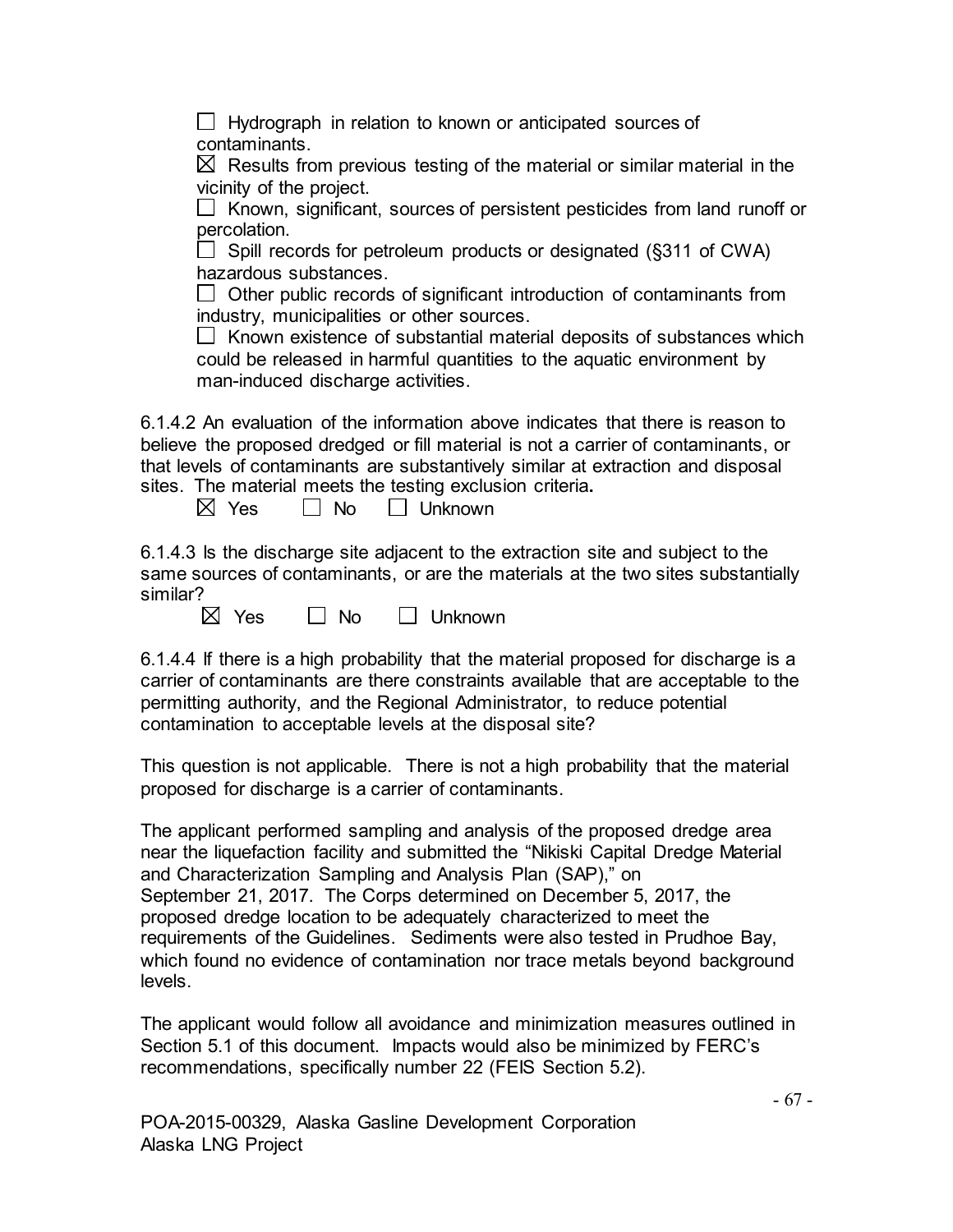☐ Hydrograph in relation to known or anticipated sources of contaminants.

☒ Results from previous testing of the material or similar material in the vicinity of the project.

☐ Known, significant, sources of persistent pesticides from land runoff or percolation.

☐ Spill records for petroleum products or designated (§311 of CWA) hazardous substances.

☐ Other public records of significant introduction of contaminants from industry, municipalities or other sources.

☐ Known existence of substantial material deposits of substances which could be released in harmful quantities to the aquatic environment by man-induced discharge activities.

6.1.4.2 An evaluation of the information above indicates that there is reason to believe the proposed dredged or fill material is not a carrier of contaminants, or that levels of contaminants are substantively similar at extraction and disposal sites. The material meets the testing exclusion criteria**.**

☒ Yes ☐ No ☐ Unknown

6.1.4.3 Is the discharge site adjacent to the extraction site and subject to the same sources of contaminants, or are the materials at the two sites substantially similar?

☒ Yes ☐ No ☐ Unknown

6.1.4.4 If there is a high probability that the material proposed for discharge is a carrier of contaminants are there constraints available that are acceptable to the permitting authority, and the Regional Administrator, to reduce potential contamination to acceptable levels at the disposal site?

This question is not applicable. There is not a high probability that the material proposed for discharge is a carrier of contaminants.

The applicant performed sampling and analysis of the proposed dredge area near the liquefaction facility and submitted the "Nikiski Capital Dredge Material and Characterization Sampling and Analysis Plan (SAP)," on September 21, 2017. The Corps determined on December 5, 2017, the proposed dredge location to be adequately characterized to meet the requirements of the Guidelines. Sediments were also tested in Prudhoe Bay, which found no evidence of contamination nor trace metals beyond background levels.

The applicant would follow all avoidance and minimization measures outlined in Section 5.1 of this document. Impacts would also be minimized by FERC's recommendations, specifically number 22 (FEIS Section 5.2).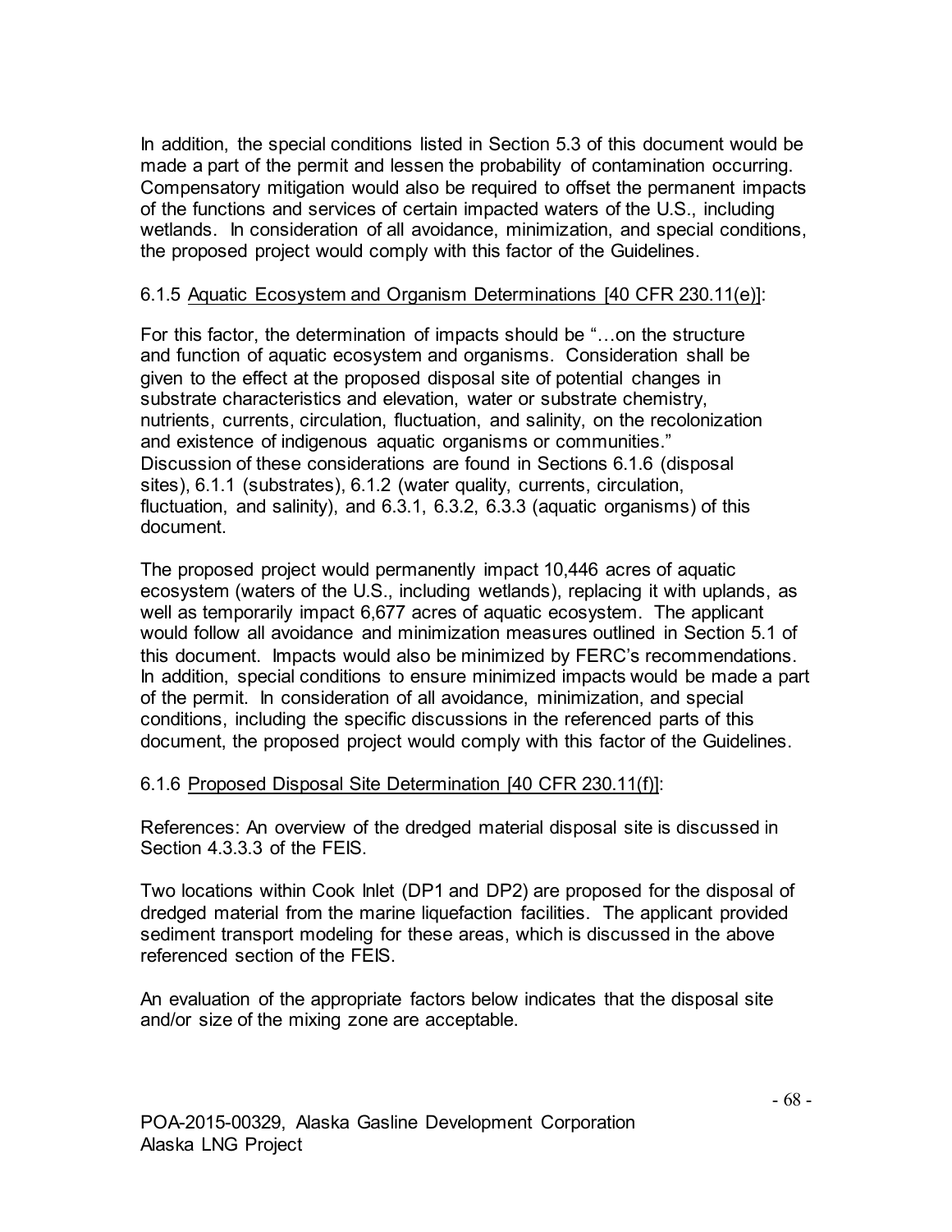In addition, the special conditions listed in Section 5.3 of this document would be made a part of the permit and lessen the probability of contamination occurring. Compensatory mitigation would also be required to offset the permanent impacts of the functions and services of certain impacted waters of the U.S., including wetlands. In consideration of all avoidance, minimization, and special conditions, the proposed project would comply with this factor of the Guidelines.

6.1.5 Aquatic Ecosystem and Organism Determinations [40 CFR 230.11(e)]:

For this factor, the determination of impacts should be "…on the structure and function of aquatic ecosystem and organisms. Consideration shall be given to the effect at the proposed disposal site of potential changes in substrate characteristics and elevation, water or substrate chemistry, nutrients, currents, circulation, fluctuation, and salinity, on the recolonization and existence of indigenous aquatic organisms or communities." Discussion of these considerations are found in Sections 6.1.6 (disposal sites), 6.1.1 (substrates), 6.1.2 (water quality, currents, circulation, fluctuation, and salinity), and 6.3.1, 6.3.2, 6.3.3 (aquatic organisms) of this document.

The proposed project would permanently impact 10,446 acres of aquatic ecosystem (waters of the U.S., including wetlands), replacing it with uplands, as well as temporarily impact 6,677 acres of aquatic ecosystem. The applicant would follow all avoidance and minimization measures outlined in Section 5.1 of this document. Impacts would also be minimized by FERC's recommendations. In addition, special conditions to ensure minimized impacts would be made a part of the permit. In consideration of all avoidance, minimization, and special conditions, including the specific discussions in the referenced parts of this document, the proposed project would comply with this factor of the Guidelines.

6.1.6 Proposed Disposal Site Determination [40 CFR 230.11(f)]:

References: An overview of the dredged material disposal site is discussed in Section 4.3.3.3 of the FEIS.

Two locations within Cook Inlet (DP1 and DP2) are proposed for the disposal of dredged material from the marine liquefaction facilities. The applicant provided sediment transport modeling for these areas, which is discussed in the above referenced section of the FEIS.

An evaluation of the appropriate factors below indicates that the disposal site and/or size of the mixing zone are acceptable.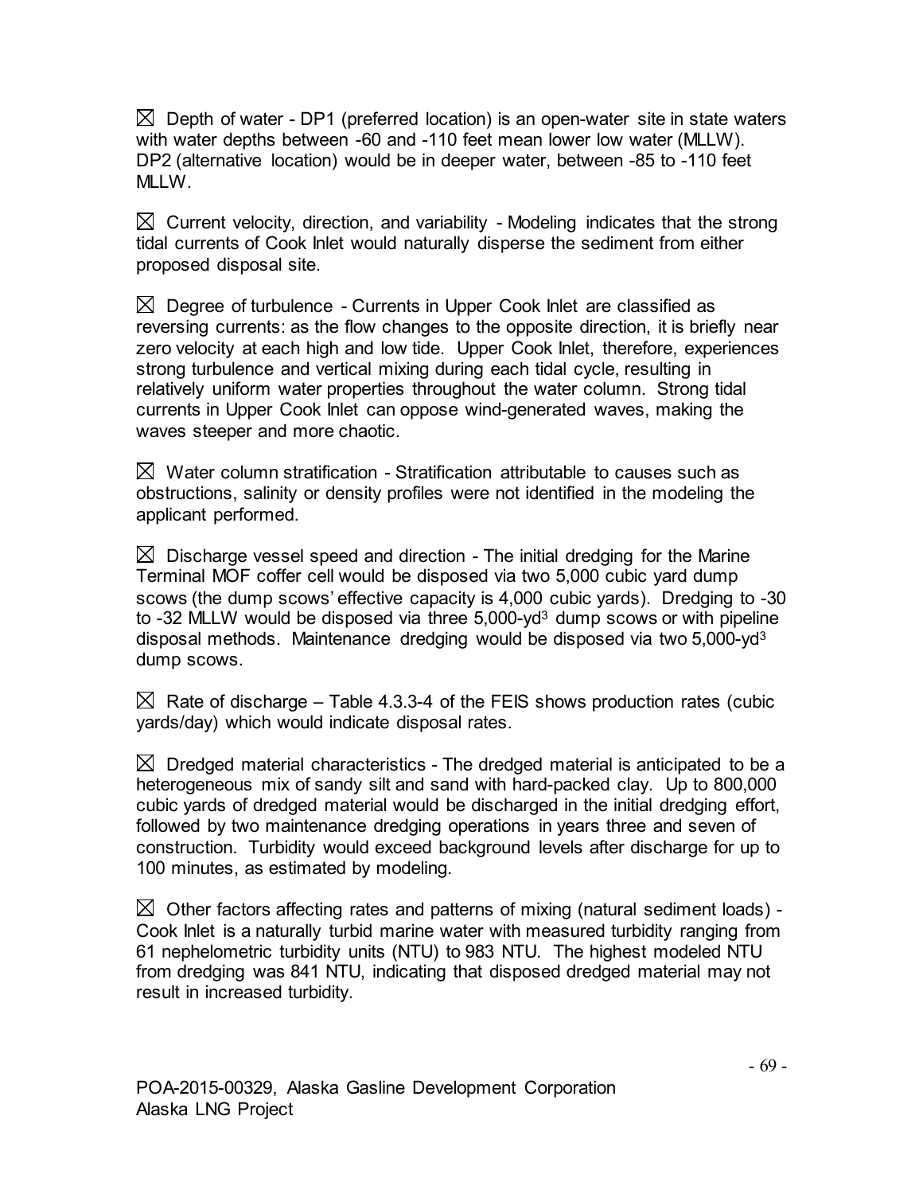☒ Depth of water - DP1 (preferred location) is an open-water site in state waters with water depths between -60 and -110 feet mean lower low water (MLLW). DP2 (alternative location) would be in deeper water, between -85 to -110 feet MLLW.

☒ Current velocity, direction, and variability - Modeling indicates that the strong tidal currents of Cook Inlet would naturally disperse the sediment from either proposed disposal site.

☒ Degree of turbulence - Currents in Upper Cook Inlet are classified as reversing currents: as the flow changes to the opposite direction, it is briefly near zero velocity at each high and low tide. Upper Cook Inlet, therefore, experiences strong turbulence and vertical mixing during each tidal cycle, resulting in relatively uniform water properties throughout the water column. Strong tidal currents in Upper Cook Inlet can oppose wind-generated waves, making the waves steeper and more chaotic.

☒ Water column stratification - Stratification attributable to causes such as obstructions, salinity or density profiles were not identified in the modeling the applicant performed.

☒ Discharge vessel speed and direction - The initial dredging for the Marine Terminal MOF coffer cell would be disposed via two 5,000 cubic yard dump scows (the dump scows' effective capacity is 4,000 cubic yards). Dredging to -30 to -32 MLLW would be disposed via three 5,000-yd$^3$ dump scows or with pipeline disposal methods. Maintenance dredging would be disposed via two 5,000-yd$^3$ dump scows.

☒ Rate of discharge – Table 4.3.3-4 of the FEIS shows production rates (cubic yards/day) which would indicate disposal rates.

☒ Dredged material characteristics - The dredged material is anticipated to be a heterogeneous mix of sandy silt and sand with hard-packed clay. Up to 800,000 cubic yards of dredged material would be discharged in the initial dredging effort, followed by two maintenance dredging operations in years three and seven of construction. Turbidity would exceed background levels after discharge for up to 100 minutes, as estimated by modeling.

☒ Other factors affecting rates and patterns of mixing (natural sediment loads) - Cook Inlet is a naturally turbid marine water with measured turbidity ranging from 61 nephelometric turbidity units (NTU) to 983 NTU. The highest modeled NTU from dredging was 841 NTU, indicating that disposed dredged material may not result in increased turbidity.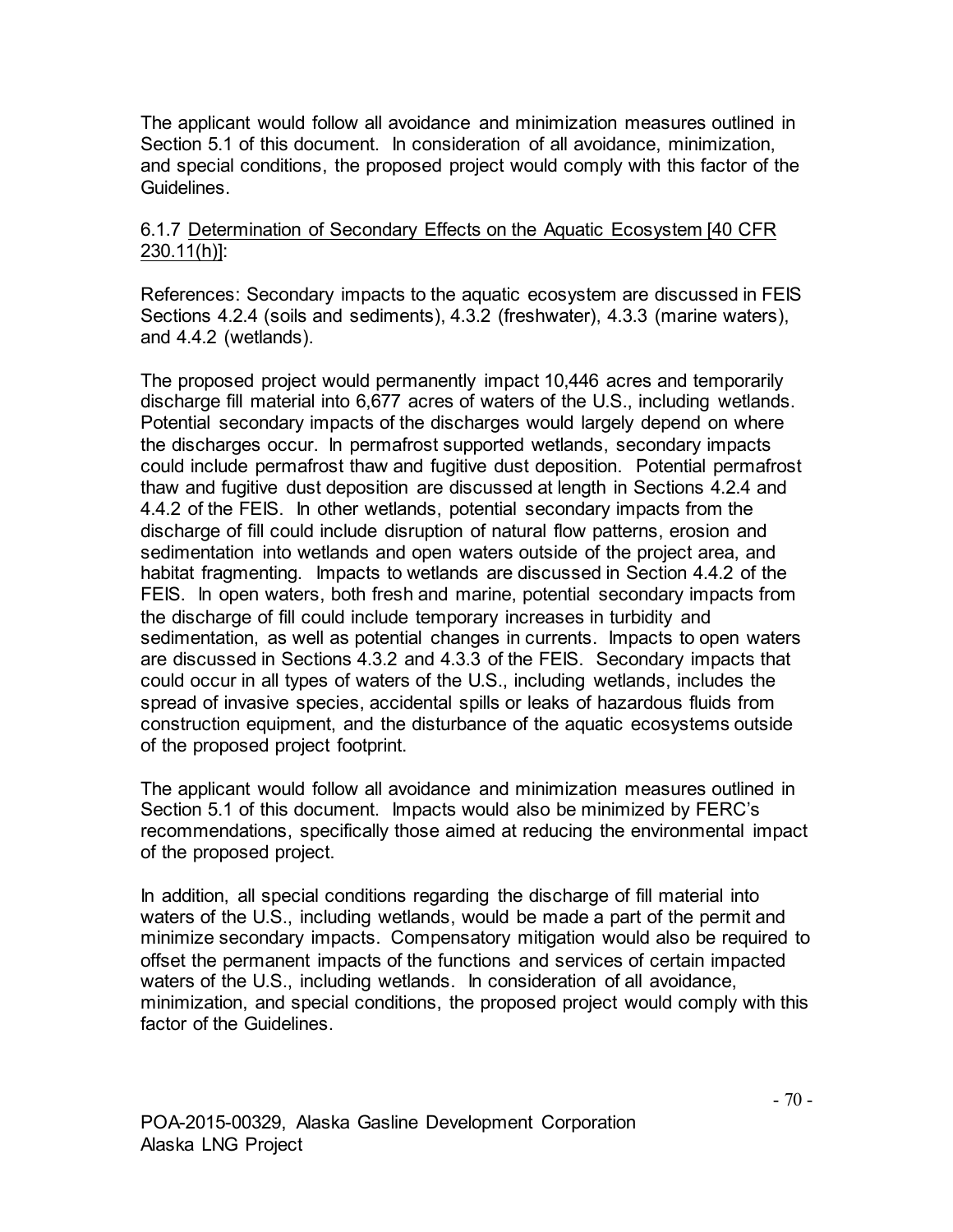The applicant would follow all avoidance and minimization measures outlined in Section 5.1 of this document. In consideration of all avoidance, minimization, and special conditions, the proposed project would comply with this factor of the Guidelines.

6.1.7 Determination of Secondary Effects on the Aquatic Ecosystem [40 CFR 230.11(h)]:

References: Secondary impacts to the aquatic ecosystem are discussed in FEIS Sections 4.2.4 (soils and sediments), 4.3.2 (freshwater), 4.3.3 (marine waters), and 4.4.2 (wetlands).

The proposed project would permanently impact 10,446 acres and temporarily discharge fill material into 6,677 acres of waters of the U.S., including wetlands. Potential secondary impacts of the discharges would largely depend on where the discharges occur. In permafrost supported wetlands, secondary impacts could include permafrost thaw and fugitive dust deposition. Potential permafrost thaw and fugitive dust deposition are discussed at length in Sections 4.2.4 and 4.4.2 of the FEIS. In other wetlands, potential secondary impacts from the discharge of fill could include disruption of natural flow patterns, erosion and sedimentation into wetlands and open waters outside of the project area, and habitat fragmenting. Impacts to wetlands are discussed in Section 4.4.2 of the FEIS. In open waters, both fresh and marine, potential secondary impacts from the discharge of fill could include temporary increases in turbidity and sedimentation, as well as potential changes in currents. Impacts to open waters are discussed in Sections 4.3.2 and 4.3.3 of the FEIS. Secondary impacts that could occur in all types of waters of the U.S., including wetlands, includes the spread of invasive species, accidental spills or leaks of hazardous fluids from construction equipment, and the disturbance of the aquatic ecosystems outside of the proposed project footprint.

The applicant would follow all avoidance and minimization measures outlined in Section 5.1 of this document. Impacts would also be minimized by FERC's recommendations, specifically those aimed at reducing the environmental impact of the proposed project.

In addition, all special conditions regarding the discharge of fill material into waters of the U.S., including wetlands, would be made a part of the permit and minimize secondary impacts. Compensatory mitigation would also be required to offset the permanent impacts of the functions and services of certain impacted waters of the U.S., including wetlands. In consideration of all avoidance, minimization, and special conditions, the proposed project would comply with this factor of the Guidelines.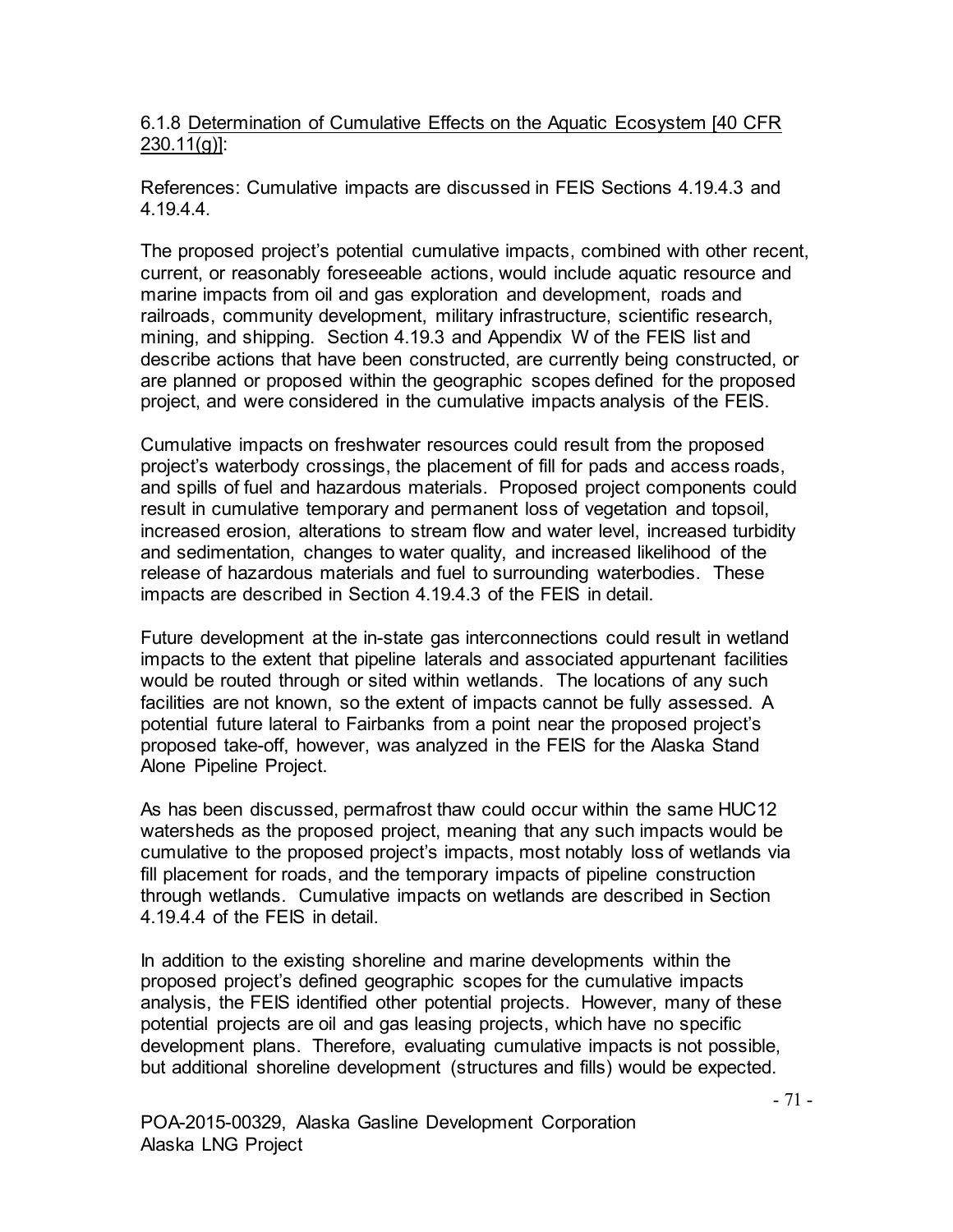6.1.8 Determination of Cumulative Effects on the Aquatic Ecosystem [40 CFR 230.11(g)]:

References: Cumulative impacts are discussed in FEIS Sections 4.19.4.3 and 4.19.4.4.

The proposed project's potential cumulative impacts, combined with other recent, current, or reasonably foreseeable actions, would include aquatic resource and marine impacts from oil and gas exploration and development, roads and railroads, community development, military infrastructure, scientific research, mining, and shipping. Section 4.19.3 and Appendix W of the FEIS list and describe actions that have been constructed, are currently being constructed, or are planned or proposed within the geographic scopes defined for the proposed project, and were considered in the cumulative impacts analysis of the FEIS.

Cumulative impacts on freshwater resources could result from the proposed project's waterbody crossings, the placement of fill for pads and access roads, and spills of fuel and hazardous materials. Proposed project components could result in cumulative temporary and permanent loss of vegetation and topsoil, increased erosion, alterations to stream flow and water level, increased turbidity and sedimentation, changes to water quality, and increased likelihood of the release of hazardous materials and fuel to surrounding waterbodies. These impacts are described in Section 4.19.4.3 of the FEIS in detail.

Future development at the in-state gas interconnections could result in wetland impacts to the extent that pipeline laterals and associated appurtenant facilities would be routed through or sited within wetlands. The locations of any such facilities are not known, so the extent of impacts cannot be fully assessed. A potential future lateral to Fairbanks from a point near the proposed project's proposed take-off, however, was analyzed in the FEIS for the Alaska Stand Alone Pipeline Project.

As has been discussed, permafrost thaw could occur within the same HUC12 watersheds as the proposed project, meaning that any such impacts would be cumulative to the proposed project's impacts, most notably loss of wetlands via fill placement for roads, and the temporary impacts of pipeline construction through wetlands. Cumulative impacts on wetlands are described in Section 4.19.4.4 of the FEIS in detail.

In addition to the existing shoreline and marine developments within the proposed project's defined geographic scopes for the cumulative impacts analysis, the FEIS identified other potential projects. However, many of these potential projects are oil and gas leasing projects, which have no specific development plans. Therefore, evaluating cumulative impacts is not possible, but additional shoreline development (structures and fills) would be expected.

POA-2015-00329, Alaska Gasline Development Corporation
Alaska LNG Project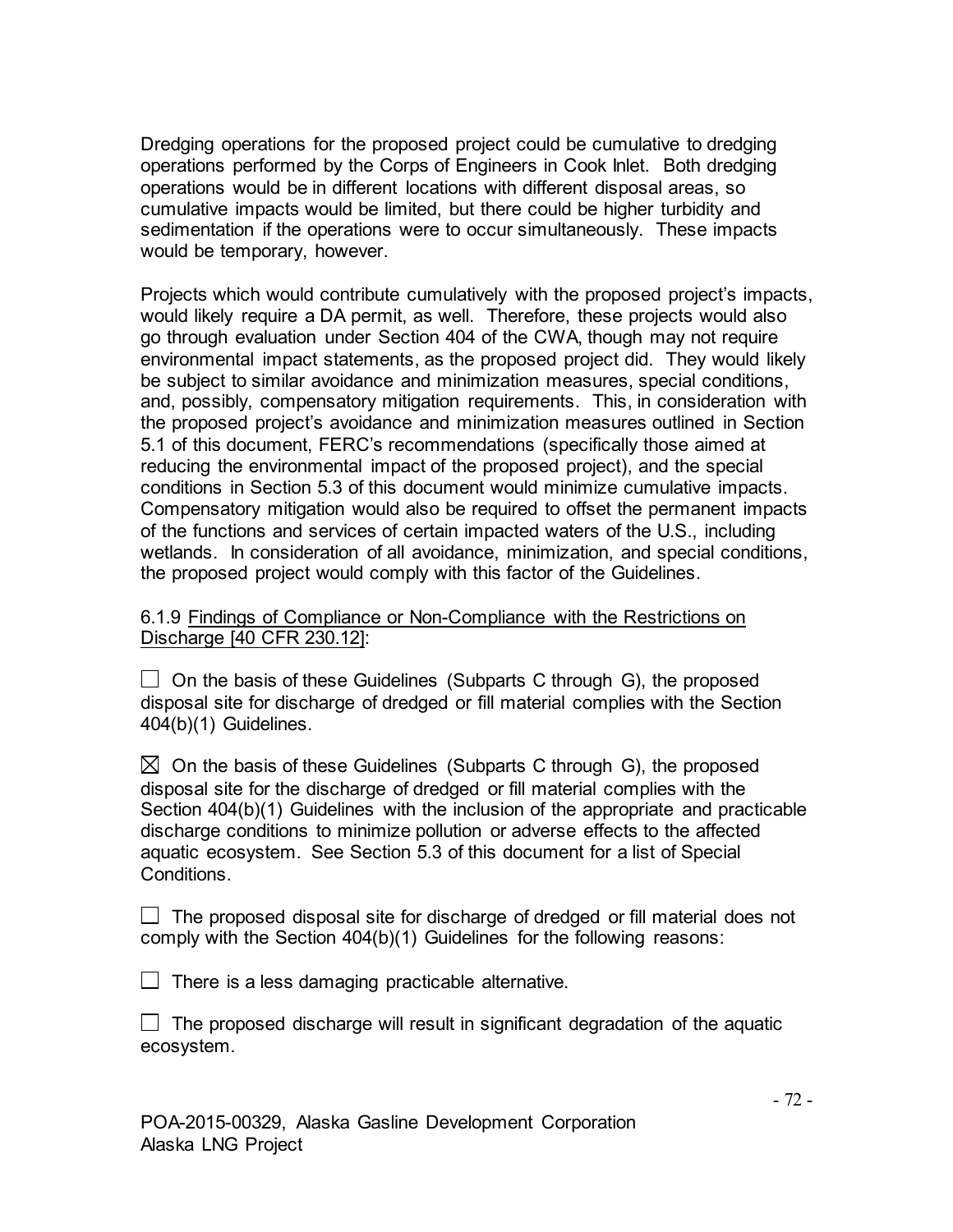Dredging operations for the proposed project could be cumulative to dredging operations performed by the Corps of Engineers in Cook Inlet. Both dredging operations would be in different locations with different disposal areas, so cumulative impacts would be limited, but there could be higher turbidity and sedimentation if the operations were to occur simultaneously. These impacts would be temporary, however.

Projects which would contribute cumulatively with the proposed project's impacts, would likely require a DA permit, as well. Therefore, these projects would also go through evaluation under Section 404 of the CWA, though may not require environmental impact statements, as the proposed project did. They would likely be subject to similar avoidance and minimization measures, special conditions, and, possibly, compensatory mitigation requirements. This, in consideration with the proposed project's avoidance and minimization measures outlined in Section 5.1 of this document, FERC's recommendations (specifically those aimed at reducing the environmental impact of the proposed project), and the special conditions in Section 5.3 of this document would minimize cumulative impacts. Compensatory mitigation would also be required to offset the permanent impacts of the functions and services of certain impacted waters of the U.S., including wetlands. In consideration of all avoidance, minimization, and special conditions, the proposed project would comply with this factor of the Guidelines.

6.1.9 <u>Findings of Compliance or Non-Compliance with the Restrictions on Discharge [40 CFR 230.12]</u>:

☐ On the basis of these Guidelines (Subparts C through G), the proposed disposal site for discharge of dredged or fill material complies with the Section 404(b)(1) Guidelines.

☒ On the basis of these Guidelines (Subparts C through G), the proposed disposal site for the discharge of dredged or fill material complies with the Section 404(b)(1) Guidelines with the inclusion of the appropriate and practicable discharge conditions to minimize pollution or adverse effects to the affected aquatic ecosystem. See Section 5.3 of this document for a list of Special Conditions.

☐ The proposed disposal site for discharge of dredged or fill material does not comply with the Section 404(b)(1) Guidelines for the following reasons:

☐ There is a less damaging practicable alternative.

☐ The proposed discharge will result in significant degradation of the aquatic ecosystem.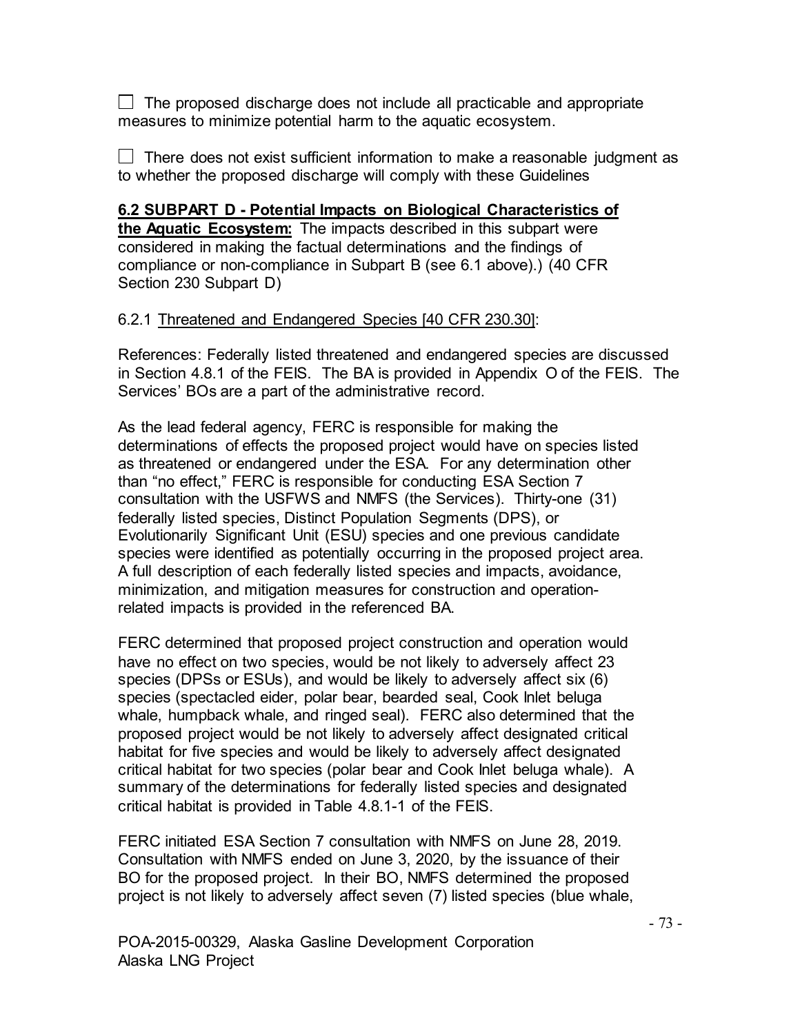☐ The proposed discharge does not include all practicable and appropriate measures to minimize potential harm to the aquatic ecosystem.

☐ There does not exist sufficient information to make a reasonable judgment as to whether the proposed discharge will comply with these Guidelines

**6.2 SUBPART D - Potential Impacts on Biological Characteristics of the Aquatic Ecosystem:** The impacts described in this subpart were considered in making the factual determinations and the findings of compliance or non-compliance in Subpart B (see 6.1 above).) (40 CFR Section 230 Subpart D)

6.2.1 Threatened and Endangered Species [40 CFR 230.30]:

References: Federally listed threatened and endangered species are discussed in Section 4.8.1 of the FEIS. The BA is provided in Appendix O of the FEIS. The Services' BOs are a part of the administrative record.

As the lead federal agency, FERC is responsible for making the determinations of effects the proposed project would have on species listed as threatened or endangered under the ESA. For any determination other than "no effect," FERC is responsible for conducting ESA Section 7 consultation with the USFWS and NMFS (the Services). Thirty-one (31) federally listed species, Distinct Population Segments (DPS), or Evolutionarily Significant Unit (ESU) species and one previous candidate species were identified as potentially occurring in the proposed project area. A full description of each federally listed species and impacts, avoidance, minimization, and mitigation measures for construction and operation-related impacts is provided in the referenced BA.

FERC determined that proposed project construction and operation would have no effect on two species, would be not likely to adversely affect 23 species (DPSs or ESUs), and would be likely to adversely affect six (6) species (spectacled eider, polar bear, bearded seal, Cook Inlet beluga whale, humpback whale, and ringed seal). FERC also determined that the proposed project would be not likely to adversely affect designated critical habitat for five species and would be likely to adversely affect designated critical habitat for two species (polar bear and Cook Inlet beluga whale). A summary of the determinations for federally listed species and designated critical habitat is provided in Table 4.8.1-1 of the FEIS.

FERC initiated ESA Section 7 consultation with NMFS on June 28, 2019. Consultation with NMFS ended on June 3, 2020, by the issuance of their BO for the proposed project. In their BO, NMFS determined the proposed project is not likely to adversely affect seven (7) listed species (blue whale,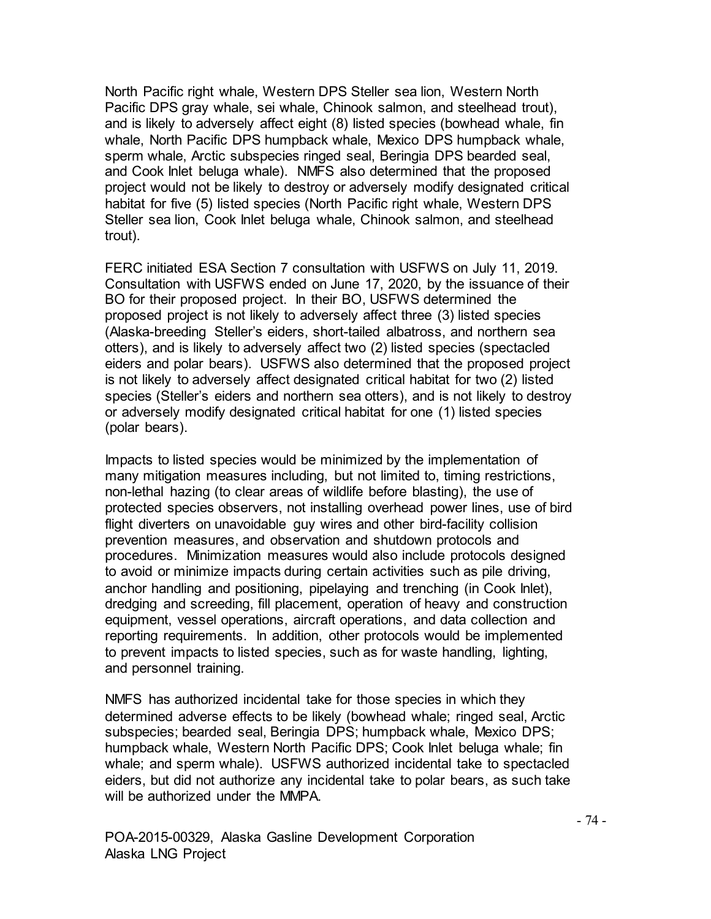North Pacific right whale, Western DPS Steller sea lion, Western North Pacific DPS gray whale, sei whale, Chinook salmon, and steelhead trout), and is likely to adversely affect eight (8) listed species (bowhead whale, fin whale, North Pacific DPS humpback whale, Mexico DPS humpback whale, sperm whale, Arctic subspecies ringed seal, Beringia DPS bearded seal, and Cook Inlet beluga whale). NMFS also determined that the proposed project would not be likely to destroy or adversely modify designated critical habitat for five (5) listed species (North Pacific right whale, Western DPS Steller sea lion, Cook Inlet beluga whale, Chinook salmon, and steelhead trout).

FERC initiated ESA Section 7 consultation with USFWS on July 11, 2019. Consultation with USFWS ended on June 17, 2020, by the issuance of their BO for their proposed project. In their BO, USFWS determined the proposed project is not likely to adversely affect three (3) listed species (Alaska-breeding Steller's eiders, short-tailed albatross, and northern sea otters), and is likely to adversely affect two (2) listed species (spectacled eiders and polar bears). USFWS also determined that the proposed project is not likely to adversely affect designated critical habitat for two (2) listed species (Steller's eiders and northern sea otters), and is not likely to destroy or adversely modify designated critical habitat for one (1) listed species (polar bears).

Impacts to listed species would be minimized by the implementation of many mitigation measures including, but not limited to, timing restrictions, non-lethal hazing (to clear areas of wildlife before blasting), the use of protected species observers, not installing overhead power lines, use of bird flight diverters on unavoidable guy wires and other bird-facility collision prevention measures, and observation and shutdown protocols and procedures. Minimization measures would also include protocols designed to avoid or minimize impacts during certain activities such as pile driving, anchor handling and positioning, pipelaying and trenching (in Cook Inlet), dredging and screeding, fill placement, operation of heavy and construction equipment, vessel operations, aircraft operations, and data collection and reporting requirements. In addition, other protocols would be implemented to prevent impacts to listed species, such as for waste handling, lighting, and personnel training.

NMFS has authorized incidental take for those species in which they determined adverse effects to be likely (bowhead whale; ringed seal, Arctic subspecies; bearded seal, Beringia DPS; humpback whale, Mexico DPS; humpback whale, Western North Pacific DPS; Cook Inlet beluga whale; fin whale; and sperm whale). USFWS authorized incidental take to spectacled eiders, but did not authorize any incidental take to polar bears, as such take will be authorized under the MMPA.

POA-2015-00329, Alaska Gasline Development Corporation
Alaska LNG Project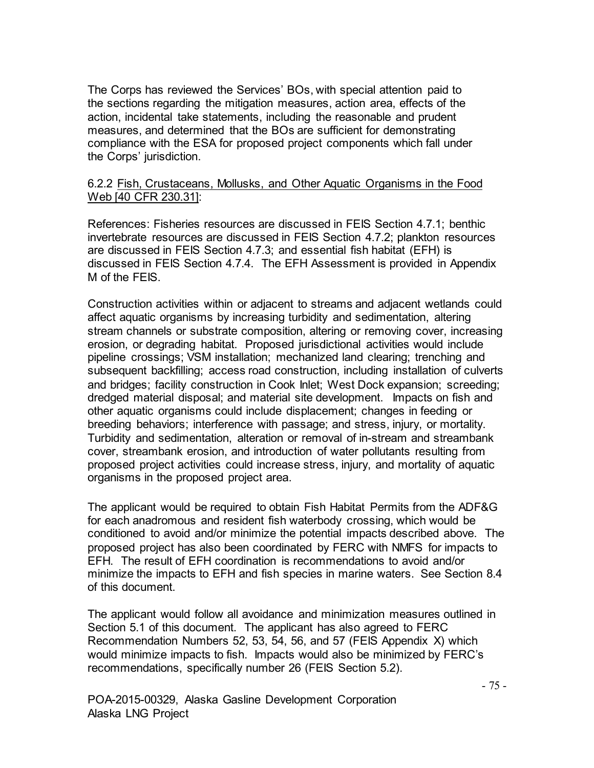The Corps has reviewed the Services' BOs, with special attention paid to the sections regarding the mitigation measures, action area, effects of the action, incidental take statements, including the reasonable and prudent measures, and determined that the BOs are sufficient for demonstrating compliance with the ESA for proposed project components which fall under the Corps' jurisdiction.

6.2.2 Fish, Crustaceans, Mollusks, and Other Aquatic Organisms in the Food Web [40 CFR 230.31]:

References: Fisheries resources are discussed in FEIS Section 4.7.1; benthic invertebrate resources are discussed in FEIS Section 4.7.2; plankton resources are discussed in FEIS Section 4.7.3; and essential fish habitat (EFH) is discussed in FEIS Section 4.7.4. The EFH Assessment is provided in Appendix M of the FEIS.

Construction activities within or adjacent to streams and adjacent wetlands could affect aquatic organisms by increasing turbidity and sedimentation, altering stream channels or substrate composition, altering or removing cover, increasing erosion, or degrading habitat. Proposed jurisdictional activities would include pipeline crossings; VSM installation; mechanized land clearing; trenching and subsequent backfilling; access road construction, including installation of culverts and bridges; facility construction in Cook Inlet; West Dock expansion; screeding; dredged material disposal; and material site development. Impacts on fish and other aquatic organisms could include displacement; changes in feeding or breeding behaviors; interference with passage; and stress, injury, or mortality. Turbidity and sedimentation, alteration or removal of in-stream and streambank cover, streambank erosion, and introduction of water pollutants resulting from proposed project activities could increase stress, injury, and mortality of aquatic organisms in the proposed project area.

The applicant would be required to obtain Fish Habitat Permits from the ADF&G for each anadromous and resident fish waterbody crossing, which would be conditioned to avoid and/or minimize the potential impacts described above. The proposed project has also been coordinated by FERC with NMFS for impacts to EFH. The result of EFH coordination is recommendations to avoid and/or minimize the impacts to EFH and fish species in marine waters. See Section 8.4 of this document.

The applicant would follow all avoidance and minimization measures outlined in Section 5.1 of this document. The applicant has also agreed to FERC Recommendation Numbers 52, 53, 54, 56, and 57 (FEIS Appendix X) which would minimize impacts to fish. Impacts would also be minimized by FERC's recommendations, specifically number 26 (FEIS Section 5.2).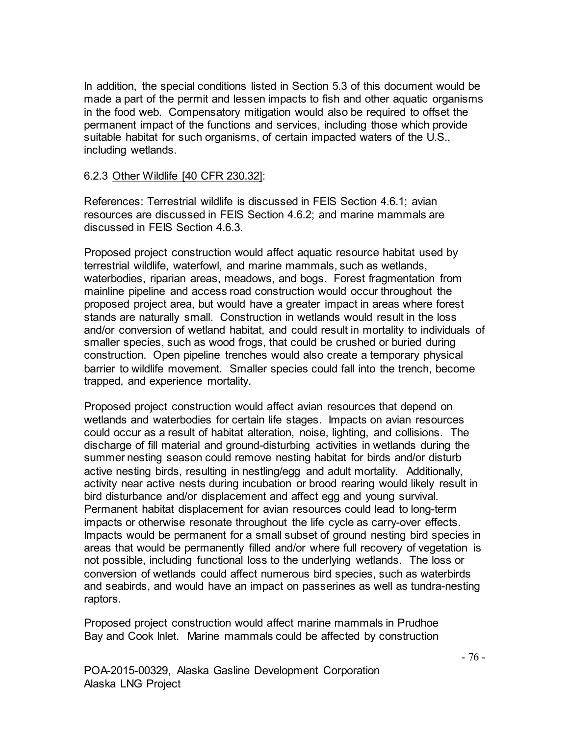In addition, the special conditions listed in Section 5.3 of this document would be made a part of the permit and lessen impacts to fish and other aquatic organisms in the food web. Compensatory mitigation would also be required to offset the permanent impact of the functions and services, including those which provide suitable habitat for such organisms, of certain impacted waters of the U.S., including wetlands.

6.2.3 Other Wildlife [40 CFR 230.32]:

References: Terrestrial wildlife is discussed in FEIS Section 4.6.1; avian resources are discussed in FEIS Section 4.6.2; and marine mammals are discussed in FEIS Section 4.6.3.

Proposed project construction would affect aquatic resource habitat used by terrestrial wildlife, waterfowl, and marine mammals, such as wetlands, waterbodies, riparian areas, meadows, and bogs. Forest fragmentation from mainline pipeline and access road construction would occur throughout the proposed project area, but would have a greater impact in areas where forest stands are naturally small. Construction in wetlands would result in the loss and/or conversion of wetland habitat, and could result in mortality to individuals of smaller species, such as wood frogs, that could be crushed or buried during construction. Open pipeline trenches would also create a temporary physical barrier to wildlife movement. Smaller species could fall into the trench, become trapped, and experience mortality.

Proposed project construction would affect avian resources that depend on wetlands and waterbodies for certain life stages. Impacts on avian resources could occur as a result of habitat alteration, noise, lighting, and collisions. The discharge of fill material and ground-disturbing activities in wetlands during the summer nesting season could remove nesting habitat for birds and/or disturb active nesting birds, resulting in nestling/egg and adult mortality. Additionally, activity near active nests during incubation or brood rearing would likely result in bird disturbance and/or displacement and affect egg and young survival. Permanent habitat displacement for avian resources could lead to long-term impacts or otherwise resonate throughout the life cycle as carry-over effects. Impacts would be permanent for a small subset of ground nesting bird species in areas that would be permanently filled and/or where full recovery of vegetation is not possible, including functional loss to the underlying wetlands. The loss or conversion of wetlands could affect numerous bird species, such as waterbirds and seabirds, and would have an impact on passerines as well as tundra-nesting raptors.

Proposed project construction would affect marine mammals in Prudhoe Bay and Cook Inlet. Marine mammals could be affected by construction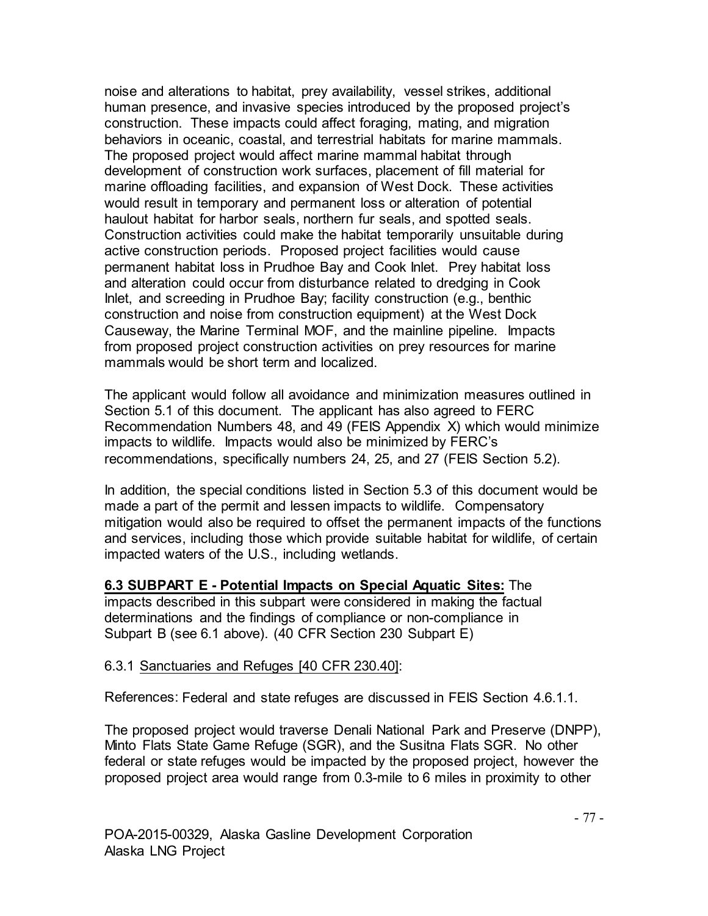noise and alterations to habitat, prey availability, vessel strikes, additional human presence, and invasive species introduced by the proposed project's construction. These impacts could affect foraging, mating, and migration behaviors in oceanic, coastal, and terrestrial habitats for marine mammals. The proposed project would affect marine mammal habitat through development of construction work surfaces, placement of fill material for marine offloading facilities, and expansion of West Dock. These activities would result in temporary and permanent loss or alteration of potential haulout habitat for harbor seals, northern fur seals, and spotted seals. Construction activities could make the habitat temporarily unsuitable during active construction periods. Proposed project facilities would cause permanent habitat loss in Prudhoe Bay and Cook Inlet. Prey habitat loss and alteration could occur from disturbance related to dredging in Cook Inlet, and screeding in Prudhoe Bay; facility construction (e.g., benthic construction and noise from construction equipment) at the West Dock Causeway, the Marine Terminal MOF, and the mainline pipeline. Impacts from proposed project construction activities on prey resources for marine mammals would be short term and localized.

The applicant would follow all avoidance and minimization measures outlined in Section 5.1 of this document. The applicant has also agreed to FERC Recommendation Numbers 48, and 49 (FEIS Appendix X) which would minimize impacts to wildlife. Impacts would also be minimized by FERC's recommendations, specifically numbers 24, 25, and 27 (FEIS Section 5.2).

In addition, the special conditions listed in Section 5.3 of this document would be made a part of the permit and lessen impacts to wildlife. Compensatory mitigation would also be required to offset the permanent impacts of the functions and services, including those which provide suitable habitat for wildlife, of certain impacted waters of the U.S., including wetlands.

**6.3 SUBPART E - Potential Impacts on Special Aquatic Sites:** The impacts described in this subpart were considered in making the factual determinations and the findings of compliance or non-compliance in Subpart B (see 6.1 above). (40 CFR Section 230 Subpart E)

6.3.1 Sanctuaries and Refuges [40 CFR 230.40]:

References: Federal and state refuges are discussed in FEIS Section 4.6.1.1.

The proposed project would traverse Denali National Park and Preserve (DNPP), Minto Flats State Game Refuge (SGR), and the Susitna Flats SGR. No other federal or state refuges would be impacted by the proposed project, however the proposed project area would range from 0.3-mile to 6 miles in proximity to other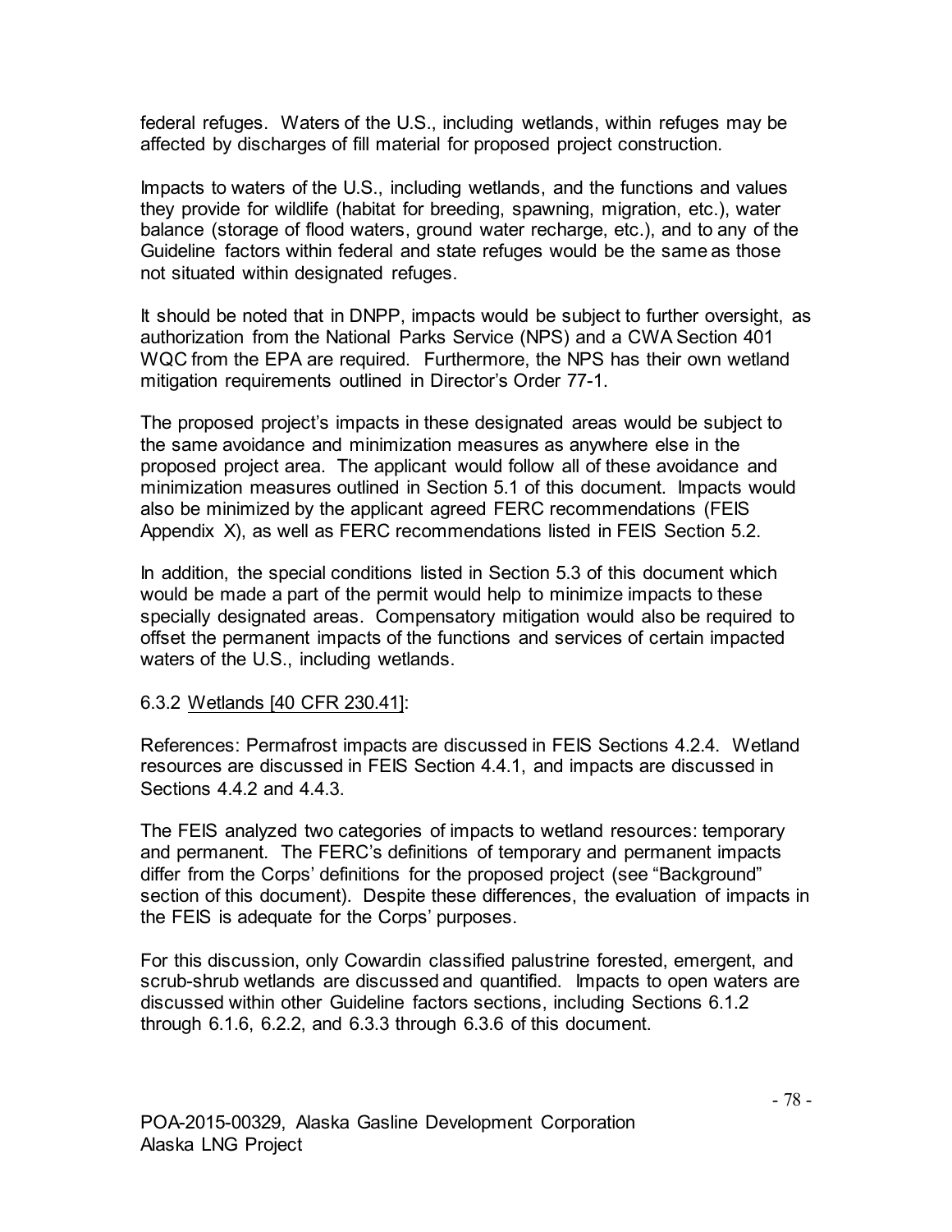federal refuges. Waters of the U.S., including wetlands, within refuges may be affected by discharges of fill material for proposed project construction.

Impacts to waters of the U.S., including wetlands, and the functions and values they provide for wildlife (habitat for breeding, spawning, migration, etc.), water balance (storage of flood waters, ground water recharge, etc.), and to any of the Guideline factors within federal and state refuges would be the same as those not situated within designated refuges.

It should be noted that in DNPP, impacts would be subject to further oversight, as authorization from the National Parks Service (NPS) and a CWA Section 401 WQC from the EPA are required. Furthermore, the NPS has their own wetland mitigation requirements outlined in Director's Order 77-1.

The proposed project's impacts in these designated areas would be subject to the same avoidance and minimization measures as anywhere else in the proposed project area. The applicant would follow all of these avoidance and minimization measures outlined in Section 5.1 of this document. Impacts would also be minimized by the applicant agreed FERC recommendations (FEIS Appendix X), as well as FERC recommendations listed in FEIS Section 5.2.

In addition, the special conditions listed in Section 5.3 of this document which would be made a part of the permit would help to minimize impacts to these specially designated areas. Compensatory mitigation would also be required to offset the permanent impacts of the functions and services of certain impacted waters of the U.S., including wetlands.

6.3.2 Wetlands [40 CFR 230.41]:

References: Permafrost impacts are discussed in FEIS Sections 4.2.4. Wetland resources are discussed in FEIS Section 4.4.1, and impacts are discussed in Sections 4.4.2 and 4.4.3.

The FEIS analyzed two categories of impacts to wetland resources: temporary and permanent. The FERC's definitions of temporary and permanent impacts differ from the Corps' definitions for the proposed project (see "Background" section of this document). Despite these differences, the evaluation of impacts in the FEIS is adequate for the Corps' purposes.

For this discussion, only Cowardin classified palustrine forested, emergent, and scrub-shrub wetlands are discussed and quantified. Impacts to open waters are discussed within other Guideline factors sections, including Sections 6.1.2 through 6.1.6, 6.2.2, and 6.3.3 through 6.3.6 of this document.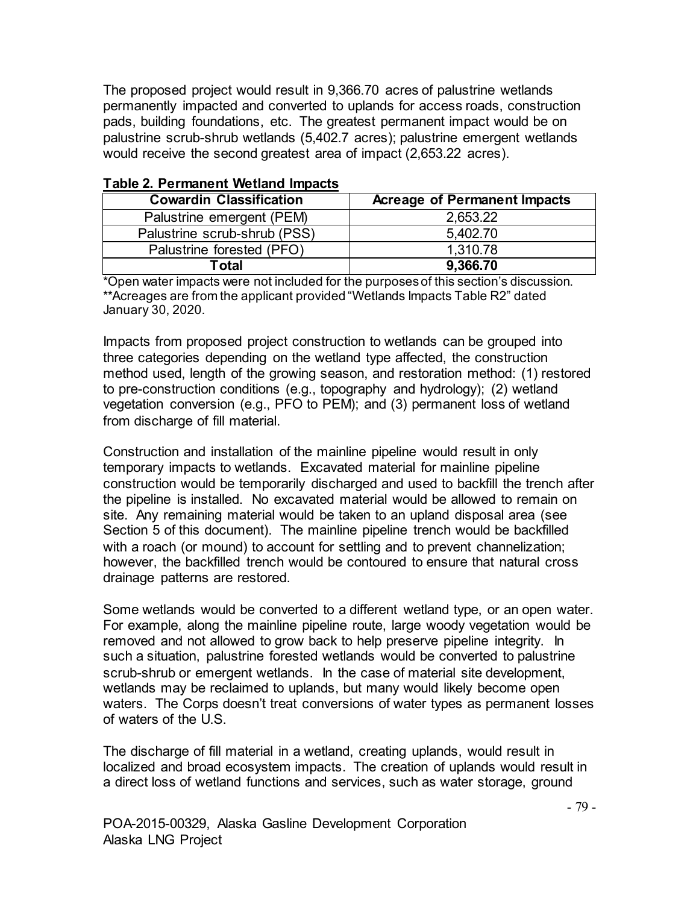The proposed project would result in 9,366.70 acres of palustrine wetlands permanently impacted and converted to uplands for access roads, construction pads, building foundations, etc. The greatest permanent impact would be on palustrine scrub-shrub wetlands (5,402.7 acres); palustrine emergent wetlands would receive the second greatest area of impact (2,653.22 acres).

**Table 2. Permanent Wetland Impacts**

| Cowardin Classification | Acreage of Permanent Impacts |
|---|---|
| Palustrine emergent (PEM) | 2,653.22 |
| Palustrine scrub-shrub (PSS) | 5,402.70 |
| Palustrine forested (PFO) | 1,310.78 |
| **Total** | **9,366.70** |

*Open water impacts were not included for the purposes of this section's discussion.
**Acreages are from the applicant provided "Wetlands Impacts Table R2" dated January 30, 2020.

Impacts from proposed project construction to wetlands can be grouped into three categories depending on the wetland type affected, the construction method used, length of the growing season, and restoration method: (1) restored to pre-construction conditions (e.g., topography and hydrology); (2) wetland vegetation conversion (e.g., PFO to PEM); and (3) permanent loss of wetland from discharge of fill material.

Construction and installation of the mainline pipeline would result in only temporary impacts to wetlands. Excavated material for mainline pipeline construction would be temporarily discharged and used to backfill the trench after the pipeline is installed. No excavated material would be allowed to remain on site. Any remaining material would be taken to an upland disposal area (see Section 5 of this document). The mainline pipeline trench would be backfilled with a roach (or mound) to account for settling and to prevent channelization; however, the backfilled trench would be contoured to ensure that natural cross drainage patterns are restored.

Some wetlands would be converted to a different wetland type, or an open water. For example, along the mainline pipeline route, large woody vegetation would be removed and not allowed to grow back to help preserve pipeline integrity. In such a situation, palustrine forested wetlands would be converted to palustrine scrub-shrub or emergent wetlands. In the case of material site development, wetlands may be reclaimed to uplands, but many would likely become open waters. The Corps doesn't treat conversions of water types as permanent losses of waters of the U.S.

The discharge of fill material in a wetland, creating uplands, would result in localized and broad ecosystem impacts. The creation of uplands would result in a direct loss of wetland functions and services, such as water storage, ground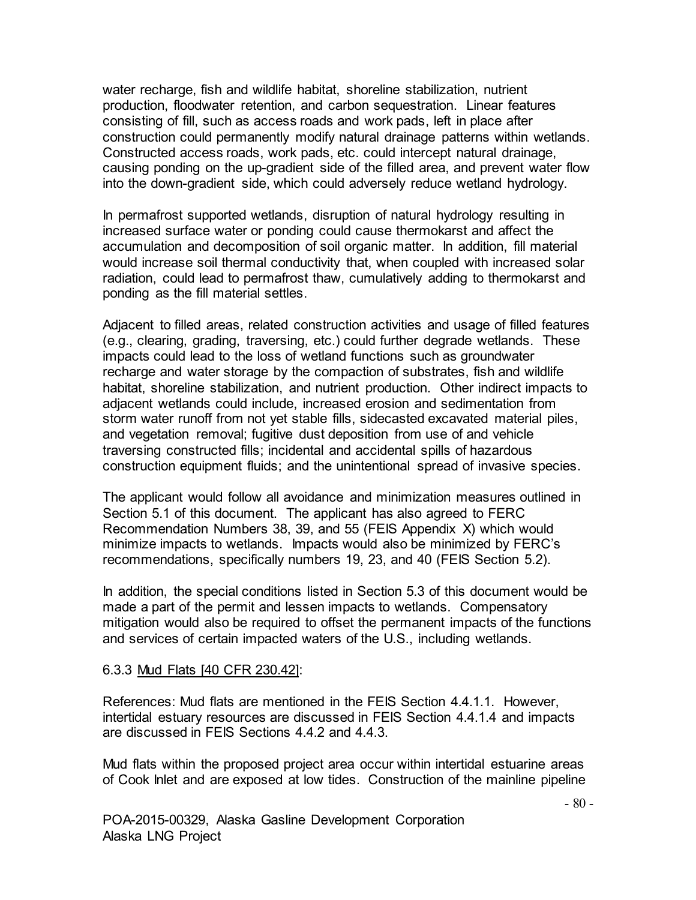water recharge, fish and wildlife habitat, shoreline stabilization, nutrient production, floodwater retention, and carbon sequestration. Linear features consisting of fill, such as access roads and work pads, left in place after construction could permanently modify natural drainage patterns within wetlands. Constructed access roads, work pads, etc. could intercept natural drainage, causing ponding on the up-gradient side of the filled area, and prevent water flow into the down-gradient side, which could adversely reduce wetland hydrology.

In permafrost supported wetlands, disruption of natural hydrology resulting in increased surface water or ponding could cause thermokarst and affect the accumulation and decomposition of soil organic matter. In addition, fill material would increase soil thermal conductivity that, when coupled with increased solar radiation, could lead to permafrost thaw, cumulatively adding to thermokarst and ponding as the fill material settles.

Adjacent to filled areas, related construction activities and usage of filled features (e.g., clearing, grading, traversing, etc.) could further degrade wetlands. These impacts could lead to the loss of wetland functions such as groundwater recharge and water storage by the compaction of substrates, fish and wildlife habitat, shoreline stabilization, and nutrient production. Other indirect impacts to adjacent wetlands could include, increased erosion and sedimentation from storm water runoff from not yet stable fills, sidecasted excavated material piles, and vegetation removal; fugitive dust deposition from use of and vehicle traversing constructed fills; incidental and accidental spills of hazardous construction equipment fluids; and the unintentional spread of invasive species.

The applicant would follow all avoidance and minimization measures outlined in Section 5.1 of this document. The applicant has also agreed to FERC Recommendation Numbers 38, 39, and 55 (FEIS Appendix X) which would minimize impacts to wetlands. Impacts would also be minimized by FERC's recommendations, specifically numbers 19, 23, and 40 (FEIS Section 5.2).

In addition, the special conditions listed in Section 5.3 of this document would be made a part of the permit and lessen impacts to wetlands. Compensatory mitigation would also be required to offset the permanent impacts of the functions and services of certain impacted waters of the U.S., including wetlands.

6.3.3 Mud Flats [40 CFR 230.42]:

References: Mud flats are mentioned in the FEIS Section 4.4.1.1. However, intertidal estuary resources are discussed in FEIS Section 4.4.1.4 and impacts are discussed in FEIS Sections 4.4.2 and 4.4.3.

Mud flats within the proposed project area occur within intertidal estuarine areas of Cook Inlet and are exposed at low tides. Construction of the mainline pipeline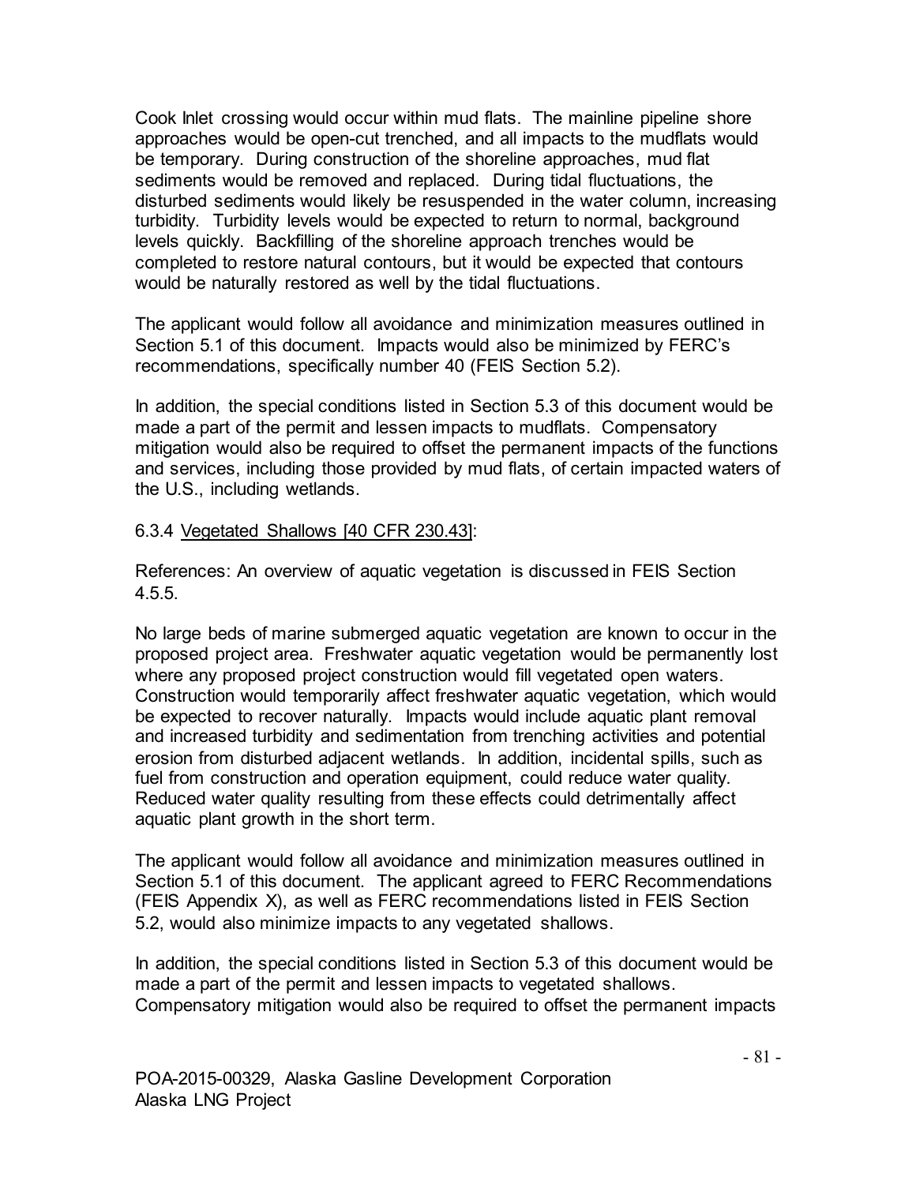Cook Inlet crossing would occur within mud flats. The mainline pipeline shore approaches would be open-cut trenched, and all impacts to the mudflats would be temporary. During construction of the shoreline approaches, mud flat sediments would be removed and replaced. During tidal fluctuations, the disturbed sediments would likely be resuspended in the water column, increasing turbidity. Turbidity levels would be expected to return to normal, background levels quickly. Backfilling of the shoreline approach trenches would be completed to restore natural contours, but it would be expected that contours would be naturally restored as well by the tidal fluctuations.

The applicant would follow all avoidance and minimization measures outlined in Section 5.1 of this document. Impacts would also be minimized by FERC's recommendations, specifically number 40 (FEIS Section 5.2).

In addition, the special conditions listed in Section 5.3 of this document would be made a part of the permit and lessen impacts to mudflats. Compensatory mitigation would also be required to offset the permanent impacts of the functions and services, including those provided by mud flats, of certain impacted waters of the U.S., including wetlands.

6.3.4 <u>Vegetated Shallows [40 CFR 230.43]</u>:

References: An overview of aquatic vegetation is discussed in FEIS Section 4.5.5.

No large beds of marine submerged aquatic vegetation are known to occur in the proposed project area. Freshwater aquatic vegetation would be permanently lost where any proposed project construction would fill vegetated open waters. Construction would temporarily affect freshwater aquatic vegetation, which would be expected to recover naturally. Impacts would include aquatic plant removal and increased turbidity and sedimentation from trenching activities and potential erosion from disturbed adjacent wetlands. In addition, incidental spills, such as fuel from construction and operation equipment, could reduce water quality. Reduced water quality resulting from these effects could detrimentally affect aquatic plant growth in the short term.

The applicant would follow all avoidance and minimization measures outlined in Section 5.1 of this document. The applicant agreed to FERC Recommendations (FEIS Appendix X), as well as FERC recommendations listed in FEIS Section 5.2, would also minimize impacts to any vegetated shallows.

In addition, the special conditions listed in Section 5.3 of this document would be made a part of the permit and lessen impacts to vegetated shallows. Compensatory mitigation would also be required to offset the permanent impacts

POA-2015-00329, Alaska Gasline Development Corporation
Alaska LNG Project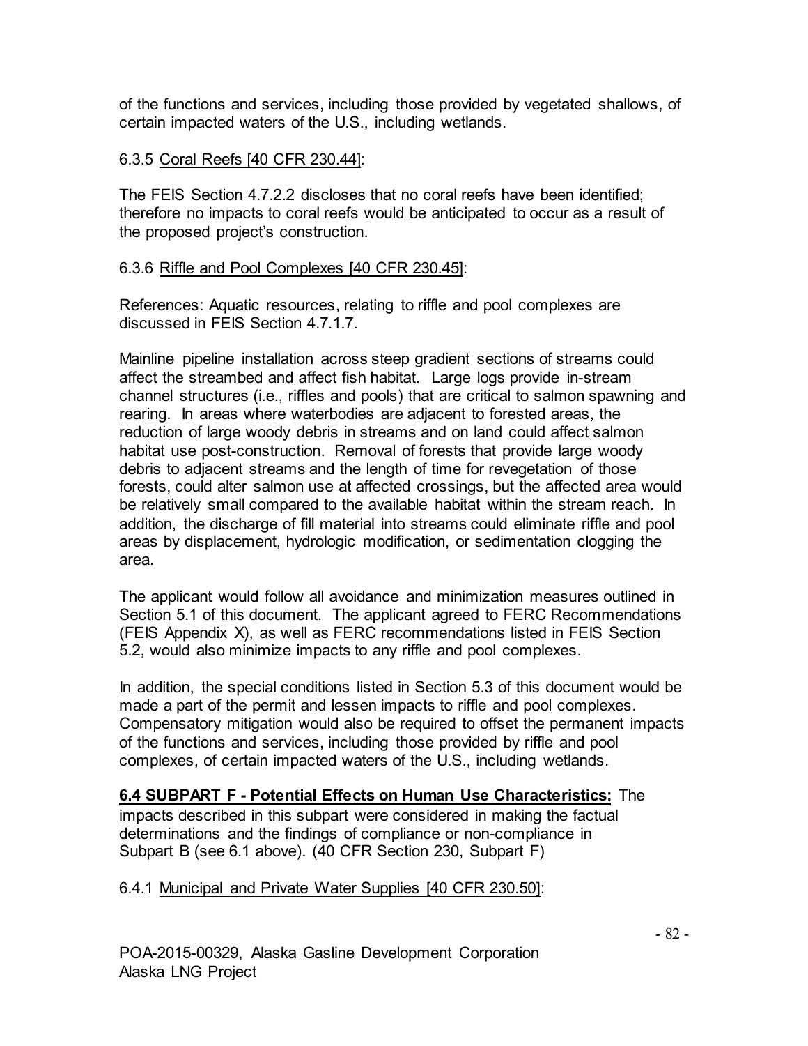of the functions and services, including those provided by vegetated shallows, of certain impacted waters of the U.S., including wetlands.

6.3.5 Coral Reefs [40 CFR 230.44]:

The FEIS Section 4.7.2.2 discloses that no coral reefs have been identified; therefore no impacts to coral reefs would be anticipated to occur as a result of the proposed project's construction.

6.3.6 Riffle and Pool Complexes [40 CFR 230.45]:

References: Aquatic resources, relating to riffle and pool complexes are discussed in FEIS Section 4.7.1.7.

Mainline pipeline installation across steep gradient sections of streams could affect the streambed and affect fish habitat. Large logs provide in-stream channel structures (i.e., riffles and pools) that are critical to salmon spawning and rearing. In areas where waterbodies are adjacent to forested areas, the reduction of large woody debris in streams and on land could affect salmon habitat use post-construction. Removal of forests that provide large woody debris to adjacent streams and the length of time for revegetation of those forests, could alter salmon use at affected crossings, but the affected area would be relatively small compared to the available habitat within the stream reach. In addition, the discharge of fill material into streams could eliminate riffle and pool areas by displacement, hydrologic modification, or sedimentation clogging the area.

The applicant would follow all avoidance and minimization measures outlined in Section 5.1 of this document. The applicant agreed to FERC Recommendations (FEIS Appendix X), as well as FERC recommendations listed in FEIS Section 5.2, would also minimize impacts to any riffle and pool complexes.

In addition, the special conditions listed in Section 5.3 of this document would be made a part of the permit and lessen impacts to riffle and pool complexes. Compensatory mitigation would also be required to offset the permanent impacts of the functions and services, including those provided by riffle and pool complexes, of certain impacted waters of the U.S., including wetlands.

**6.4 SUBPART F - Potential Effects on Human Use Characteristics:** The impacts described in this subpart were considered in making the factual determinations and the findings of compliance or non-compliance in Subpart B (see 6.1 above). (40 CFR Section 230, Subpart F)

6.4.1 Municipal and Private Water Supplies [40 CFR 230.50]: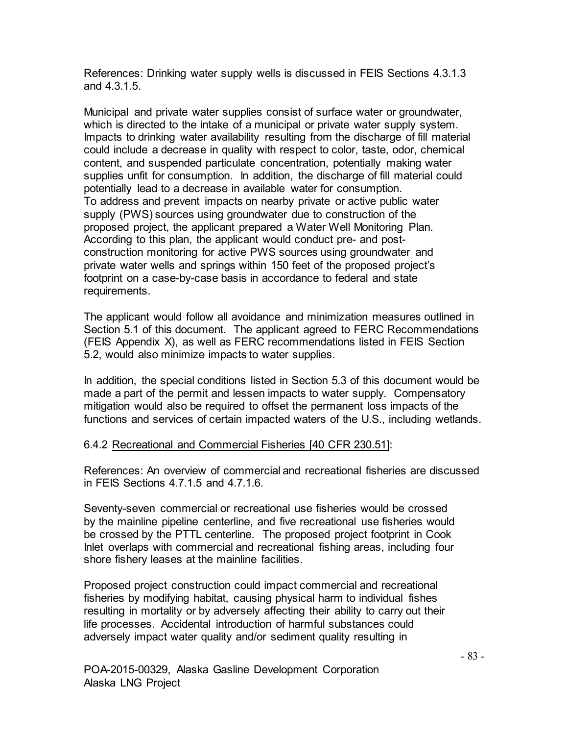References: Drinking water supply wells is discussed in FEIS Sections 4.3.1.3 and 4.3.1.5.

Municipal and private water supplies consist of surface water or groundwater, which is directed to the intake of a municipal or private water supply system. Impacts to drinking water availability resulting from the discharge of fill material could include a decrease in quality with respect to color, taste, odor, chemical content, and suspended particulate concentration, potentially making water supplies unfit for consumption. In addition, the discharge of fill material could potentially lead to a decrease in available water for consumption. To address and prevent impacts on nearby private or active public water supply (PWS) sources using groundwater due to construction of the proposed project, the applicant prepared a Water Well Monitoring Plan. According to this plan, the applicant would conduct pre- and post-construction monitoring for active PWS sources using groundwater and private water wells and springs within 150 feet of the proposed project's footprint on a case-by-case basis in accordance to federal and state requirements.

The applicant would follow all avoidance and minimization measures outlined in Section 5.1 of this document. The applicant agreed to FERC Recommendations (FEIS Appendix X), as well as FERC recommendations listed in FEIS Section 5.2, would also minimize impacts to water supplies.

In addition, the special conditions listed in Section 5.3 of this document would be made a part of the permit and lessen impacts to water supply. Compensatory mitigation would also be required to offset the permanent loss impacts of the functions and services of certain impacted waters of the U.S., including wetlands.

6.4.2 Recreational and Commercial Fisheries [40 CFR 230.51]:

References: An overview of commercial and recreational fisheries are discussed in FEIS Sections 4.7.1.5 and 4.7.1.6.

Seventy-seven commercial or recreational use fisheries would be crossed by the mainline pipeline centerline, and five recreational use fisheries would be crossed by the PTTL centerline. The proposed project footprint in Cook Inlet overlaps with commercial and recreational fishing areas, including four shore fishery leases at the mainline facilities.

Proposed project construction could impact commercial and recreational fisheries by modifying habitat, causing physical harm to individual fishes resulting in mortality or by adversely affecting their ability to carry out their life processes. Accidental introduction of harmful substances could adversely impact water quality and/or sediment quality resulting in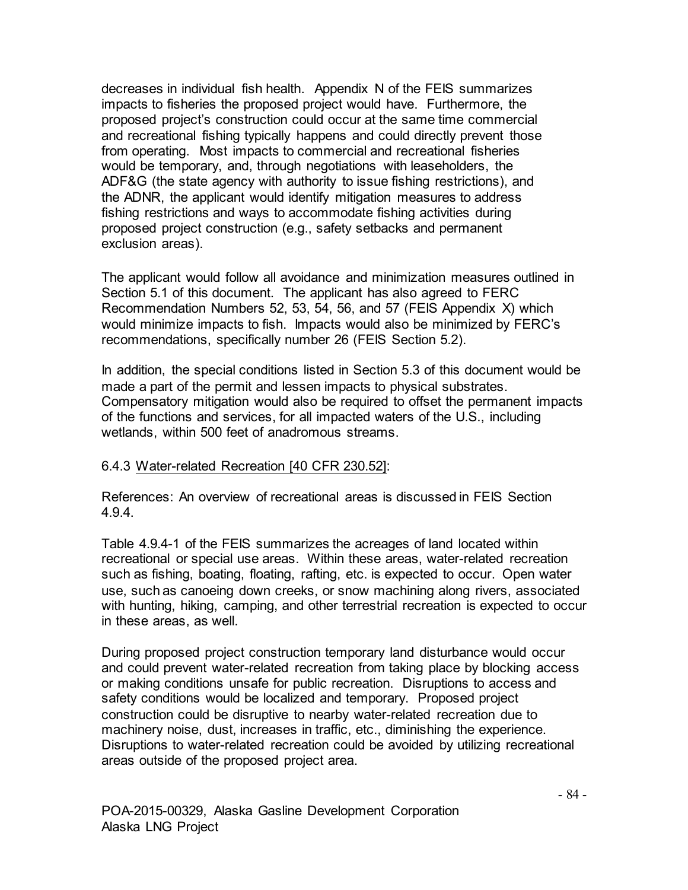decreases in individual fish health. Appendix N of the FEIS summarizes impacts to fisheries the proposed project would have. Furthermore, the proposed project's construction could occur at the same time commercial and recreational fishing typically happens and could directly prevent those from operating. Most impacts to commercial and recreational fisheries would be temporary, and, through negotiations with leaseholders, the ADF&G (the state agency with authority to issue fishing restrictions), and the ADNR, the applicant would identify mitigation measures to address fishing restrictions and ways to accommodate fishing activities during proposed project construction (e.g., safety setbacks and permanent exclusion areas).

The applicant would follow all avoidance and minimization measures outlined in Section 5.1 of this document. The applicant has also agreed to FERC Recommendation Numbers 52, 53, 54, 56, and 57 (FEIS Appendix X) which would minimize impacts to fish. Impacts would also be minimized by FERC's recommendations, specifically number 26 (FEIS Section 5.2).

In addition, the special conditions listed in Section 5.3 of this document would be made a part of the permit and lessen impacts to physical substrates. Compensatory mitigation would also be required to offset the permanent impacts of the functions and services, for all impacted waters of the U.S., including wetlands, within 500 feet of anadromous streams.

6.4.3 Water-related Recreation [40 CFR 230.52]:

References: An overview of recreational areas is discussed in FEIS Section 4.9.4.

Table 4.9.4-1 of the FEIS summarizes the acreages of land located within recreational or special use areas. Within these areas, water-related recreation such as fishing, boating, floating, rafting, etc. is expected to occur. Open water use, such as canoeing down creeks, or snow machining along rivers, associated with hunting, hiking, camping, and other terrestrial recreation is expected to occur in these areas, as well.

During proposed project construction temporary land disturbance would occur and could prevent water-related recreation from taking place by blocking access or making conditions unsafe for public recreation. Disruptions to access and safety conditions would be localized and temporary. Proposed project construction could be disruptive to nearby water-related recreation due to machinery noise, dust, increases in traffic, etc., diminishing the experience. Disruptions to water-related recreation could be avoided by utilizing recreational areas outside of the proposed project area.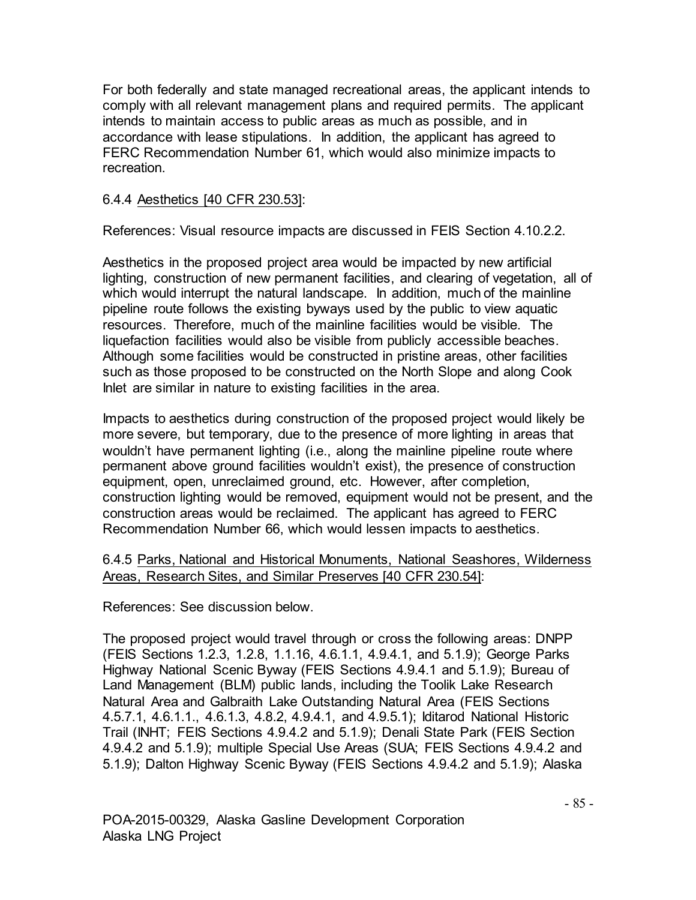For both federally and state managed recreational areas, the applicant intends to comply with all relevant management plans and required permits. The applicant intends to maintain access to public areas as much as possible, and in accordance with lease stipulations. In addition, the applicant has agreed to FERC Recommendation Number 61, which would also minimize impacts to recreation.

6.4.4 Aesthetics [40 CFR 230.53]:

References: Visual resource impacts are discussed in FEIS Section 4.10.2.2.

Aesthetics in the proposed project area would be impacted by new artificial lighting, construction of new permanent facilities, and clearing of vegetation, all of which would interrupt the natural landscape. In addition, much of the mainline pipeline route follows the existing byways used by the public to view aquatic resources. Therefore, much of the mainline facilities would be visible. The liquefaction facilities would also be visible from publicly accessible beaches. Although some facilities would be constructed in pristine areas, other facilities such as those proposed to be constructed on the North Slope and along Cook Inlet are similar in nature to existing facilities in the area.

Impacts to aesthetics during construction of the proposed project would likely be more severe, but temporary, due to the presence of more lighting in areas that wouldn't have permanent lighting (i.e., along the mainline pipeline route where permanent above ground facilities wouldn't exist), the presence of construction equipment, open, unreclaimed ground, etc. However, after completion, construction lighting would be removed, equipment would not be present, and the construction areas would be reclaimed. The applicant has agreed to FERC Recommendation Number 66, which would lessen impacts to aesthetics.

6.4.5 Parks, National and Historical Monuments, National Seashores, Wilderness Areas, Research Sites, and Similar Preserves [40 CFR 230.54]:

References: See discussion below.

The proposed project would travel through or cross the following areas: DNPP (FEIS Sections 1.2.3, 1.2.8, 1.1.16, 4.6.1.1, 4.9.4.1, and 5.1.9); George Parks Highway National Scenic Byway (FEIS Sections 4.9.4.1 and 5.1.9); Bureau of Land Management (BLM) public lands, including the Toolik Lake Research Natural Area and Galbraith Lake Outstanding Natural Area (FEIS Sections 4.5.7.1, 4.6.1.1., 4.6.1.3, 4.8.2, 4.9.4.1, and 4.9.5.1); Iditarod National Historic Trail (INHT; FEIS Sections 4.9.4.2 and 5.1.9); Denali State Park (FEIS Section 4.9.4.2 and 5.1.9); multiple Special Use Areas (SUA; FEIS Sections 4.9.4.2 and 5.1.9); Dalton Highway Scenic Byway (FEIS Sections 4.9.4.2 and 5.1.9); Alaska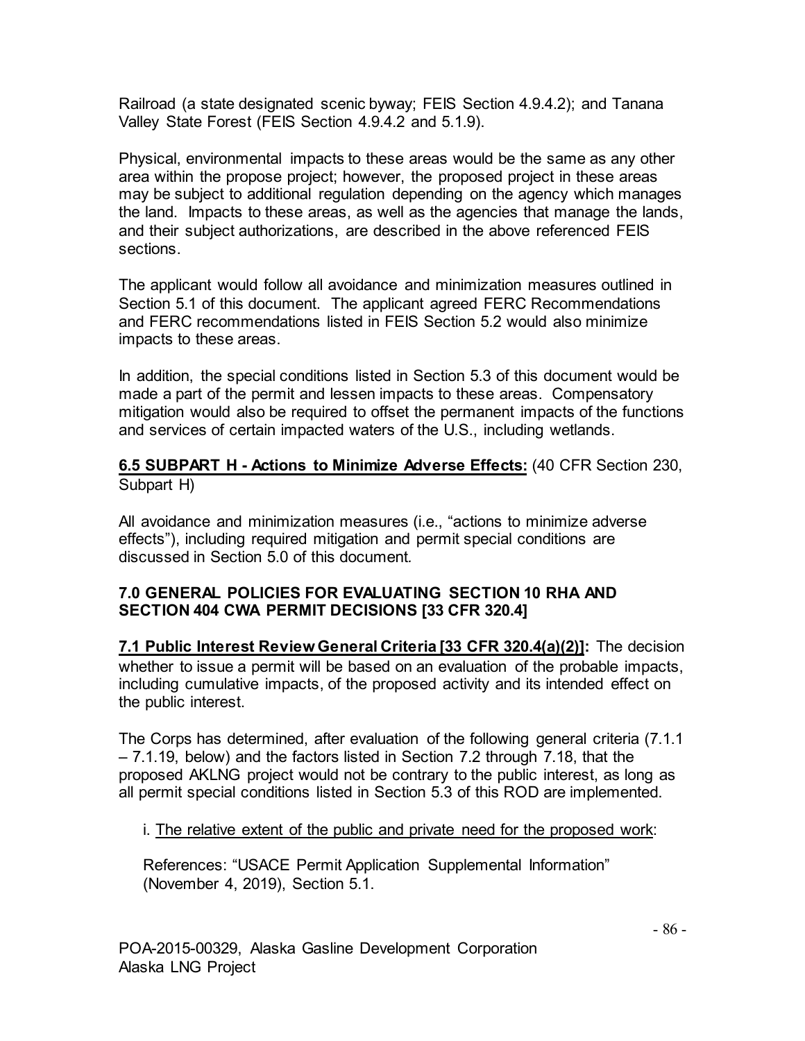Railroad (a state designated scenic byway; FEIS Section 4.9.4.2); and Tanana Valley State Forest (FEIS Section 4.9.4.2 and 5.1.9).

Physical, environmental impacts to these areas would be the same as any other area within the propose project; however, the proposed project in these areas may be subject to additional regulation depending on the agency which manages the land. Impacts to these areas, as well as the agencies that manage the lands, and their subject authorizations, are described in the above referenced FEIS sections.

The applicant would follow all avoidance and minimization measures outlined in Section 5.1 of this document. The applicant agreed FERC Recommendations and FERC recommendations listed in FEIS Section 5.2 would also minimize impacts to these areas.

In addition, the special conditions listed in Section 5.3 of this document would be made a part of the permit and lessen impacts to these areas. Compensatory mitigation would also be required to offset the permanent impacts of the functions and services of certain impacted waters of the U.S., including wetlands.

**6.5 SUBPART H - Actions to Minimize Adverse Effects:** (40 CFR Section 230, Subpart H)

All avoidance and minimization measures (i.e., "actions to minimize adverse effects"), including required mitigation and permit special conditions are discussed in Section 5.0 of this document.

## 7.0 GENERAL POLICIES FOR EVALUATING SECTION 10 RHA AND SECTION 404 CWA PERMIT DECISIONS [33 CFR 320.4]

**7.1 Public Interest Review General Criteria [33 CFR 320.4(a)(2)]:** The decision whether to issue a permit will be based on an evaluation of the probable impacts, including cumulative impacts, of the proposed activity and its intended effect on the public interest.

The Corps has determined, after evaluation of the following general criteria (7.1.1 – 7.1.19, below) and the factors listed in Section 7.2 through 7.18, that the proposed AKLNG project would not be contrary to the public interest, as long as all permit special conditions listed in Section 5.3 of this ROD are implemented.

i. The relative extent of the public and private need for the proposed work:

References: "USACE Permit Application Supplemental Information" (November 4, 2019), Section 5.1.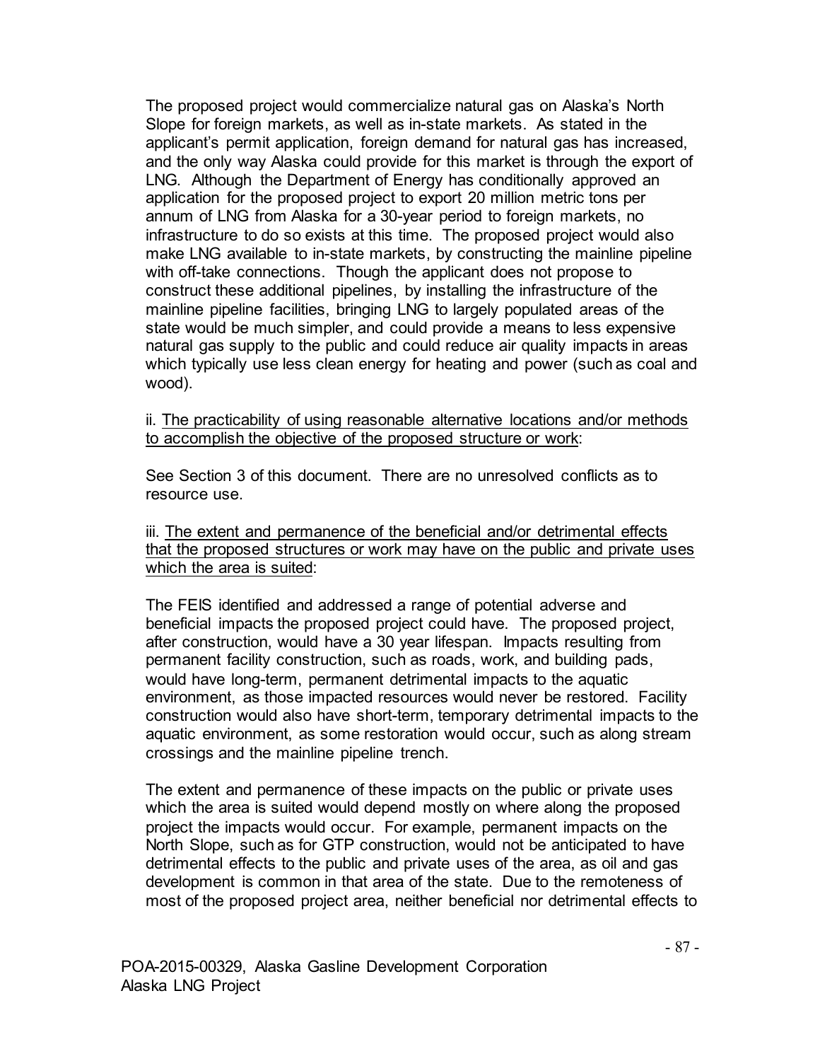The proposed project would commercialize natural gas on Alaska's North Slope for foreign markets, as well as in-state markets. As stated in the applicant's permit application, foreign demand for natural gas has increased, and the only way Alaska could provide for this market is through the export of LNG. Although the Department of Energy has conditionally approved an application for the proposed project to export 20 million metric tons per annum of LNG from Alaska for a 30-year period to foreign markets, no infrastructure to do so exists at this time. The proposed project would also make LNG available to in-state markets, by constructing the mainline pipeline with off-take connections. Though the applicant does not propose to construct these additional pipelines, by installing the infrastructure of the mainline pipeline facilities, bringing LNG to largely populated areas of the state would be much simpler, and could provide a means to less expensive natural gas supply to the public and could reduce air quality impacts in areas which typically use less clean energy for heating and power (such as coal and wood).

ii. <u>The practicability of using reasonable alternative locations and/or methods to accomplish the objective of the proposed structure or work</u>:

See Section 3 of this document. There are no unresolved conflicts as to resource use.

iii. <u>The extent and permanence of the beneficial and/or detrimental effects that the proposed structures or work may have on the public and private uses which the area is suited</u>:

The FEIS identified and addressed a range of potential adverse and beneficial impacts the proposed project could have. The proposed project, after construction, would have a 30 year lifespan. Impacts resulting from permanent facility construction, such as roads, work, and building pads, would have long-term, permanent detrimental impacts to the aquatic environment, as those impacted resources would never be restored. Facility construction would also have short-term, temporary detrimental impacts to the aquatic environment, as some restoration would occur, such as along stream crossings and the mainline pipeline trench.

The extent and permanence of these impacts on the public or private uses which the area is suited would depend mostly on where along the proposed project the impacts would occur. For example, permanent impacts on the North Slope, such as for GTP construction, would not be anticipated to have detrimental effects to the public and private uses of the area, as oil and gas development is common in that area of the state. Due to the remoteness of most of the proposed project area, neither beneficial nor detrimental effects to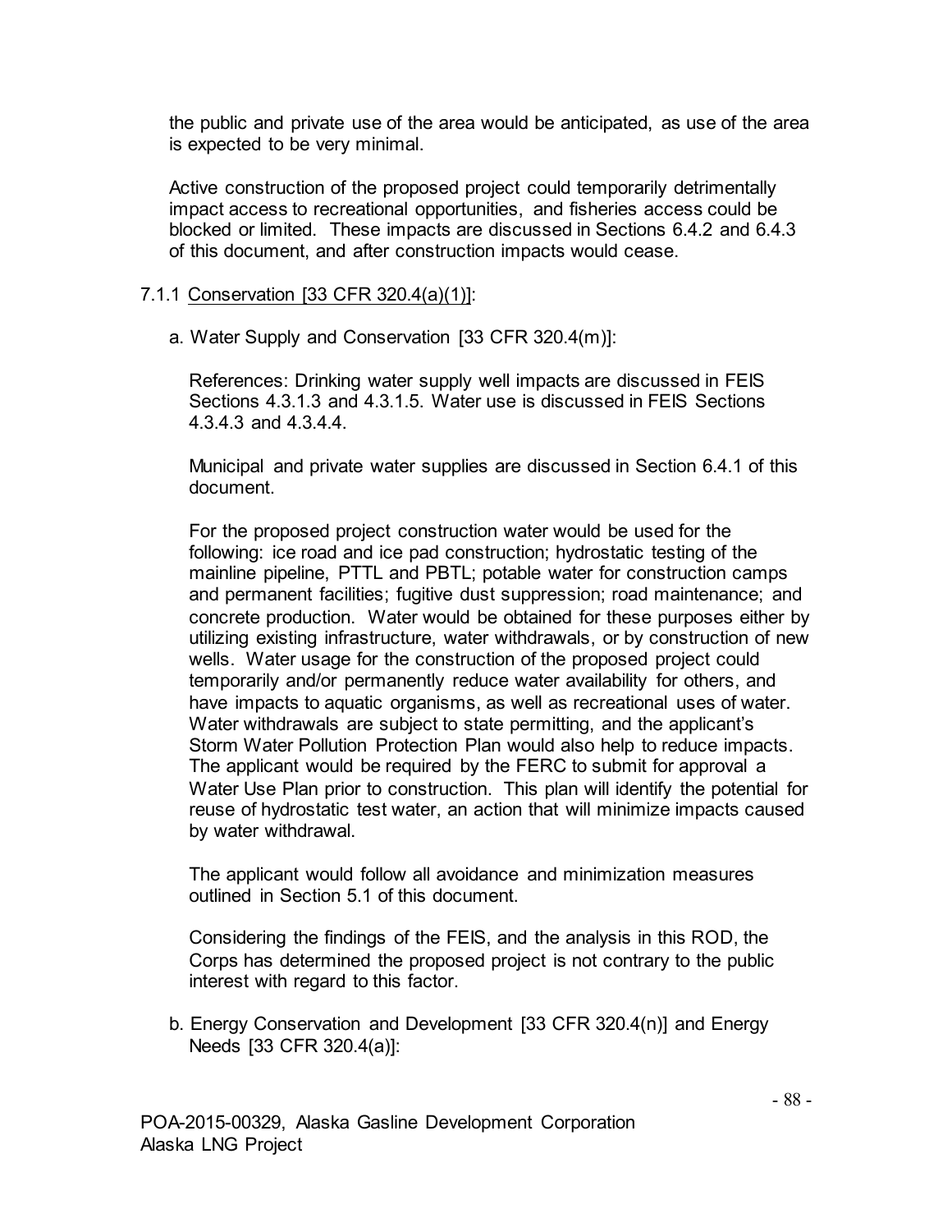the public and private use of the area would be anticipated, as use of the area is expected to be very minimal.

Active construction of the proposed project could temporarily detrimentally impact access to recreational opportunities, and fisheries access could be blocked or limited. These impacts are discussed in Sections 6.4.2 and 6.4.3 of this document, and after construction impacts would cease.

7.1.1 Conservation [33 CFR 320.4(a)(1)]:

a. Water Supply and Conservation [33 CFR 320.4(m)]:

References: Drinking water supply well impacts are discussed in FEIS Sections 4.3.1.3 and 4.3.1.5. Water use is discussed in FEIS Sections 4.3.4.3 and 4.3.4.4.

Municipal and private water supplies are discussed in Section 6.4.1 of this document.

For the proposed project construction water would be used for the following: ice road and ice pad construction; hydrostatic testing of the mainline pipeline, PTTL and PBTL; potable water for construction camps and permanent facilities; fugitive dust suppression; road maintenance; and concrete production. Water would be obtained for these purposes either by utilizing existing infrastructure, water withdrawals, or by construction of new wells. Water usage for the construction of the proposed project could temporarily and/or permanently reduce water availability for others, and have impacts to aquatic organisms, as well as recreational uses of water. Water withdrawals are subject to state permitting, and the applicant's Storm Water Pollution Protection Plan would also help to reduce impacts. The applicant would be required by the FERC to submit for approval a Water Use Plan prior to construction. This plan will identify the potential for reuse of hydrostatic test water, an action that will minimize impacts caused by water withdrawal.

The applicant would follow all avoidance and minimization measures outlined in Section 5.1 of this document.

Considering the findings of the FEIS, and the analysis in this ROD, the Corps has determined the proposed project is not contrary to the public interest with regard to this factor.

b. Energy Conservation and Development [33 CFR 320.4(n)] and Energy Needs [33 CFR 320.4(a)]: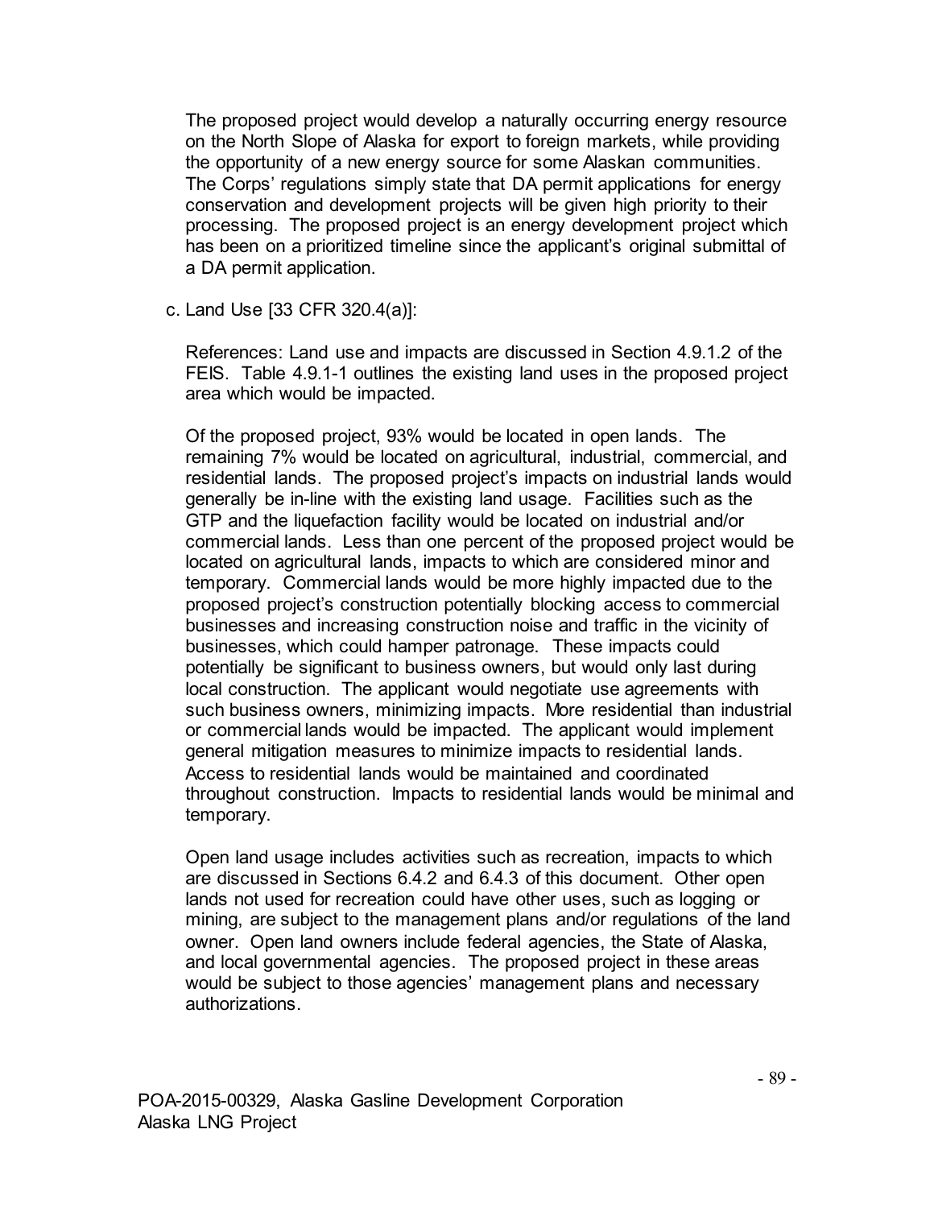The proposed project would develop a naturally occurring energy resource on the North Slope of Alaska for export to foreign markets, while providing the opportunity of a new energy source for some Alaskan communities. The Corps' regulations simply state that DA permit applications for energy conservation and development projects will be given high priority to their processing. The proposed project is an energy development project which has been on a prioritized timeline since the applicant's original submittal of a DA permit application.

c. Land Use [33 CFR 320.4(a)]:

References: Land use and impacts are discussed in Section 4.9.1.2 of the FEIS. Table 4.9.1-1 outlines the existing land uses in the proposed project area which would be impacted.

Of the proposed project, 93% would be located in open lands. The remaining 7% would be located on agricultural, industrial, commercial, and residential lands. The proposed project's impacts on industrial lands would generally be in-line with the existing land usage. Facilities such as the GTP and the liquefaction facility would be located on industrial and/or commercial lands. Less than one percent of the proposed project would be located on agricultural lands, impacts to which are considered minor and temporary. Commercial lands would be more highly impacted due to the proposed project's construction potentially blocking access to commercial businesses and increasing construction noise and traffic in the vicinity of businesses, which could hamper patronage. These impacts could potentially be significant to business owners, but would only last during local construction. The applicant would negotiate use agreements with such business owners, minimizing impacts. More residential than industrial or commercial lands would be impacted. The applicant would implement general mitigation measures to minimize impacts to residential lands. Access to residential lands would be maintained and coordinated throughout construction. Impacts to residential lands would be minimal and temporary.

Open land usage includes activities such as recreation, impacts to which are discussed in Sections 6.4.2 and 6.4.3 of this document. Other open lands not used for recreation could have other uses, such as logging or mining, are subject to the management plans and/or regulations of the land owner. Open land owners include federal agencies, the State of Alaska, and local governmental agencies. The proposed project in these areas would be subject to those agencies' management plans and necessary authorizations.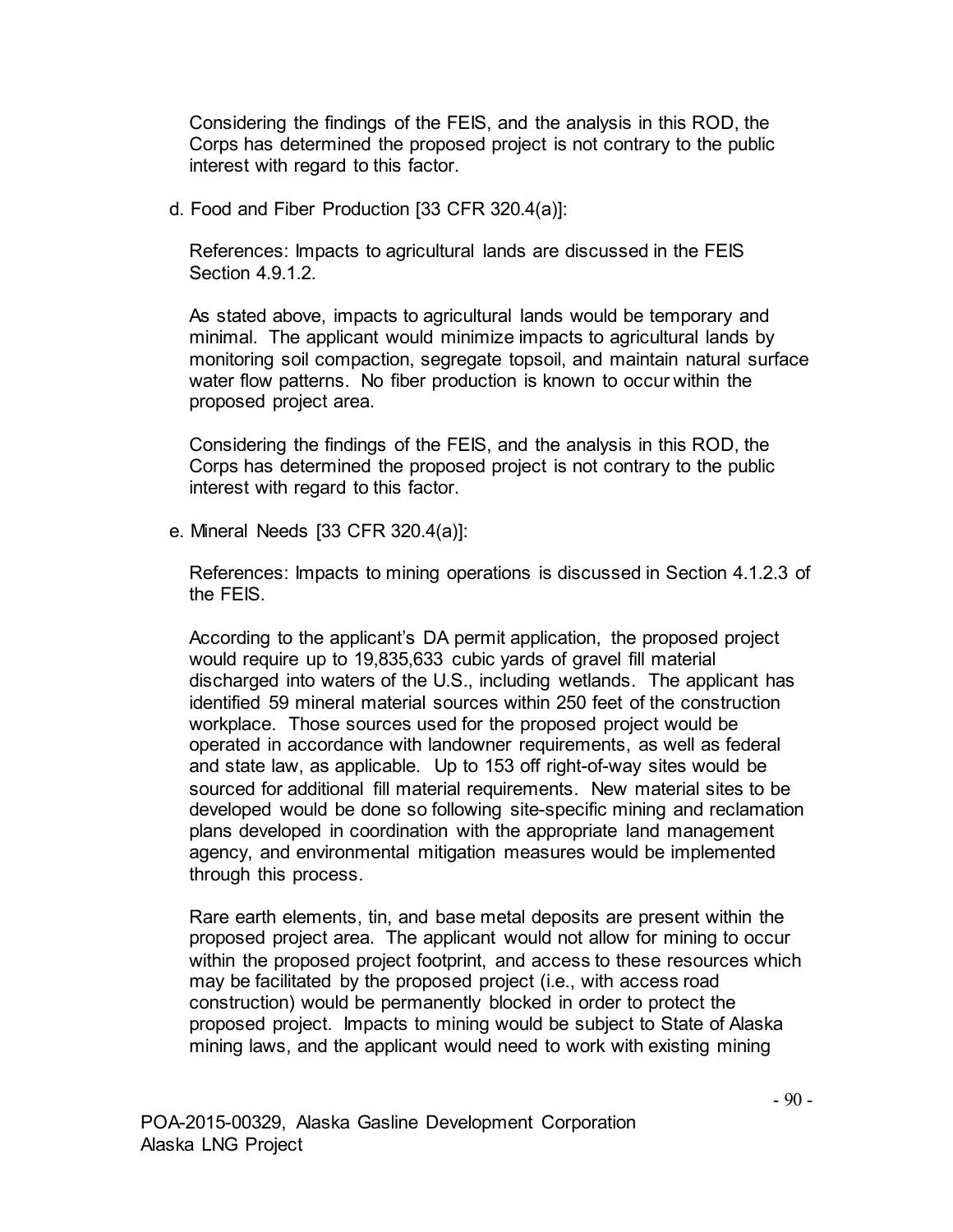Considering the findings of the FEIS, and the analysis in this ROD, the Corps has determined the proposed project is not contrary to the public interest with regard to this factor.

d. Food and Fiber Production [33 CFR 320.4(a)]:

References: Impacts to agricultural lands are discussed in the FEIS Section 4.9.1.2.

As stated above, impacts to agricultural lands would be temporary and minimal. The applicant would minimize impacts to agricultural lands by monitoring soil compaction, segregate topsoil, and maintain natural surface water flow patterns. No fiber production is known to occur within the proposed project area.

Considering the findings of the FEIS, and the analysis in this ROD, the Corps has determined the proposed project is not contrary to the public interest with regard to this factor.

e. Mineral Needs [33 CFR 320.4(a)]:

References: Impacts to mining operations is discussed in Section 4.1.2.3 of the FEIS.

According to the applicant's DA permit application, the proposed project would require up to 19,835,633 cubic yards of gravel fill material discharged into waters of the U.S., including wetlands. The applicant has identified 59 mineral material sources within 250 feet of the construction workplace. Those sources used for the proposed project would be operated in accordance with landowner requirements, as well as federal and state law, as applicable. Up to 153 off right-of-way sites would be sourced for additional fill material requirements. New material sites to be developed would be done so following site-specific mining and reclamation plans developed in coordination with the appropriate land management agency, and environmental mitigation measures would be implemented through this process.

Rare earth elements, tin, and base metal deposits are present within the proposed project area. The applicant would not allow for mining to occur within the proposed project footprint, and access to these resources which may be facilitated by the proposed project (i.e., with access road construction) would be permanently blocked in order to protect the proposed project. Impacts to mining would be subject to State of Alaska mining laws, and the applicant would need to work with existing mining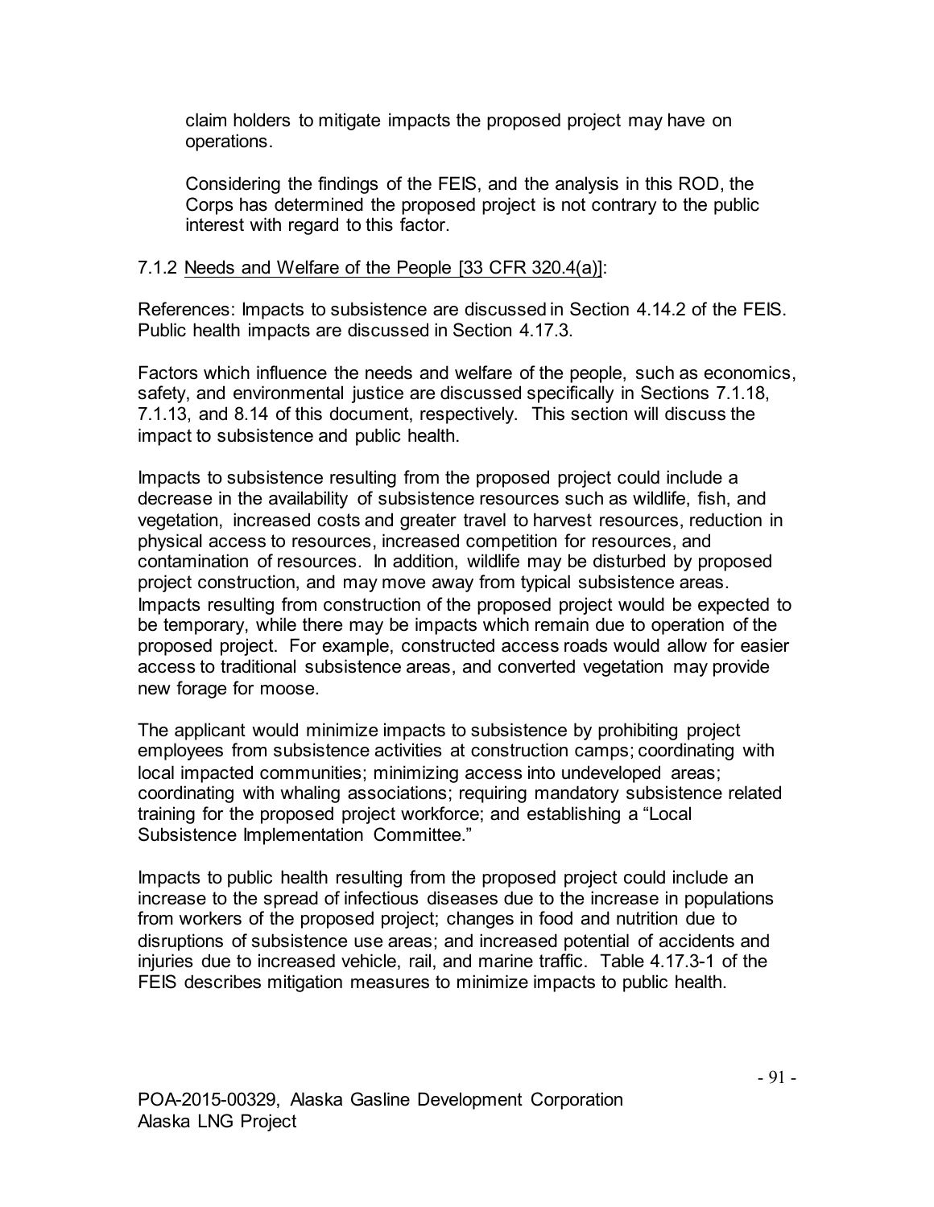claim holders to mitigate impacts the proposed project may have on operations.

Considering the findings of the FEIS, and the analysis in this ROD, the Corps has determined the proposed project is not contrary to the public interest with regard to this factor.

7.1.2 Needs and Welfare of the People [33 CFR 320.4(a)]:

References: Impacts to subsistence are discussed in Section 4.14.2 of the FEIS. Public health impacts are discussed in Section 4.17.3.

Factors which influence the needs and welfare of the people, such as economics, safety, and environmental justice are discussed specifically in Sections 7.1.18, 7.1.13, and 8.14 of this document, respectively. This section will discuss the impact to subsistence and public health.

Impacts to subsistence resulting from the proposed project could include a decrease in the availability of subsistence resources such as wildlife, fish, and vegetation, increased costs and greater travel to harvest resources, reduction in physical access to resources, increased competition for resources, and contamination of resources. In addition, wildlife may be disturbed by proposed project construction, and may move away from typical subsistence areas. Impacts resulting from construction of the proposed project would be expected to be temporary, while there may be impacts which remain due to operation of the proposed project. For example, constructed access roads would allow for easier access to traditional subsistence areas, and converted vegetation may provide new forage for moose.

The applicant would minimize impacts to subsistence by prohibiting project employees from subsistence activities at construction camps; coordinating with local impacted communities; minimizing access into undeveloped areas; coordinating with whaling associations; requiring mandatory subsistence related training for the proposed project workforce; and establishing a "Local Subsistence Implementation Committee."

Impacts to public health resulting from the proposed project could include an increase to the spread of infectious diseases due to the increase in populations from workers of the proposed project; changes in food and nutrition due to disruptions of subsistence use areas; and increased potential of accidents and injuries due to increased vehicle, rail, and marine traffic. Table 4.17.3-1 of the FEIS describes mitigation measures to minimize impacts to public health.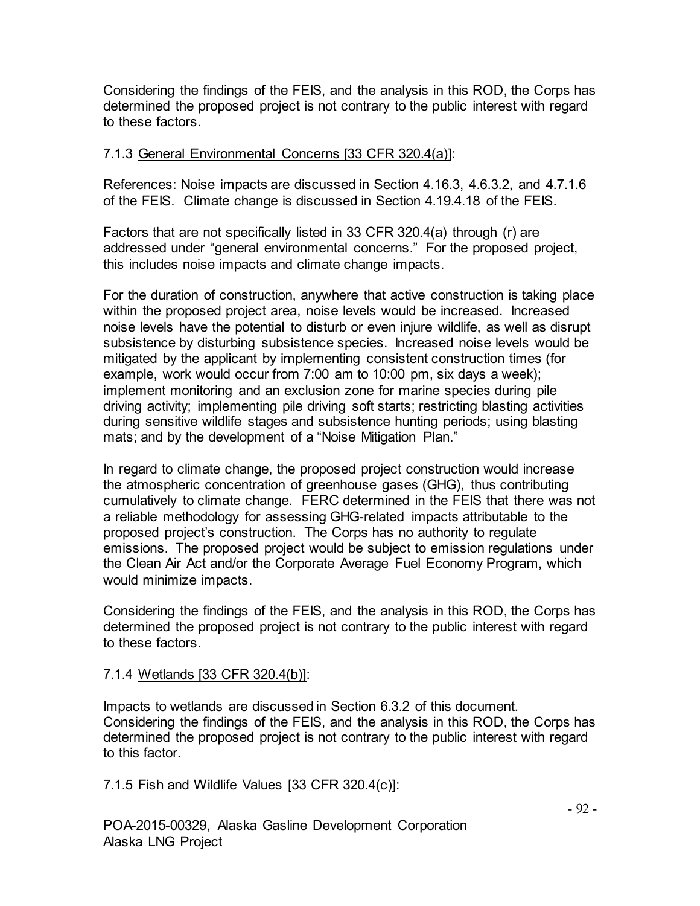Considering the findings of the FEIS, and the analysis in this ROD, the Corps has determined the proposed project is not contrary to the public interest with regard to these factors.

7.1.3 General Environmental Concerns [33 CFR 320.4(a)]:

References: Noise impacts are discussed in Section 4.16.3, 4.6.3.2, and 4.7.1.6 of the FEIS. Climate change is discussed in Section 4.19.4.18 of the FEIS.

Factors that are not specifically listed in 33 CFR 320.4(a) through (r) are addressed under "general environmental concerns." For the proposed project, this includes noise impacts and climate change impacts.

For the duration of construction, anywhere that active construction is taking place within the proposed project area, noise levels would be increased. Increased noise levels have the potential to disturb or even injure wildlife, as well as disrupt subsistence by disturbing subsistence species. Increased noise levels would be mitigated by the applicant by implementing consistent construction times (for example, work would occur from 7:00 am to 10:00 pm, six days a week); implement monitoring and an exclusion zone for marine species during pile driving activity; implementing pile driving soft starts; restricting blasting activities during sensitive wildlife stages and subsistence hunting periods; using blasting mats; and by the development of a "Noise Mitigation Plan."

In regard to climate change, the proposed project construction would increase the atmospheric concentration of greenhouse gases (GHG), thus contributing cumulatively to climate change. FERC determined in the FEIS that there was not a reliable methodology for assessing GHG-related impacts attributable to the proposed project's construction. The Corps has no authority to regulate emissions. The proposed project would be subject to emission regulations under the Clean Air Act and/or the Corporate Average Fuel Economy Program, which would minimize impacts.

Considering the findings of the FEIS, and the analysis in this ROD, the Corps has determined the proposed project is not contrary to the public interest with regard to these factors.

7.1.4 Wetlands [33 CFR 320.4(b)]:

Impacts to wetlands are discussed in Section 6.3.2 of this document. Considering the findings of the FEIS, and the analysis in this ROD, the Corps has determined the proposed project is not contrary to the public interest with regard to this factor.

7.1.5 Fish and Wildlife Values [33 CFR 320.4(c)]: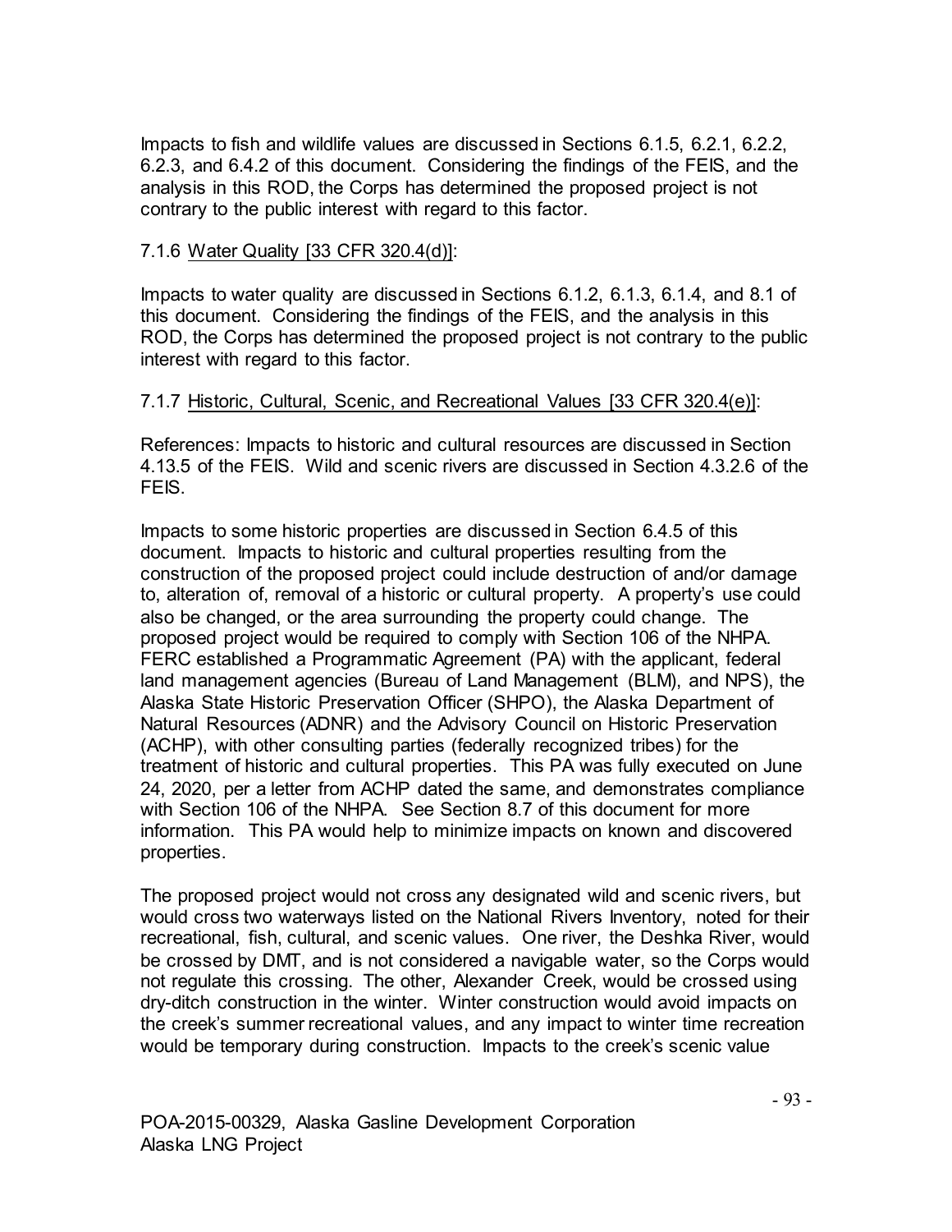Impacts to fish and wildlife values are discussed in Sections 6.1.5, 6.2.1, 6.2.2, 6.2.3, and 6.4.2 of this document. Considering the findings of the FEIS, and the analysis in this ROD, the Corps has determined the proposed project is not contrary to the public interest with regard to this factor.

7.1.6 Water Quality [33 CFR 320.4(d)]:

Impacts to water quality are discussed in Sections 6.1.2, 6.1.3, 6.1.4, and 8.1 of this document. Considering the findings of the FEIS, and the analysis in this ROD, the Corps has determined the proposed project is not contrary to the public interest with regard to this factor.

7.1.7 Historic, Cultural, Scenic, and Recreational Values [33 CFR 320.4(e)]:

References: Impacts to historic and cultural resources are discussed in Section 4.13.5 of the FEIS. Wild and scenic rivers are discussed in Section 4.3.2.6 of the FEIS.

Impacts to some historic properties are discussed in Section 6.4.5 of this document. Impacts to historic and cultural properties resulting from the construction of the proposed project could include destruction of and/or damage to, alteration of, removal of a historic or cultural property. A property's use could also be changed, or the area surrounding the property could change. The proposed project would be required to comply with Section 106 of the NHPA. FERC established a Programmatic Agreement (PA) with the applicant, federal land management agencies (Bureau of Land Management (BLM), and NPS), the Alaska State Historic Preservation Officer (SHPO), the Alaska Department of Natural Resources (ADNR) and the Advisory Council on Historic Preservation (ACHP), with other consulting parties (federally recognized tribes) for the treatment of historic and cultural properties. This PA was fully executed on June 24, 2020, per a letter from ACHP dated the same, and demonstrates compliance with Section 106 of the NHPA. See Section 8.7 of this document for more information. This PA would help to minimize impacts on known and discovered properties.

The proposed project would not cross any designated wild and scenic rivers, but would cross two waterways listed on the National Rivers Inventory, noted for their recreational, fish, cultural, and scenic values. One river, the Deshka River, would be crossed by DMT, and is not considered a navigable water, so the Corps would not regulate this crossing. The other, Alexander Creek, would be crossed using dry-ditch construction in the winter. Winter construction would avoid impacts on the creek's summer recreational values, and any impact to winter time recreation would be temporary during construction. Impacts to the creek's scenic value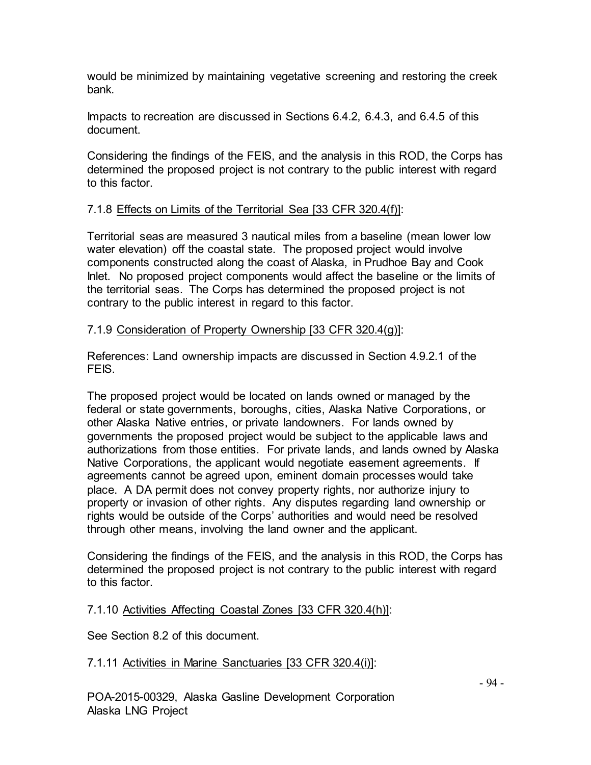would be minimized by maintaining vegetative screening and restoring the creek bank.

Impacts to recreation are discussed in Sections 6.4.2, 6.4.3, and 6.4.5 of this document.

Considering the findings of the FEIS, and the analysis in this ROD, the Corps has determined the proposed project is not contrary to the public interest with regard to this factor.

7.1.8 Effects on Limits of the Territorial Sea [33 CFR 320.4(f)]:

Territorial seas are measured 3 nautical miles from a baseline (mean lower low water elevation) off the coastal state. The proposed project would involve components constructed along the coast of Alaska, in Prudhoe Bay and Cook Inlet. No proposed project components would affect the baseline or the limits of the territorial seas. The Corps has determined the proposed project is not contrary to the public interest in regard to this factor.

7.1.9 Consideration of Property Ownership [33 CFR 320.4(g)]:

References: Land ownership impacts are discussed in Section 4.9.2.1 of the FEIS.

The proposed project would be located on lands owned or managed by the federal or state governments, boroughs, cities, Alaska Native Corporations, or other Alaska Native entries, or private landowners. For lands owned by governments the proposed project would be subject to the applicable laws and authorizations from those entities. For private lands, and lands owned by Alaska Native Corporations, the applicant would negotiate easement agreements. If agreements cannot be agreed upon, eminent domain processes would take place. A DA permit does not convey property rights, nor authorize injury to property or invasion of other rights. Any disputes regarding land ownership or rights would be outside of the Corps' authorities and would need be resolved through other means, involving the land owner and the applicant.

Considering the findings of the FEIS, and the analysis in this ROD, the Corps has determined the proposed project is not contrary to the public interest with regard to this factor.

7.1.10 Activities Affecting Coastal Zones [33 CFR 320.4(h)]:

See Section 8.2 of this document.

7.1.11 Activities in Marine Sanctuaries [33 CFR 320.4(i)]: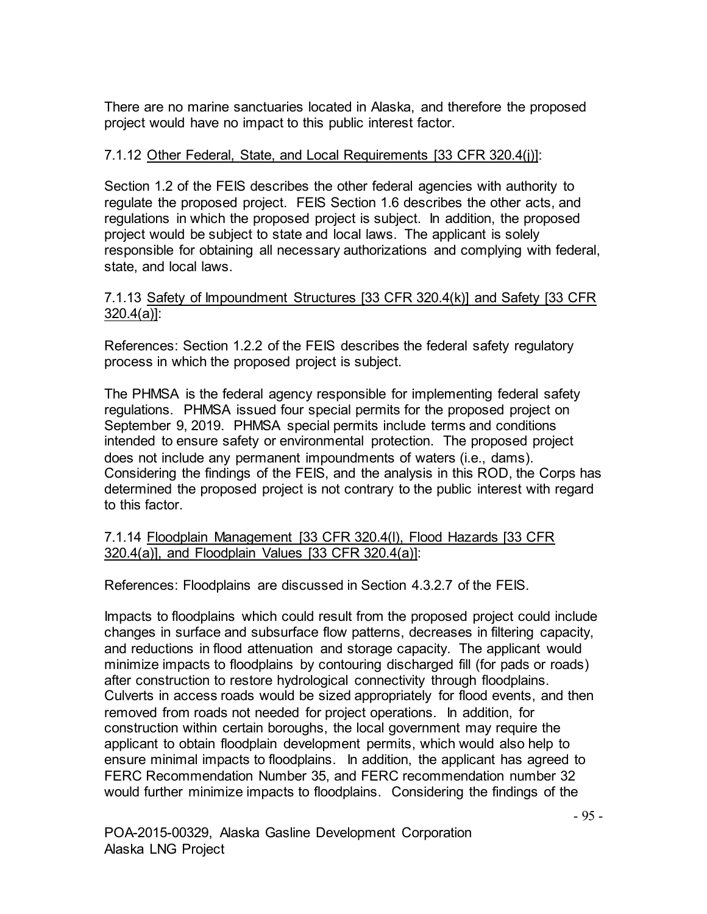There are no marine sanctuaries located in Alaska, and therefore the proposed project would have no impact to this public interest factor.

7.1.12 Other Federal, State, and Local Requirements [33 CFR 320.4(j)]:

Section 1.2 of the FEIS describes the other federal agencies with authority to regulate the proposed project. FEIS Section 1.6 describes the other acts, and regulations in which the proposed project is subject. In addition, the proposed project would be subject to state and local laws. The applicant is solely responsible for obtaining all necessary authorizations and complying with federal, state, and local laws.

7.1.13 Safety of Impoundment Structures [33 CFR 320.4(k)] and Safety [33 CFR 320.4(a)]:

References: Section 1.2.2 of the FEIS describes the federal safety regulatory process in which the proposed project is subject.

The PHMSA is the federal agency responsible for implementing federal safety regulations. PHMSA issued four special permits for the proposed project on September 9, 2019. PHMSA special permits include terms and conditions intended to ensure safety or environmental protection. The proposed project does not include any permanent impoundments of waters (i.e., dams). Considering the findings of the FEIS, and the analysis in this ROD, the Corps has determined the proposed project is not contrary to the public interest with regard to this factor.

7.1.14 Floodplain Management [33 CFR 320.4(l), Flood Hazards [33 CFR 320.4(a)], and Floodplain Values [33 CFR 320.4(a)]:

References: Floodplains are discussed in Section 4.3.2.7 of the FEIS.

Impacts to floodplains which could result from the proposed project could include changes in surface and subsurface flow patterns, decreases in filtering capacity, and reductions in flood attenuation and storage capacity. The applicant would minimize impacts to floodplains by contouring discharged fill (for pads or roads) after construction to restore hydrological connectivity through floodplains. Culverts in access roads would be sized appropriately for flood events, and then removed from roads not needed for project operations. In addition, for construction within certain boroughs, the local government may require the applicant to obtain floodplain development permits, which would also help to ensure minimal impacts to floodplains. In addition, the applicant has agreed to FERC Recommendation Number 35, and FERC recommendation number 32 would further minimize impacts to floodplains. Considering the findings of the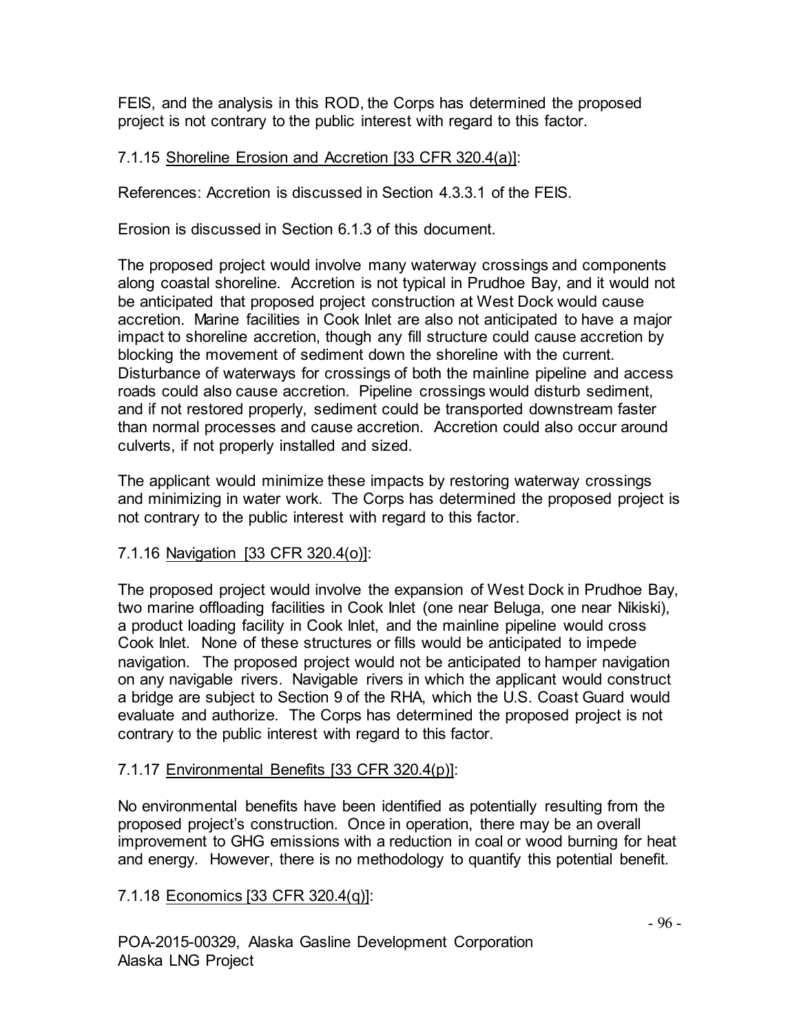FEIS, and the analysis in this ROD, the Corps has determined the proposed project is not contrary to the public interest with regard to this factor.

7.1.15 Shoreline Erosion and Accretion [33 CFR 320.4(a)]:

References: Accretion is discussed in Section 4.3.3.1 of the FEIS.

Erosion is discussed in Section 6.1.3 of this document.

The proposed project would involve many waterway crossings and components along coastal shoreline. Accretion is not typical in Prudhoe Bay, and it would not be anticipated that proposed project construction at West Dock would cause accretion. Marine facilities in Cook Inlet are also not anticipated to have a major impact to shoreline accretion, though any fill structure could cause accretion by blocking the movement of sediment down the shoreline with the current. Disturbance of waterways for crossings of both the mainline pipeline and access roads could also cause accretion. Pipeline crossings would disturb sediment, and if not restored properly, sediment could be transported downstream faster than normal processes and cause accretion. Accretion could also occur around culverts, if not properly installed and sized.

The applicant would minimize these impacts by restoring waterway crossings and minimizing in water work. The Corps has determined the proposed project is not contrary to the public interest with regard to this factor.

7.1.16 Navigation [33 CFR 320.4(o)]:

The proposed project would involve the expansion of West Dock in Prudhoe Bay, two marine offloading facilities in Cook Inlet (one near Beluga, one near Nikiski), a product loading facility in Cook Inlet, and the mainline pipeline would cross Cook Inlet. None of these structures or fills would be anticipated to impede navigation. The proposed project would not be anticipated to hamper navigation on any navigable rivers. Navigable rivers in which the applicant would construct a bridge are subject to Section 9 of the RHA, which the U.S. Coast Guard would evaluate and authorize. The Corps has determined the proposed project is not contrary to the public interest with regard to this factor.

7.1.17 Environmental Benefits [33 CFR 320.4(p)]:

No environmental benefits have been identified as potentially resulting from the proposed project's construction. Once in operation, there may be an overall improvement to GHG emissions with a reduction in coal or wood burning for heat and energy. However, there is no methodology to quantify this potential benefit.

7.1.18 Economics [33 CFR 320.4(q)]: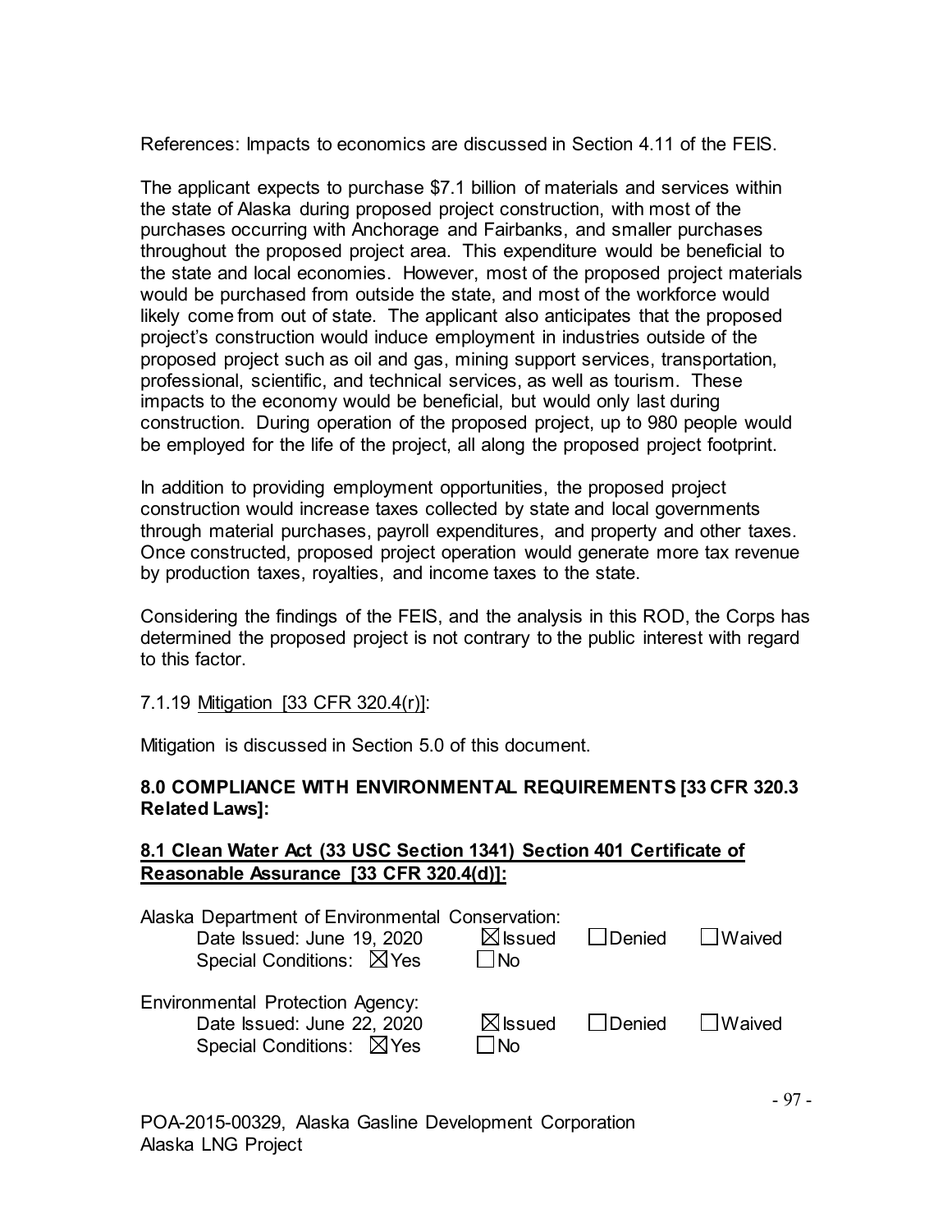References: Impacts to economics are discussed in Section 4.11 of the FEIS.

The applicant expects to purchase $7.1 billion of materials and services within the state of Alaska during proposed project construction, with most of the purchases occurring with Anchorage and Fairbanks, and smaller purchases throughout the proposed project area. This expenditure would be beneficial to the state and local economies. However, most of the proposed project materials would be purchased from outside the state, and most of the workforce would likely come from out of state. The applicant also anticipates that the proposed project's construction would induce employment in industries outside of the proposed project such as oil and gas, mining support services, transportation, professional, scientific, and technical services, as well as tourism. These impacts to the economy would be beneficial, but would only last during construction. During operation of the proposed project, up to 980 people would be employed for the life of the project, all along the proposed project footprint.

In addition to providing employment opportunities, the proposed project construction would increase taxes collected by state and local governments through material purchases, payroll expenditures, and property and other taxes. Once constructed, proposed project operation would generate more tax revenue by production taxes, royalties, and income taxes to the state.

Considering the findings of the FEIS, and the analysis in this ROD, the Corps has determined the proposed project is not contrary to the public interest with regard to this factor.

7.1.19 Mitigation [33 CFR 320.4(r)]:

Mitigation is discussed in Section 5.0 of this document.

**8.0 COMPLIANCE WITH ENVIRONMENTAL REQUIREMENTS [33 CFR 320.3 Related Laws]:**

**8.1 Clean Water Act (33 USC Section 1341) Section 401 Certificate of Reasonable Assurance [33 CFR 320.4(d)]:**

Alaska Department of Environmental Conservation:
Date Issued: June 19, 2020 ☒ Issued ☐ Denied ☐ Waived
Special Conditions: ☒ Yes ☐ No

Environmental Protection Agency:
Date Issued: June 22, 2020 ☒ Issued ☐ Denied ☐ Waived
Special Conditions: ☒ Yes ☐ No

POA-2015-00329, Alaska Gasline Development Corporation
Alaska LNG Project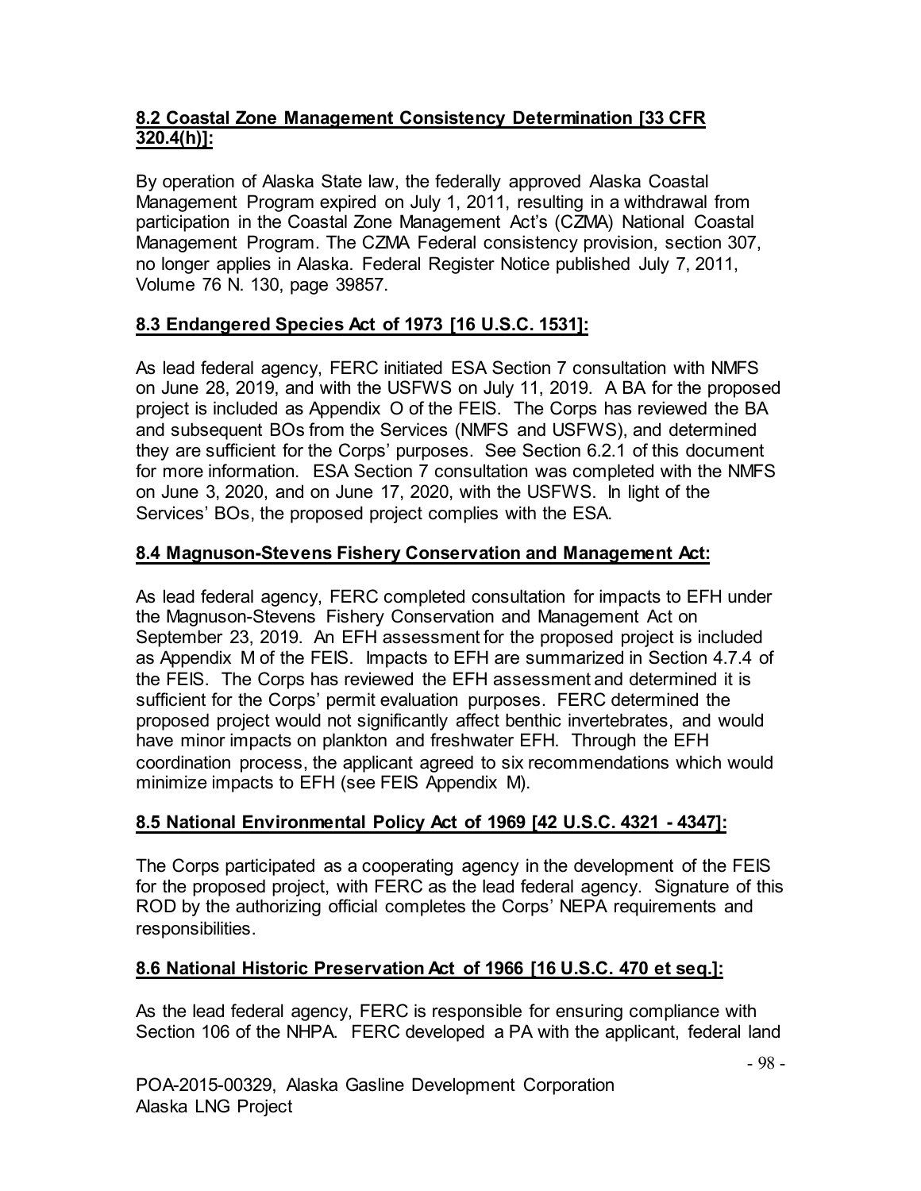## 8.2 Coastal Zone Management Consistency Determination [33 CFR 320.4(h)]:

By operation of Alaska State law, the federally approved Alaska Coastal Management Program expired on July 1, 2011, resulting in a withdrawal from participation in the Coastal Zone Management Act's (CZMA) National Coastal Management Program. The CZMA Federal consistency provision, section 307, no longer applies in Alaska. Federal Register Notice published July 7, 2011, Volume 76 N. 130, page 39857.

## 8.3 Endangered Species Act of 1973 [16 U.S.C. 1531]:

As lead federal agency, FERC initiated ESA Section 7 consultation with NMFS on June 28, 2019, and with the USFWS on July 11, 2019. A BA for the proposed project is included as Appendix O of the FEIS. The Corps has reviewed the BA and subsequent BOs from the Services (NMFS and USFWS), and determined they are sufficient for the Corps' purposes. See Section 6.2.1 of this document for more information. ESA Section 7 consultation was completed with the NMFS on June 3, 2020, and on June 17, 2020, with the USFWS. In light of the Services' BOs, the proposed project complies with the ESA.

## 8.4 Magnuson-Stevens Fishery Conservation and Management Act:

As lead federal agency, FERC completed consultation for impacts to EFH under the Magnuson-Stevens Fishery Conservation and Management Act on September 23, 2019. An EFH assessment for the proposed project is included as Appendix M of the FEIS. Impacts to EFH are summarized in Section 4.7.4 of the FEIS. The Corps has reviewed the EFH assessment and determined it is sufficient for the Corps' permit evaluation purposes. FERC determined the proposed project would not significantly affect benthic invertebrates, and would have minor impacts on plankton and freshwater EFH. Through the EFH coordination process, the applicant agreed to six recommendations which would minimize impacts to EFH (see FEIS Appendix M).

## 8.5 National Environmental Policy Act of 1969 [42 U.S.C. 4321 - 4347]:

The Corps participated as a cooperating agency in the development of the FEIS for the proposed project, with FERC as the lead federal agency. Signature of this ROD by the authorizing official completes the Corps' NEPA requirements and responsibilities.

## 8.6 National Historic Preservation Act of 1966 [16 U.S.C. 470 et seq.]:

As the lead federal agency, FERC is responsible for ensuring compliance with Section 106 of the NHPA. FERC developed a PA with the applicant, federal land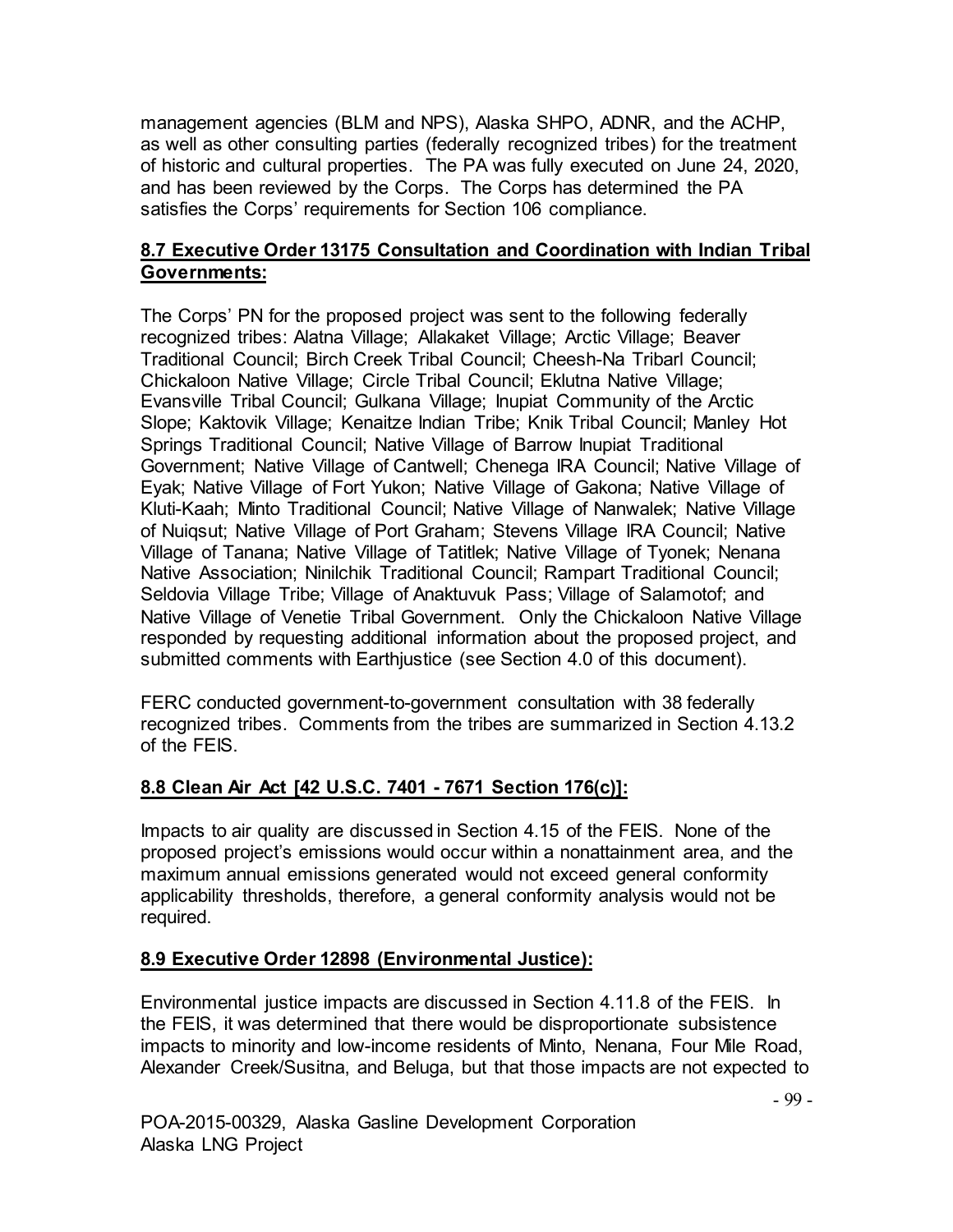management agencies (BLM and NPS), Alaska SHPO, ADNR, and the ACHP, as well as other consulting parties (federally recognized tribes) for the treatment of historic and cultural properties. The PA was fully executed on June 24, 2020, and has been reviewed by the Corps. The Corps has determined the PA satisfies the Corps' requirements for Section 106 compliance.

## 8.7 Executive Order 13175 Consultation and Coordination with Indian Tribal Governments:

The Corps' PN for the proposed project was sent to the following federally recognized tribes: Alatna Village; Allakaket Village; Arctic Village; Beaver Traditional Council; Birch Creek Tribal Council; Cheesh-Na Tribarl Council; Chickaloon Native Village; Circle Tribal Council; Eklutna Native Village; Evansville Tribal Council; Gulkana Village; Inupiat Community of the Arctic Slope; Kaktovik Village; Kenaitze Indian Tribe; Knik Tribal Council; Manley Hot Springs Traditional Council; Native Village of Barrow Inupiat Traditional Government; Native Village of Cantwell; Chenega IRA Council; Native Village of Eyak; Native Village of Fort Yukon; Native Village of Gakona; Native Village of Kluti-Kaah; Minto Traditional Council; Native Village of Nanwalek; Native Village of Nuiqsut; Native Village of Port Graham; Stevens Village IRA Council; Native Village of Tanana; Native Village of Tatitlek; Native Village of Tyonek; Nenana Native Association; Ninilchik Traditional Council; Rampart Traditional Council; Seldovia Village Tribe; Village of Anaktuvuk Pass; Village of Salamotof; and Native Village of Venetie Tribal Government. Only the Chickaloon Native Village responded by requesting additional information about the proposed project, and submitted comments with Earthjustice (see Section 4.0 of this document).

FERC conducted government-to-government consultation with 38 federally recognized tribes. Comments from the tribes are summarized in Section 4.13.2 of the FEIS.

## 8.8 Clean Air Act [42 U.S.C. 7401 - 7671 Section 176(c)]:

Impacts to air quality are discussed in Section 4.15 of the FEIS. None of the proposed project's emissions would occur within a nonattainment area, and the maximum annual emissions generated would not exceed general conformity applicability thresholds, therefore, a general conformity analysis would not be required.

## 8.9 Executive Order 12898 (Environmental Justice):

Environmental justice impacts are discussed in Section 4.11.8 of the FEIS. In the FEIS, it was determined that there would be disproportionate subsistence impacts to minority and low-income residents of Minto, Nenana, Four Mile Road, Alexander Creek/Susitna, and Beluga, but that those impacts are not expected to

POA-2015-00329, Alaska Gasline Development Corporation
Alaska LNG Project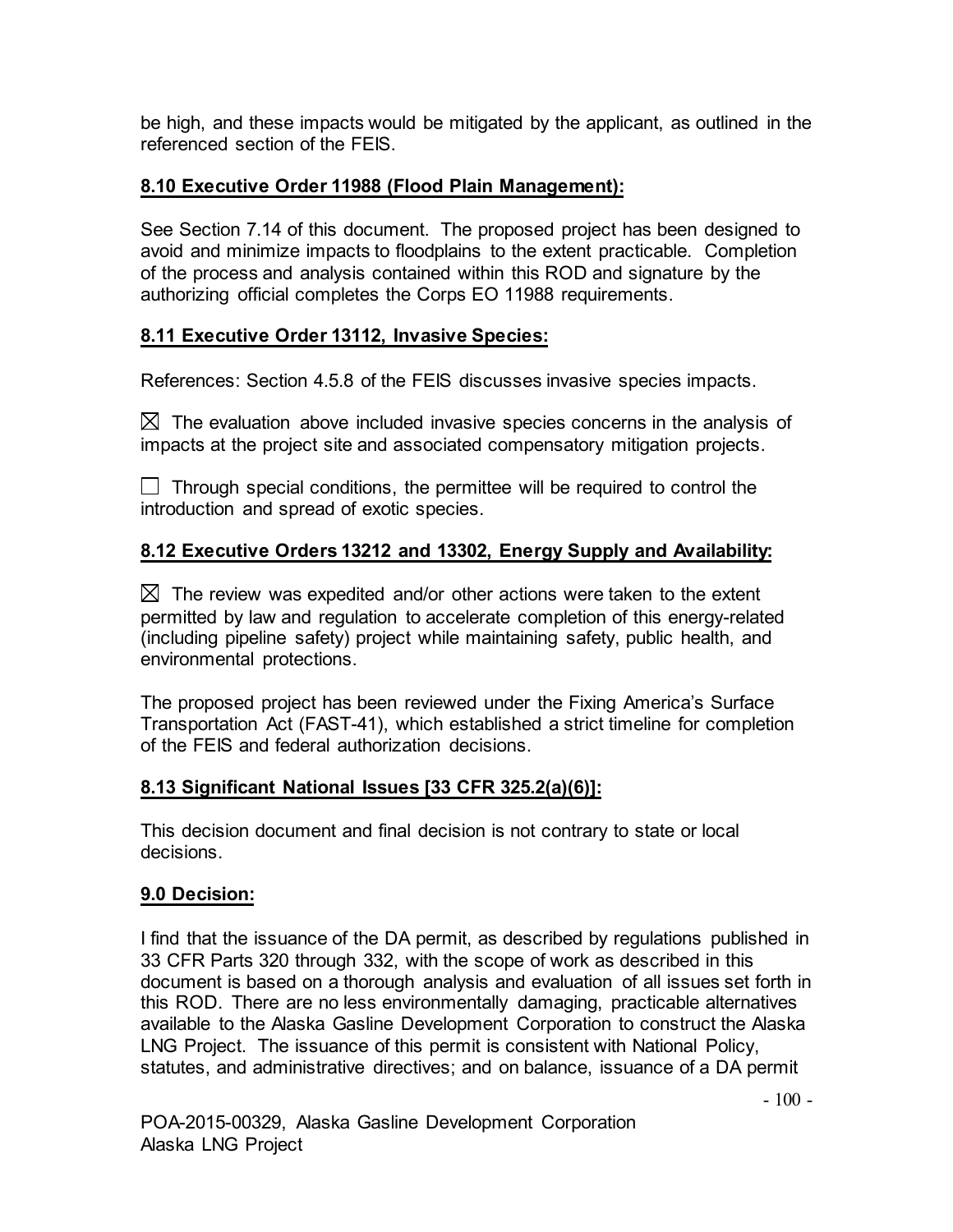be high, and these impacts would be mitigated by the applicant, as outlined in the referenced section of the FEIS.

**8.10 Executive Order 11988 (Flood Plain Management):**

See Section 7.14 of this document. The proposed project has been designed to avoid and minimize impacts to floodplains to the extent practicable. Completion of the process and analysis contained within this ROD and signature by the authorizing official completes the Corps EO 11988 requirements.

**8.11 Executive Order 13112, Invasive Species:**

References: Section 4.5.8 of the FEIS discusses invasive species impacts.

☒ The evaluation above included invasive species concerns in the analysis of impacts at the project site and associated compensatory mitigation projects.

☐ Through special conditions, the permittee will be required to control the introduction and spread of exotic species.

**8.12 Executive Orders 13212 and 13302, Energy Supply and Availability:**

☒ The review was expedited and/or other actions were taken to the extent permitted by law and regulation to accelerate completion of this energy-related (including pipeline safety) project while maintaining safety, public health, and environmental protections.

The proposed project has been reviewed under the Fixing America's Surface Transportation Act (FAST-41), which established a strict timeline for completion of the FEIS and federal authorization decisions.

**8.13 Significant National Issues [33 CFR 325.2(a)(6)]:**

This decision document and final decision is not contrary to state or local decisions.

**9.0 Decision:**

I find that the issuance of the DA permit, as described by regulations published in 33 CFR Parts 320 through 332, with the scope of work as described in this document is based on a thorough analysis and evaluation of all issues set forth in this ROD. There are no less environmentally damaging, practicable alternatives available to the Alaska Gasline Development Corporation to construct the Alaska LNG Project. The issuance of this permit is consistent with National Policy, statutes, and administrative directives; and on balance, issuance of a DA permit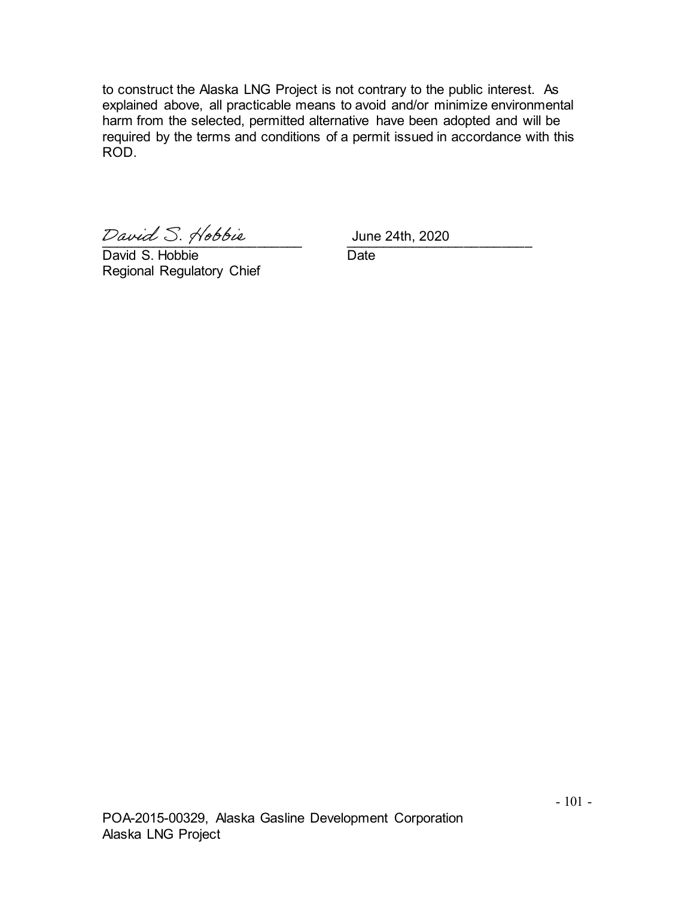to construct the Alaska LNG Project is not contrary to the public interest. As explained above, all practicable means to avoid and/or minimize environmental harm from the selected, permitted alternative have been adopted and will be required by the terms and conditions of a permit issued in accordance with this ROD.

David S. Hobbie ________________________ June 24th, 2020 ________________________

David S. Hobbie
Regional Regulatory Chief

Date